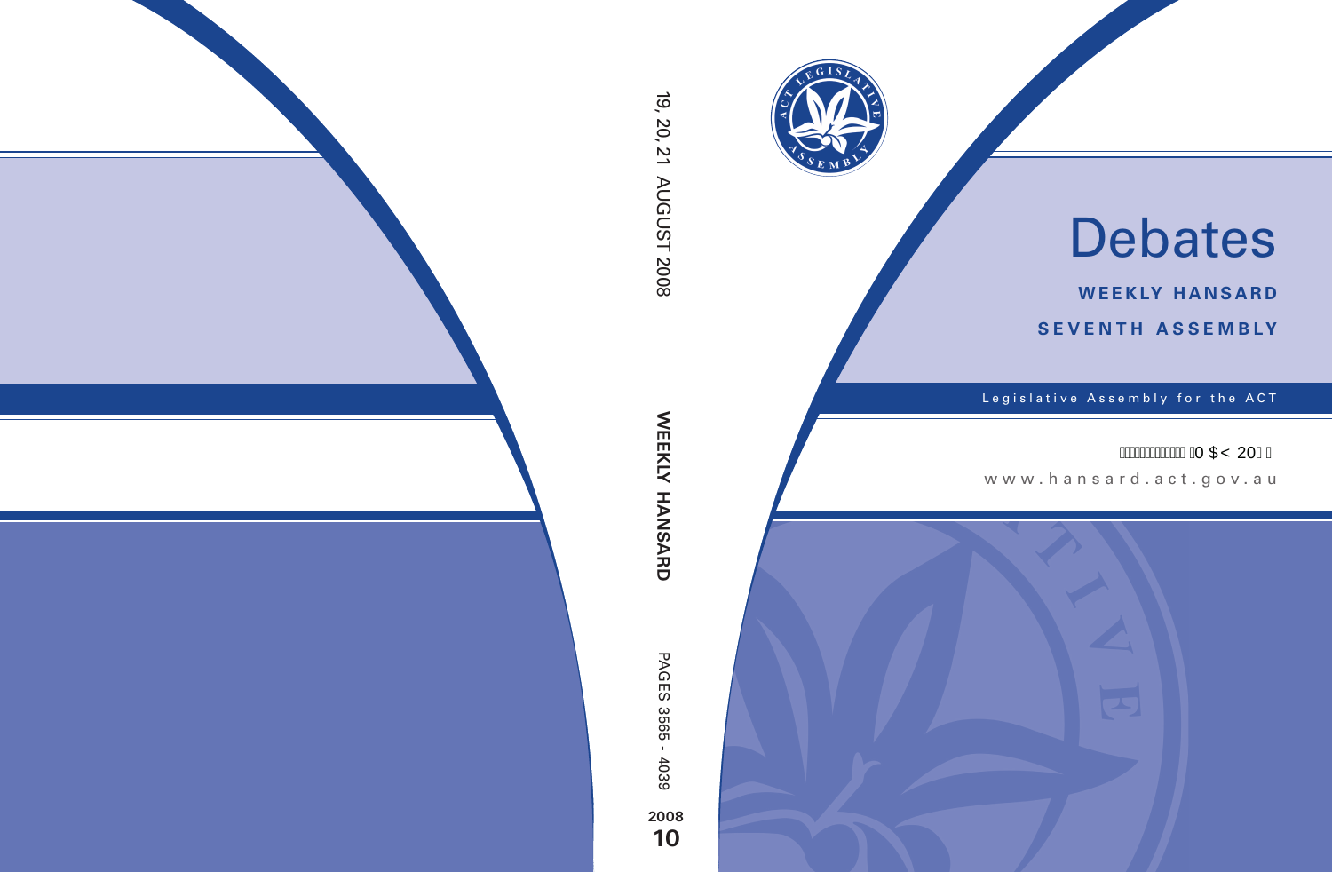# Debates

**WEEKLY HANSARD**

**SEVENTH ASSEMBLY**

Legislative Assembly for the ACT

www.hansard.act.gov.au

19, 20, 21 AUGUST 2008

**WEEKLY HANSARD**

PAGES 3565 - 4039

**2008**

**10**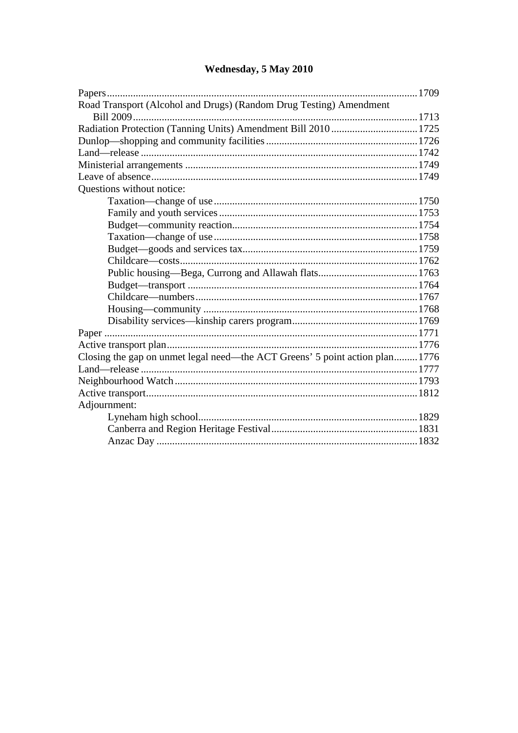## Wednesday, 5 May 2010

Papers ........ 1709
Road Transport (Alcohol and Drugs) (Random Drug Testing) Amendment Bill 2009 ........ 1713
Radiation Protection (Tanning Units) Amendment Bill 2010 ........ 1725
Dunlop—shopping and community facilities ........ 1726
Land—release ........ 1742
Ministerial arrangements ........ 1749
Leave of absence ........ 1749
Questions without notice:
- Taxation—change of use ........ 1750
- Family and youth services ........ 1753
- Budget—community reaction ........ 1754
- Taxation—change of use ........ 1758
- Budget—goods and services tax ........ 1759
- Childcare—costs ........ 1762
- Public housing—Bega, Currong and Allawah flats ........ 1763
- Budget—transport ........ 1764
- Childcare—numbers ........ 1767
- Housing—community ........ 1768
- Disability services—kinship carers program ........ 1769

Paper ........ 1771
Active transport plan ........ 1776
Closing the gap on unmet legal need—the ACT Greens' 5 point action plan ........ 1776
Land—release ........ 1777
Neighbourhood Watch ........ 1793
Active transport ........ 1812
Adjournment:
- Lyneham high school ........ 1829
- Canberra and Region Heritage Festival ........ 1831
- Anzac Day ........ 1832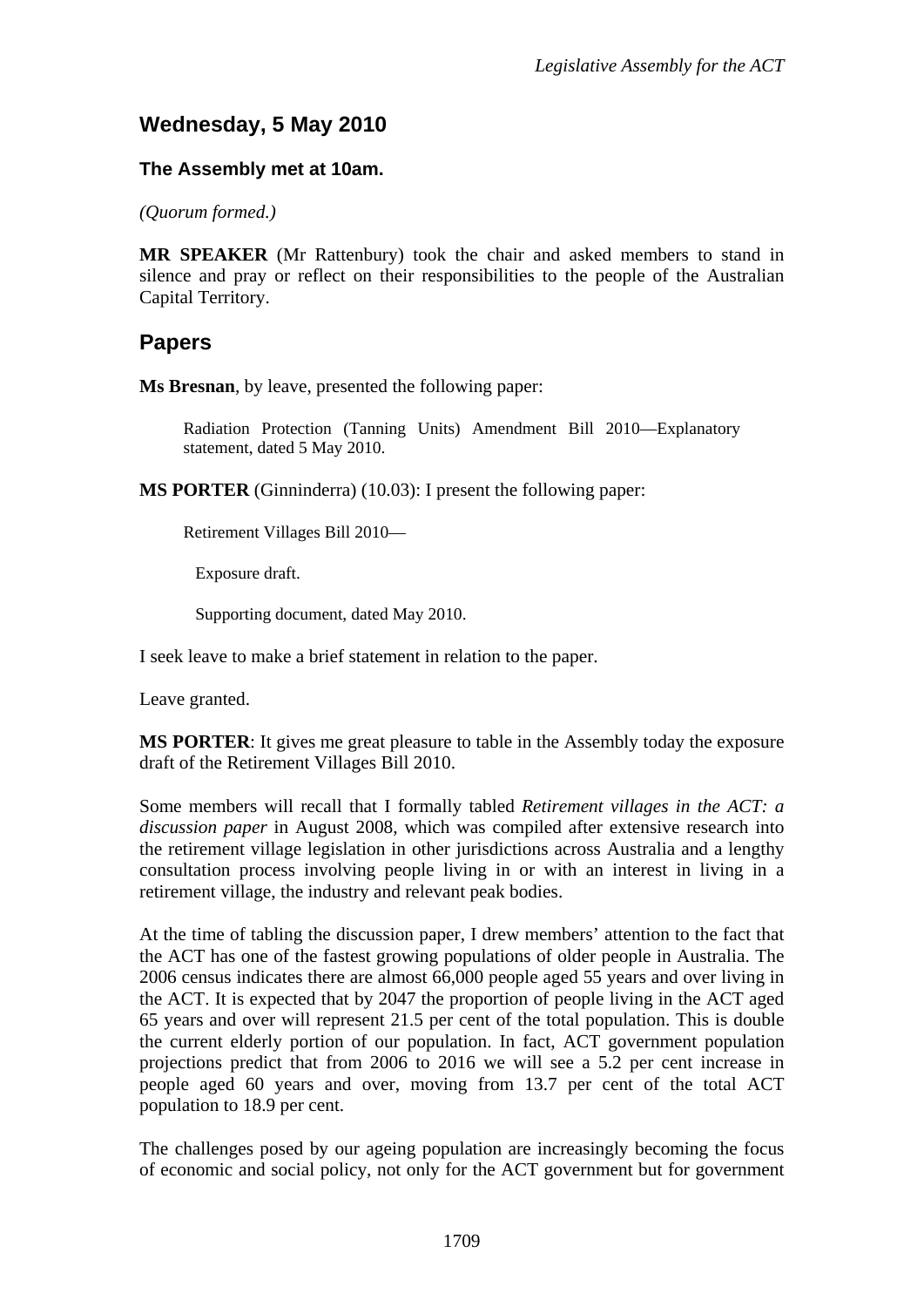## Wednesday, 5 May 2010

### The Assembly met at 10am.

*(Quorum formed.)*

**MR SPEAKER** (Mr Rattenbury) took the chair and asked members to stand in silence and pray or reflect on their responsibilities to the people of the Australian Capital Territory.

## Papers

**Ms Bresnan**, by leave, presented the following paper:

> Radiation Protection (Tanning Units) Amendment Bill 2010—Explanatory statement, dated 5 May 2010.

**MS PORTER** (Ginninderra) (10.03): I present the following paper:

> Retirement Villages Bill 2010—
>
> Exposure draft.
>
> Supporting document, dated May 2010.

I seek leave to make a brief statement in relation to the paper.

Leave granted.

**MS PORTER**: It gives me great pleasure to table in the Assembly today the exposure draft of the Retirement Villages Bill 2010.

Some members will recall that I formally tabled *Retirement villages in the ACT: a discussion paper* in August 2008, which was compiled after extensive research into the retirement village legislation in other jurisdictions across Australia and a lengthy consultation process involving people living in or with an interest in living in a retirement village, the industry and relevant peak bodies.

At the time of tabling the discussion paper, I drew members' attention to the fact that the ACT has one of the fastest growing populations of older people in Australia. The 2006 census indicates there are almost 66,000 people aged 55 years and over living in the ACT. It is expected that by 2047 the proportion of people living in the ACT aged 65 years and over will represent 21.5 per cent of the total population. This is double the current elderly portion of our population. In fact, ACT government population projections predict that from 2006 to 2016 we will see a 5.2 per cent increase in people aged 60 years and over, moving from 13.7 per cent of the total ACT population to 18.9 per cent.

The challenges posed by our ageing population are increasingly becoming the focus of economic and social policy, not only for the ACT government but for government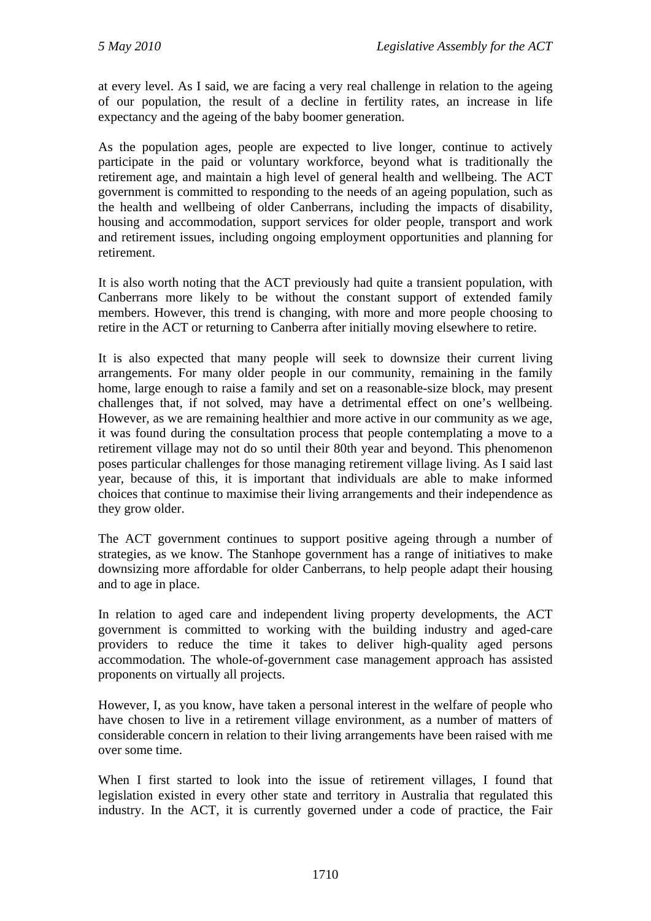at every level. As I said, we are facing a very real challenge in relation to the ageing of our population, the result of a decline in fertility rates, an increase in life expectancy and the ageing of the baby boomer generation.

As the population ages, people are expected to live longer, continue to actively participate in the paid or voluntary workforce, beyond what is traditionally the retirement age, and maintain a high level of general health and wellbeing. The ACT government is committed to responding to the needs of an ageing population, such as the health and wellbeing of older Canberrans, including the impacts of disability, housing and accommodation, support services for older people, transport and work and retirement issues, including ongoing employment opportunities and planning for retirement.

It is also worth noting that the ACT previously had quite a transient population, with Canberrans more likely to be without the constant support of extended family members. However, this trend is changing, with more and more people choosing to retire in the ACT or returning to Canberra after initially moving elsewhere to retire.

It is also expected that many people will seek to downsize their current living arrangements. For many older people in our community, remaining in the family home, large enough to raise a family and set on a reasonable-size block, may present challenges that, if not solved, may have a detrimental effect on one's wellbeing. However, as we are remaining healthier and more active in our community as we age, it was found during the consultation process that people contemplating a move to a retirement village may not do so until their 80th year and beyond. This phenomenon poses particular challenges for those managing retirement village living. As I said last year, because of this, it is important that individuals are able to make informed choices that continue to maximise their living arrangements and their independence as they grow older.

The ACT government continues to support positive ageing through a number of strategies, as we know. The Stanhope government has a range of initiatives to make downsizing more affordable for older Canberrans, to help people adapt their housing and to age in place.

In relation to aged care and independent living property developments, the ACT government is committed to working with the building industry and aged-care providers to reduce the time it takes to deliver high-quality aged persons accommodation. The whole-of-government case management approach has assisted proponents on virtually all projects.

However, I, as you know, have taken a personal interest in the welfare of people who have chosen to live in a retirement village environment, as a number of matters of considerable concern in relation to their living arrangements have been raised with me over some time.

When I first started to look into the issue of retirement villages, I found that legislation existed in every other state and territory in Australia that regulated this industry. In the ACT, it is currently governed under a code of practice, the Fair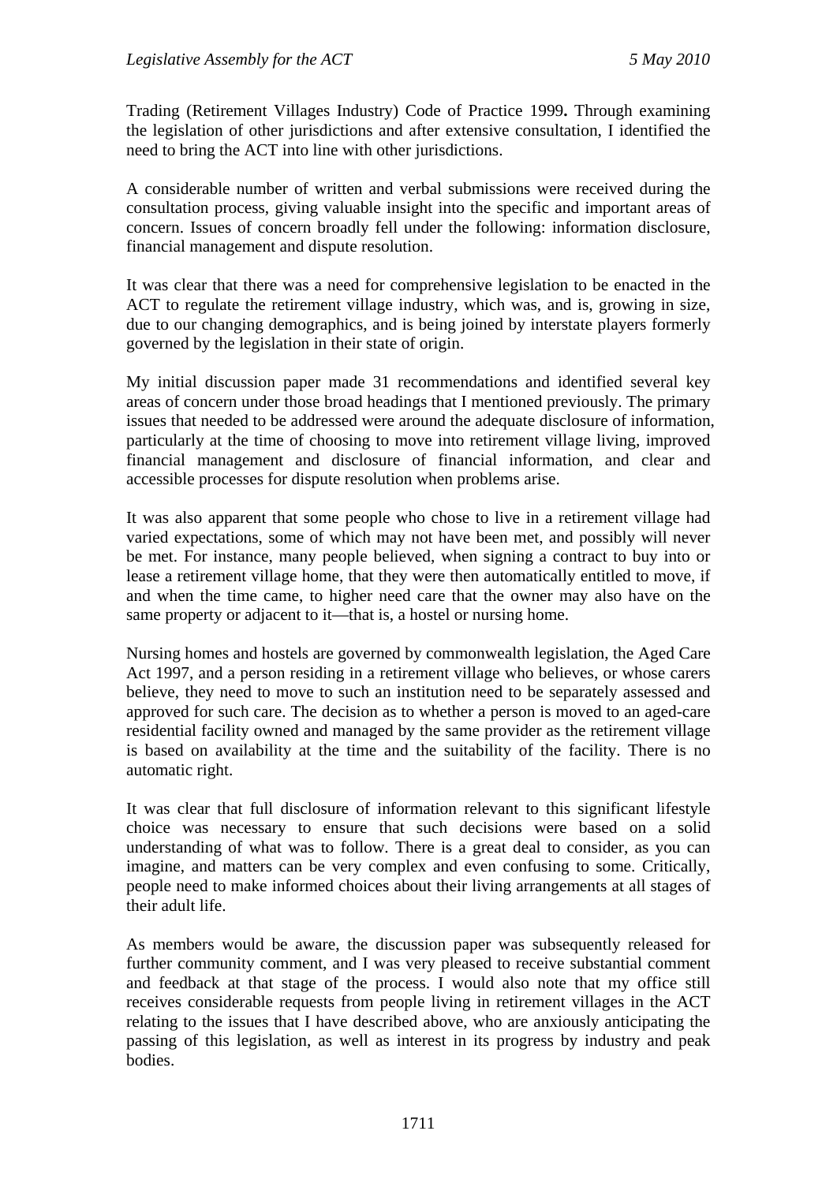Trading (Retirement Villages Industry) Code of Practice 1999**.** Through examining the legislation of other jurisdictions and after extensive consultation, I identified the need to bring the ACT into line with other jurisdictions.

A considerable number of written and verbal submissions were received during the consultation process, giving valuable insight into the specific and important areas of concern. Issues of concern broadly fell under the following: information disclosure, financial management and dispute resolution.

It was clear that there was a need for comprehensive legislation to be enacted in the ACT to regulate the retirement village industry, which was, and is, growing in size, due to our changing demographics, and is being joined by interstate players formerly governed by the legislation in their state of origin.

My initial discussion paper made 31 recommendations and identified several key areas of concern under those broad headings that I mentioned previously. The primary issues that needed to be addressed were around the adequate disclosure of information, particularly at the time of choosing to move into retirement village living, improved financial management and disclosure of financial information, and clear and accessible processes for dispute resolution when problems arise.

It was also apparent that some people who chose to live in a retirement village had varied expectations, some of which may not have been met, and possibly will never be met. For instance, many people believed, when signing a contract to buy into or lease a retirement village home, that they were then automatically entitled to move, if and when the time came, to higher need care that the owner may also have on the same property or adjacent to it—that is, a hostel or nursing home.

Nursing homes and hostels are governed by commonwealth legislation, the Aged Care Act 1997, and a person residing in a retirement village who believes, or whose carers believe, they need to move to such an institution need to be separately assessed and approved for such care. The decision as to whether a person is moved to an aged-care residential facility owned and managed by the same provider as the retirement village is based on availability at the time and the suitability of the facility. There is no automatic right.

It was clear that full disclosure of information relevant to this significant lifestyle choice was necessary to ensure that such decisions were based on a solid understanding of what was to follow. There is a great deal to consider, as you can imagine, and matters can be very complex and even confusing to some. Critically, people need to make informed choices about their living arrangements at all stages of their adult life.

As members would be aware, the discussion paper was subsequently released for further community comment, and I was very pleased to receive substantial comment and feedback at that stage of the process. I would also note that my office still receives considerable requests from people living in retirement villages in the ACT relating to the issues that I have described above, who are anxiously anticipating the passing of this legislation, as well as interest in its progress by industry and peak bodies.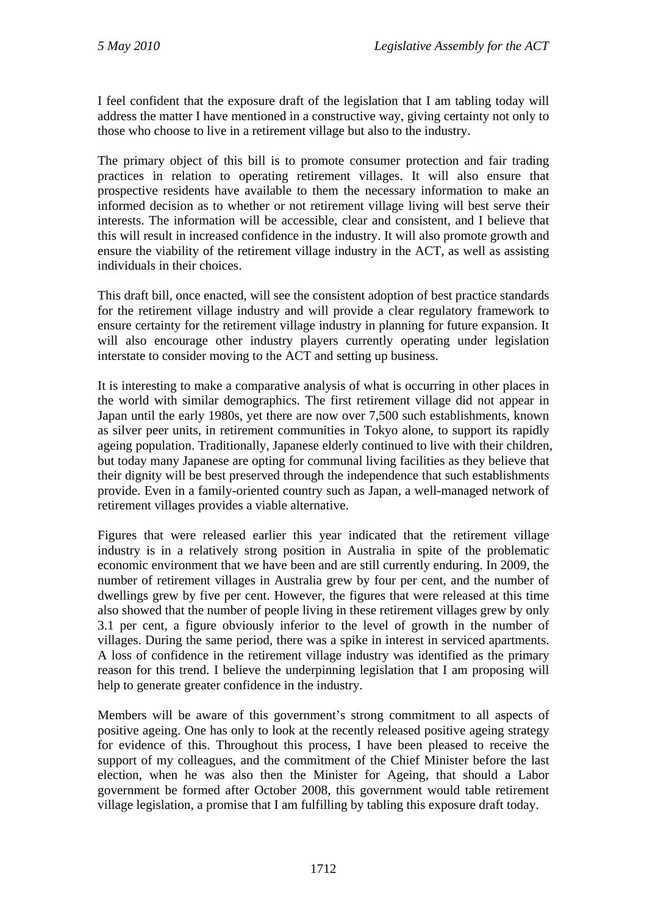I feel confident that the exposure draft of the legislation that I am tabling today will address the matter I have mentioned in a constructive way, giving certainty not only to those who choose to live in a retirement village but also to the industry.

The primary object of this bill is to promote consumer protection and fair trading practices in relation to operating retirement villages. It will also ensure that prospective residents have available to them the necessary information to make an informed decision as to whether or not retirement village living will best serve their interests. The information will be accessible, clear and consistent, and I believe that this will result in increased confidence in the industry. It will also promote growth and ensure the viability of the retirement village industry in the ACT, as well as assisting individuals in their choices.

This draft bill, once enacted, will see the consistent adoption of best practice standards for the retirement village industry and will provide a clear regulatory framework to ensure certainty for the retirement village industry in planning for future expansion. It will also encourage other industry players currently operating under legislation interstate to consider moving to the ACT and setting up business.

It is interesting to make a comparative analysis of what is occurring in other places in the world with similar demographics. The first retirement village did not appear in Japan until the early 1980s, yet there are now over 7,500 such establishments, known as silver peer units, in retirement communities in Tokyo alone, to support its rapidly ageing population. Traditionally, Japanese elderly continued to live with their children, but today many Japanese are opting for communal living facilities as they believe that their dignity will be best preserved through the independence that such establishments provide. Even in a family-oriented country such as Japan, a well-managed network of retirement villages provides a viable alternative.

Figures that were released earlier this year indicated that the retirement village industry is in a relatively strong position in Australia in spite of the problematic economic environment that we have been and are still currently enduring. In 2009, the number of retirement villages in Australia grew by four per cent, and the number of dwellings grew by five per cent. However, the figures that were released at this time also showed that the number of people living in these retirement villages grew by only 3.1 per cent, a figure obviously inferior to the level of growth in the number of villages. During the same period, there was a spike in interest in serviced apartments. A loss of confidence in the retirement village industry was identified as the primary reason for this trend. I believe the underpinning legislation that I am proposing will help to generate greater confidence in the industry.

Members will be aware of this government's strong commitment to all aspects of positive ageing. One has only to look at the recently released positive ageing strategy for evidence of this. Throughout this process, I have been pleased to receive the support of my colleagues, and the commitment of the Chief Minister before the last election, when he was also then the Minister for Ageing, that should a Labor government be formed after October 2008, this government would table retirement village legislation, a promise that I am fulfilling by tabling this exposure draft today.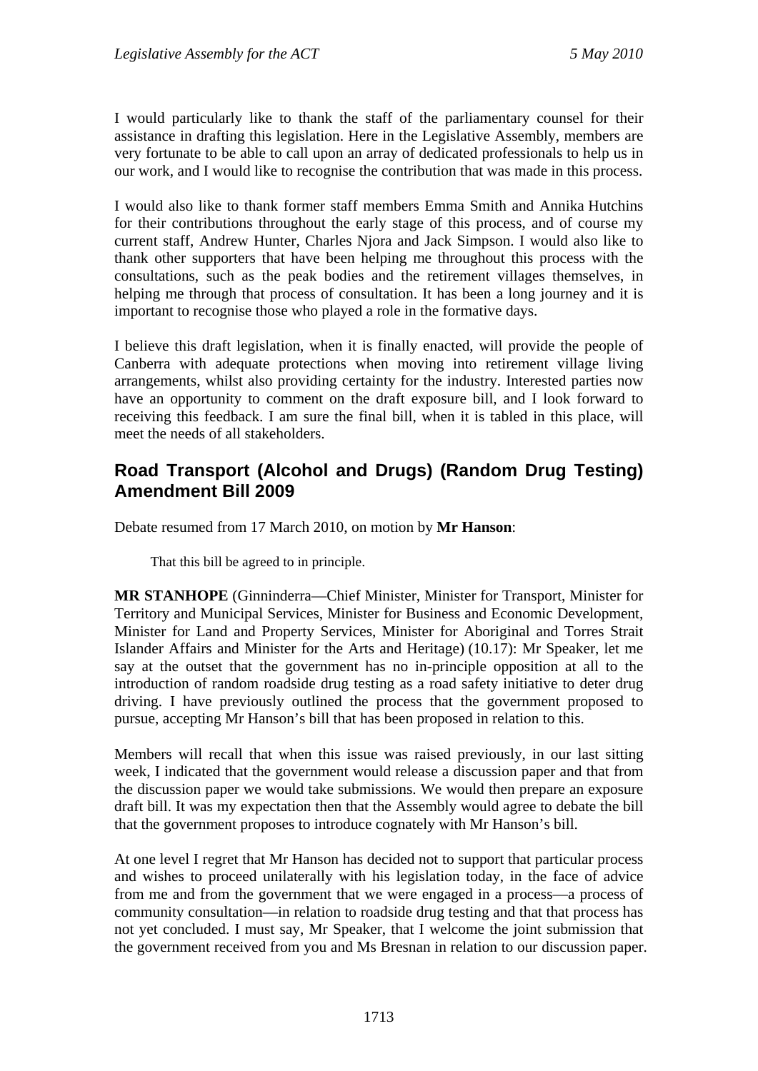I would particularly like to thank the staff of the parliamentary counsel for their assistance in drafting this legislation. Here in the Legislative Assembly, members are very fortunate to be able to call upon an array of dedicated professionals to help us in our work, and I would like to recognise the contribution that was made in this process.

I would also like to thank former staff members Emma Smith and Annika Hutchins for their contributions throughout the early stage of this process, and of course my current staff, Andrew Hunter, Charles Njora and Jack Simpson. I would also like to thank other supporters that have been helping me throughout this process with the consultations, such as the peak bodies and the retirement villages themselves, in helping me through that process of consultation. It has been a long journey and it is important to recognise those who played a role in the formative days.

I believe this draft legislation, when it is finally enacted, will provide the people of Canberra with adequate protections when moving into retirement village living arrangements, whilst also providing certainty for the industry. Interested parties now have an opportunity to comment on the draft exposure bill, and I look forward to receiving this feedback. I am sure the final bill, when it is tabled in this place, will meet the needs of all stakeholders.

## Road Transport (Alcohol and Drugs) (Random Drug Testing) Amendment Bill 2009

Debate resumed from 17 March 2010, on motion by **Mr Hanson**:

> That this bill be agreed to in principle.

**MR STANHOPE** (Ginninderra—Chief Minister, Minister for Transport, Minister for Territory and Municipal Services, Minister for Business and Economic Development, Minister for Land and Property Services, Minister for Aboriginal and Torres Strait Islander Affairs and Minister for the Arts and Heritage) (10.17): Mr Speaker, let me say at the outset that the government has no in-principle opposition at all to the introduction of random roadside drug testing as a road safety initiative to deter drug driving. I have previously outlined the process that the government proposed to pursue, accepting Mr Hanson's bill that has been proposed in relation to this.

Members will recall that when this issue was raised previously, in our last sitting week, I indicated that the government would release a discussion paper and that from the discussion paper we would take submissions. We would then prepare an exposure draft bill. It was my expectation then that the Assembly would agree to debate the bill that the government proposes to introduce cognately with Mr Hanson's bill.

At one level I regret that Mr Hanson has decided not to support that particular process and wishes to proceed unilaterally with his legislation today, in the face of advice from me and from the government that we were engaged in a process—a process of community consultation—in relation to roadside drug testing and that that process has not yet concluded. I must say, Mr Speaker, that I welcome the joint submission that the government received from you and Ms Bresnan in relation to our discussion paper.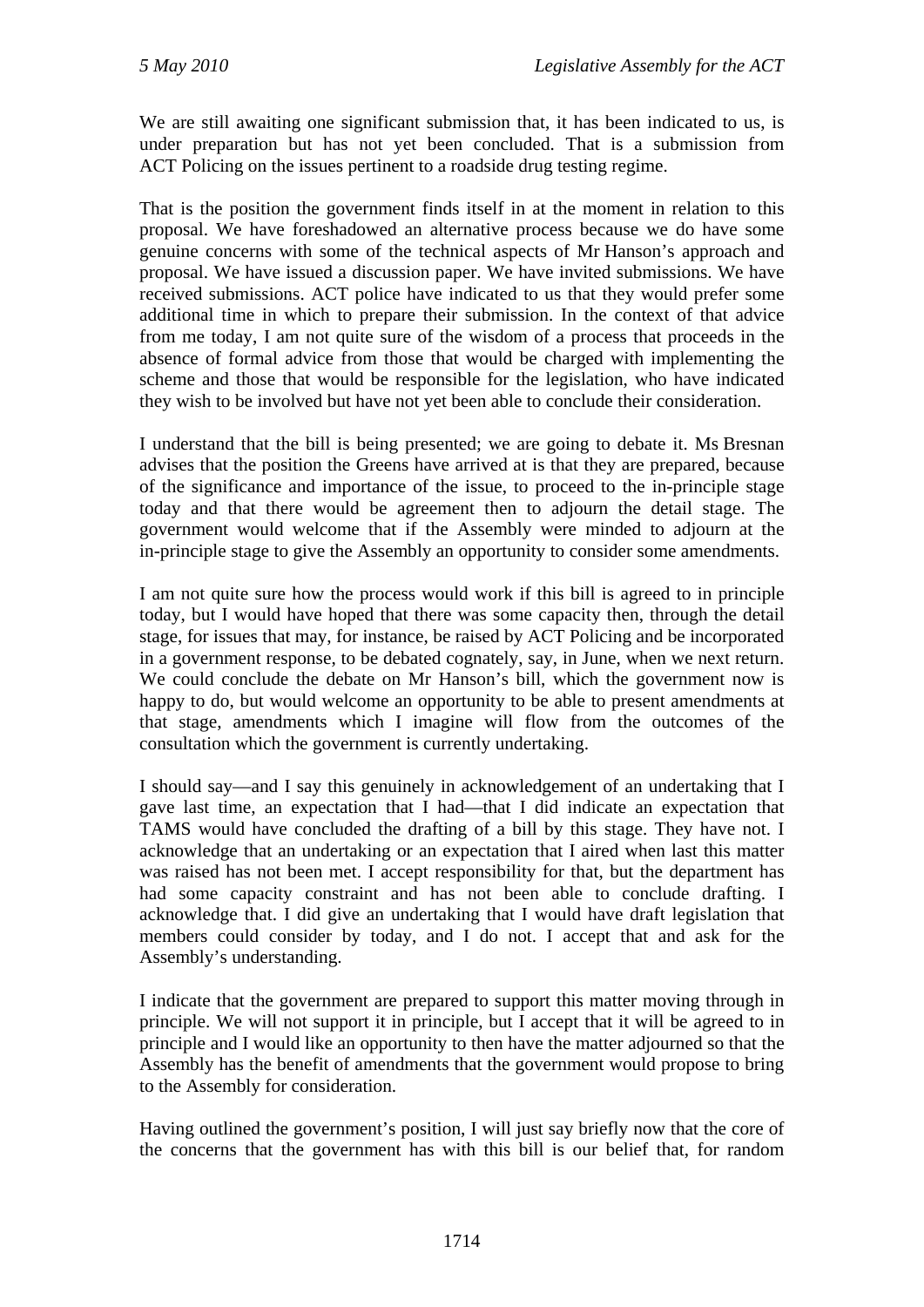We are still awaiting one significant submission that, it has been indicated to us, is under preparation but has not yet been concluded. That is a submission from ACT Policing on the issues pertinent to a roadside drug testing regime.

That is the position the government finds itself in at the moment in relation to this proposal. We have foreshadowed an alternative process because we do have some genuine concerns with some of the technical aspects of Mr Hanson's approach and proposal. We have issued a discussion paper. We have invited submissions. We have received submissions. ACT police have indicated to us that they would prefer some additional time in which to prepare their submission. In the context of that advice from me today, I am not quite sure of the wisdom of a process that proceeds in the absence of formal advice from those that would be charged with implementing the scheme and those that would be responsible for the legislation, who have indicated they wish to be involved but have not yet been able to conclude their consideration.

I understand that the bill is being presented; we are going to debate it. Ms Bresnan advises that the position the Greens have arrived at is that they are prepared, because of the significance and importance of the issue, to proceed to the in-principle stage today and that there would be agreement then to adjourn the detail stage. The government would welcome that if the Assembly were minded to adjourn at the in-principle stage to give the Assembly an opportunity to consider some amendments.

I am not quite sure how the process would work if this bill is agreed to in principle today, but I would have hoped that there was some capacity then, through the detail stage, for issues that may, for instance, be raised by ACT Policing and be incorporated in a government response, to be debated cognately, say, in June, when we next return. We could conclude the debate on Mr Hanson's bill, which the government now is happy to do, but would welcome an opportunity to be able to present amendments at that stage, amendments which I imagine will flow from the outcomes of the consultation which the government is currently undertaking.

I should say—and I say this genuinely in acknowledgement of an undertaking that I gave last time, an expectation that I had—that I did indicate an expectation that TAMS would have concluded the drafting of a bill by this stage. They have not. I acknowledge that an undertaking or an expectation that I aired when last this matter was raised has not been met. I accept responsibility for that, but the department has had some capacity constraint and has not been able to conclude drafting. I acknowledge that. I did give an undertaking that I would have draft legislation that members could consider by today, and I do not. I accept that and ask for the Assembly's understanding.

I indicate that the government are prepared to support this matter moving through in principle. We will not support it in principle, but I accept that it will be agreed to in principle and I would like an opportunity to then have the matter adjourned so that the Assembly has the benefit of amendments that the government would propose to bring to the Assembly for consideration.

Having outlined the government's position, I will just say briefly now that the core of the concerns that the government has with this bill is our belief that, for random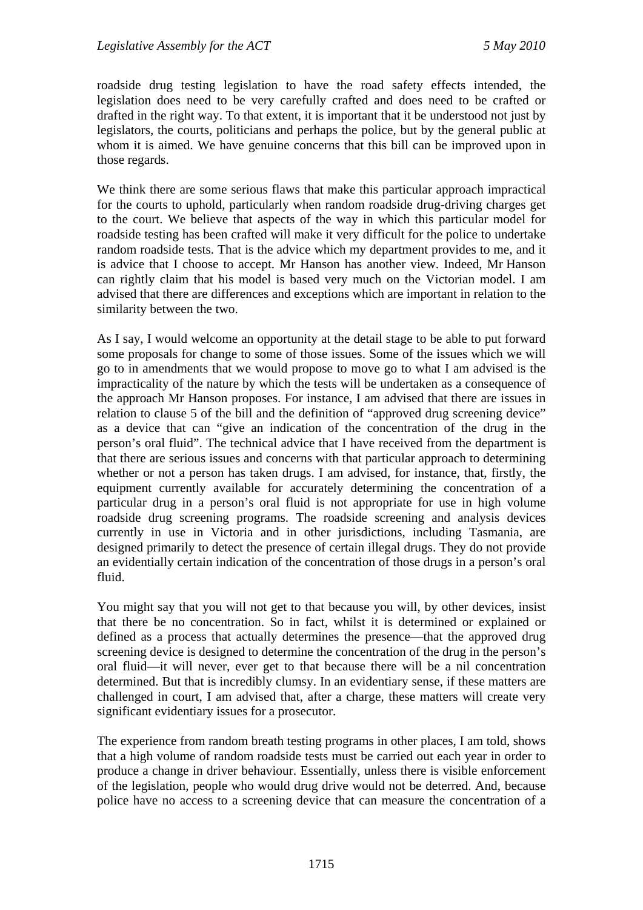roadside drug testing legislation to have the road safety effects intended, the legislation does need to be very carefully crafted and does need to be crafted or drafted in the right way. To that extent, it is important that it be understood not just by legislators, the courts, politicians and perhaps the police, but by the general public at whom it is aimed. We have genuine concerns that this bill can be improved upon in those regards.

We think there are some serious flaws that make this particular approach impractical for the courts to uphold, particularly when random roadside drug-driving charges get to the court. We believe that aspects of the way in which this particular model for roadside testing has been crafted will make it very difficult for the police to undertake random roadside tests. That is the advice which my department provides to me, and it is advice that I choose to accept. Mr Hanson has another view. Indeed, Mr Hanson can rightly claim that his model is based very much on the Victorian model. I am advised that there are differences and exceptions which are important in relation to the similarity between the two.

As I say, I would welcome an opportunity at the detail stage to be able to put forward some proposals for change to some of those issues. Some of the issues which we will go to in amendments that we would propose to move go to what I am advised is the impracticality of the nature by which the tests will be undertaken as a consequence of the approach Mr Hanson proposes. For instance, I am advised that there are issues in relation to clause 5 of the bill and the definition of "approved drug screening device" as a device that can "give an indication of the concentration of the drug in the person's oral fluid". The technical advice that I have received from the department is that there are serious issues and concerns with that particular approach to determining whether or not a person has taken drugs. I am advised, for instance, that, firstly, the equipment currently available for accurately determining the concentration of a particular drug in a person's oral fluid is not appropriate for use in high volume roadside drug screening programs. The roadside screening and analysis devices currently in use in Victoria and in other jurisdictions, including Tasmania, are designed primarily to detect the presence of certain illegal drugs. They do not provide an evidentially certain indication of the concentration of those drugs in a person's oral fluid.

You might say that you will not get to that because you will, by other devices, insist that there be no concentration. So in fact, whilst it is determined or explained or defined as a process that actually determines the presence—that the approved drug screening device is designed to determine the concentration of the drug in the person's oral fluid—it will never, ever get to that because there will be a nil concentration determined. But that is incredibly clumsy. In an evidentiary sense, if these matters are challenged in court, I am advised that, after a charge, these matters will create very significant evidentiary issues for a prosecutor.

The experience from random breath testing programs in other places, I am told, shows that a high volume of random roadside tests must be carried out each year in order to produce a change in driver behaviour. Essentially, unless there is visible enforcement of the legislation, people who would drug drive would not be deterred. And, because police have no access to a screening device that can measure the concentration of a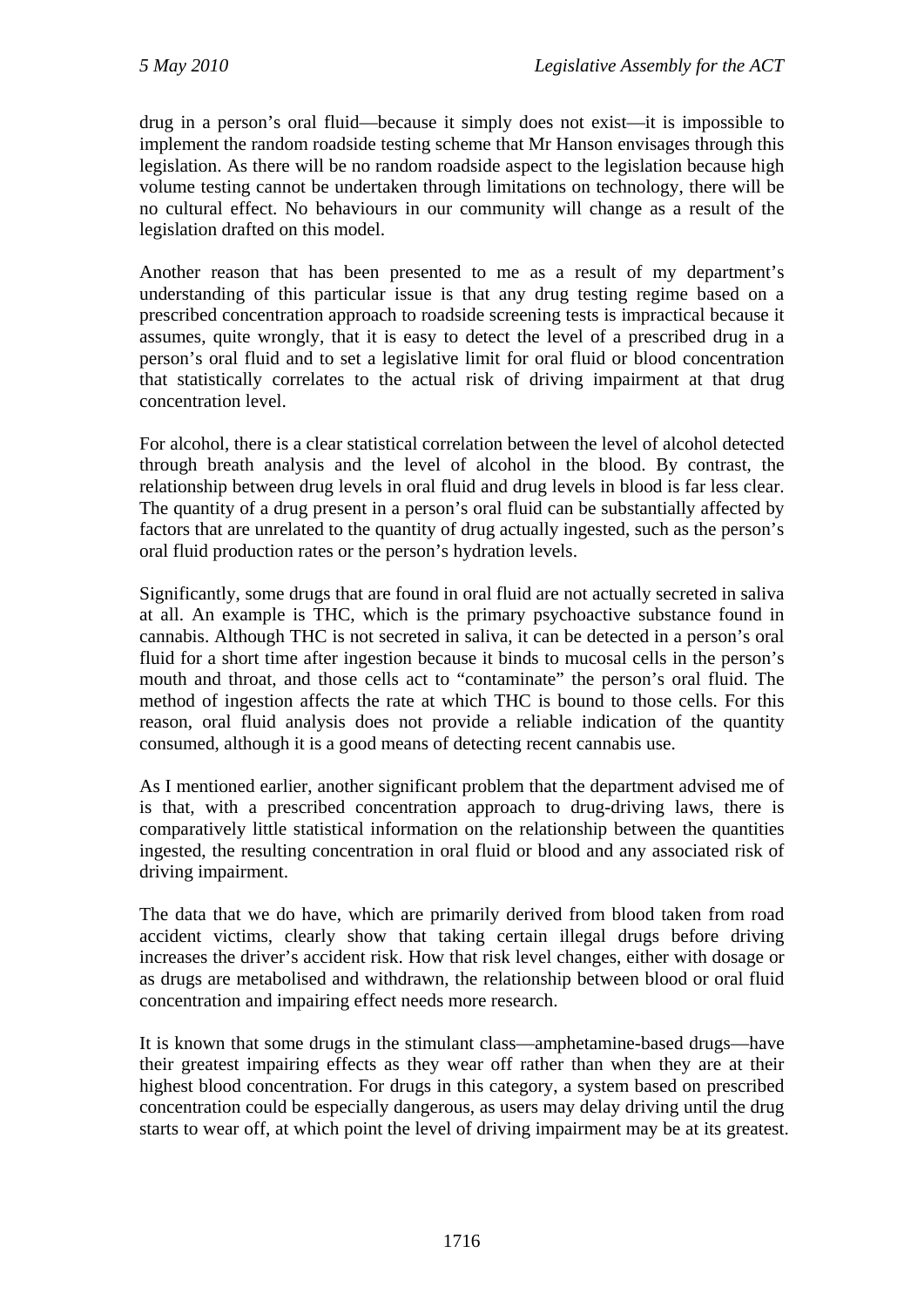drug in a person's oral fluid—because it simply does not exist—it is impossible to implement the random roadside testing scheme that Mr Hanson envisages through this legislation. As there will be no random roadside aspect to the legislation because high volume testing cannot be undertaken through limitations on technology, there will be no cultural effect. No behaviours in our community will change as a result of the legislation drafted on this model.

Another reason that has been presented to me as a result of my department's understanding of this particular issue is that any drug testing regime based on a prescribed concentration approach to roadside screening tests is impractical because it assumes, quite wrongly, that it is easy to detect the level of a prescribed drug in a person's oral fluid and to set a legislative limit for oral fluid or blood concentration that statistically correlates to the actual risk of driving impairment at that drug concentration level.

For alcohol, there is a clear statistical correlation between the level of alcohol detected through breath analysis and the level of alcohol in the blood. By contrast, the relationship between drug levels in oral fluid and drug levels in blood is far less clear. The quantity of a drug present in a person's oral fluid can be substantially affected by factors that are unrelated to the quantity of drug actually ingested, such as the person's oral fluid production rates or the person's hydration levels.

Significantly, some drugs that are found in oral fluid are not actually secreted in saliva at all. An example is THC, which is the primary psychoactive substance found in cannabis. Although THC is not secreted in saliva, it can be detected in a person's oral fluid for a short time after ingestion because it binds to mucosal cells in the person's mouth and throat, and those cells act to "contaminate" the person's oral fluid. The method of ingestion affects the rate at which THC is bound to those cells. For this reason, oral fluid analysis does not provide a reliable indication of the quantity consumed, although it is a good means of detecting recent cannabis use.

As I mentioned earlier, another significant problem that the department advised me of is that, with a prescribed concentration approach to drug-driving laws, there is comparatively little statistical information on the relationship between the quantities ingested, the resulting concentration in oral fluid or blood and any associated risk of driving impairment.

The data that we do have, which are primarily derived from blood taken from road accident victims, clearly show that taking certain illegal drugs before driving increases the driver's accident risk. How that risk level changes, either with dosage or as drugs are metabolised and withdrawn, the relationship between blood or oral fluid concentration and impairing effect needs more research.

It is known that some drugs in the stimulant class—amphetamine-based drugs—have their greatest impairing effects as they wear off rather than when they are at their highest blood concentration. For drugs in this category, a system based on prescribed concentration could be especially dangerous, as users may delay driving until the drug starts to wear off, at which point the level of driving impairment may be at its greatest.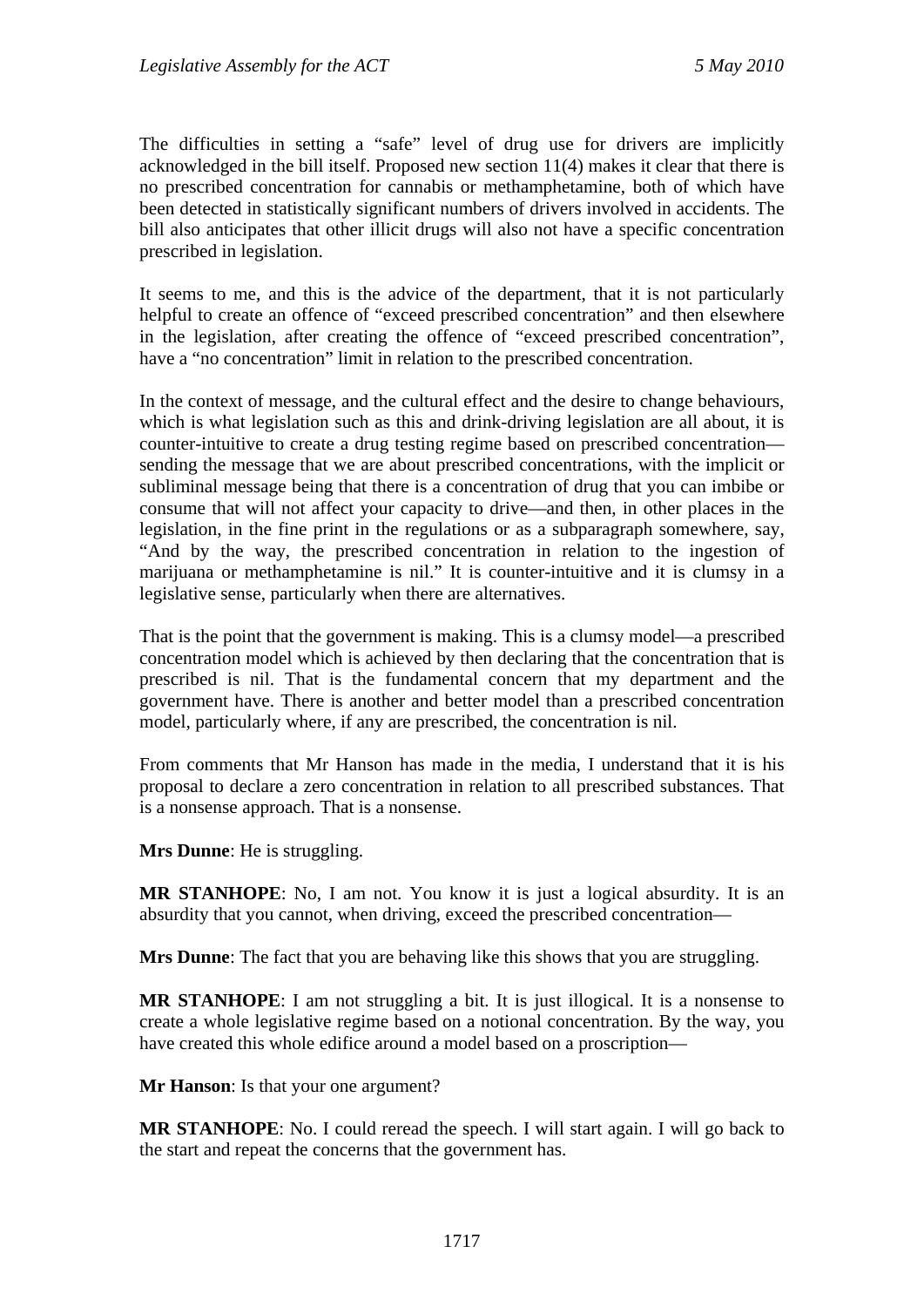The difficulties in setting a "safe" level of drug use for drivers are implicitly acknowledged in the bill itself. Proposed new section 11(4) makes it clear that there is no prescribed concentration for cannabis or methamphetamine, both of which have been detected in statistically significant numbers of drivers involved in accidents. The bill also anticipates that other illicit drugs will also not have a specific concentration prescribed in legislation.

It seems to me, and this is the advice of the department, that it is not particularly helpful to create an offence of "exceed prescribed concentration" and then elsewhere in the legislation, after creating the offence of "exceed prescribed concentration", have a "no concentration" limit in relation to the prescribed concentration.

In the context of message, and the cultural effect and the desire to change behaviours, which is what legislation such as this and drink-driving legislation are all about, it is counter-intuitive to create a drug testing regime based on prescribed concentration—sending the message that we are about prescribed concentrations, with the implicit or subliminal message being that there is a concentration of drug that you can imbibe or consume that will not affect your capacity to drive—and then, in other places in the legislation, in the fine print in the regulations or as a subparagraph somewhere, say, "And by the way, the prescribed concentration in relation to the ingestion of marijuana or methamphetamine is nil." It is counter-intuitive and it is clumsy in a legislative sense, particularly when there are alternatives.

That is the point that the government is making. This is a clumsy model—a prescribed concentration model which is achieved by then declaring that the concentration that is prescribed is nil. That is the fundamental concern that my department and the government have. There is another and better model than a prescribed concentration model, particularly where, if any are prescribed, the concentration is nil.

From comments that Mr Hanson has made in the media, I understand that it is his proposal to declare a zero concentration in relation to all prescribed substances. That is a nonsense approach. That is a nonsense.

**Mrs Dunne**: He is struggling.

**MR STANHOPE**: No, I am not. You know it is just a logical absurdity. It is an absurdity that you cannot, when driving, exceed the prescribed concentration—

**Mrs Dunne**: The fact that you are behaving like this shows that you are struggling.

**MR STANHOPE**: I am not struggling a bit. It is just illogical. It is a nonsense to create a whole legislative regime based on a notional concentration. By the way, you have created this whole edifice around a model based on a proscription—

**Mr Hanson**: Is that your one argument?

**MR STANHOPE**: No. I could reread the speech. I will start again. I will go back to the start and repeat the concerns that the government has.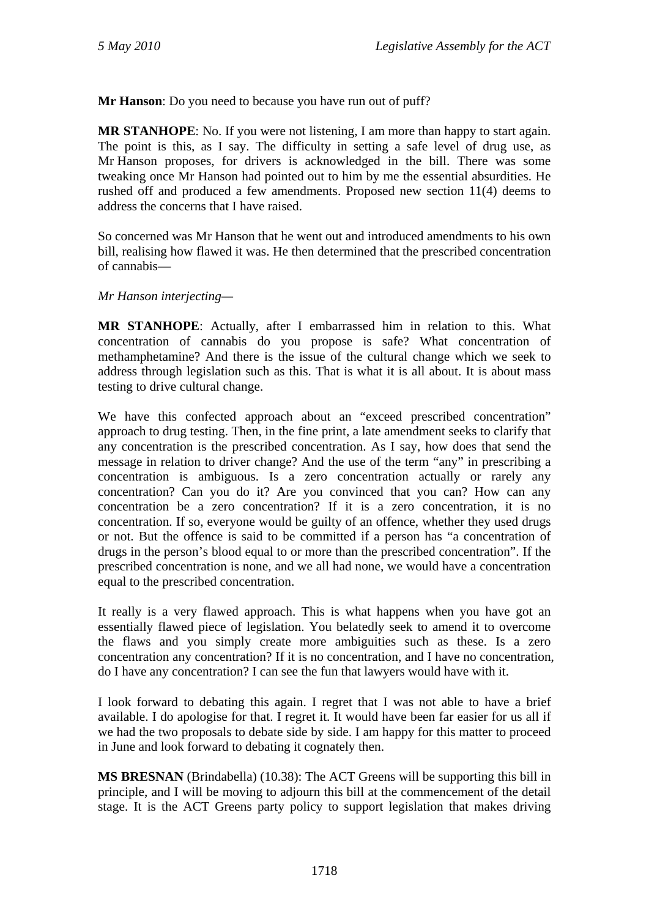**Mr Hanson**: Do you need to because you have run out of puff?

**MR STANHOPE**: No. If you were not listening, I am more than happy to start again. The point is this, as I say. The difficulty in setting a safe level of drug use, as Mr Hanson proposes, for drivers is acknowledged in the bill. There was some tweaking once Mr Hanson had pointed out to him by me the essential absurdities. He rushed off and produced a few amendments. Proposed new section 11(4) deems to address the concerns that I have raised.

So concerned was Mr Hanson that he went out and introduced amendments to his own bill, realising how flawed it was. He then determined that the prescribed concentration of cannabis—

*Mr Hanson interjecting*—

**MR STANHOPE**: Actually, after I embarrassed him in relation to this. What concentration of cannabis do you propose is safe? What concentration of methamphetamine? And there is the issue of the cultural change which we seek to address through legislation such as this. That is what it is all about. It is about mass testing to drive cultural change.

We have this confected approach about an "exceed prescribed concentration" approach to drug testing. Then, in the fine print, a late amendment seeks to clarify that any concentration is the prescribed concentration. As I say, how does that send the message in relation to driver change? And the use of the term "any" in prescribing a concentration is ambiguous. Is a zero concentration actually or rarely any concentration? Can you do it? Are you convinced that you can? How can any concentration be a zero concentration? If it is a zero concentration, it is no concentration. If so, everyone would be guilty of an offence, whether they used drugs or not. But the offence is said to be committed if a person has "a concentration of drugs in the person's blood equal to or more than the prescribed concentration". If the prescribed concentration is none, and we all had none, we would have a concentration equal to the prescribed concentration.

It really is a very flawed approach. This is what happens when you have got an essentially flawed piece of legislation. You belatedly seek to amend it to overcome the flaws and you simply create more ambiguities such as these. Is a zero concentration any concentration? If it is no concentration, and I have no concentration, do I have any concentration? I can see the fun that lawyers would have with it.

I look forward to debating this again. I regret that I was not able to have a brief available. I do apologise for that. I regret it. It would have been far easier for us all if we had the two proposals to debate side by side. I am happy for this matter to proceed in June and look forward to debating it cognately then.

**MS BRESNAN** (Brindabella) (10.38): The ACT Greens will be supporting this bill in principle, and I will be moving to adjourn this bill at the commencement of the detail stage. It is the ACT Greens party policy to support legislation that makes driving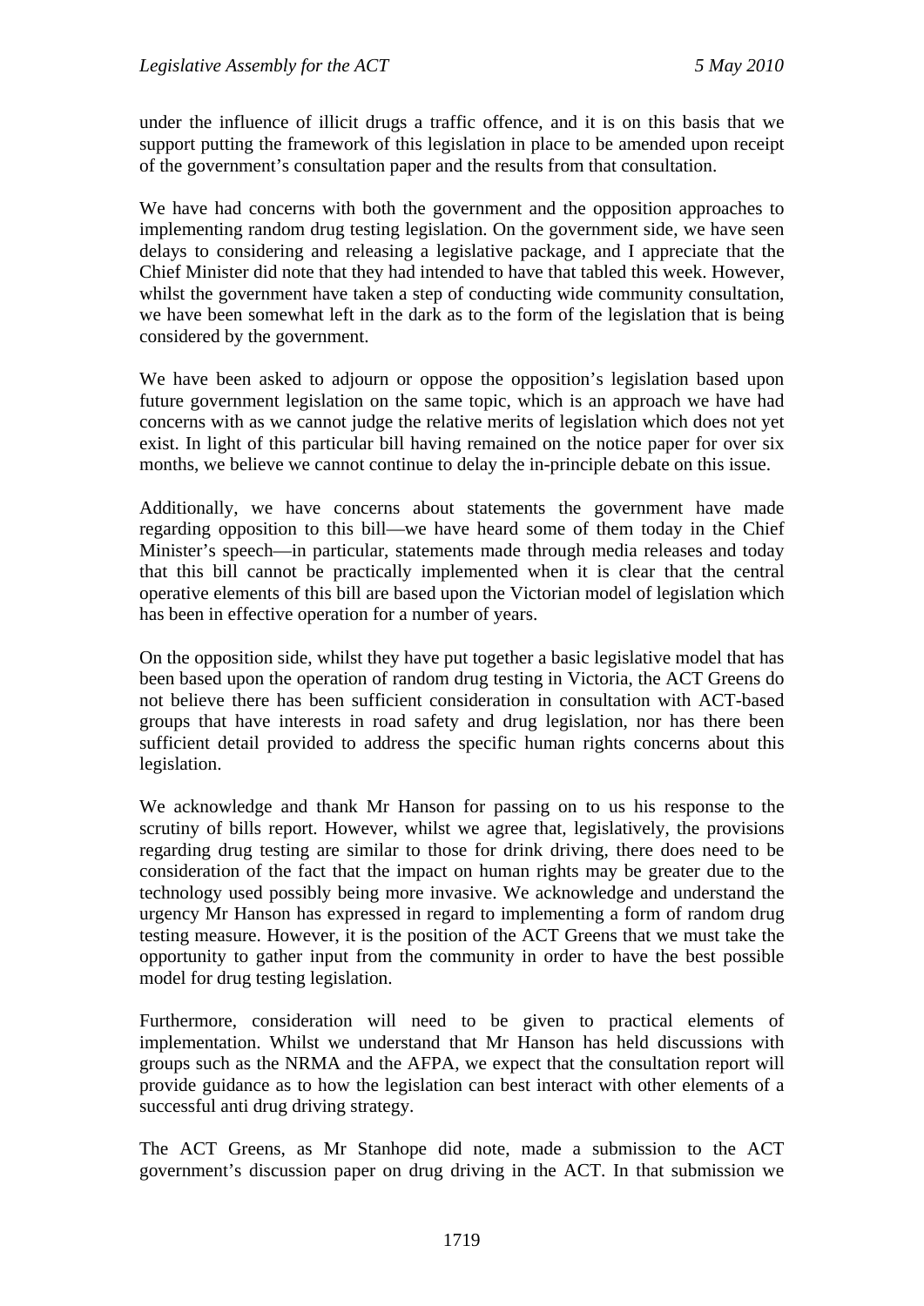under the influence of illicit drugs a traffic offence, and it is on this basis that we support putting the framework of this legislation in place to be amended upon receipt of the government's consultation paper and the results from that consultation.

We have had concerns with both the government and the opposition approaches to implementing random drug testing legislation. On the government side, we have seen delays to considering and releasing a legislative package, and I appreciate that the Chief Minister did note that they had intended to have that tabled this week. However, whilst the government have taken a step of conducting wide community consultation, we have been somewhat left in the dark as to the form of the legislation that is being considered by the government.

We have been asked to adjourn or oppose the opposition's legislation based upon future government legislation on the same topic, which is an approach we have had concerns with as we cannot judge the relative merits of legislation which does not yet exist. In light of this particular bill having remained on the notice paper for over six months, we believe we cannot continue to delay the in-principle debate on this issue.

Additionally, we have concerns about statements the government have made regarding opposition to this bill—we have heard some of them today in the Chief Minister's speech—in particular, statements made through media releases and today that this bill cannot be practically implemented when it is clear that the central operative elements of this bill are based upon the Victorian model of legislation which has been in effective operation for a number of years.

On the opposition side, whilst they have put together a basic legislative model that has been based upon the operation of random drug testing in Victoria, the ACT Greens do not believe there has been sufficient consideration in consultation with ACT-based groups that have interests in road safety and drug legislation, nor has there been sufficient detail provided to address the specific human rights concerns about this legislation.

We acknowledge and thank Mr Hanson for passing on to us his response to the scrutiny of bills report. However, whilst we agree that, legislatively, the provisions regarding drug testing are similar to those for drink driving, there does need to be consideration of the fact that the impact on human rights may be greater due to the technology used possibly being more invasive. We acknowledge and understand the urgency Mr Hanson has expressed in regard to implementing a form of random drug testing measure. However, it is the position of the ACT Greens that we must take the opportunity to gather input from the community in order to have the best possible model for drug testing legislation.

Furthermore, consideration will need to be given to practical elements of implementation. Whilst we understand that Mr Hanson has held discussions with groups such as the NRMA and the AFPA, we expect that the consultation report will provide guidance as to how the legislation can best interact with other elements of a successful anti drug driving strategy.

The ACT Greens, as Mr Stanhope did note, made a submission to the ACT government's discussion paper on drug driving in the ACT. In that submission we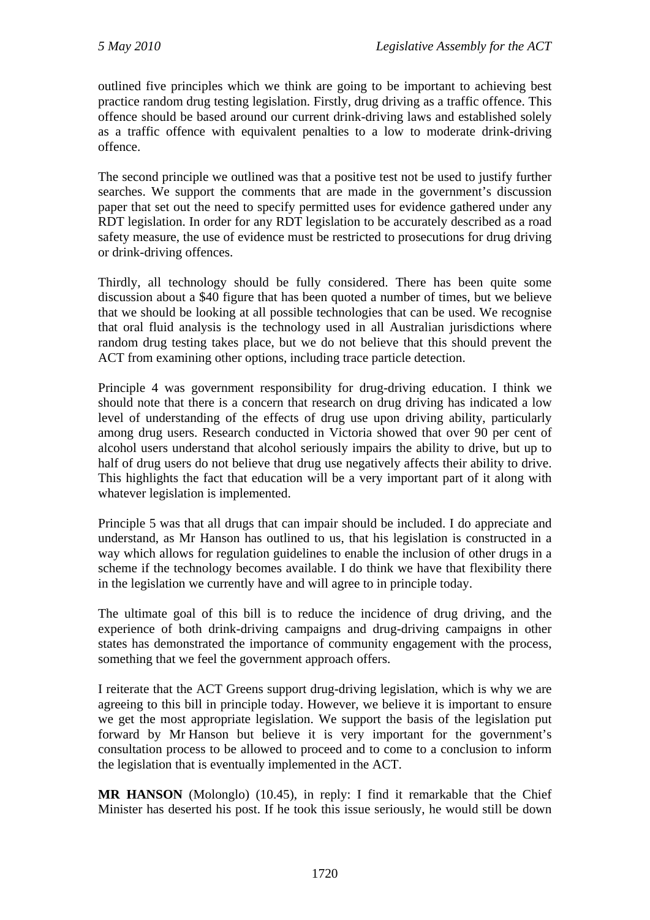outlined five principles which we think are going to be important to achieving best practice random drug testing legislation. Firstly, drug driving as a traffic offence. This offence should be based around our current drink-driving laws and established solely as a traffic offence with equivalent penalties to a low to moderate drink-driving offence.

The second principle we outlined was that a positive test not be used to justify further searches. We support the comments that are made in the government's discussion paper that set out the need to specify permitted uses for evidence gathered under any RDT legislation. In order for any RDT legislation to be accurately described as a road safety measure, the use of evidence must be restricted to prosecutions for drug driving or drink-driving offences.

Thirdly, all technology should be fully considered. There has been quite some discussion about a $40 figure that has been quoted a number of times, but we believe that we should be looking at all possible technologies that can be used. We recognise that oral fluid analysis is the technology used in all Australian jurisdictions where random drug testing takes place, but we do not believe that this should prevent the ACT from examining other options, including trace particle detection.

Principle 4 was government responsibility for drug-driving education. I think we should note that there is a concern that research on drug driving has indicated a low level of understanding of the effects of drug use upon driving ability, particularly among drug users. Research conducted in Victoria showed that over 90 per cent of alcohol users understand that alcohol seriously impairs the ability to drive, but up to half of drug users do not believe that drug use negatively affects their ability to drive. This highlights the fact that education will be a very important part of it along with whatever legislation is implemented.

Principle 5 was that all drugs that can impair should be included. I do appreciate and understand, as Mr Hanson has outlined to us, that his legislation is constructed in a way which allows for regulation guidelines to enable the inclusion of other drugs in a scheme if the technology becomes available. I do think we have that flexibility there in the legislation we currently have and will agree to in principle today.

The ultimate goal of this bill is to reduce the incidence of drug driving, and the experience of both drink-driving campaigns and drug-driving campaigns in other states has demonstrated the importance of community engagement with the process, something that we feel the government approach offers.

I reiterate that the ACT Greens support drug-driving legislation, which is why we are agreeing to this bill in principle today. However, we believe it is important to ensure we get the most appropriate legislation. We support the basis of the legislation put forward by Mr Hanson but believe it is very important for the government's consultation process to be allowed to proceed and to come to a conclusion to inform the legislation that is eventually implemented in the ACT.

**MR HANSON** (Molonglo) (10.45), in reply: I find it remarkable that the Chief Minister has deserted his post. If he took this issue seriously, he would still be down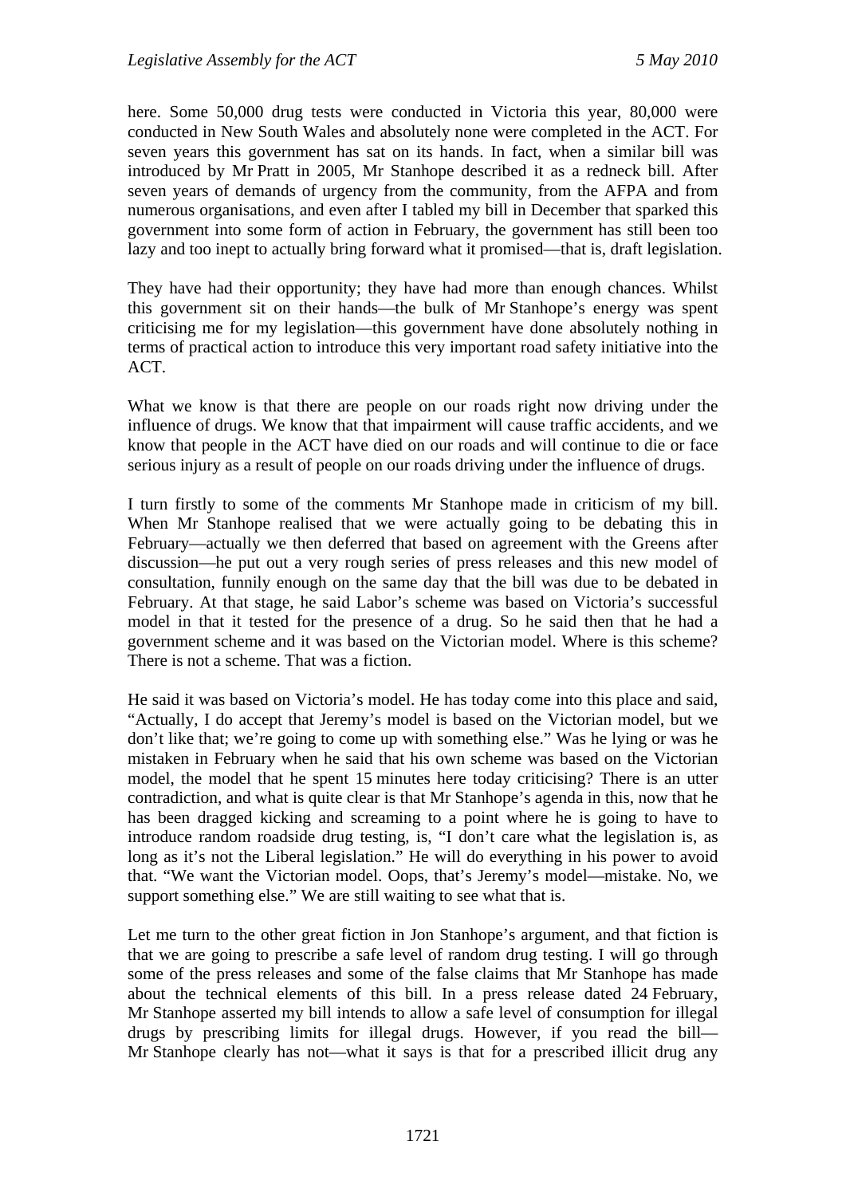here. Some 50,000 drug tests were conducted in Victoria this year, 80,000 were conducted in New South Wales and absolutely none were completed in the ACT. For seven years this government has sat on its hands. In fact, when a similar bill was introduced by Mr Pratt in 2005, Mr Stanhope described it as a redneck bill. After seven years of demands of urgency from the community, from the AFPA and from numerous organisations, and even after I tabled my bill in December that sparked this government into some form of action in February, the government has still been too lazy and too inept to actually bring forward what it promised—that is, draft legislation.

They have had their opportunity; they have had more than enough chances. Whilst this government sit on their hands—the bulk of Mr Stanhope's energy was spent criticising me for my legislation—this government have done absolutely nothing in terms of practical action to introduce this very important road safety initiative into the ACT.

What we know is that there are people on our roads right now driving under the influence of drugs. We know that that impairment will cause traffic accidents, and we know that people in the ACT have died on our roads and will continue to die or face serious injury as a result of people on our roads driving under the influence of drugs.

I turn firstly to some of the comments Mr Stanhope made in criticism of my bill. When Mr Stanhope realised that we were actually going to be debating this in February—actually we then deferred that based on agreement with the Greens after discussion—he put out a very rough series of press releases and this new model of consultation, funnily enough on the same day that the bill was due to be debated in February. At that stage, he said Labor's scheme was based on Victoria's successful model in that it tested for the presence of a drug. So he said then that he had a government scheme and it was based on the Victorian model. Where is this scheme? There is not a scheme. That was a fiction.

He said it was based on Victoria's model. He has today come into this place and said, "Actually, I do accept that Jeremy's model is based on the Victorian model, but we don't like that; we're going to come up with something else." Was he lying or was he mistaken in February when he said that his own scheme was based on the Victorian model, the model that he spent 15 minutes here today criticising? There is an utter contradiction, and what is quite clear is that Mr Stanhope's agenda in this, now that he has been dragged kicking and screaming to a point where he is going to have to introduce random roadside drug testing, is, "I don't care what the legislation is, as long as it's not the Liberal legislation." He will do everything in his power to avoid that. "We want the Victorian model. Oops, that's Jeremy's model—mistake. No, we support something else." We are still waiting to see what that is.

Let me turn to the other great fiction in Jon Stanhope's argument, and that fiction is that we are going to prescribe a safe level of random drug testing. I will go through some of the press releases and some of the false claims that Mr Stanhope has made about the technical elements of this bill. In a press release dated 24 February, Mr Stanhope asserted my bill intends to allow a safe level of consumption for illegal drugs by prescribing limits for illegal drugs. However, if you read the bill—Mr Stanhope clearly has not—what it says is that for a prescribed illicit drug any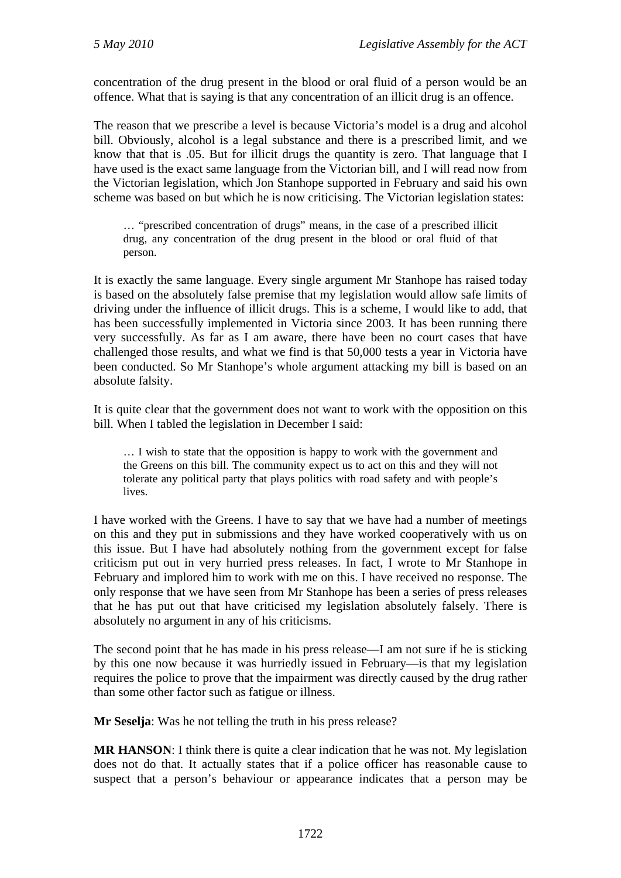concentration of the drug present in the blood or oral fluid of a person would be an offence. What that is saying is that any concentration of an illicit drug is an offence.

The reason that we prescribe a level is because Victoria's model is a drug and alcohol bill. Obviously, alcohol is a legal substance and there is a prescribed limit, and we know that that is .05. But for illicit drugs the quantity is zero. That language that I have used is the exact same language from the Victorian bill, and I will read now from the Victorian legislation, which Jon Stanhope supported in February and said his own scheme was based on but which he is now criticising. The Victorian legislation states:

> … "prescribed concentration of drugs" means, in the case of a prescribed illicit drug, any concentration of the drug present in the blood or oral fluid of that person.

It is exactly the same language. Every single argument Mr Stanhope has raised today is based on the absolutely false premise that my legislation would allow safe limits of driving under the influence of illicit drugs. This is a scheme, I would like to add, that has been successfully implemented in Victoria since 2003. It has been running there very successfully. As far as I am aware, there have been no court cases that have challenged those results, and what we find is that 50,000 tests a year in Victoria have been conducted. So Mr Stanhope's whole argument attacking my bill is based on an absolute falsity.

It is quite clear that the government does not want to work with the opposition on this bill. When I tabled the legislation in December I said:

> … I wish to state that the opposition is happy to work with the government and the Greens on this bill. The community expect us to act on this and they will not tolerate any political party that plays politics with road safety and with people's lives.

I have worked with the Greens. I have to say that we have had a number of meetings on this and they put in submissions and they have worked cooperatively with us on this issue. But I have had absolutely nothing from the government except for false criticism put out in very hurried press releases. In fact, I wrote to Mr Stanhope in February and implored him to work with me on this. I have received no response. The only response that we have seen from Mr Stanhope has been a series of press releases that he has put out that have criticised my legislation absolutely falsely. There is absolutely no argument in any of his criticisms.

The second point that he has made in his press release—I am not sure if he is sticking by this one now because it was hurriedly issued in February—is that my legislation requires the police to prove that the impairment was directly caused by the drug rather than some other factor such as fatigue or illness.

**Mr Seselja**: Was he not telling the truth in his press release?

**MR HANSON**: I think there is quite a clear indication that he was not. My legislation does not do that. It actually states that if a police officer has reasonable cause to suspect that a person's behaviour or appearance indicates that a person may be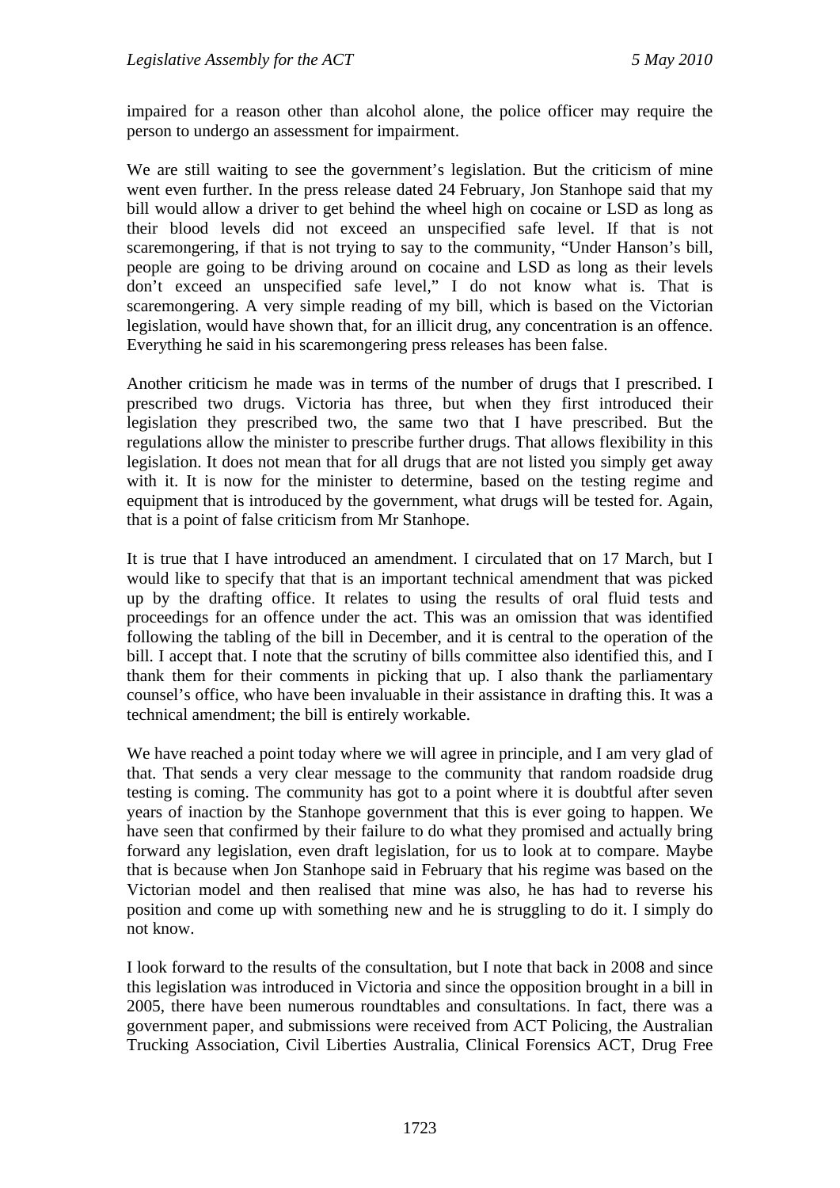impaired for a reason other than alcohol alone, the police officer may require the person to undergo an assessment for impairment.

We are still waiting to see the government's legislation. But the criticism of mine went even further. In the press release dated 24 February, Jon Stanhope said that my bill would allow a driver to get behind the wheel high on cocaine or LSD as long as their blood levels did not exceed an unspecified safe level. If that is not scaremongering, if that is not trying to say to the community, "Under Hanson's bill, people are going to be driving around on cocaine and LSD as long as their levels don't exceed an unspecified safe level," I do not know what is. That is scaremongering. A very simple reading of my bill, which is based on the Victorian legislation, would have shown that, for an illicit drug, any concentration is an offence. Everything he said in his scaremongering press releases has been false.

Another criticism he made was in terms of the number of drugs that I prescribed. I prescribed two drugs. Victoria has three, but when they first introduced their legislation they prescribed two, the same two that I have prescribed. But the regulations allow the minister to prescribe further drugs. That allows flexibility in this legislation. It does not mean that for all drugs that are not listed you simply get away with it. It is now for the minister to determine, based on the testing regime and equipment that is introduced by the government, what drugs will be tested for. Again, that is a point of false criticism from Mr Stanhope.

It is true that I have introduced an amendment. I circulated that on 17 March, but I would like to specify that that is an important technical amendment that was picked up by the drafting office. It relates to using the results of oral fluid tests and proceedings for an offence under the act. This was an omission that was identified following the tabling of the bill in December, and it is central to the operation of the bill. I accept that. I note that the scrutiny of bills committee also identified this, and I thank them for their comments in picking that up. I also thank the parliamentary counsel's office, who have been invaluable in their assistance in drafting this. It was a technical amendment; the bill is entirely workable.

We have reached a point today where we will agree in principle, and I am very glad of that. That sends a very clear message to the community that random roadside drug testing is coming. The community has got to a point where it is doubtful after seven years of inaction by the Stanhope government that this is ever going to happen. We have seen that confirmed by their failure to do what they promised and actually bring forward any legislation, even draft legislation, for us to look at to compare. Maybe that is because when Jon Stanhope said in February that his regime was based on the Victorian model and then realised that mine was also, he has had to reverse his position and come up with something new and he is struggling to do it. I simply do not know.

I look forward to the results of the consultation, but I note that back in 2008 and since this legislation was introduced in Victoria and since the opposition brought in a bill in 2005, there have been numerous roundtables and consultations. In fact, there was a government paper, and submissions were received from ACT Policing, the Australian Trucking Association, Civil Liberties Australia, Clinical Forensics ACT, Drug Free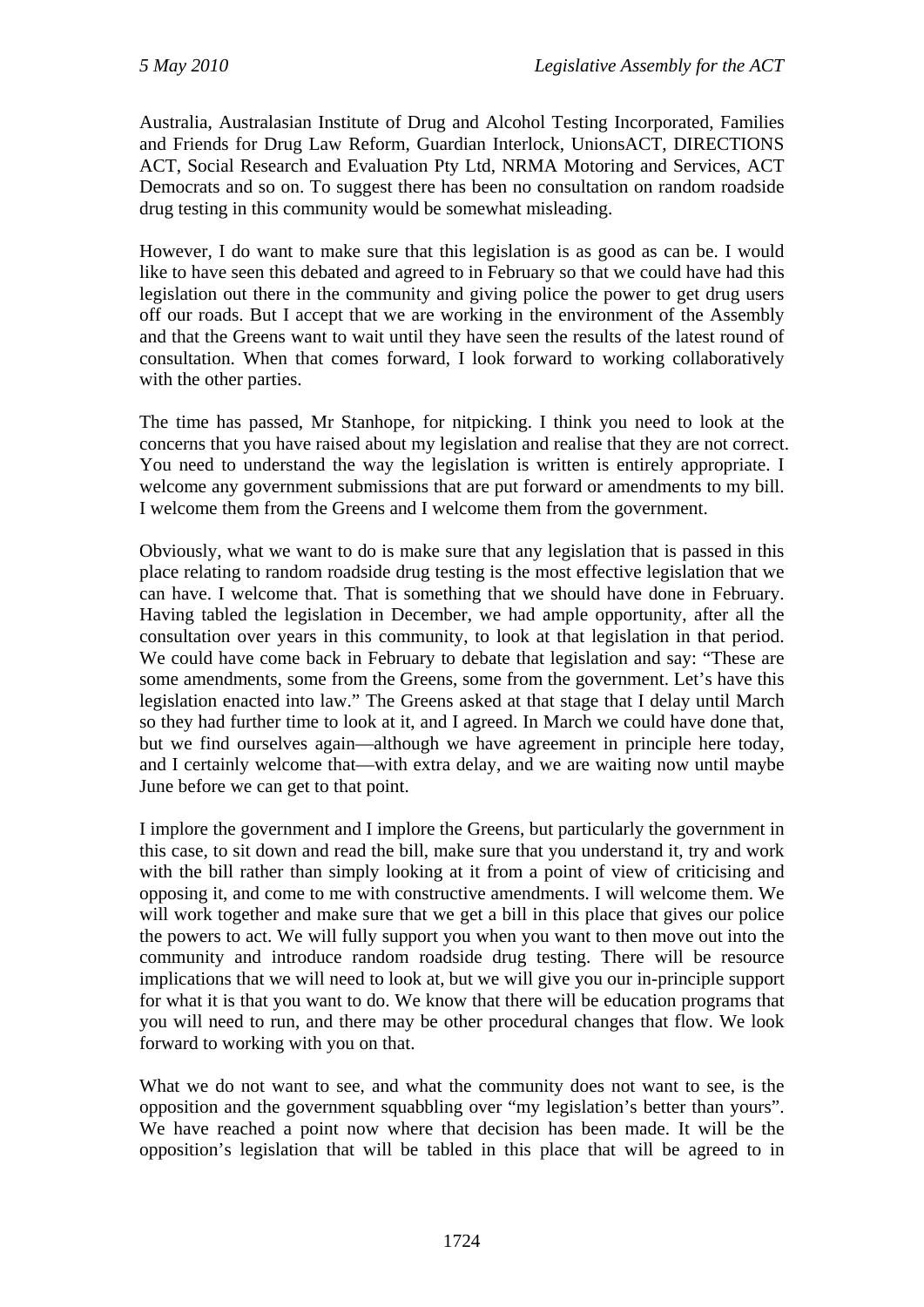Australia, Australasian Institute of Drug and Alcohol Testing Incorporated, Families and Friends for Drug Law Reform, Guardian Interlock, UnionsACT, DIRECTIONS ACT, Social Research and Evaluation Pty Ltd, NRMA Motoring and Services, ACT Democrats and so on. To suggest there has been no consultation on random roadside drug testing in this community would be somewhat misleading.

However, I do want to make sure that this legislation is as good as can be. I would like to have seen this debated and agreed to in February so that we could have had this legislation out there in the community and giving police the power to get drug users off our roads. But I accept that we are working in the environment of the Assembly and that the Greens want to wait until they have seen the results of the latest round of consultation. When that comes forward, I look forward to working collaboratively with the other parties.

The time has passed, Mr Stanhope, for nitpicking. I think you need to look at the concerns that you have raised about my legislation and realise that they are not correct. You need to understand the way the legislation is written is entirely appropriate. I welcome any government submissions that are put forward or amendments to my bill. I welcome them from the Greens and I welcome them from the government.

Obviously, what we want to do is make sure that any legislation that is passed in this place relating to random roadside drug testing is the most effective legislation that we can have. I welcome that. That is something that we should have done in February. Having tabled the legislation in December, we had ample opportunity, after all the consultation over years in this community, to look at that legislation in that period. We could have come back in February to debate that legislation and say: "These are some amendments, some from the Greens, some from the government. Let's have this legislation enacted into law." The Greens asked at that stage that I delay until March so they had further time to look at it, and I agreed. In March we could have done that, but we find ourselves again—although we have agreement in principle here today, and I certainly welcome that—with extra delay, and we are waiting now until maybe June before we can get to that point.

I implore the government and I implore the Greens, but particularly the government in this case, to sit down and read the bill, make sure that you understand it, try and work with the bill rather than simply looking at it from a point of view of criticising and opposing it, and come to me with constructive amendments. I will welcome them. We will work together and make sure that we get a bill in this place that gives our police the powers to act. We will fully support you when you want to then move out into the community and introduce random roadside drug testing. There will be resource implications that we will need to look at, but we will give you our in-principle support for what it is that you want to do. We know that there will be education programs that you will need to run, and there may be other procedural changes that flow. We look forward to working with you on that.

What we do not want to see, and what the community does not want to see, is the opposition and the government squabbling over "my legislation's better than yours". We have reached a point now where that decision has been made. It will be the opposition's legislation that will be tabled in this place that will be agreed to in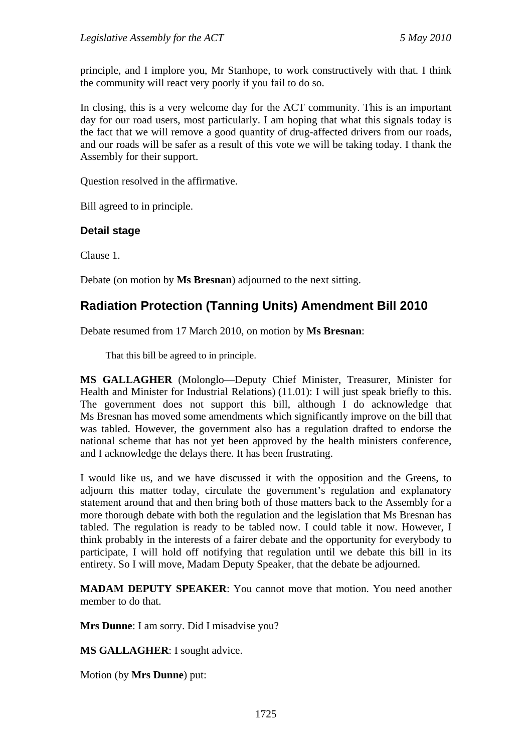principle, and I implore you, Mr Stanhope, to work constructively with that. I think the community will react very poorly if you fail to do so.

In closing, this is a very welcome day for the ACT community. This is an important day for our road users, most particularly. I am hoping that what this signals today is the fact that we will remove a good quantity of drug-affected drivers from our roads, and our roads will be safer as a result of this vote we will be taking today. I thank the Assembly for their support.

Question resolved in the affirmative.

Bill agreed to in principle.

### Detail stage

Clause 1.

Debate (on motion by **Ms Bresnan**) adjourned to the next sitting.

## Radiation Protection (Tanning Units) Amendment Bill 2010

Debate resumed from 17 March 2010, on motion by **Ms Bresnan**:

> That this bill be agreed to in principle.

**MS GALLAGHER** (Molonglo—Deputy Chief Minister, Treasurer, Minister for Health and Minister for Industrial Relations) (11.01): I will just speak briefly to this. The government does not support this bill, although I do acknowledge that Ms Bresnan has moved some amendments which significantly improve on the bill that was tabled. However, the government also has a regulation drafted to endorse the national scheme that has not yet been approved by the health ministers conference, and I acknowledge the delays there. It has been frustrating.

I would like us, and we have discussed it with the opposition and the Greens, to adjourn this matter today, circulate the government's regulation and explanatory statement around that and then bring both of those matters back to the Assembly for a more thorough debate with both the regulation and the legislation that Ms Bresnan has tabled. The regulation is ready to be tabled now. I could table it now. However, I think probably in the interests of a fairer debate and the opportunity for everybody to participate, I will hold off notifying that regulation until we debate this bill in its entirety. So I will move, Madam Deputy Speaker, that the debate be adjourned.

**MADAM DEPUTY SPEAKER**: You cannot move that motion. You need another member to do that.

**Mrs Dunne**: I am sorry. Did I misadvise you?

**MS GALLAGHER**: I sought advice.

Motion (by **Mrs Dunne**) put: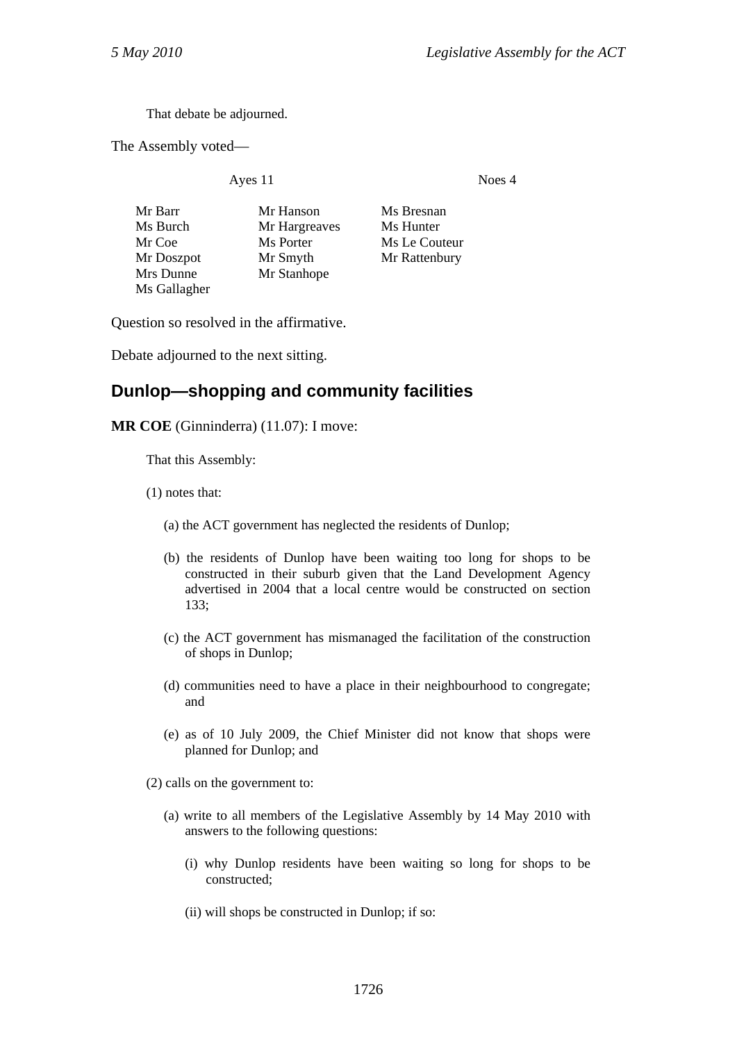That debate be adjourned.

The Assembly voted—

| Ayes 11 | | Noes 4 |
|---|---|---|
| Mr Barr | Mr Hanson | Ms Bresnan |
| Ms Burch | Mr Hargreaves | Ms Hunter |
| Mr Coe | Ms Porter | Ms Le Couteur |
| Mr Doszpot | Mr Smyth | Mr Rattenbury |
| Mrs Dunne | Mr Stanhope | |
| Ms Gallagher | | |

Question so resolved in the affirmative.

Debate adjourned to the next sitting.

## Dunlop—shopping and community facilities

**MR COE** (Ginninderra) (11.07): I move:

That this Assembly:

(1) notes that:

(a) the ACT government has neglected the residents of Dunlop;

(b) the residents of Dunlop have been waiting too long for shops to be constructed in their suburb given that the Land Development Agency advertised in 2004 that a local centre would be constructed on section 133;

(c) the ACT government has mismanaged the facilitation of the construction of shops in Dunlop;

(d) communities need to have a place in their neighbourhood to congregate; and

(e) as of 10 July 2009, the Chief Minister did not know that shops were planned for Dunlop; and

(2) calls on the government to:

(a) write to all members of the Legislative Assembly by 14 May 2010 with answers to the following questions:

(i) why Dunlop residents have been waiting so long for shops to be constructed;

(ii) will shops be constructed in Dunlop; if so: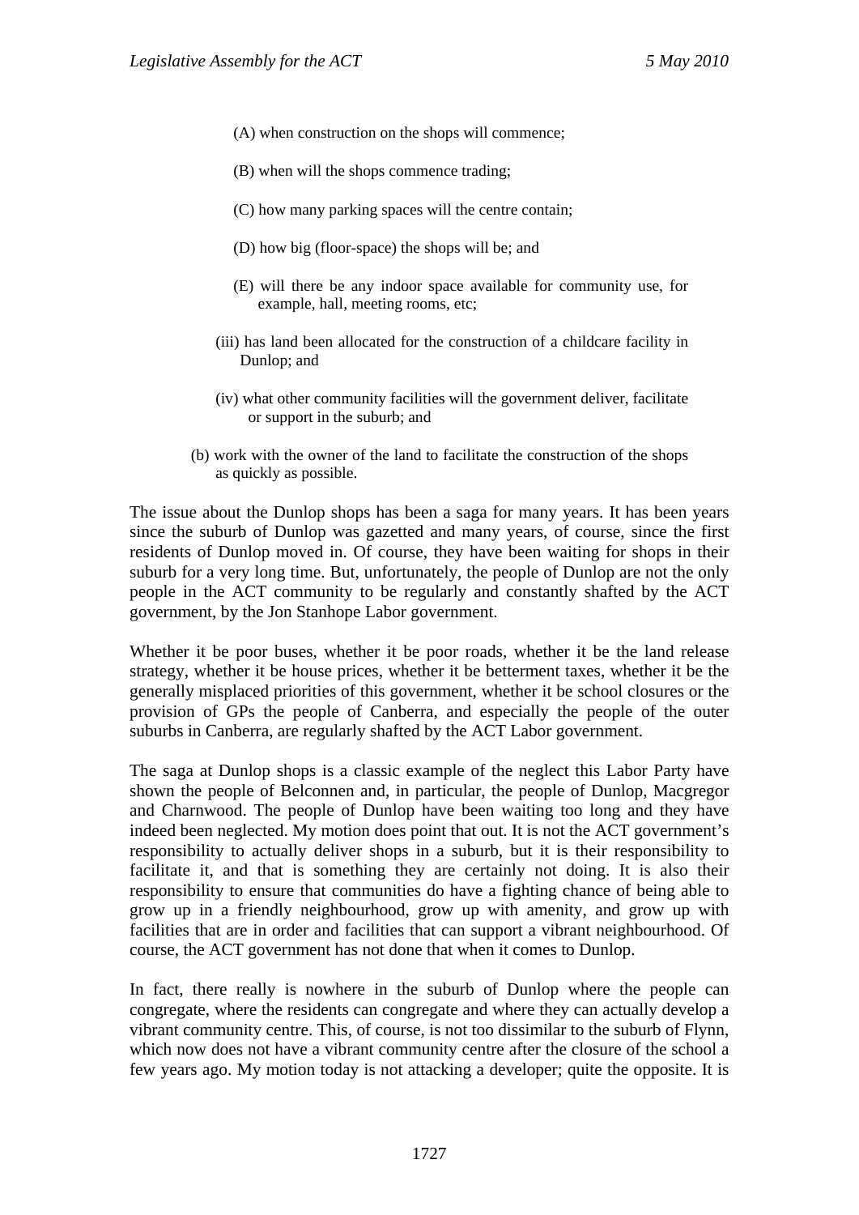(A) when construction on the shops will commence;

(B) when will the shops commence trading;

(C) how many parking spaces will the centre contain;

(D) how big (floor-space) the shops will be; and

(E) will there be any indoor space available for community use, for example, hall, meeting rooms, etc;

(iii) has land been allocated for the construction of a childcare facility in Dunlop; and

(iv) what other community facilities will the government deliver, facilitate or support in the suburb; and

(b) work with the owner of the land to facilitate the construction of the shops as quickly as possible.

The issue about the Dunlop shops has been a saga for many years. It has been years since the suburb of Dunlop was gazetted and many years, of course, since the first residents of Dunlop moved in. Of course, they have been waiting for shops in their suburb for a very long time. But, unfortunately, the people of Dunlop are not the only people in the ACT community to be regularly and constantly shafted by the ACT government, by the Jon Stanhope Labor government.

Whether it be poor buses, whether it be poor roads, whether it be the land release strategy, whether it be house prices, whether it be betterment taxes, whether it be the generally misplaced priorities of this government, whether it be school closures or the provision of GPs the people of Canberra, and especially the people of the outer suburbs in Canberra, are regularly shafted by the ACT Labor government.

The saga at Dunlop shops is a classic example of the neglect this Labor Party have shown the people of Belconnen and, in particular, the people of Dunlop, Macgregor and Charnwood. The people of Dunlop have been waiting too long and they have indeed been neglected. My motion does point that out. It is not the ACT government's responsibility to actually deliver shops in a suburb, but it is their responsibility to facilitate it, and that is something they are certainly not doing. It is also their responsibility to ensure that communities do have a fighting chance of being able to grow up in a friendly neighbourhood, grow up with amenity, and grow up with facilities that are in order and facilities that can support a vibrant neighbourhood. Of course, the ACT government has not done that when it comes to Dunlop.

In fact, there really is nowhere in the suburb of Dunlop where the people can congregate, where the residents can congregate and where they can actually develop a vibrant community centre. This, of course, is not too dissimilar to the suburb of Flynn, which now does not have a vibrant community centre after the closure of the school a few years ago. My motion today is not attacking a developer; quite the opposite. It is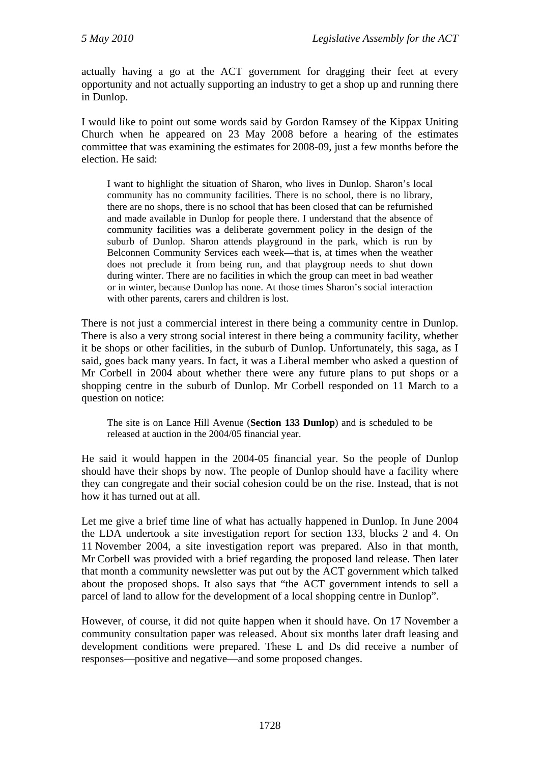actually having a go at the ACT government for dragging their feet at every opportunity and not actually supporting an industry to get a shop up and running there in Dunlop.

I would like to point out some words said by Gordon Ramsey of the Kippax Uniting Church when he appeared on 23 May 2008 before a hearing of the estimates committee that was examining the estimates for 2008-09, just a few months before the election. He said:

> I want to highlight the situation of Sharon, who lives in Dunlop. Sharon's local community has no community facilities. There is no school, there is no library, there are no shops, there is no school that has been closed that can be refurnished and made available in Dunlop for people there. I understand that the absence of community facilities was a deliberate government policy in the design of the suburb of Dunlop. Sharon attends playground in the park, which is run by Belconnen Community Services each week—that is, at times when the weather does not preclude it from being run, and that playgroup needs to shut down during winter. There are no facilities in which the group can meet in bad weather or in winter, because Dunlop has none. At those times Sharon's social interaction with other parents, carers and children is lost.

There is not just a commercial interest in there being a community centre in Dunlop. There is also a very strong social interest in there being a community facility, whether it be shops or other facilities, in the suburb of Dunlop. Unfortunately, this saga, as I said, goes back many years. In fact, it was a Liberal member who asked a question of Mr Corbell in 2004 about whether there were any future plans to put shops or a shopping centre in the suburb of Dunlop. Mr Corbell responded on 11 March to a question on notice:

> The site is on Lance Hill Avenue (**Section 133 Dunlop**) and is scheduled to be released at auction in the 2004/05 financial year.

He said it would happen in the 2004-05 financial year. So the people of Dunlop should have their shops by now. The people of Dunlop should have a facility where they can congregate and their social cohesion could be on the rise. Instead, that is not how it has turned out at all.

Let me give a brief time line of what has actually happened in Dunlop. In June 2004 the LDA undertook a site investigation report for section 133, blocks 2 and 4. On 11 November 2004, a site investigation report was prepared. Also in that month, Mr Corbell was provided with a brief regarding the proposed land release. Then later that month a community newsletter was put out by the ACT government which talked about the proposed shops. It also says that "the ACT government intends to sell a parcel of land to allow for the development of a local shopping centre in Dunlop".

However, of course, it did not quite happen when it should have. On 17 November a community consultation paper was released. About six months later draft leasing and development conditions were prepared. These L and Ds did receive a number of responses—positive and negative—and some proposed changes.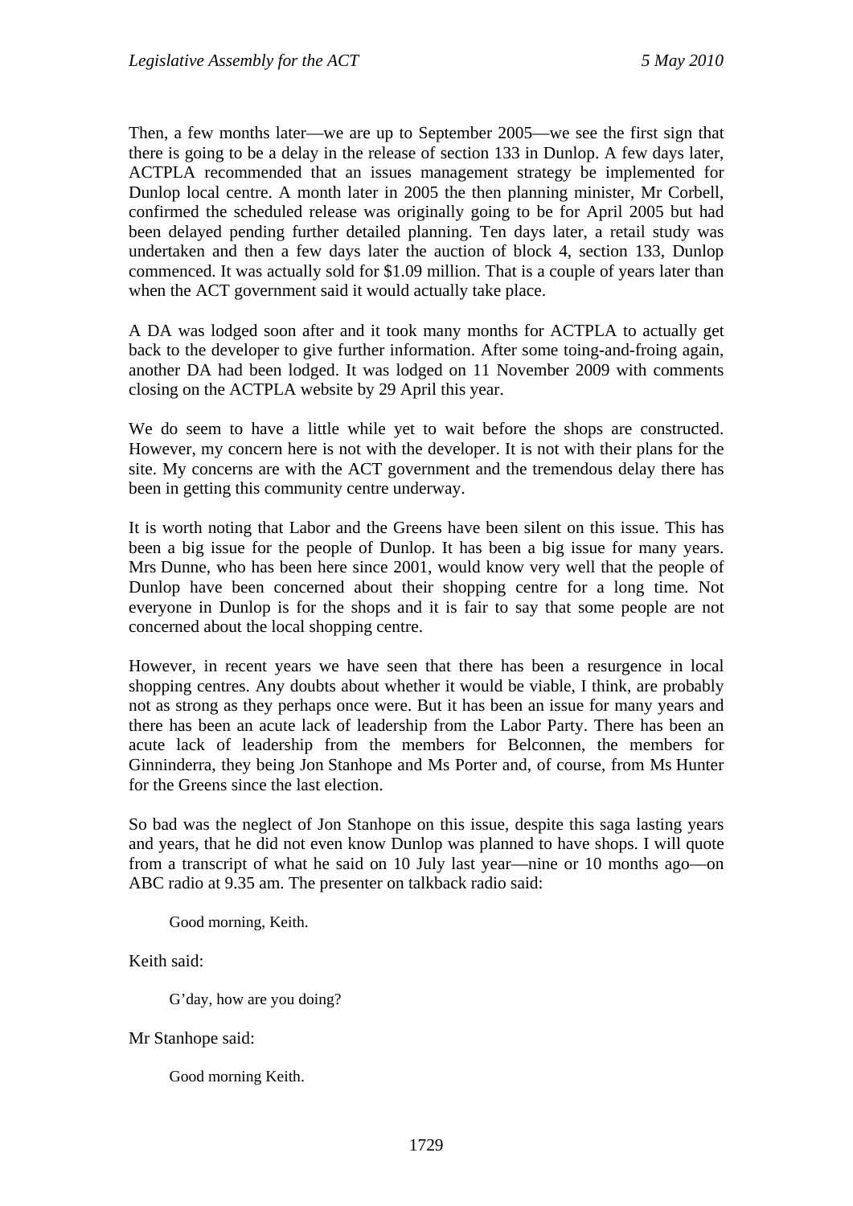Then, a few months later—we are up to September 2005—we see the first sign that there is going to be a delay in the release of section 133 in Dunlop. A few days later, ACTPLA recommended that an issues management strategy be implemented for Dunlop local centre. A month later in 2005 the then planning minister, Mr Corbell, confirmed the scheduled release was originally going to be for April 2005 but had been delayed pending further detailed planning. Ten days later, a retail study was undertaken and then a few days later the auction of block 4, section 133, Dunlop commenced. It was actually sold for $1.09 million. That is a couple of years later than when the ACT government said it would actually take place.

A DA was lodged soon after and it took many months for ACTPLA to actually get back to the developer to give further information. After some toing-and-froing again, another DA had been lodged. It was lodged on 11 November 2009 with comments closing on the ACTPLA website by 29 April this year.

We do seem to have a little while yet to wait before the shops are constructed. However, my concern here is not with the developer. It is not with their plans for the site. My concerns are with the ACT government and the tremendous delay there has been in getting this community centre underway.

It is worth noting that Labor and the Greens have been silent on this issue. This has been a big issue for the people of Dunlop. It has been a big issue for many years. Mrs Dunne, who has been here since 2001, would know very well that the people of Dunlop have been concerned about their shopping centre for a long time. Not everyone in Dunlop is for the shops and it is fair to say that some people are not concerned about the local shopping centre.

However, in recent years we have seen that there has been a resurgence in local shopping centres. Any doubts about whether it would be viable, I think, are probably not as strong as they perhaps once were. But it has been an issue for many years and there has been an acute lack of leadership from the Labor Party. There has been an acute lack of leadership from the members for Belconnen, the members for Ginninderra, they being Jon Stanhope and Ms Porter and, of course, from Ms Hunter for the Greens since the last election.

So bad was the neglect of Jon Stanhope on this issue, despite this saga lasting years and years, that he did not even know Dunlop was planned to have shops. I will quote from a transcript of what he said on 10 July last year—nine or 10 months ago—on ABC radio at 9.35 am. The presenter on talkback radio said:

> Good morning, Keith.

Keith said:

> G'day, how are you doing?

Mr Stanhope said:

> Good morning Keith.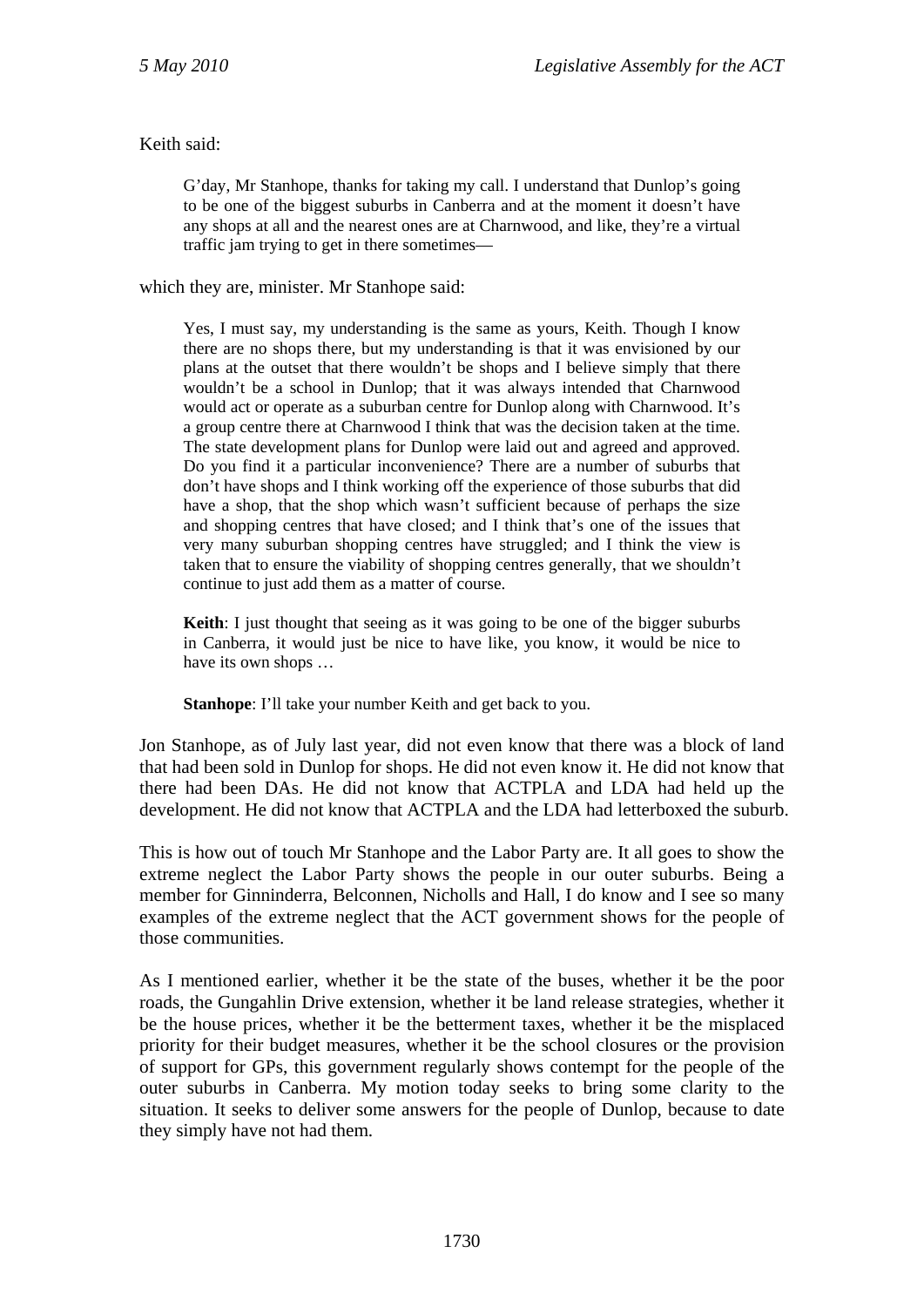Keith said:

> G'day, Mr Stanhope, thanks for taking my call. I understand that Dunlop's going to be one of the biggest suburbs in Canberra and at the moment it doesn't have any shops at all and the nearest ones are at Charnwood, and like, they're a virtual traffic jam trying to get in there sometimes—

which they are, minister. Mr Stanhope said:

> Yes, I must say, my understanding is the same as yours, Keith. Though I know there are no shops there, but my understanding is that it was envisioned by our plans at the outset that there wouldn't be shops and I believe simply that there wouldn't be a school in Dunlop; that it was always intended that Charnwood would act or operate as a suburban centre for Dunlop along with Charnwood. It's a group centre there at Charnwood I think that was the decision taken at the time. The state development plans for Dunlop were laid out and agreed and approved. Do you find it a particular inconvenience? There are a number of suburbs that don't have shops and I think working off the experience of those suburbs that did have a shop, that the shop which wasn't sufficient because of perhaps the size and shopping centres that have closed; and I think that's one of the issues that very many suburban shopping centres have struggled; and I think the view is taken that to ensure the viability of shopping centres generally, that we shouldn't continue to just add them as a matter of course.
>
> **Keith**: I just thought that seeing as it was going to be one of the bigger suburbs in Canberra, it would just be nice to have like, you know, it would be nice to have its own shops …
>
> **Stanhope**: I'll take your number Keith and get back to you.

Jon Stanhope, as of July last year, did not even know that there was a block of land that had been sold in Dunlop for shops. He did not even know it. He did not know that there had been DAs. He did not know that ACTPLA and LDA had held up the development. He did not know that ACTPLA and the LDA had letterboxed the suburb.

This is how out of touch Mr Stanhope and the Labor Party are. It all goes to show the extreme neglect the Labor Party shows the people in our outer suburbs. Being a member for Ginninderra, Belconnen, Nicholls and Hall, I do know and I see so many examples of the extreme neglect that the ACT government shows for the people of those communities.

As I mentioned earlier, whether it be the state of the buses, whether it be the poor roads, the Gungahlin Drive extension, whether it be land release strategies, whether it be the house prices, whether it be the betterment taxes, whether it be the misplaced priority for their budget measures, whether it be the school closures or the provision of support for GPs, this government regularly shows contempt for the people of the outer suburbs in Canberra. My motion today seeks to bring some clarity to the situation. It seeks to deliver some answers for the people of Dunlop, because to date they simply have not had them.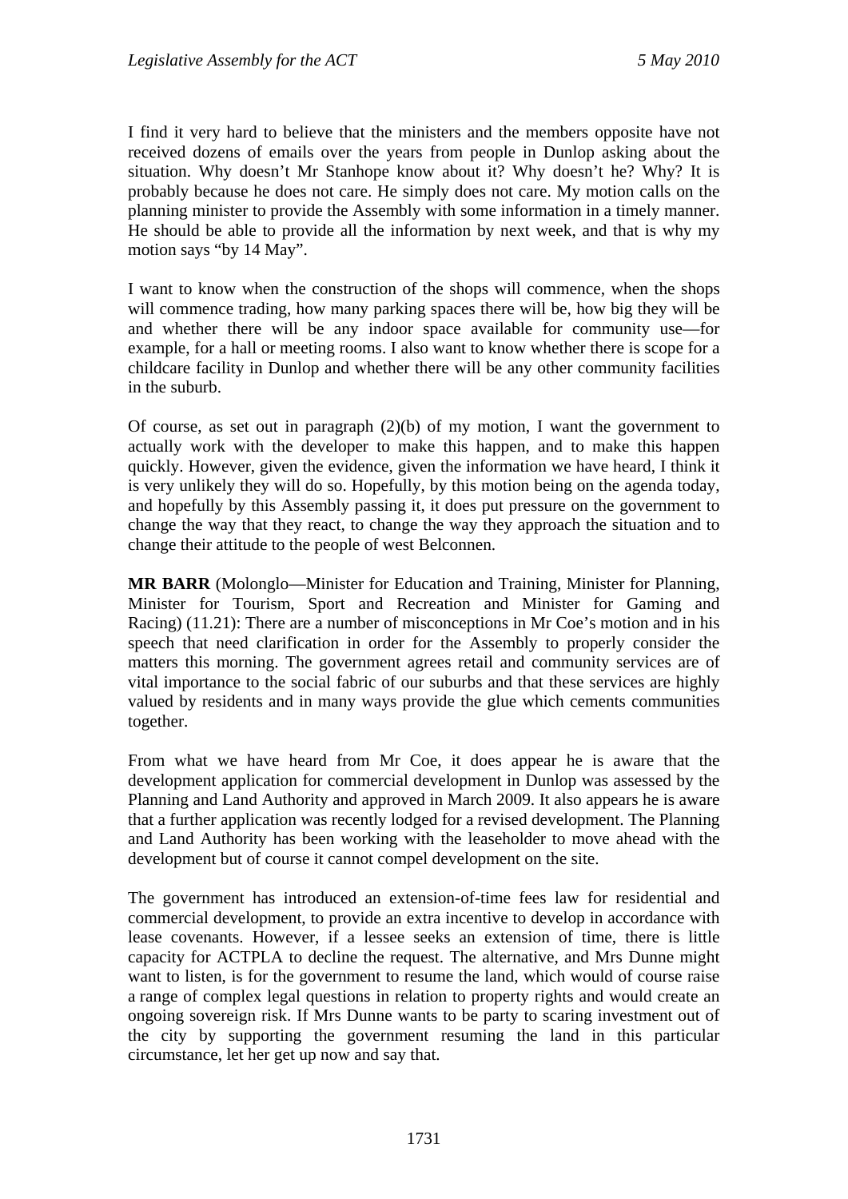I find it very hard to believe that the ministers and the members opposite have not received dozens of emails over the years from people in Dunlop asking about the situation. Why doesn't Mr Stanhope know about it? Why doesn't he? Why? It is probably because he does not care. He simply does not care. My motion calls on the planning minister to provide the Assembly with some information in a timely manner. He should be able to provide all the information by next week, and that is why my motion says "by 14 May".

I want to know when the construction of the shops will commence, when the shops will commence trading, how many parking spaces there will be, how big they will be and whether there will be any indoor space available for community use—for example, for a hall or meeting rooms. I also want to know whether there is scope for a childcare facility in Dunlop and whether there will be any other community facilities in the suburb.

Of course, as set out in paragraph (2)(b) of my motion, I want the government to actually work with the developer to make this happen, and to make this happen quickly. However, given the evidence, given the information we have heard, I think it is very unlikely they will do so. Hopefully, by this motion being on the agenda today, and hopefully by this Assembly passing it, it does put pressure on the government to change the way that they react, to change the way they approach the situation and to change their attitude to the people of west Belconnen.

**MR BARR** (Molonglo—Minister for Education and Training, Minister for Planning, Minister for Tourism, Sport and Recreation and Minister for Gaming and Racing) (11.21): There are a number of misconceptions in Mr Coe's motion and in his speech that need clarification in order for the Assembly to properly consider the matters this morning. The government agrees retail and community services are of vital importance to the social fabric of our suburbs and that these services are highly valued by residents and in many ways provide the glue which cements communities together.

From what we have heard from Mr Coe, it does appear he is aware that the development application for commercial development in Dunlop was assessed by the Planning and Land Authority and approved in March 2009. It also appears he is aware that a further application was recently lodged for a revised development. The Planning and Land Authority has been working with the leaseholder to move ahead with the development but of course it cannot compel development on the site.

The government has introduced an extension-of-time fees law for residential and commercial development, to provide an extra incentive to develop in accordance with lease covenants. However, if a lessee seeks an extension of time, there is little capacity for ACTPLA to decline the request. The alternative, and Mrs Dunne might want to listen, is for the government to resume the land, which would of course raise a range of complex legal questions in relation to property rights and would create an ongoing sovereign risk. If Mrs Dunne wants to be party to scaring investment out of the city by supporting the government resuming the land in this particular circumstance, let her get up now and say that.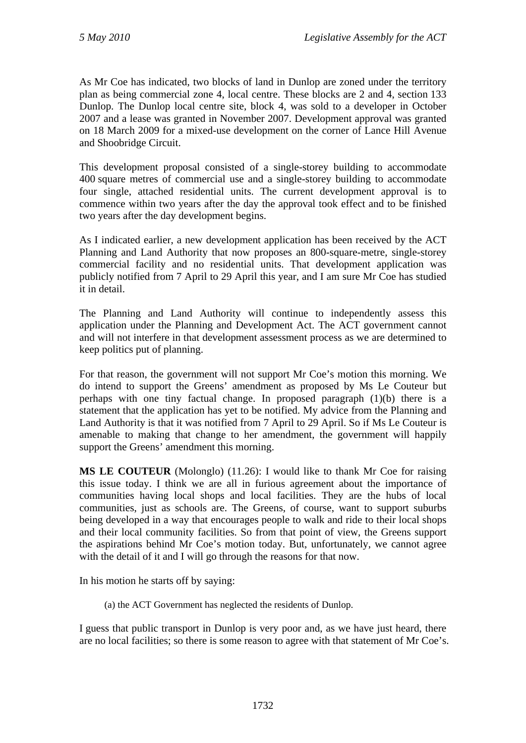As Mr Coe has indicated, two blocks of land in Dunlop are zoned under the territory plan as being commercial zone 4, local centre. These blocks are 2 and 4, section 133 Dunlop. The Dunlop local centre site, block 4, was sold to a developer in October 2007 and a lease was granted in November 2007. Development approval was granted on 18 March 2009 for a mixed-use development on the corner of Lance Hill Avenue and Shoobridge Circuit.

This development proposal consisted of a single-storey building to accommodate 400 square metres of commercial use and a single-storey building to accommodate four single, attached residential units. The current development approval is to commence within two years after the day the approval took effect and to be finished two years after the day development begins.

As I indicated earlier, a new development application has been received by the ACT Planning and Land Authority that now proposes an 800-square-metre, single-storey commercial facility and no residential units. That development application was publicly notified from 7 April to 29 April this year, and I am sure Mr Coe has studied it in detail.

The Planning and Land Authority will continue to independently assess this application under the Planning and Development Act. The ACT government cannot and will not interfere in that development assessment process as we are determined to keep politics put of planning.

For that reason, the government will not support Mr Coe's motion this morning. We do intend to support the Greens' amendment as proposed by Ms Le Couteur but perhaps with one tiny factual change. In proposed paragraph (1)(b) there is a statement that the application has yet to be notified. My advice from the Planning and Land Authority is that it was notified from 7 April to 29 April. So if Ms Le Couteur is amenable to making that change to her amendment, the government will happily support the Greens' amendment this morning.

**MS LE COUTEUR** (Molonglo) (11.26): I would like to thank Mr Coe for raising this issue today. I think we are all in furious agreement about the importance of communities having local shops and local facilities. They are the hubs of local communities, just as schools are. The Greens, of course, want to support suburbs being developed in a way that encourages people to walk and ride to their local shops and their local community facilities. So from that point of view, the Greens support the aspirations behind Mr Coe's motion today. But, unfortunately, we cannot agree with the detail of it and I will go through the reasons for that now.

In his motion he starts off by saying:

> (a) the ACT Government has neglected the residents of Dunlop.

I guess that public transport in Dunlop is very poor and, as we have just heard, there are no local facilities; so there is some reason to agree with that statement of Mr Coe's.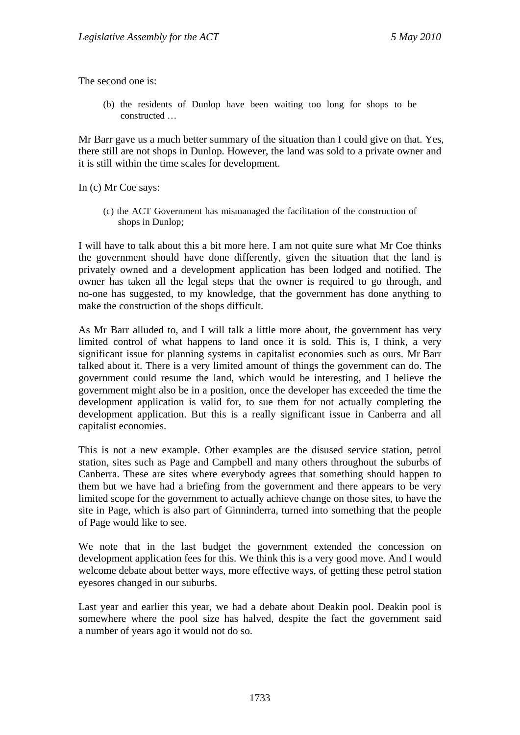The second one is:

> (b) the residents of Dunlop have been waiting too long for shops to be constructed …

Mr Barr gave us a much better summary of the situation than I could give on that. Yes, there still are not shops in Dunlop. However, the land was sold to a private owner and it is still within the time scales for development.

In (c) Mr Coe says:

> (c) the ACT Government has mismanaged the facilitation of the construction of shops in Dunlop;

I will have to talk about this a bit more here. I am not quite sure what Mr Coe thinks the government should have done differently, given the situation that the land is privately owned and a development application has been lodged and notified. The owner has taken all the legal steps that the owner is required to go through, and no-one has suggested, to my knowledge, that the government has done anything to make the construction of the shops difficult.

As Mr Barr alluded to, and I will talk a little more about, the government has very limited control of what happens to land once it is sold. This is, I think, a very significant issue for planning systems in capitalist economies such as ours. Mr Barr talked about it. There is a very limited amount of things the government can do. The government could resume the land, which would be interesting, and I believe the government might also be in a position, once the developer has exceeded the time the development application is valid for, to sue them for not actually completing the development application. But this is a really significant issue in Canberra and all capitalist economies.

This is not a new example. Other examples are the disused service station, petrol station, sites such as Page and Campbell and many others throughout the suburbs of Canberra. These are sites where everybody agrees that something should happen to them but we have had a briefing from the government and there appears to be very limited scope for the government to actually achieve change on those sites, to have the site in Page, which is also part of Ginninderra, turned into something that the people of Page would like to see.

We note that in the last budget the government extended the concession on development application fees for this. We think this is a very good move. And I would welcome debate about better ways, more effective ways, of getting these petrol station eyesores changed in our suburbs.

Last year and earlier this year, we had a debate about Deakin pool. Deakin pool is somewhere where the pool size has halved, despite the fact the government said a number of years ago it would not do so.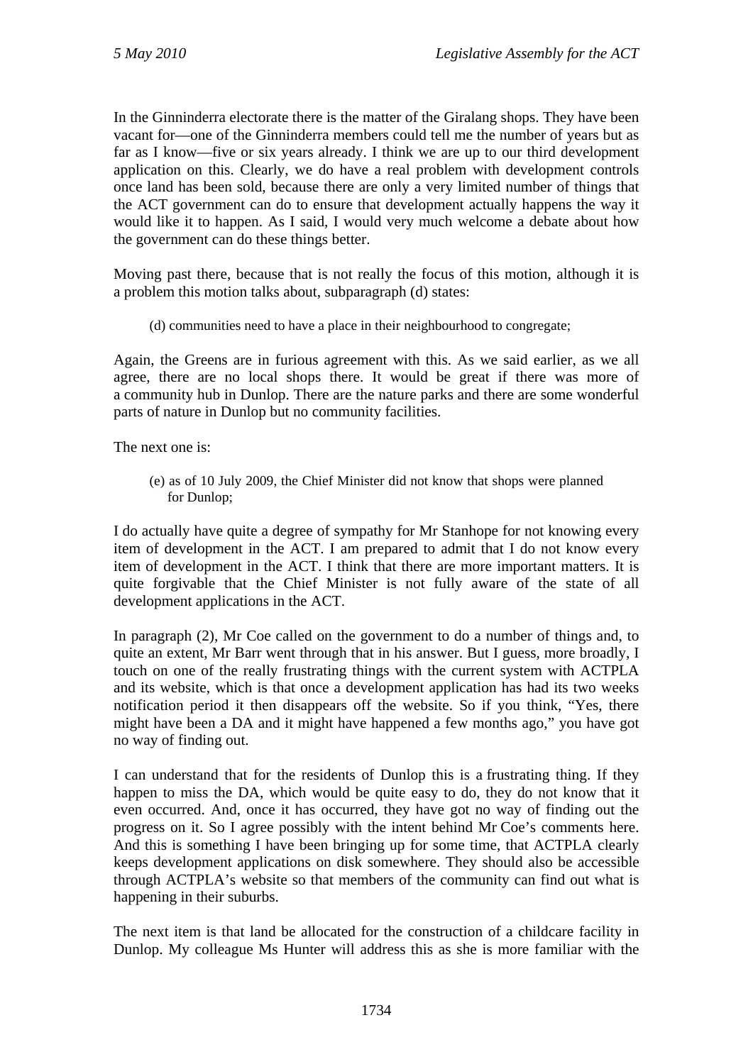In the Ginninderra electorate there is the matter of the Giralang shops. They have been vacant for—one of the Ginninderra members could tell me the number of years but as far as I know—five or six years already. I think we are up to our third development application on this. Clearly, we do have a real problem with development controls once land has been sold, because there are only a very limited number of things that the ACT government can do to ensure that development actually happens the way it would like it to happen. As I said, I would very much welcome a debate about how the government can do these things better.

Moving past there, because that is not really the focus of this motion, although it is a problem this motion talks about, subparagraph (d) states:

> (d) communities need to have a place in their neighbourhood to congregate;

Again, the Greens are in furious agreement with this. As we said earlier, as we all agree, there are no local shops there. It would be great if there was more of a community hub in Dunlop. There are the nature parks and there are some wonderful parts of nature in Dunlop but no community facilities.

The next one is:

> (e) as of 10 July 2009, the Chief Minister did not know that shops were planned for Dunlop;

I do actually have quite a degree of sympathy for Mr Stanhope for not knowing every item of development in the ACT. I am prepared to admit that I do not know every item of development in the ACT. I think that there are more important matters. It is quite forgivable that the Chief Minister is not fully aware of the state of all development applications in the ACT.

In paragraph (2), Mr Coe called on the government to do a number of things and, to quite an extent, Mr Barr went through that in his answer. But I guess, more broadly, I touch on one of the really frustrating things with the current system with ACTPLA and its website, which is that once a development application has had its two weeks notification period it then disappears off the website. So if you think, "Yes, there might have been a DA and it might have happened a few months ago," you have got no way of finding out.

I can understand that for the residents of Dunlop this is a frustrating thing. If they happen to miss the DA, which would be quite easy to do, they do not know that it even occurred. And, once it has occurred, they have got no way of finding out the progress on it. So I agree possibly with the intent behind Mr Coe's comments here. And this is something I have been bringing up for some time, that ACTPLA clearly keeps development applications on disk somewhere. They should also be accessible through ACTPLA's website so that members of the community can find out what is happening in their suburbs.

The next item is that land be allocated for the construction of a childcare facility in Dunlop. My colleague Ms Hunter will address this as she is more familiar with the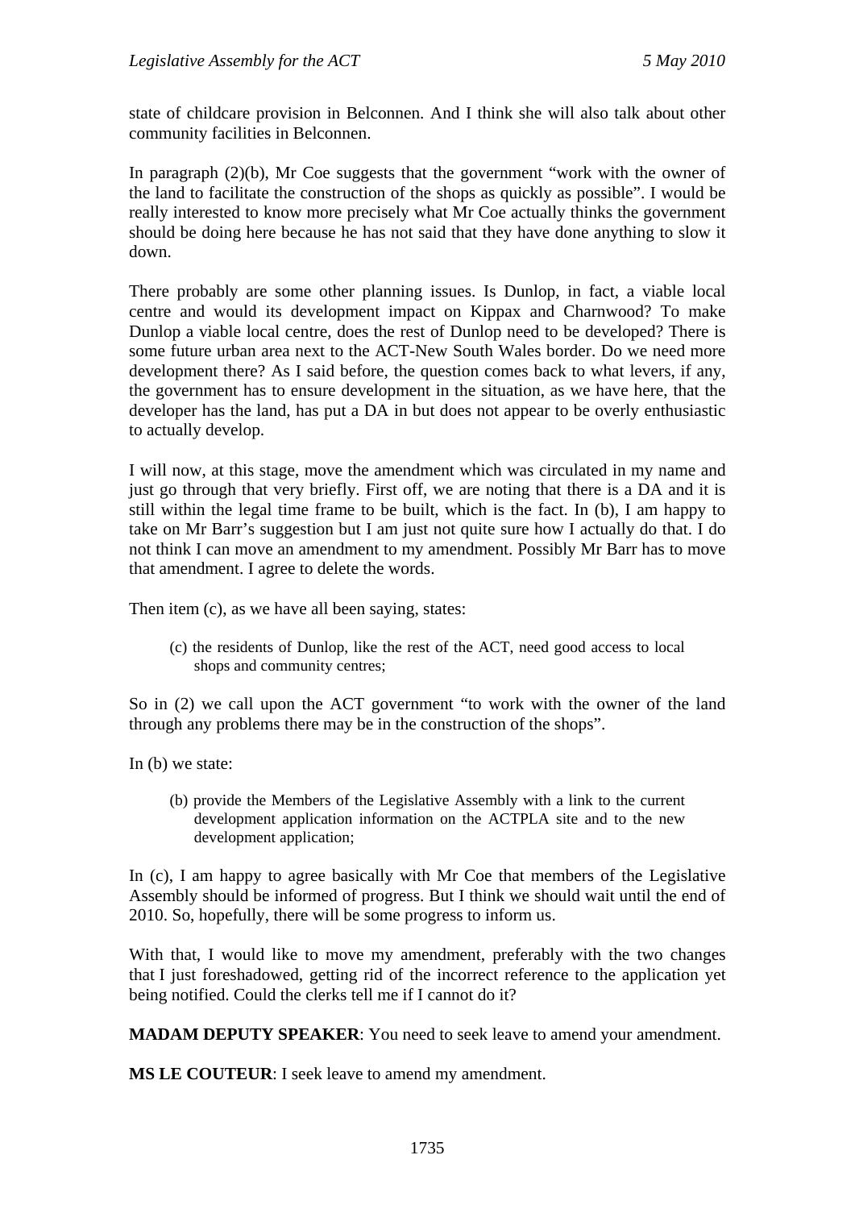state of childcare provision in Belconnen. And I think she will also talk about other community facilities in Belconnen.

In paragraph (2)(b), Mr Coe suggests that the government "work with the owner of the land to facilitate the construction of the shops as quickly as possible". I would be really interested to know more precisely what Mr Coe actually thinks the government should be doing here because he has not said that they have done anything to slow it down.

There probably are some other planning issues. Is Dunlop, in fact, a viable local centre and would its development impact on Kippax and Charnwood? To make Dunlop a viable local centre, does the rest of Dunlop need to be developed? There is some future urban area next to the ACT-New South Wales border. Do we need more development there? As I said before, the question comes back to what levers, if any, the government has to ensure development in the situation, as we have here, that the developer has the land, has put a DA in but does not appear to be overly enthusiastic to actually develop.

I will now, at this stage, move the amendment which was circulated in my name and just go through that very briefly. First off, we are noting that there is a DA and it is still within the legal time frame to be built, which is the fact. In (b), I am happy to take on Mr Barr's suggestion but I am just not quite sure how I actually do that. I do not think I can move an amendment to my amendment. Possibly Mr Barr has to move that amendment. I agree to delete the words.

Then item (c), as we have all been saying, states:

> (c) the residents of Dunlop, like the rest of the ACT, need good access to local shops and community centres;

So in (2) we call upon the ACT government "to work with the owner of the land through any problems there may be in the construction of the shops".

In (b) we state:

> (b) provide the Members of the Legislative Assembly with a link to the current development application information on the ACTPLA site and to the new development application;

In (c), I am happy to agree basically with Mr Coe that members of the Legislative Assembly should be informed of progress. But I think we should wait until the end of 2010. So, hopefully, there will be some progress to inform us.

With that, I would like to move my amendment, preferably with the two changes that I just foreshadowed, getting rid of the incorrect reference to the application yet being notified. Could the clerks tell me if I cannot do it?

**MADAM DEPUTY SPEAKER**: You need to seek leave to amend your amendment.

**MS LE COUTEUR**: I seek leave to amend my amendment.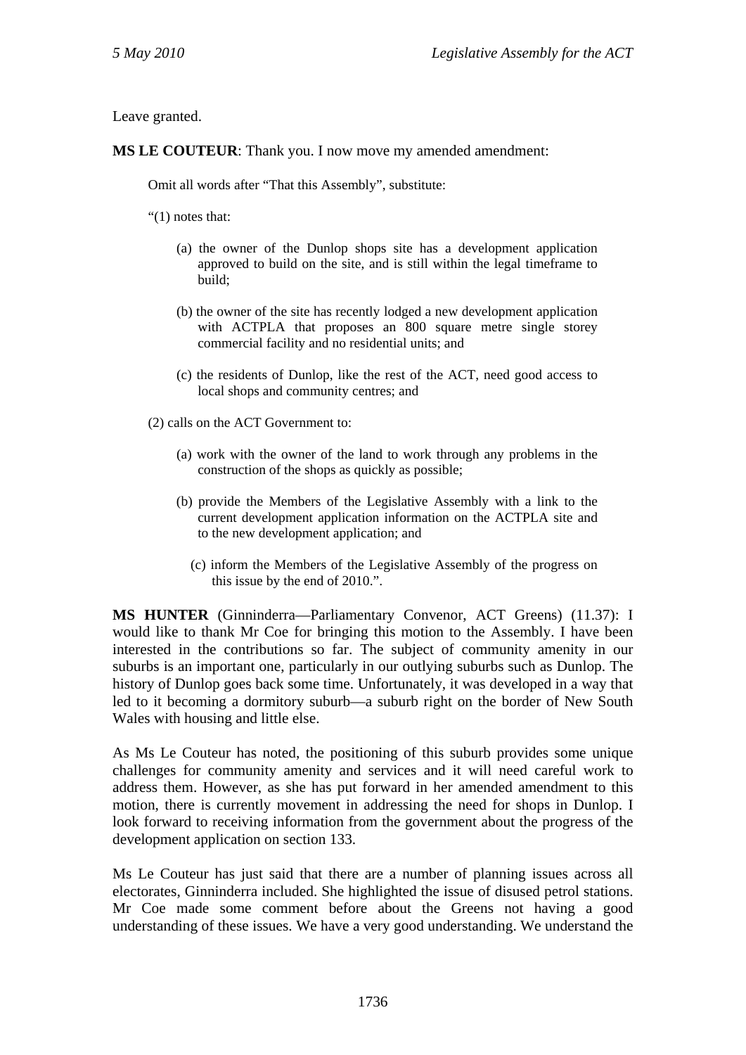Leave granted.

**MS LE COUTEUR**: Thank you. I now move my amended amendment:

> Omit all words after "That this Assembly", substitute:
>
> "(1) notes that:
>
> (a) the owner of the Dunlop shops site has a development application approved to build on the site, and is still within the legal timeframe to build;
>
> (b) the owner of the site has recently lodged a new development application with ACTPLA that proposes an 800 square metre single storey commercial facility and no residential units; and
>
> (c) the residents of Dunlop, like the rest of the ACT, need good access to local shops and community centres; and
>
> (2) calls on the ACT Government to:
>
> (a) work with the owner of the land to work through any problems in the construction of the shops as quickly as possible;
>
> (b) provide the Members of the Legislative Assembly with a link to the current development application information on the ACTPLA site and to the new development application; and
>
> (c) inform the Members of the Legislative Assembly of the progress on this issue by the end of 2010.".

**MS HUNTER** (Ginninderra—Parliamentary Convenor, ACT Greens) (11.37): I would like to thank Mr Coe for bringing this motion to the Assembly. I have been interested in the contributions so far. The subject of community amenity in our suburbs is an important one, particularly in our outlying suburbs such as Dunlop. The history of Dunlop goes back some time. Unfortunately, it was developed in a way that led to it becoming a dormitory suburb—a suburb right on the border of New South Wales with housing and little else.

As Ms Le Couteur has noted, the positioning of this suburb provides some unique challenges for community amenity and services and it will need careful work to address them. However, as she has put forward in her amended amendment to this motion, there is currently movement in addressing the need for shops in Dunlop. I look forward to receiving information from the government about the progress of the development application on section 133.

Ms Le Couteur has just said that there are a number of planning issues across all electorates, Ginninderra included. She highlighted the issue of disused petrol stations. Mr Coe made some comment before about the Greens not having a good understanding of these issues. We have a very good understanding. We understand the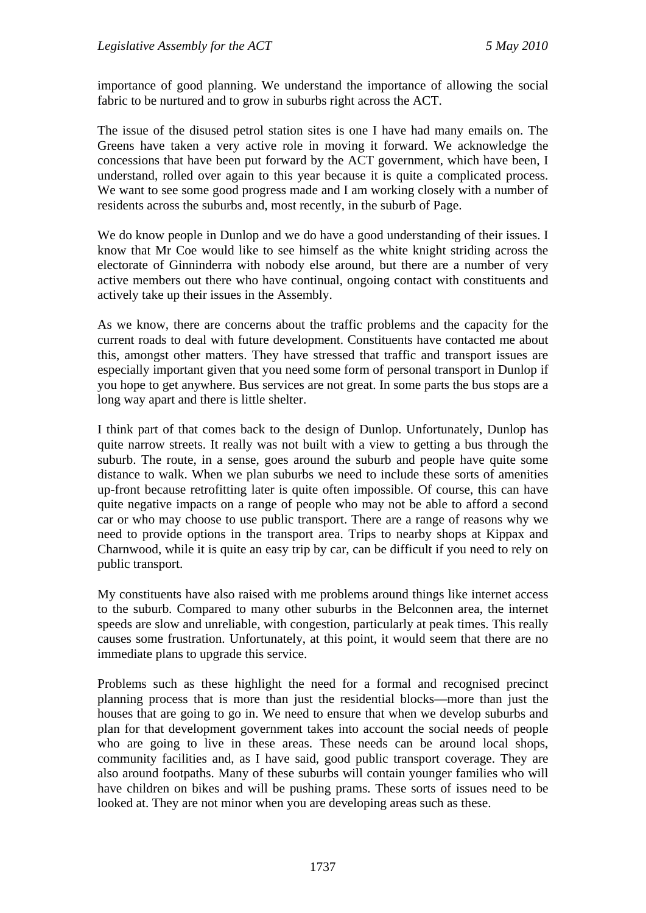importance of good planning. We understand the importance of allowing the social fabric to be nurtured and to grow in suburbs right across the ACT.

The issue of the disused petrol station sites is one I have had many emails on. The Greens have taken a very active role in moving it forward. We acknowledge the concessions that have been put forward by the ACT government, which have been, I understand, rolled over again to this year because it is quite a complicated process. We want to see some good progress made and I am working closely with a number of residents across the suburbs and, most recently, in the suburb of Page.

We do know people in Dunlop and we do have a good understanding of their issues. I know that Mr Coe would like to see himself as the white knight striding across the electorate of Ginninderra with nobody else around, but there are a number of very active members out there who have continual, ongoing contact with constituents and actively take up their issues in the Assembly.

As we know, there are concerns about the traffic problems and the capacity for the current roads to deal with future development. Constituents have contacted me about this, amongst other matters. They have stressed that traffic and transport issues are especially important given that you need some form of personal transport in Dunlop if you hope to get anywhere. Bus services are not great. In some parts the bus stops are a long way apart and there is little shelter.

I think part of that comes back to the design of Dunlop. Unfortunately, Dunlop has quite narrow streets. It really was not built with a view to getting a bus through the suburb. The route, in a sense, goes around the suburb and people have quite some distance to walk. When we plan suburbs we need to include these sorts of amenities up-front because retrofitting later is quite often impossible. Of course, this can have quite negative impacts on a range of people who may not be able to afford a second car or who may choose to use public transport. There are a range of reasons why we need to provide options in the transport area. Trips to nearby shops at Kippax and Charnwood, while it is quite an easy trip by car, can be difficult if you need to rely on public transport.

My constituents have also raised with me problems around things like internet access to the suburb. Compared to many other suburbs in the Belconnen area, the internet speeds are slow and unreliable, with congestion, particularly at peak times. This really causes some frustration. Unfortunately, at this point, it would seem that there are no immediate plans to upgrade this service.

Problems such as these highlight the need for a formal and recognised precinct planning process that is more than just the residential blocks—more than just the houses that are going to go in. We need to ensure that when we develop suburbs and plan for that development government takes into account the social needs of people who are going to live in these areas. These needs can be around local shops, community facilities and, as I have said, good public transport coverage. They are also around footpaths. Many of these suburbs will contain younger families who will have children on bikes and will be pushing prams. These sorts of issues need to be looked at. They are not minor when you are developing areas such as these.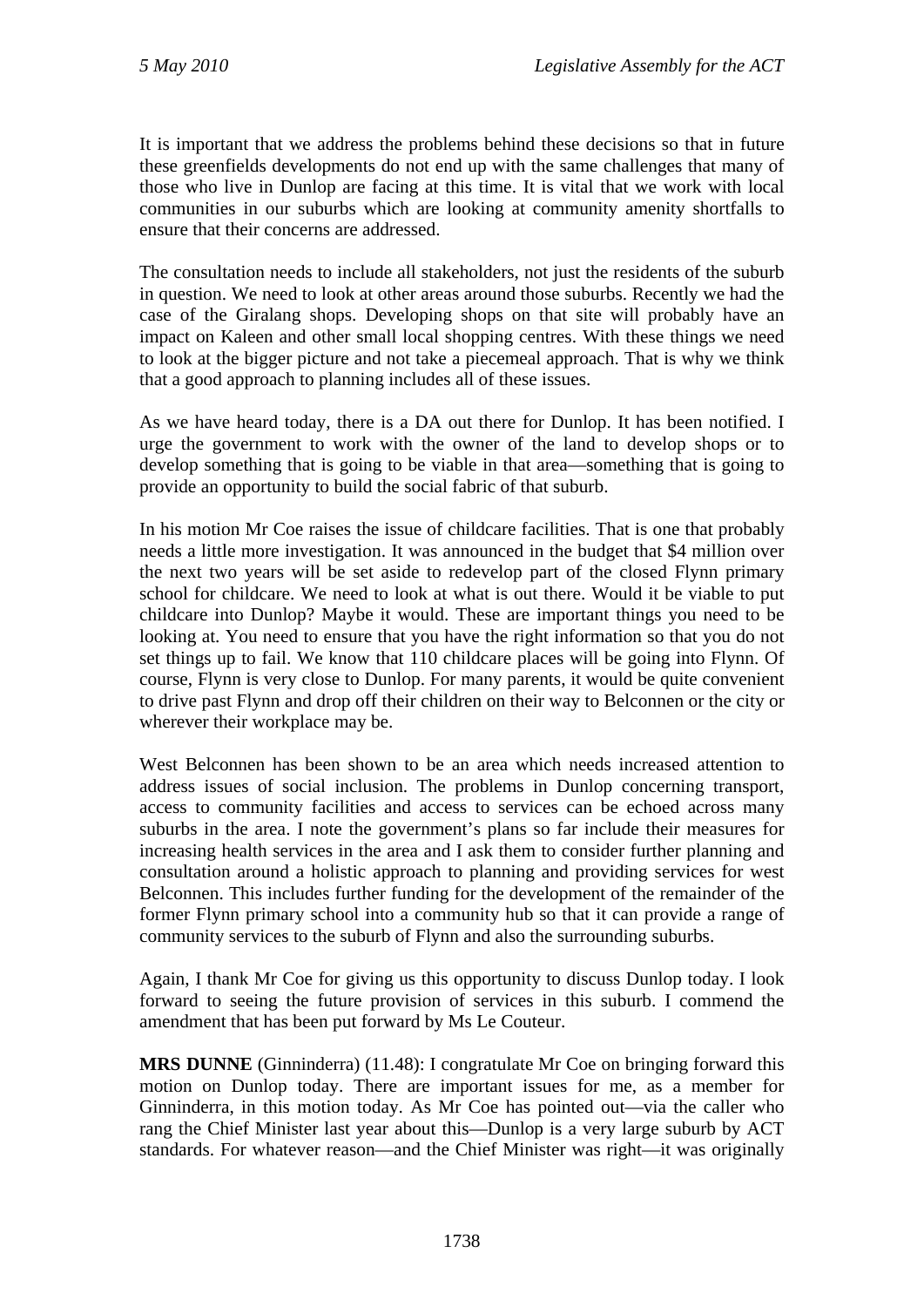It is important that we address the problems behind these decisions so that in future these greenfields developments do not end up with the same challenges that many of those who live in Dunlop are facing at this time. It is vital that we work with local communities in our suburbs which are looking at community amenity shortfalls to ensure that their concerns are addressed.

The consultation needs to include all stakeholders, not just the residents of the suburb in question. We need to look at other areas around those suburbs. Recently we had the case of the Giralang shops. Developing shops on that site will probably have an impact on Kaleen and other small local shopping centres. With these things we need to look at the bigger picture and not take a piecemeal approach. That is why we think that a good approach to planning includes all of these issues.

As we have heard today, there is a DA out there for Dunlop. It has been notified. I urge the government to work with the owner of the land to develop shops or to develop something that is going to be viable in that area—something that is going to provide an opportunity to build the social fabric of that suburb.

In his motion Mr Coe raises the issue of childcare facilities. That is one that probably needs a little more investigation. It was announced in the budget that $4 million over the next two years will be set aside to redevelop part of the closed Flynn primary school for childcare. We need to look at what is out there. Would it be viable to put childcare into Dunlop? Maybe it would. These are important things you need to be looking at. You need to ensure that you have the right information so that you do not set things up to fail. We know that 110 childcare places will be going into Flynn. Of course, Flynn is very close to Dunlop. For many parents, it would be quite convenient to drive past Flynn and drop off their children on their way to Belconnen or the city or wherever their workplace may be.

West Belconnen has been shown to be an area which needs increased attention to address issues of social inclusion. The problems in Dunlop concerning transport, access to community facilities and access to services can be echoed across many suburbs in the area. I note the government's plans so far include their measures for increasing health services in the area and I ask them to consider further planning and consultation around a holistic approach to planning and providing services for west Belconnen. This includes further funding for the development of the remainder of the former Flynn primary school into a community hub so that it can provide a range of community services to the suburb of Flynn and also the surrounding suburbs.

Again, I thank Mr Coe for giving us this opportunity to discuss Dunlop today. I look forward to seeing the future provision of services in this suburb. I commend the amendment that has been put forward by Ms Le Couteur.

**MRS DUNNE** (Ginninderra) (11.48): I congratulate Mr Coe on bringing forward this motion on Dunlop today. There are important issues for me, as a member for Ginninderra, in this motion today. As Mr Coe has pointed out—via the caller who rang the Chief Minister last year about this—Dunlop is a very large suburb by ACT standards. For whatever reason—and the Chief Minister was right—it was originally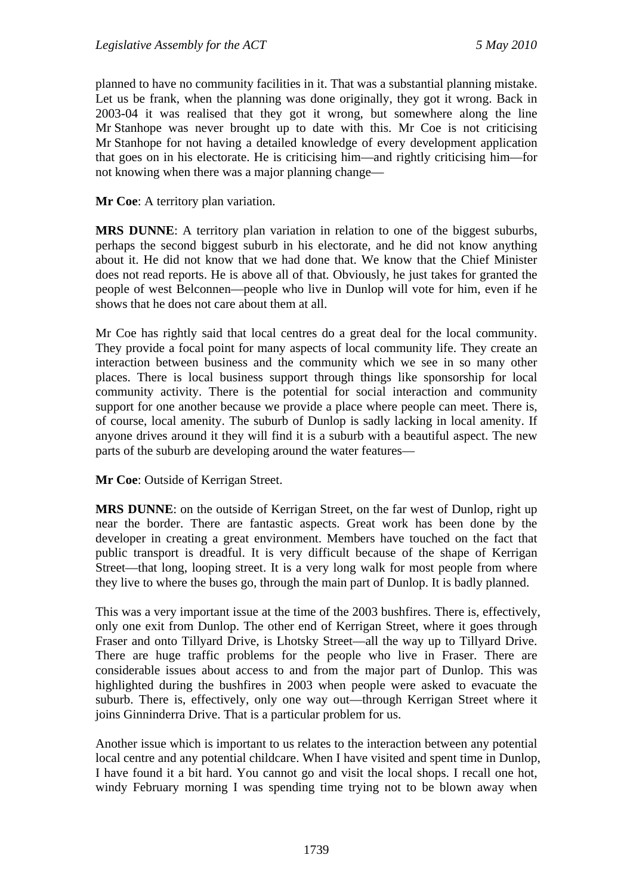planned to have no community facilities in it. That was a substantial planning mistake. Let us be frank, when the planning was done originally, they got it wrong. Back in 2003-04 it was realised that they got it wrong, but somewhere along the line Mr Stanhope was never brought up to date with this. Mr Coe is not criticising Mr Stanhope for not having a detailed knowledge of every development application that goes on in his electorate. He is criticising him—and rightly criticising him—for not knowing when there was a major planning change—

**Mr Coe**: A territory plan variation.

**MRS DUNNE**: A territory plan variation in relation to one of the biggest suburbs, perhaps the second biggest suburb in his electorate, and he did not know anything about it. He did not know that we had done that. We know that the Chief Minister does not read reports. He is above all of that. Obviously, he just takes for granted the people of west Belconnen—people who live in Dunlop will vote for him, even if he shows that he does not care about them at all.

Mr Coe has rightly said that local centres do a great deal for the local community. They provide a focal point for many aspects of local community life. They create an interaction between business and the community which we see in so many other places. There is local business support through things like sponsorship for local community activity. There is the potential for social interaction and community support for one another because we provide a place where people can meet. There is, of course, local amenity. The suburb of Dunlop is sadly lacking in local amenity. If anyone drives around it they will find it is a suburb with a beautiful aspect. The new parts of the suburb are developing around the water features—

**Mr Coe**: Outside of Kerrigan Street.

**MRS DUNNE**: on the outside of Kerrigan Street, on the far west of Dunlop, right up near the border. There are fantastic aspects. Great work has been done by the developer in creating a great environment. Members have touched on the fact that public transport is dreadful. It is very difficult because of the shape of Kerrigan Street—that long, looping street. It is a very long walk for most people from where they live to where the buses go, through the main part of Dunlop. It is badly planned.

This was a very important issue at the time of the 2003 bushfires. There is, effectively, only one exit from Dunlop. The other end of Kerrigan Street, where it goes through Fraser and onto Tillyard Drive, is Lhotsky Street—all the way up to Tillyard Drive. There are huge traffic problems for the people who live in Fraser. There are considerable issues about access to and from the major part of Dunlop. This was highlighted during the bushfires in 2003 when people were asked to evacuate the suburb. There is, effectively, only one way out—through Kerrigan Street where it joins Ginninderra Drive. That is a particular problem for us.

Another issue which is important to us relates to the interaction between any potential local centre and any potential childcare. When I have visited and spent time in Dunlop, I have found it a bit hard. You cannot go and visit the local shops. I recall one hot, windy February morning I was spending time trying not to be blown away when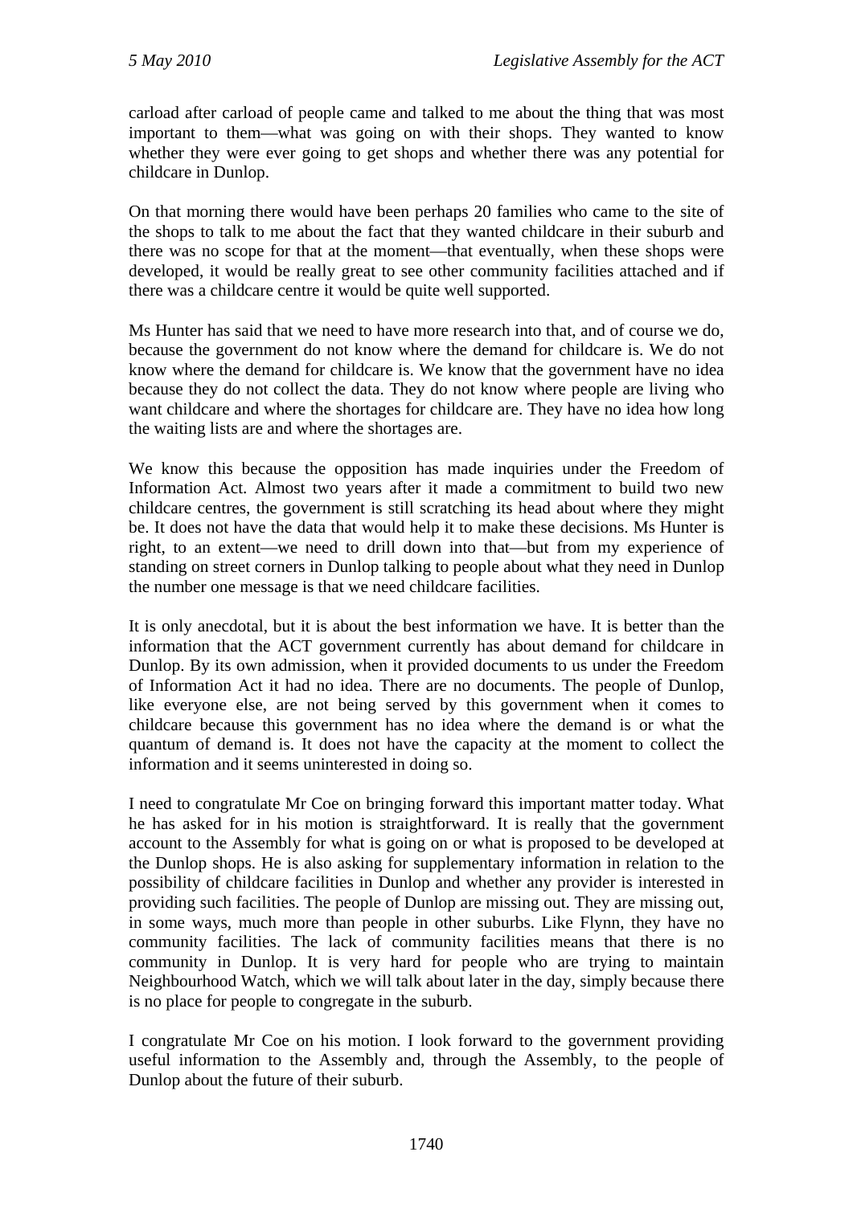carload after carload of people came and talked to me about the thing that was most important to them—what was going on with their shops. They wanted to know whether they were ever going to get shops and whether there was any potential for childcare in Dunlop.

On that morning there would have been perhaps 20 families who came to the site of the shops to talk to me about the fact that they wanted childcare in their suburb and there was no scope for that at the moment—that eventually, when these shops were developed, it would be really great to see other community facilities attached and if there was a childcare centre it would be quite well supported.

Ms Hunter has said that we need to have more research into that, and of course we do, because the government do not know where the demand for childcare is. We do not know where the demand for childcare is. We know that the government have no idea because they do not collect the data. They do not know where people are living who want childcare and where the shortages for childcare are. They have no idea how long the waiting lists are and where the shortages are.

We know this because the opposition has made inquiries under the Freedom of Information Act. Almost two years after it made a commitment to build two new childcare centres, the government is still scratching its head about where they might be. It does not have the data that would help it to make these decisions. Ms Hunter is right, to an extent—we need to drill down into that—but from my experience of standing on street corners in Dunlop talking to people about what they need in Dunlop the number one message is that we need childcare facilities.

It is only anecdotal, but it is about the best information we have. It is better than the information that the ACT government currently has about demand for childcare in Dunlop. By its own admission, when it provided documents to us under the Freedom of Information Act it had no idea. There are no documents. The people of Dunlop, like everyone else, are not being served by this government when it comes to childcare because this government has no idea where the demand is or what the quantum of demand is. It does not have the capacity at the moment to collect the information and it seems uninterested in doing so.

I need to congratulate Mr Coe on bringing forward this important matter today. What he has asked for in his motion is straightforward. It is really that the government account to the Assembly for what is going on or what is proposed to be developed at the Dunlop shops. He is also asking for supplementary information in relation to the possibility of childcare facilities in Dunlop and whether any provider is interested in providing such facilities. The people of Dunlop are missing out. They are missing out, in some ways, much more than people in other suburbs. Like Flynn, they have no community facilities. The lack of community facilities means that there is no community in Dunlop. It is very hard for people who are trying to maintain Neighbourhood Watch, which we will talk about later in the day, simply because there is no place for people to congregate in the suburb.

I congratulate Mr Coe on his motion. I look forward to the government providing useful information to the Assembly and, through the Assembly, to the people of Dunlop about the future of their suburb.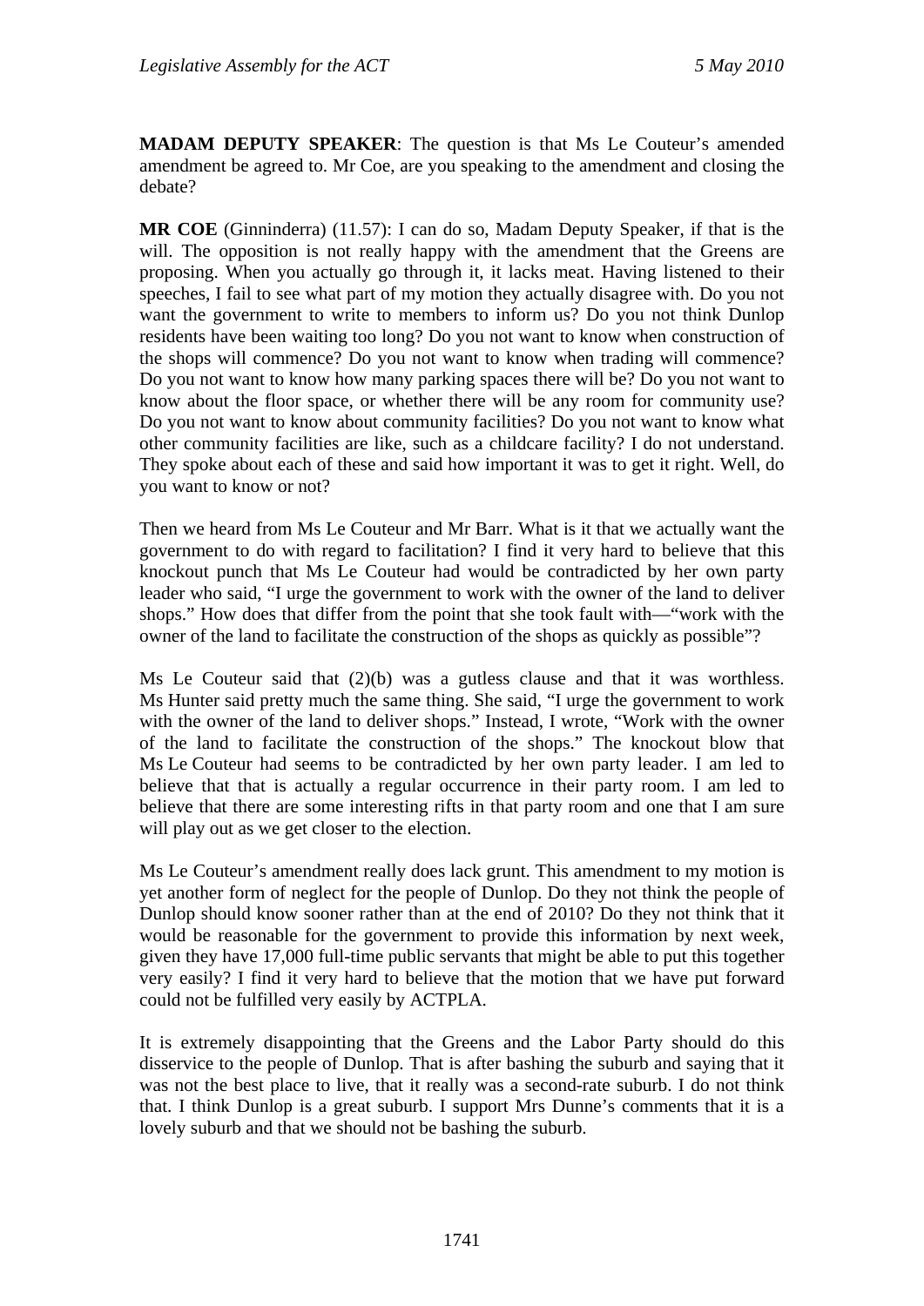**MADAM DEPUTY SPEAKER**: The question is that Ms Le Couteur's amended amendment be agreed to. Mr Coe, are you speaking to the amendment and closing the debate?

**MR COE** (Ginninderra) (11.57): I can do so, Madam Deputy Speaker, if that is the will. The opposition is not really happy with the amendment that the Greens are proposing. When you actually go through it, it lacks meat. Having listened to their speeches, I fail to see what part of my motion they actually disagree with. Do you not want the government to write to members to inform us? Do you not think Dunlop residents have been waiting too long? Do you not want to know when construction of the shops will commence? Do you not want to know when trading will commence? Do you not want to know how many parking spaces there will be? Do you not want to know about the floor space, or whether there will be any room for community use? Do you not want to know about community facilities? Do you not want to know what other community facilities are like, such as a childcare facility? I do not understand. They spoke about each of these and said how important it was to get it right. Well, do you want to know or not?

Then we heard from Ms Le Couteur and Mr Barr. What is it that we actually want the government to do with regard to facilitation? I find it very hard to believe that this knockout punch that Ms Le Couteur had would be contradicted by her own party leader who said, "I urge the government to work with the owner of the land to deliver shops." How does that differ from the point that she took fault with—"work with the owner of the land to facilitate the construction of the shops as quickly as possible"?

Ms Le Couteur said that (2)(b) was a gutless clause and that it was worthless. Ms Hunter said pretty much the same thing. She said, "I urge the government to work with the owner of the land to deliver shops." Instead, I wrote, "Work with the owner of the land to facilitate the construction of the shops." The knockout blow that Ms Le Couteur had seems to be contradicted by her own party leader. I am led to believe that that is actually a regular occurrence in their party room. I am led to believe that there are some interesting rifts in that party room and one that I am sure will play out as we get closer to the election.

Ms Le Couteur's amendment really does lack grunt. This amendment to my motion is yet another form of neglect for the people of Dunlop. Do they not think the people of Dunlop should know sooner rather than at the end of 2010? Do they not think that it would be reasonable for the government to provide this information by next week, given they have 17,000 full-time public servants that might be able to put this together very easily? I find it very hard to believe that the motion that we have put forward could not be fulfilled very easily by ACTPLA.

It is extremely disappointing that the Greens and the Labor Party should do this disservice to the people of Dunlop. That is after bashing the suburb and saying that it was not the best place to live, that it really was a second-rate suburb. I do not think that. I think Dunlop is a great suburb. I support Mrs Dunne's comments that it is a lovely suburb and that we should not be bashing the suburb.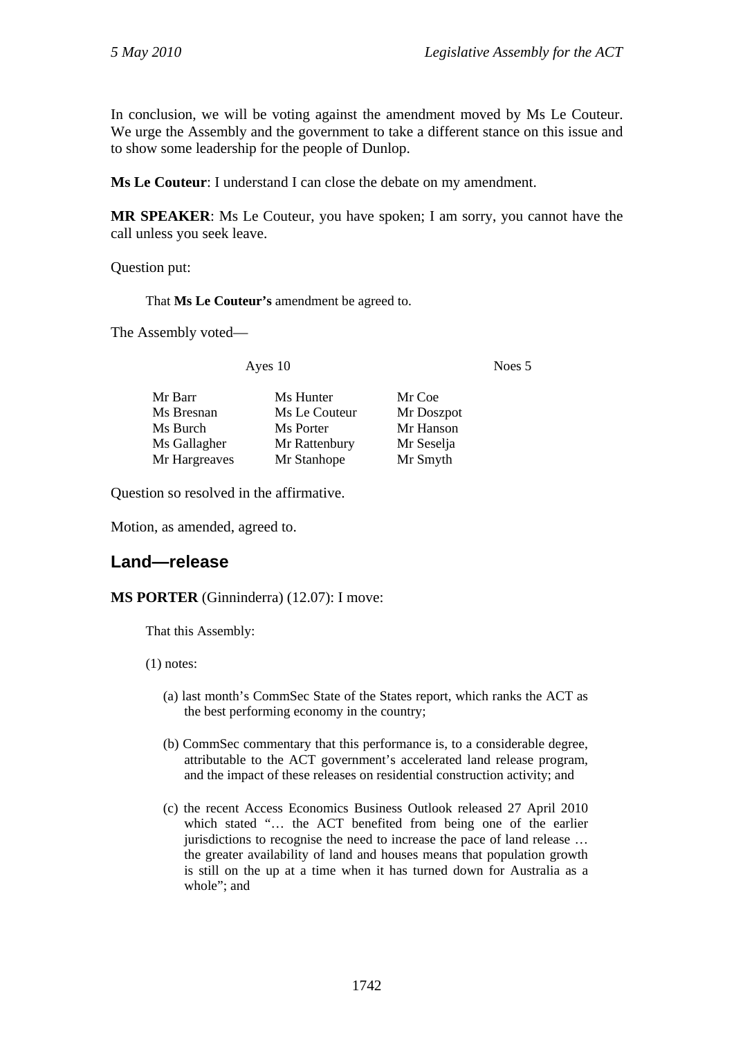In conclusion, we will be voting against the amendment moved by Ms Le Couteur. We urge the Assembly and the government to take a different stance on this issue and to show some leadership for the people of Dunlop.

**Ms Le Couteur**: I understand I can close the debate on my amendment.

**MR SPEAKER**: Ms Le Couteur, you have spoken; I am sorry, you cannot have the call unless you seek leave.

Question put:

> That **Ms Le Couteur's** amendment be agreed to.

The Assembly voted—

| Ayes 10 | | Noes 5 |
|---|---|---|
| Mr Barr | Ms Hunter | Mr Coe |
| Ms Bresnan | Ms Le Couteur | Mr Doszpot |
| Ms Burch | Ms Porter | Mr Hanson |
| Ms Gallagher | Mr Rattenbury | Mr Seselja |
| Mr Hargreaves | Mr Stanhope | Mr Smyth |

Question so resolved in the affirmative.

Motion, as amended, agreed to.

## Land—release

**MS PORTER** (Ginninderra) (12.07): I move:

> That this Assembly:
>
> (1) notes:
>
> (a) last month's CommSec State of the States report, which ranks the ACT as the best performing economy in the country;
>
> (b) CommSec commentary that this performance is, to a considerable degree, attributable to the ACT government's accelerated land release program, and the impact of these releases on residential construction activity; and
>
> (c) the recent Access Economics Business Outlook released 27 April 2010 which stated "… the ACT benefited from being one of the earlier jurisdictions to recognise the need to increase the pace of land release … the greater availability of land and houses means that population growth is still on the up at a time when it has turned down for Australia as a whole"; and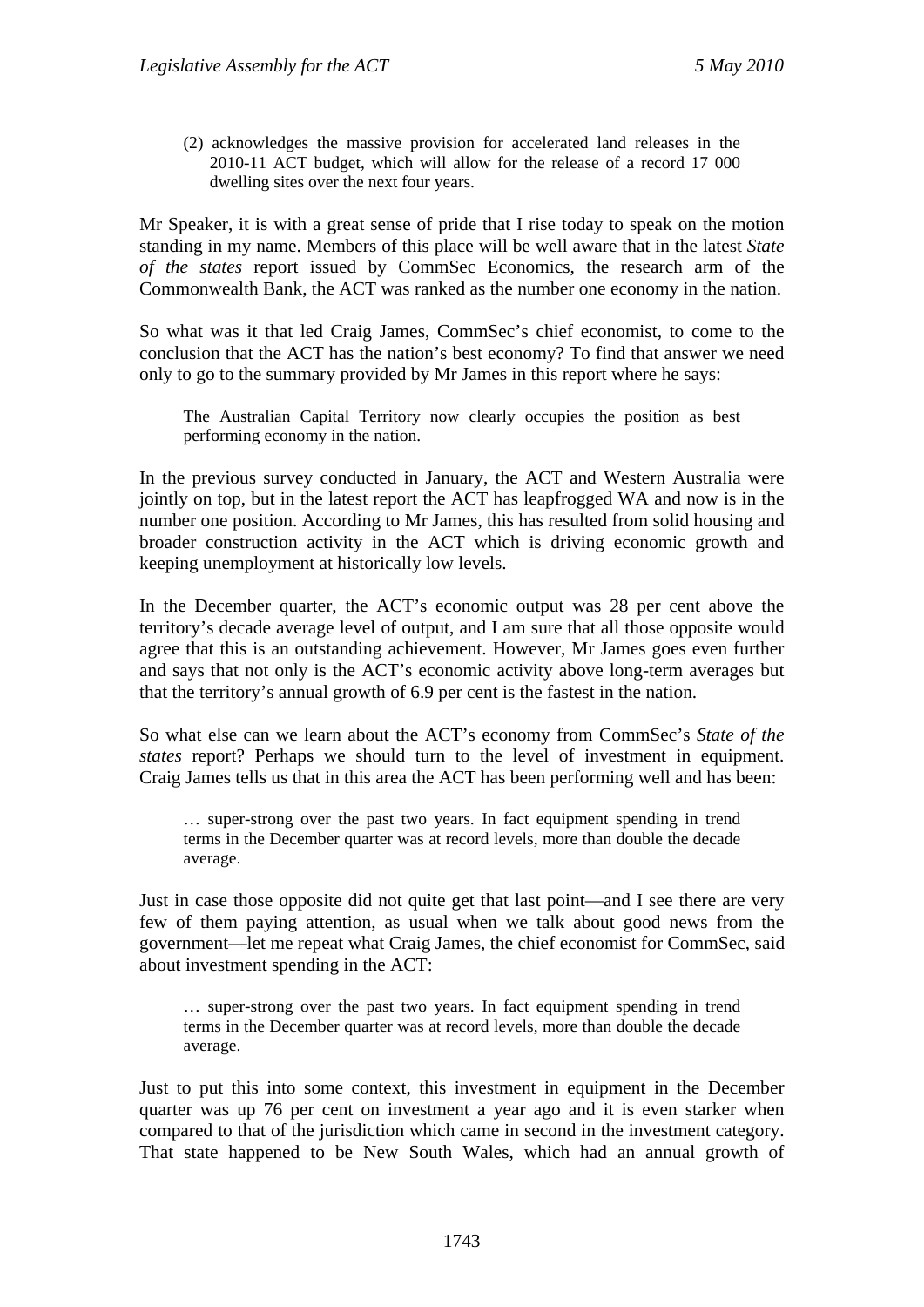(2) acknowledges the massive provision for accelerated land releases in the 2010-11 ACT budget, which will allow for the release of a record 17 000 dwelling sites over the next four years.

Mr Speaker, it is with a great sense of pride that I rise today to speak on the motion standing in my name. Members of this place will be well aware that in the latest *State of the states* report issued by CommSec Economics, the research arm of the Commonwealth Bank, the ACT was ranked as the number one economy in the nation.

So what was it that led Craig James, CommSec's chief economist, to come to the conclusion that the ACT has the nation's best economy? To find that answer we need only to go to the summary provided by Mr James in this report where he says:

> The Australian Capital Territory now clearly occupies the position as best performing economy in the nation.

In the previous survey conducted in January, the ACT and Western Australia were jointly on top, but in the latest report the ACT has leapfrogged WA and now is in the number one position. According to Mr James, this has resulted from solid housing and broader construction activity in the ACT which is driving economic growth and keeping unemployment at historically low levels.

In the December quarter, the ACT's economic output was 28 per cent above the territory's decade average level of output, and I am sure that all those opposite would agree that this is an outstanding achievement. However, Mr James goes even further and says that not only is the ACT's economic activity above long-term averages but that the territory's annual growth of 6.9 per cent is the fastest in the nation.

So what else can we learn about the ACT's economy from CommSec's *State of the states* report? Perhaps we should turn to the level of investment in equipment. Craig James tells us that in this area the ACT has been performing well and has been:

> … super-strong over the past two years. In fact equipment spending in trend terms in the December quarter was at record levels, more than double the decade average.

Just in case those opposite did not quite get that last point—and I see there are very few of them paying attention, as usual when we talk about good news from the government—let me repeat what Craig James, the chief economist for CommSec, said about investment spending in the ACT:

> … super-strong over the past two years. In fact equipment spending in trend terms in the December quarter was at record levels, more than double the decade average.

Just to put this into some context, this investment in equipment in the December quarter was up 76 per cent on investment a year ago and it is even starker when compared to that of the jurisdiction which came in second in the investment category. That state happened to be New South Wales, which had an annual growth of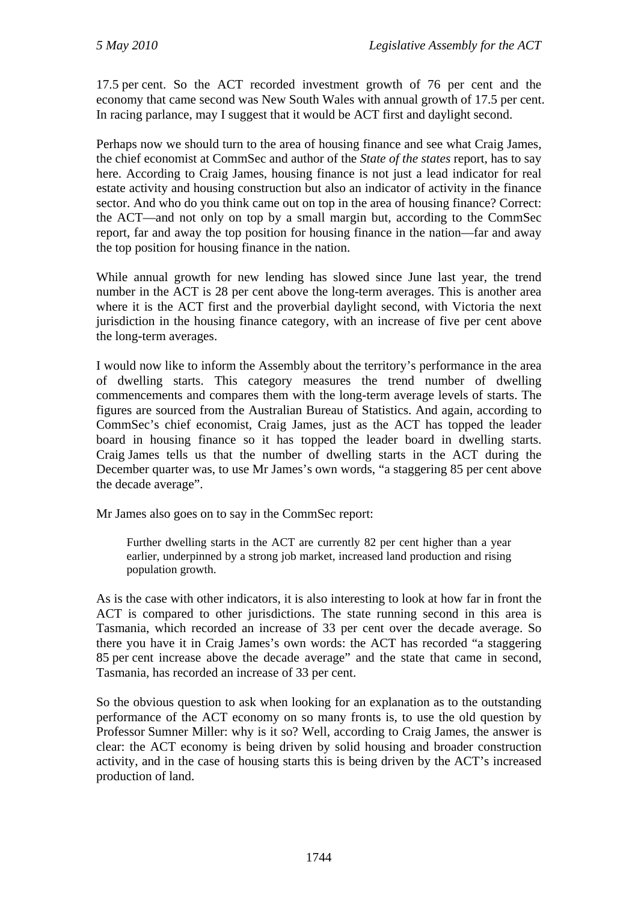17.5 per cent. So the ACT recorded investment growth of 76 per cent and the economy that came second was New South Wales with annual growth of 17.5 per cent. In racing parlance, may I suggest that it would be ACT first and daylight second.

Perhaps now we should turn to the area of housing finance and see what Craig James, the chief economist at CommSec and author of the *State of the states* report, has to say here. According to Craig James, housing finance is not just a lead indicator for real estate activity and housing construction but also an indicator of activity in the finance sector. And who do you think came out on top in the area of housing finance? Correct: the ACT—and not only on top by a small margin but, according to the CommSec report, far and away the top position for housing finance in the nation—far and away the top position for housing finance in the nation.

While annual growth for new lending has slowed since June last year, the trend number in the ACT is 28 per cent above the long-term averages. This is another area where it is the ACT first and the proverbial daylight second, with Victoria the next jurisdiction in the housing finance category, with an increase of five per cent above the long-term averages.

I would now like to inform the Assembly about the territory's performance in the area of dwelling starts. This category measures the trend number of dwelling commencements and compares them with the long-term average levels of starts. The figures are sourced from the Australian Bureau of Statistics. And again, according to CommSec's chief economist, Craig James, just as the ACT has topped the leader board in housing finance so it has topped the leader board in dwelling starts. Craig James tells us that the number of dwelling starts in the ACT during the December quarter was, to use Mr James's own words, "a staggering 85 per cent above the decade average".

Mr James also goes on to say in the CommSec report:

> Further dwelling starts in the ACT are currently 82 per cent higher than a year earlier, underpinned by a strong job market, increased land production and rising population growth.

As is the case with other indicators, it is also interesting to look at how far in front the ACT is compared to other jurisdictions. The state running second in this area is Tasmania, which recorded an increase of 33 per cent over the decade average. So there you have it in Craig James's own words: the ACT has recorded "a staggering 85 per cent increase above the decade average" and the state that came in second, Tasmania, has recorded an increase of 33 per cent.

So the obvious question to ask when looking for an explanation as to the outstanding performance of the ACT economy on so many fronts is, to use the old question by Professor Sumner Miller: why is it so? Well, according to Craig James, the answer is clear: the ACT economy is being driven by solid housing and broader construction activity, and in the case of housing starts this is being driven by the ACT's increased production of land.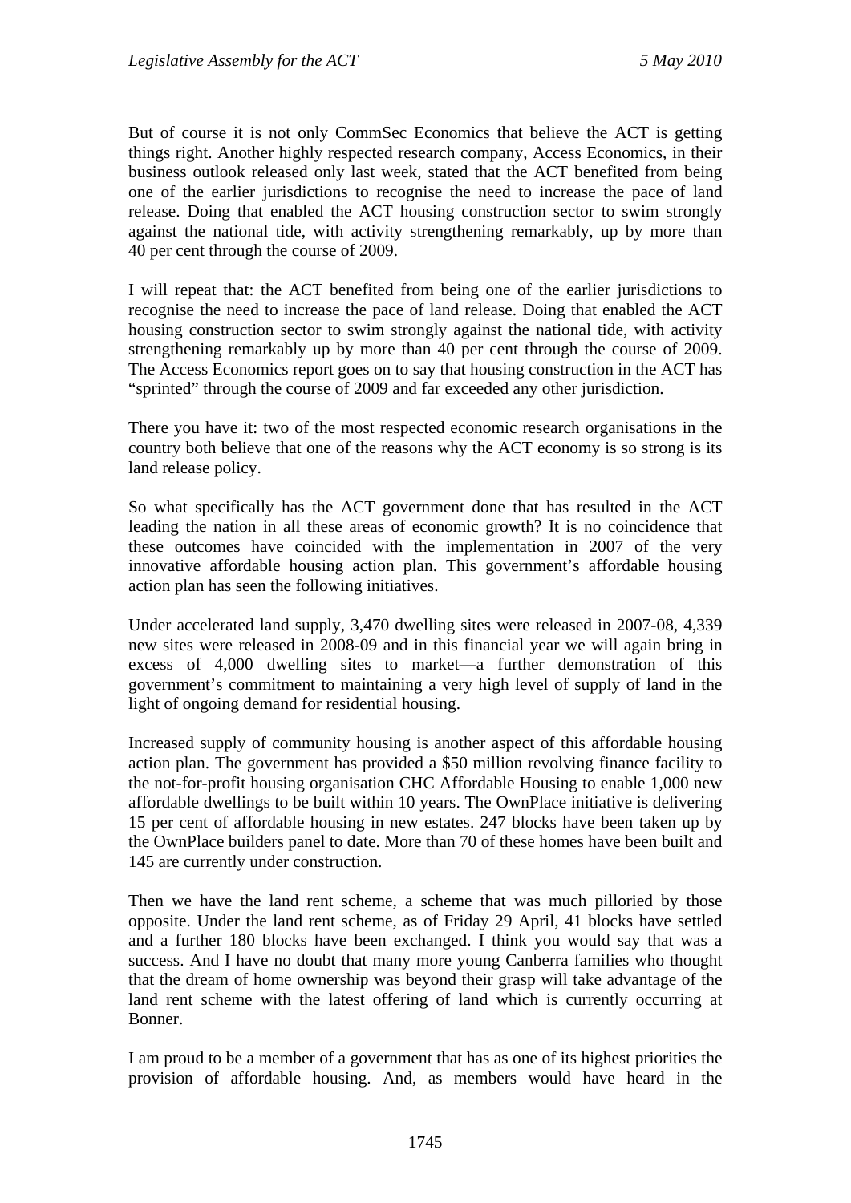But of course it is not only CommSec Economics that believe the ACT is getting things right. Another highly respected research company, Access Economics, in their business outlook released only last week, stated that the ACT benefited from being one of the earlier jurisdictions to recognise the need to increase the pace of land release. Doing that enabled the ACT housing construction sector to swim strongly against the national tide, with activity strengthening remarkably, up by more than 40 per cent through the course of 2009.

I will repeat that: the ACT benefited from being one of the earlier jurisdictions to recognise the need to increase the pace of land release. Doing that enabled the ACT housing construction sector to swim strongly against the national tide, with activity strengthening remarkably up by more than 40 per cent through the course of 2009. The Access Economics report goes on to say that housing construction in the ACT has "sprinted" through the course of 2009 and far exceeded any other jurisdiction.

There you have it: two of the most respected economic research organisations in the country both believe that one of the reasons why the ACT economy is so strong is its land release policy.

So what specifically has the ACT government done that has resulted in the ACT leading the nation in all these areas of economic growth? It is no coincidence that these outcomes have coincided with the implementation in 2007 of the very innovative affordable housing action plan. This government's affordable housing action plan has seen the following initiatives.

Under accelerated land supply, 3,470 dwelling sites were released in 2007-08, 4,339 new sites were released in 2008-09 and in this financial year we will again bring in excess of 4,000 dwelling sites to market—a further demonstration of this government's commitment to maintaining a very high level of supply of land in the light of ongoing demand for residential housing.

Increased supply of community housing is another aspect of this affordable housing action plan. The government has provided a $50 million revolving finance facility to the not-for-profit housing organisation CHC Affordable Housing to enable 1,000 new affordable dwellings to be built within 10 years. The OwnPlace initiative is delivering 15 per cent of affordable housing in new estates. 247 blocks have been taken up by the OwnPlace builders panel to date. More than 70 of these homes have been built and 145 are currently under construction.

Then we have the land rent scheme, a scheme that was much pilloried by those opposite. Under the land rent scheme, as of Friday 29 April, 41 blocks have settled and a further 180 blocks have been exchanged. I think you would say that was a success. And I have no doubt that many more young Canberra families who thought that the dream of home ownership was beyond their grasp will take advantage of the land rent scheme with the latest offering of land which is currently occurring at Bonner.

I am proud to be a member of a government that has as one of its highest priorities the provision of affordable housing. And, as members would have heard in the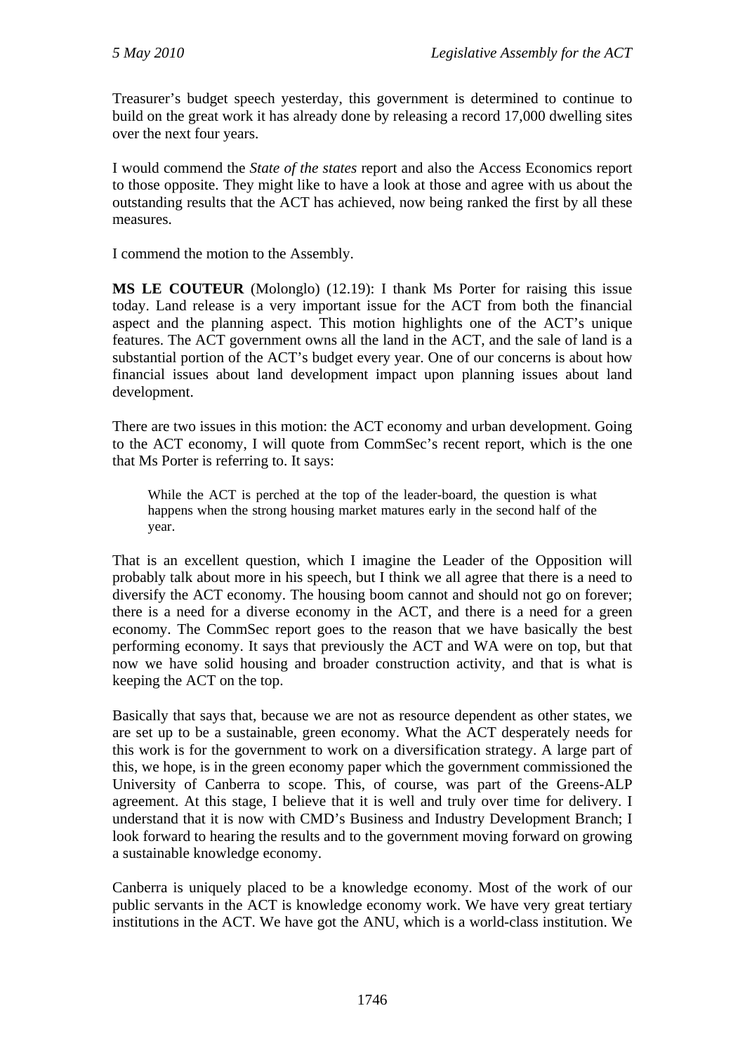Treasurer's budget speech yesterday, this government is determined to continue to build on the great work it has already done by releasing a record 17,000 dwelling sites over the next four years.

I would commend the *State of the states* report and also the Access Economics report to those opposite. They might like to have a look at those and agree with us about the outstanding results that the ACT has achieved, now being ranked the first by all these measures.

I commend the motion to the Assembly.

**MS LE COUTEUR** (Molonglo) (12.19): I thank Ms Porter for raising this issue today. Land release is a very important issue for the ACT from both the financial aspect and the planning aspect. This motion highlights one of the ACT's unique features. The ACT government owns all the land in the ACT, and the sale of land is a substantial portion of the ACT's budget every year. One of our concerns is about how financial issues about land development impact upon planning issues about land development.

There are two issues in this motion: the ACT economy and urban development. Going to the ACT economy, I will quote from CommSec's recent report, which is the one that Ms Porter is referring to. It says:

> While the ACT is perched at the top of the leader-board, the question is what happens when the strong housing market matures early in the second half of the year.

That is an excellent question, which I imagine the Leader of the Opposition will probably talk about more in his speech, but I think we all agree that there is a need to diversify the ACT economy. The housing boom cannot and should not go on forever; there is a need for a diverse economy in the ACT, and there is a need for a green economy. The CommSec report goes to the reason that we have basically the best performing economy. It says that previously the ACT and WA were on top, but that now we have solid housing and broader construction activity, and that is what is keeping the ACT on the top.

Basically that says that, because we are not as resource dependent as other states, we are set up to be a sustainable, green economy. What the ACT desperately needs for this work is for the government to work on a diversification strategy. A large part of this, we hope, is in the green economy paper which the government commissioned the University of Canberra to scope. This, of course, was part of the Greens-ALP agreement. At this stage, I believe that it is well and truly over time for delivery. I understand that it is now with CMD's Business and Industry Development Branch; I look forward to hearing the results and to the government moving forward on growing a sustainable knowledge economy.

Canberra is uniquely placed to be a knowledge economy. Most of the work of our public servants in the ACT is knowledge economy work. We have very great tertiary institutions in the ACT. We have got the ANU, which is a world-class institution. We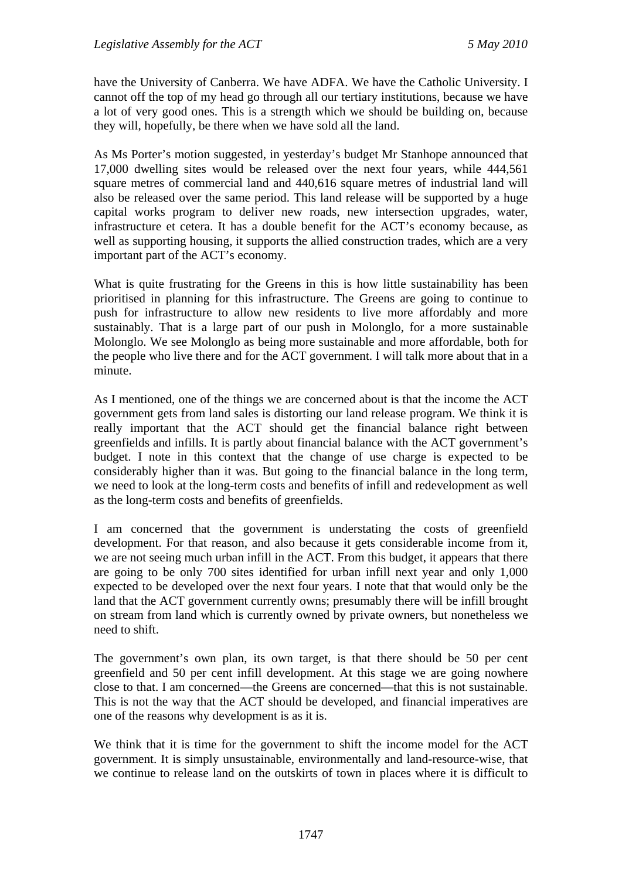have the University of Canberra. We have ADFA. We have the Catholic University. I cannot off the top of my head go through all our tertiary institutions, because we have a lot of very good ones. This is a strength which we should be building on, because they will, hopefully, be there when we have sold all the land.

As Ms Porter's motion suggested, in yesterday's budget Mr Stanhope announced that 17,000 dwelling sites would be released over the next four years, while 444,561 square metres of commercial land and 440,616 square metres of industrial land will also be released over the same period. This land release will be supported by a huge capital works program to deliver new roads, new intersection upgrades, water, infrastructure et cetera. It has a double benefit for the ACT's economy because, as well as supporting housing, it supports the allied construction trades, which are a very important part of the ACT's economy.

What is quite frustrating for the Greens in this is how little sustainability has been prioritised in planning for this infrastructure. The Greens are going to continue to push for infrastructure to allow new residents to live more affordably and more sustainably. That is a large part of our push in Molonglo, for a more sustainable Molonglo. We see Molonglo as being more sustainable and more affordable, both for the people who live there and for the ACT government. I will talk more about that in a minute.

As I mentioned, one of the things we are concerned about is that the income the ACT government gets from land sales is distorting our land release program. We think it is really important that the ACT should get the financial balance right between greenfields and infills. It is partly about financial balance with the ACT government's budget. I note in this context that the change of use charge is expected to be considerably higher than it was. But going to the financial balance in the long term, we need to look at the long-term costs and benefits of infill and redevelopment as well as the long-term costs and benefits of greenfields.

I am concerned that the government is understating the costs of greenfield development. For that reason, and also because it gets considerable income from it, we are not seeing much urban infill in the ACT. From this budget, it appears that there are going to be only 700 sites identified for urban infill next year and only 1,000 expected to be developed over the next four years. I note that that would only be the land that the ACT government currently owns; presumably there will be infill brought on stream from land which is currently owned by private owners, but nonetheless we need to shift.

The government's own plan, its own target, is that there should be 50 per cent greenfield and 50 per cent infill development. At this stage we are going nowhere close to that. I am concerned—the Greens are concerned—that this is not sustainable. This is not the way that the ACT should be developed, and financial imperatives are one of the reasons why development is as it is.

We think that it is time for the government to shift the income model for the ACT government. It is simply unsustainable, environmentally and land-resource-wise, that we continue to release land on the outskirts of town in places where it is difficult to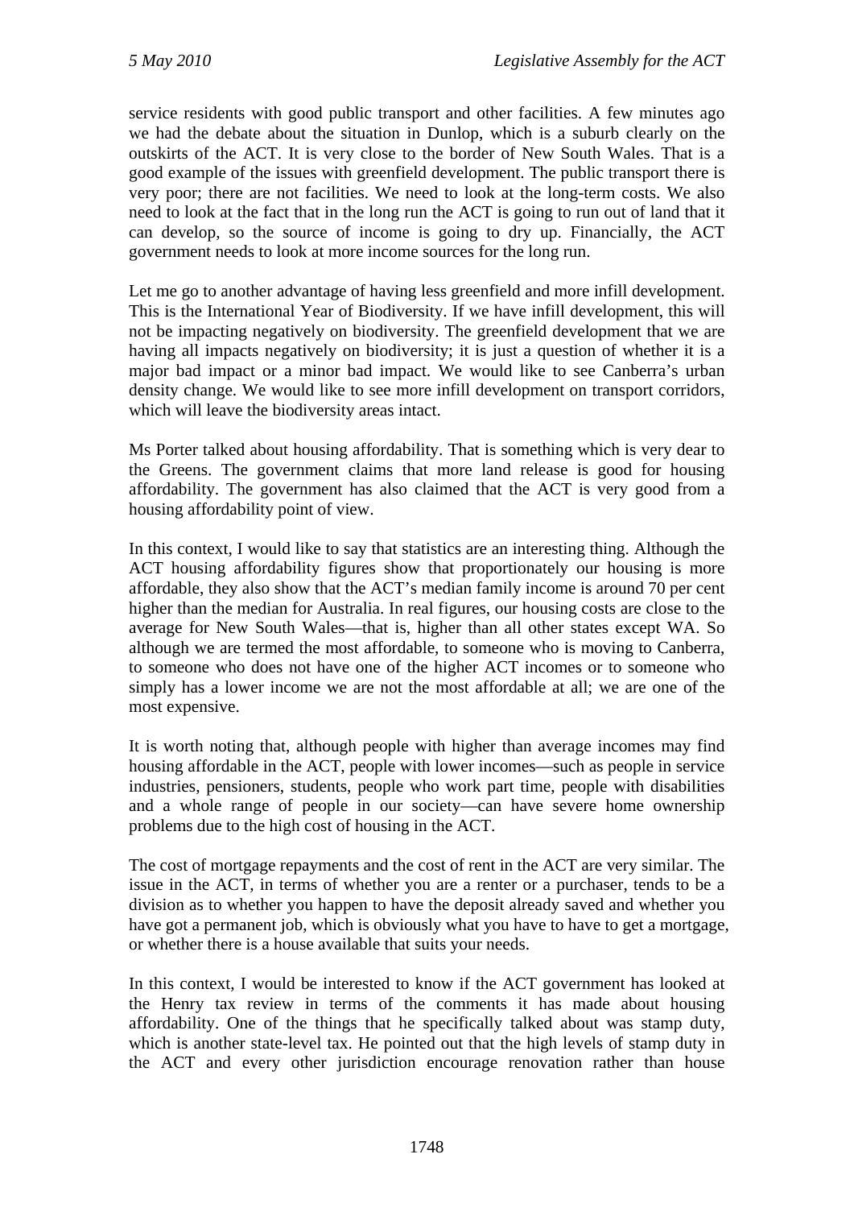service residents with good public transport and other facilities. A few minutes ago we had the debate about the situation in Dunlop, which is a suburb clearly on the outskirts of the ACT. It is very close to the border of New South Wales. That is a good example of the issues with greenfield development. The public transport there is very poor; there are not facilities. We need to look at the long-term costs. We also need to look at the fact that in the long run the ACT is going to run out of land that it can develop, so the source of income is going to dry up. Financially, the ACT government needs to look at more income sources for the long run.

Let me go to another advantage of having less greenfield and more infill development. This is the International Year of Biodiversity. If we have infill development, this will not be impacting negatively on biodiversity. The greenfield development that we are having all impacts negatively on biodiversity; it is just a question of whether it is a major bad impact or a minor bad impact. We would like to see Canberra's urban density change. We would like to see more infill development on transport corridors, which will leave the biodiversity areas intact.

Ms Porter talked about housing affordability. That is something which is very dear to the Greens. The government claims that more land release is good for housing affordability. The government has also claimed that the ACT is very good from a housing affordability point of view.

In this context, I would like to say that statistics are an interesting thing. Although the ACT housing affordability figures show that proportionately our housing is more affordable, they also show that the ACT's median family income is around 70 per cent higher than the median for Australia. In real figures, our housing costs are close to the average for New South Wales—that is, higher than all other states except WA. So although we are termed the most affordable, to someone who is moving to Canberra, to someone who does not have one of the higher ACT incomes or to someone who simply has a lower income we are not the most affordable at all; we are one of the most expensive.

It is worth noting that, although people with higher than average incomes may find housing affordable in the ACT, people with lower incomes—such as people in service industries, pensioners, students, people who work part time, people with disabilities and a whole range of people in our society—can have severe home ownership problems due to the high cost of housing in the ACT.

The cost of mortgage repayments and the cost of rent in the ACT are very similar. The issue in the ACT, in terms of whether you are a renter or a purchaser, tends to be a division as to whether you happen to have the deposit already saved and whether you have got a permanent job, which is obviously what you have to have to get a mortgage, or whether there is a house available that suits your needs.

In this context, I would be interested to know if the ACT government has looked at the Henry tax review in terms of the comments it has made about housing affordability. One of the things that he specifically talked about was stamp duty, which is another state-level tax. He pointed out that the high levels of stamp duty in the ACT and every other jurisdiction encourage renovation rather than house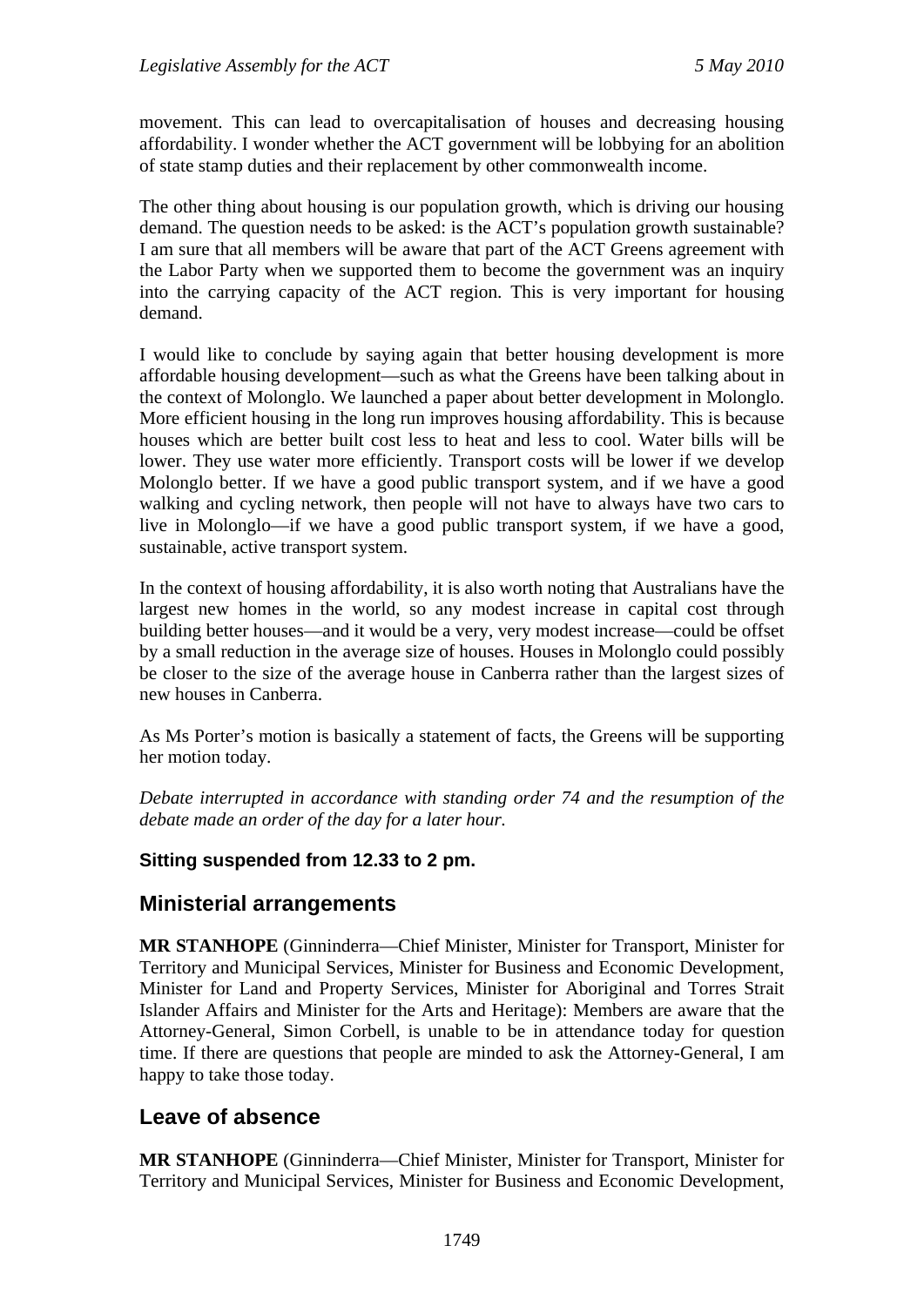movement. This can lead to overcapitalisation of houses and decreasing housing affordability. I wonder whether the ACT government will be lobbying for an abolition of state stamp duties and their replacement by other commonwealth income.

The other thing about housing is our population growth, which is driving our housing demand. The question needs to be asked: is the ACT's population growth sustainable? I am sure that all members will be aware that part of the ACT Greens agreement with the Labor Party when we supported them to become the government was an inquiry into the carrying capacity of the ACT region. This is very important for housing demand.

I would like to conclude by saying again that better housing development is more affordable housing development—such as what the Greens have been talking about in the context of Molonglo. We launched a paper about better development in Molonglo. More efficient housing in the long run improves housing affordability. This is because houses which are better built cost less to heat and less to cool. Water bills will be lower. They use water more efficiently. Transport costs will be lower if we develop Molonglo better. If we have a good public transport system, and if we have a good walking and cycling network, then people will not have to always have two cars to live in Molonglo—if we have a good public transport system, if we have a good, sustainable, active transport system.

In the context of housing affordability, it is also worth noting that Australians have the largest new homes in the world, so any modest increase in capital cost through building better houses—and it would be a very, very modest increase—could be offset by a small reduction in the average size of houses. Houses in Molonglo could possibly be closer to the size of the average house in Canberra rather than the largest sizes of new houses in Canberra.

As Ms Porter's motion is basically a statement of facts, the Greens will be supporting her motion today.

*Debate interrupted in accordance with standing order 74 and the resumption of the debate made an order of the day for a later hour.*

**Sitting suspended from 12.33 to 2 pm.**

## Ministerial arrangements

**MR STANHOPE** (Ginninderra—Chief Minister, Minister for Transport, Minister for Territory and Municipal Services, Minister for Business and Economic Development, Minister for Land and Property Services, Minister for Aboriginal and Torres Strait Islander Affairs and Minister for the Arts and Heritage): Members are aware that the Attorney-General, Simon Corbell, is unable to be in attendance today for question time. If there are questions that people are minded to ask the Attorney-General, I am happy to take those today.

## Leave of absence

**MR STANHOPE** (Ginninderra—Chief Minister, Minister for Transport, Minister for Territory and Municipal Services, Minister for Business and Economic Development,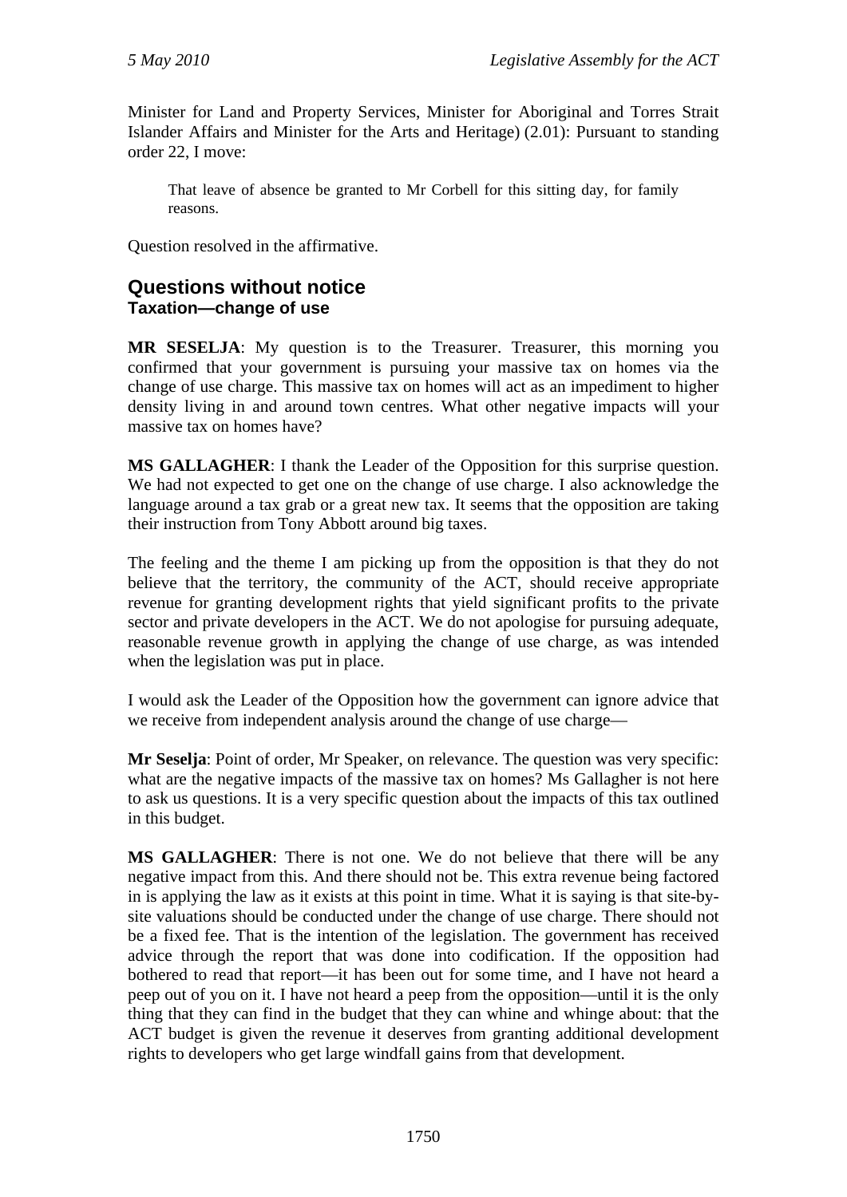Minister for Land and Property Services, Minister for Aboriginal and Torres Strait Islander Affairs and Minister for the Arts and Heritage) (2.01): Pursuant to standing order 22, I move:

> That leave of absence be granted to Mr Corbell for this sitting day, for family reasons.

Question resolved in the affirmative.

## Questions without notice

### Taxation—change of use

**MR SESELJA**: My question is to the Treasurer. Treasurer, this morning you confirmed that your government is pursuing your massive tax on homes via the change of use charge. This massive tax on homes will act as an impediment to higher density living in and around town centres. What other negative impacts will your massive tax on homes have?

**MS GALLAGHER**: I thank the Leader of the Opposition for this surprise question. We had not expected to get one on the change of use charge. I also acknowledge the language around a tax grab or a great new tax. It seems that the opposition are taking their instruction from Tony Abbott around big taxes.

The feeling and the theme I am picking up from the opposition is that they do not believe that the territory, the community of the ACT, should receive appropriate revenue for granting development rights that yield significant profits to the private sector and private developers in the ACT. We do not apologise for pursuing adequate, reasonable revenue growth in applying the change of use charge, as was intended when the legislation was put in place.

I would ask the Leader of the Opposition how the government can ignore advice that we receive from independent analysis around the change of use charge—

**Mr Seselja**: Point of order, Mr Speaker, on relevance. The question was very specific: what are the negative impacts of the massive tax on homes? Ms Gallagher is not here to ask us questions. It is a very specific question about the impacts of this tax outlined in this budget.

**MS GALLAGHER**: There is not one. We do not believe that there will be any negative impact from this. And there should not be. This extra revenue being factored in is applying the law as it exists at this point in time. What it is saying is that site-by-site valuations should be conducted under the change of use charge. There should not be a fixed fee. That is the intention of the legislation. The government has received advice through the report that was done into codification. If the opposition had bothered to read that report—it has been out for some time, and I have not heard a peep out of you on it. I have not heard a peep from the opposition—until it is the only thing that they can find in the budget that they can whine and whinge about: that the ACT budget is given the revenue it deserves from granting additional development rights to developers who get large windfall gains from that development.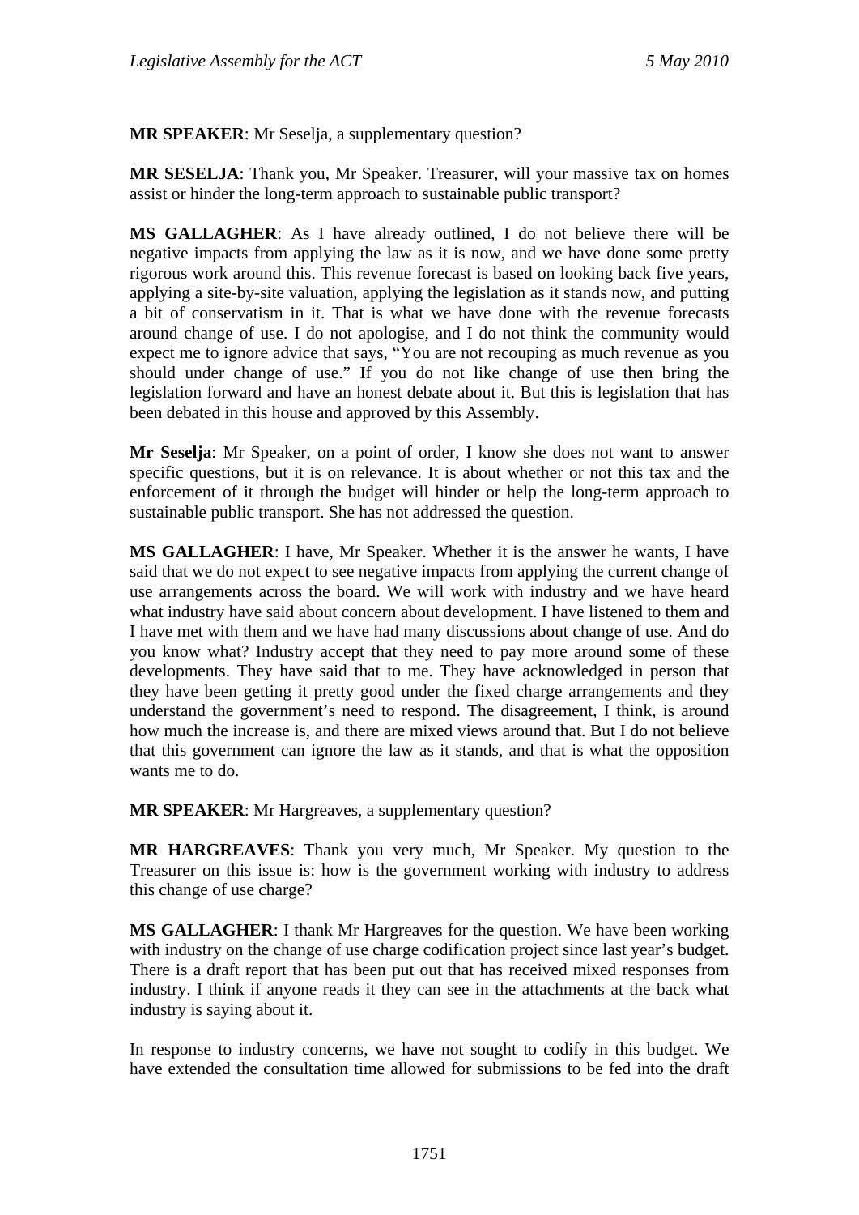**MR SPEAKER**: Mr Seselja, a supplementary question?

**MR SESELJA**: Thank you, Mr Speaker. Treasurer, will your massive tax on homes assist or hinder the long-term approach to sustainable public transport?

**MS GALLAGHER**: As I have already outlined, I do not believe there will be negative impacts from applying the law as it is now, and we have done some pretty rigorous work around this. This revenue forecast is based on looking back five years, applying a site-by-site valuation, applying the legislation as it stands now, and putting a bit of conservatism in it. That is what we have done with the revenue forecasts around change of use. I do not apologise, and I do not think the community would expect me to ignore advice that says, "You are not recouping as much revenue as you should under change of use." If you do not like change of use then bring the legislation forward and have an honest debate about it. But this is legislation that has been debated in this house and approved by this Assembly.

**Mr Seselja**: Mr Speaker, on a point of order, I know she does not want to answer specific questions, but it is on relevance. It is about whether or not this tax and the enforcement of it through the budget will hinder or help the long-term approach to sustainable public transport. She has not addressed the question.

**MS GALLAGHER**: I have, Mr Speaker. Whether it is the answer he wants, I have said that we do not expect to see negative impacts from applying the current change of use arrangements across the board. We will work with industry and we have heard what industry have said about concern about development. I have listened to them and I have met with them and we have had many discussions about change of use. And do you know what? Industry accept that they need to pay more around some of these developments. They have said that to me. They have acknowledged in person that they have been getting it pretty good under the fixed charge arrangements and they understand the government's need to respond. The disagreement, I think, is around how much the increase is, and there are mixed views around that. But I do not believe that this government can ignore the law as it stands, and that is what the opposition wants me to do.

**MR SPEAKER**: Mr Hargreaves, a supplementary question?

**MR HARGREAVES**: Thank you very much, Mr Speaker. My question to the Treasurer on this issue is: how is the government working with industry to address this change of use charge?

**MS GALLAGHER**: I thank Mr Hargreaves for the question. We have been working with industry on the change of use charge codification project since last year's budget. There is a draft report that has been put out that has received mixed responses from industry. I think if anyone reads it they can see in the attachments at the back what industry is saying about it.

In response to industry concerns, we have not sought to codify in this budget. We have extended the consultation time allowed for submissions to be fed into the draft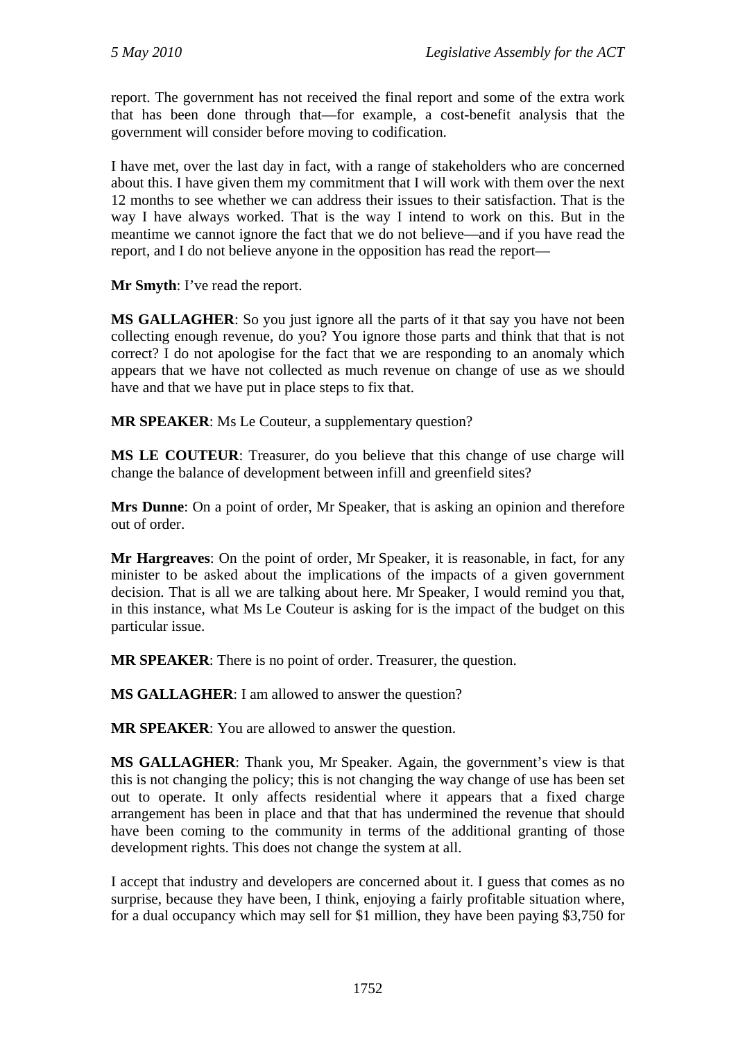report. The government has not received the final report and some of the extra work that has been done through that—for example, a cost-benefit analysis that the government will consider before moving to codification.

I have met, over the last day in fact, with a range of stakeholders who are concerned about this. I have given them my commitment that I will work with them over the next 12 months to see whether we can address their issues to their satisfaction. That is the way I have always worked. That is the way I intend to work on this. But in the meantime we cannot ignore the fact that we do not believe—and if you have read the report, and I do not believe anyone in the opposition has read the report—

**Mr Smyth**: I've read the report.

**MS GALLAGHER**: So you just ignore all the parts of it that say you have not been collecting enough revenue, do you? You ignore those parts and think that that is not correct? I do not apologise for the fact that we are responding to an anomaly which appears that we have not collected as much revenue on change of use as we should have and that we have put in place steps to fix that.

**MR SPEAKER**: Ms Le Couteur, a supplementary question?

**MS LE COUTEUR**: Treasurer, do you believe that this change of use charge will change the balance of development between infill and greenfield sites?

**Mrs Dunne**: On a point of order, Mr Speaker, that is asking an opinion and therefore out of order.

**Mr Hargreaves**: On the point of order, Mr Speaker, it is reasonable, in fact, for any minister to be asked about the implications of the impacts of a given government decision. That is all we are talking about here. Mr Speaker, I would remind you that, in this instance, what Ms Le Couteur is asking for is the impact of the budget on this particular issue.

**MR SPEAKER**: There is no point of order. Treasurer, the question.

**MS GALLAGHER**: I am allowed to answer the question?

**MR SPEAKER**: You are allowed to answer the question.

**MS GALLAGHER**: Thank you, Mr Speaker. Again, the government's view is that this is not changing the policy; this is not changing the way change of use has been set out to operate. It only affects residential where it appears that a fixed charge arrangement has been in place and that that has undermined the revenue that should have been coming to the community in terms of the additional granting of those development rights. This does not change the system at all.

I accept that industry and developers are concerned about it. I guess that comes as no surprise, because they have been, I think, enjoying a fairly profitable situation where, for a dual occupancy which may sell for $1 million, they have been paying $3,750 for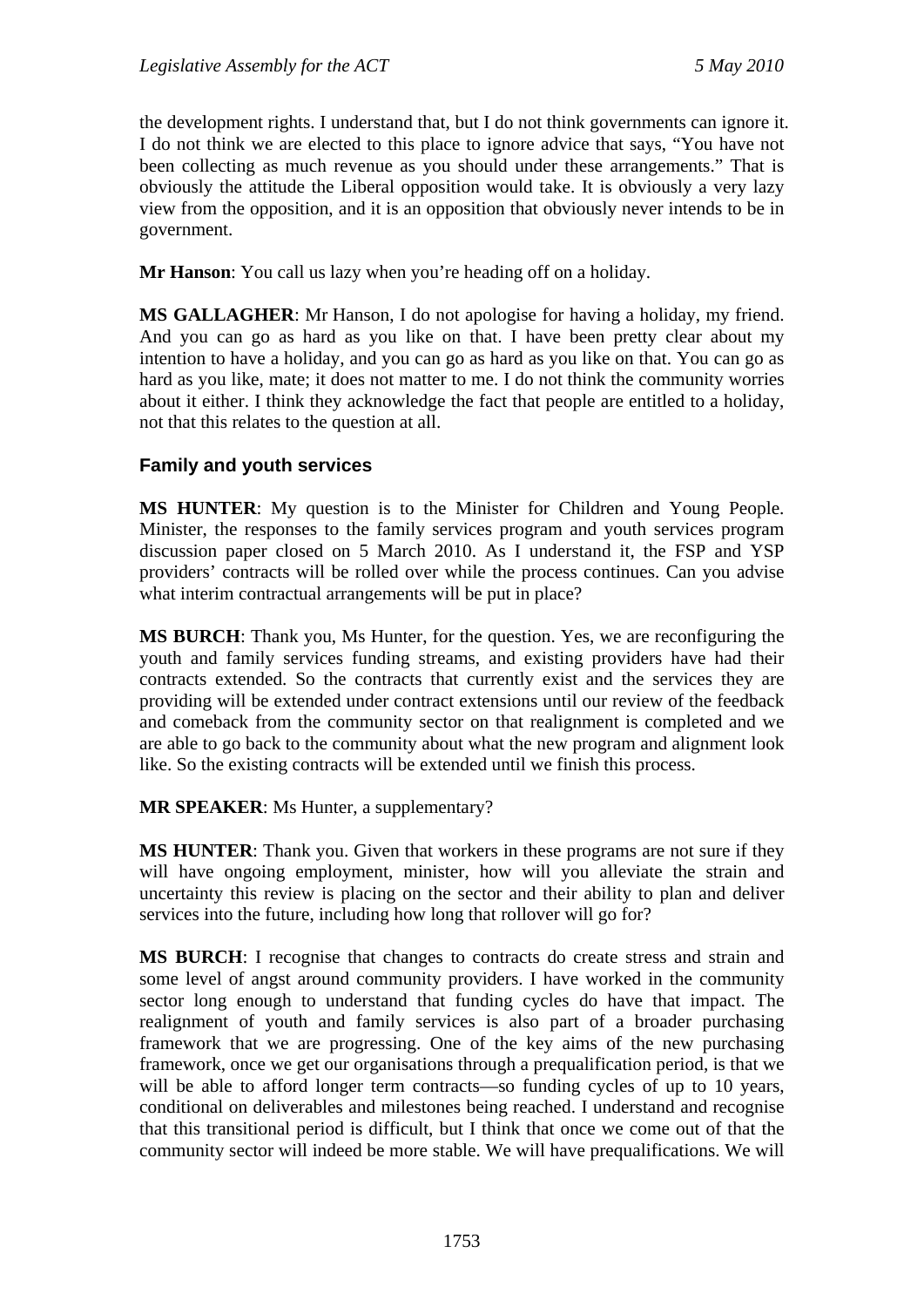the development rights. I understand that, but I do not think governments can ignore it. I do not think we are elected to this place to ignore advice that says, "You have not been collecting as much revenue as you should under these arrangements." That is obviously the attitude the Liberal opposition would take. It is obviously a very lazy view from the opposition, and it is an opposition that obviously never intends to be in government.

**Mr Hanson**: You call us lazy when you're heading off on a holiday.

**MS GALLAGHER**: Mr Hanson, I do not apologise for having a holiday, my friend. And you can go as hard as you like on that. I have been pretty clear about my intention to have a holiday, and you can go as hard as you like on that. You can go as hard as you like, mate; it does not matter to me. I do not think the community worries about it either. I think they acknowledge the fact that people are entitled to a holiday, not that this relates to the question at all.

### Family and youth services

**MS HUNTER**: My question is to the Minister for Children and Young People. Minister, the responses to the family services program and youth services program discussion paper closed on 5 March 2010. As I understand it, the FSP and YSP providers' contracts will be rolled over while the process continues. Can you advise what interim contractual arrangements will be put in place?

**MS BURCH**: Thank you, Ms Hunter, for the question. Yes, we are reconfiguring the youth and family services funding streams, and existing providers have had their contracts extended. So the contracts that currently exist and the services they are providing will be extended under contract extensions until our review of the feedback and comeback from the community sector on that realignment is completed and we are able to go back to the community about what the new program and alignment look like. So the existing contracts will be extended until we finish this process.

**MR SPEAKER**: Ms Hunter, a supplementary?

**MS HUNTER**: Thank you. Given that workers in these programs are not sure if they will have ongoing employment, minister, how will you alleviate the strain and uncertainty this review is placing on the sector and their ability to plan and deliver services into the future, including how long that rollover will go for?

**MS BURCH**: I recognise that changes to contracts do create stress and strain and some level of angst around community providers. I have worked in the community sector long enough to understand that funding cycles do have that impact. The realignment of youth and family services is also part of a broader purchasing framework that we are progressing. One of the key aims of the new purchasing framework, once we get our organisations through a prequalification period, is that we will be able to afford longer term contracts—so funding cycles of up to 10 years, conditional on deliverables and milestones being reached. I understand and recognise that this transitional period is difficult, but I think that once we come out of that the community sector will indeed be more stable. We will have prequalifications. We will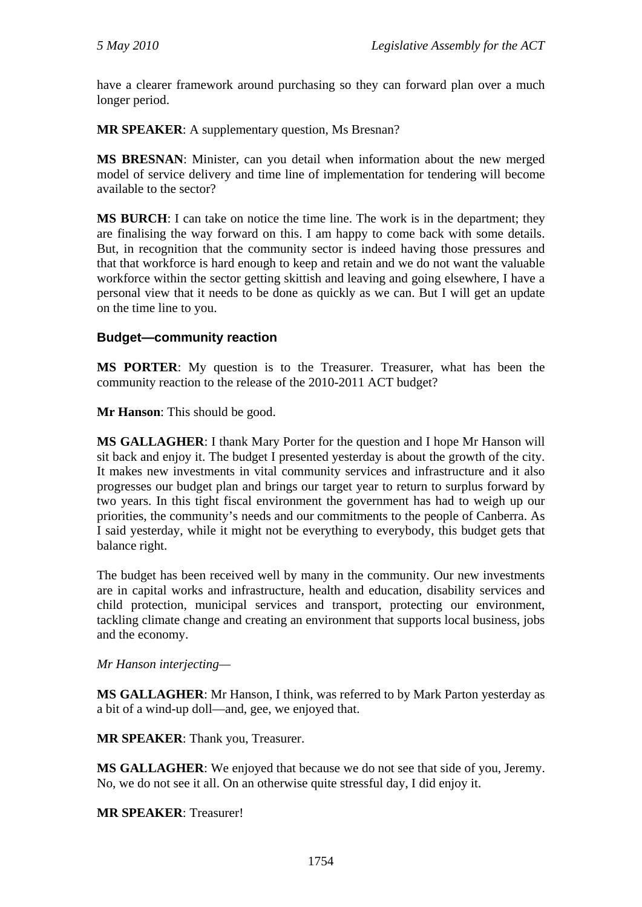have a clearer framework around purchasing so they can forward plan over a much longer period.

**MR SPEAKER**: A supplementary question, Ms Bresnan?

**MS BRESNAN**: Minister, can you detail when information about the new merged model of service delivery and time line of implementation for tendering will become available to the sector?

**MS BURCH**: I can take on notice the time line. The work is in the department; they are finalising the way forward on this. I am happy to come back with some details. But, in recognition that the community sector is indeed having those pressures and that that workforce is hard enough to keep and retain and we do not want the valuable workforce within the sector getting skittish and leaving and going elsewhere, I have a personal view that it needs to be done as quickly as we can. But I will get an update on the time line to you.

## Budget—community reaction

**MS PORTER**: My question is to the Treasurer. Treasurer, what has been the community reaction to the release of the 2010-2011 ACT budget?

**Mr Hanson**: This should be good.

**MS GALLAGHER**: I thank Mary Porter for the question and I hope Mr Hanson will sit back and enjoy it. The budget I presented yesterday is about the growth of the city. It makes new investments in vital community services and infrastructure and it also progresses our budget plan and brings our target year to return to surplus forward by two years. In this tight fiscal environment the government has had to weigh up our priorities, the community's needs and our commitments to the people of Canberra. As I said yesterday, while it might not be everything to everybody, this budget gets that balance right.

The budget has been received well by many in the community. Our new investments are in capital works and infrastructure, health and education, disability services and child protection, municipal services and transport, protecting our environment, tackling climate change and creating an environment that supports local business, jobs and the economy.

*Mr Hanson interjecting*—

**MS GALLAGHER**: Mr Hanson, I think, was referred to by Mark Parton yesterday as a bit of a wind-up doll—and, gee, we enjoyed that.

**MR SPEAKER**: Thank you, Treasurer.

**MS GALLAGHER**: We enjoyed that because we do not see that side of you, Jeremy. No, we do not see it all. On an otherwise quite stressful day, I did enjoy it.

**MR SPEAKER**: Treasurer!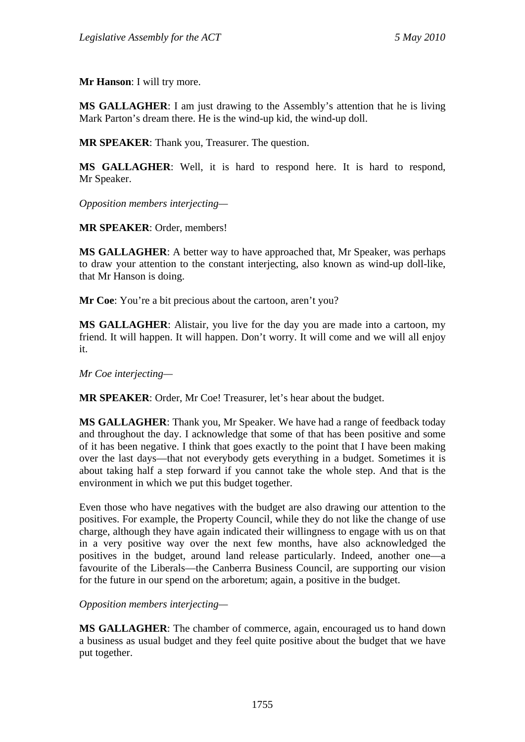**Mr Hanson**: I will try more.

**MS GALLAGHER**: I am just drawing to the Assembly's attention that he is living Mark Parton's dream there. He is the wind-up kid, the wind-up doll.

**MR SPEAKER**: Thank you, Treasurer. The question.

**MS GALLAGHER**: Well, it is hard to respond here. It is hard to respond, Mr Speaker.

*Opposition members interjecting—*

**MR SPEAKER**: Order, members!

**MS GALLAGHER**: A better way to have approached that, Mr Speaker, was perhaps to draw your attention to the constant interjecting, also known as wind-up doll-like, that Mr Hanson is doing.

**Mr Coe**: You're a bit precious about the cartoon, aren't you?

**MS GALLAGHER**: Alistair, you live for the day you are made into a cartoon, my friend. It will happen. It will happen. Don't worry. It will come and we will all enjoy it.

*Mr Coe interjecting—*

**MR SPEAKER**: Order, Mr Coe! Treasurer, let's hear about the budget.

**MS GALLAGHER**: Thank you, Mr Speaker. We have had a range of feedback today and throughout the day. I acknowledge that some of that has been positive and some of it has been negative. I think that goes exactly to the point that I have been making over the last days—that not everybody gets everything in a budget. Sometimes it is about taking half a step forward if you cannot take the whole step. And that is the environment in which we put this budget together.

Even those who have negatives with the budget are also drawing our attention to the positives. For example, the Property Council, while they do not like the change of use charge, although they have again indicated their willingness to engage with us on that in a very positive way over the next few months, have also acknowledged the positives in the budget, around land release particularly. Indeed, another one—a favourite of the Liberals—the Canberra Business Council, are supporting our vision for the future in our spend on the arboretum; again, a positive in the budget.

*Opposition members interjecting—*

**MS GALLAGHER**: The chamber of commerce, again, encouraged us to hand down a business as usual budget and they feel quite positive about the budget that we have put together.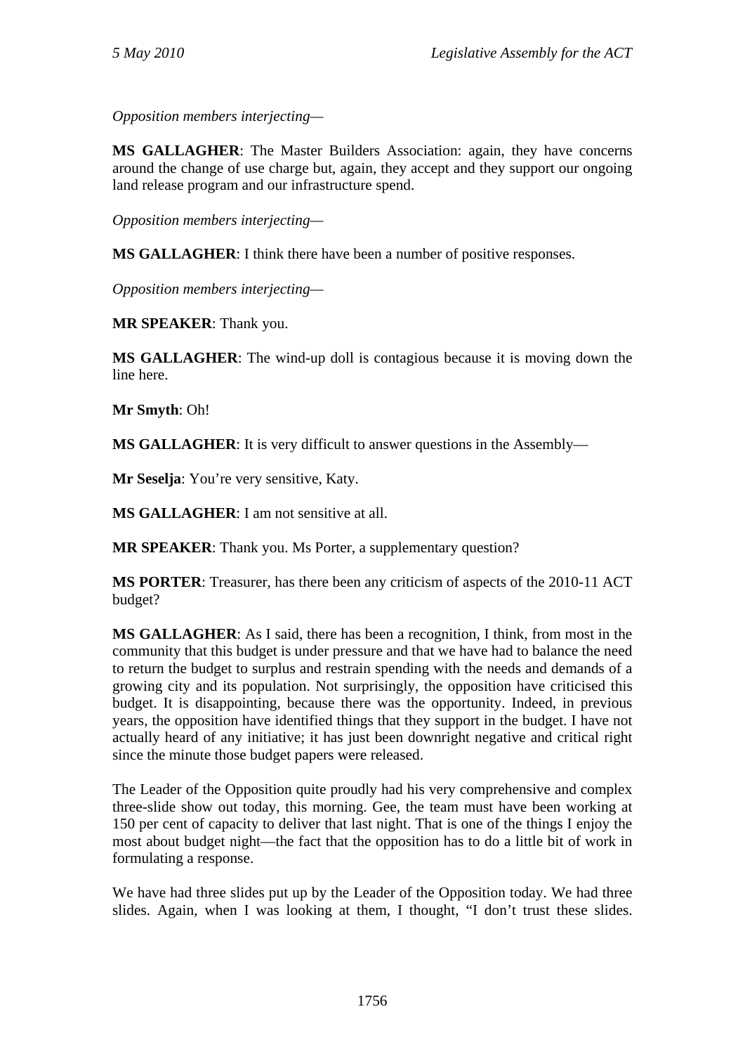*Opposition members interjecting*—

**MS GALLAGHER**: The Master Builders Association: again, they have concerns around the change of use charge but, again, they accept and they support our ongoing land release program and our infrastructure spend.

*Opposition members interjecting*—

**MS GALLAGHER**: I think there have been a number of positive responses.

*Opposition members interjecting*—

**MR SPEAKER**: Thank you.

**MS GALLAGHER**: The wind-up doll is contagious because it is moving down the line here.

**Mr Smyth**: Oh!

**MS GALLAGHER**: It is very difficult to answer questions in the Assembly—

**Mr Seselja**: You're very sensitive, Katy.

**MS GALLAGHER**: I am not sensitive at all.

**MR SPEAKER**: Thank you. Ms Porter, a supplementary question?

**MS PORTER**: Treasurer, has there been any criticism of aspects of the 2010-11 ACT budget?

**MS GALLAGHER**: As I said, there has been a recognition, I think, from most in the community that this budget is under pressure and that we have had to balance the need to return the budget to surplus and restrain spending with the needs and demands of a growing city and its population. Not surprisingly, the opposition have criticised this budget. It is disappointing, because there was the opportunity. Indeed, in previous years, the opposition have identified things that they support in the budget. I have not actually heard of any initiative; it has just been downright negative and critical right since the minute those budget papers were released.

The Leader of the Opposition quite proudly had his very comprehensive and complex three-slide show out today, this morning. Gee, the team must have been working at 150 per cent of capacity to deliver that last night. That is one of the things I enjoy the most about budget night—the fact that the opposition has to do a little bit of work in formulating a response.

We have had three slides put up by the Leader of the Opposition today. We had three slides. Again, when I was looking at them, I thought, "I don't trust these slides.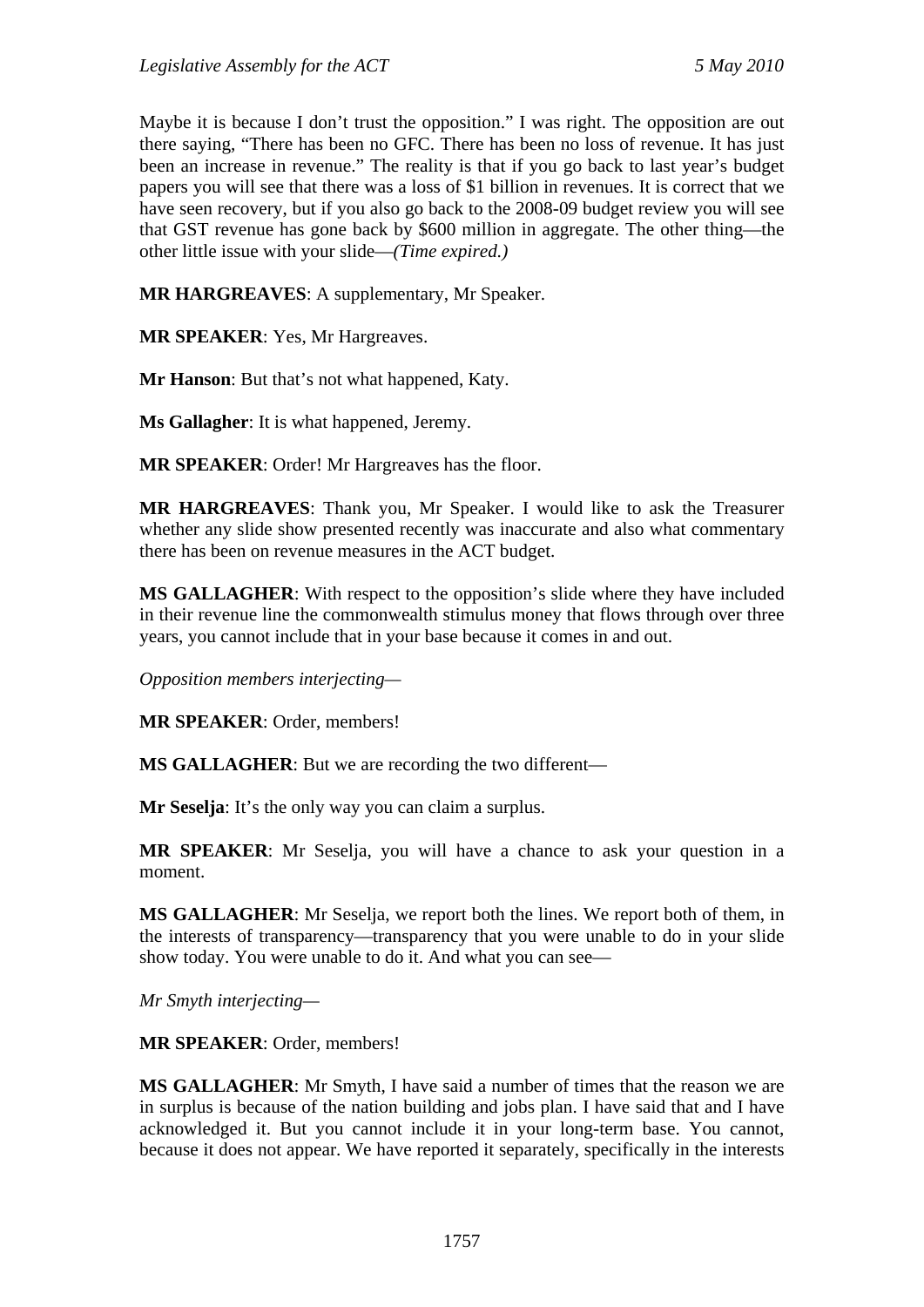Maybe it is because I don't trust the opposition." I was right. The opposition are out there saying, "There has been no GFC. There has been no loss of revenue. It has just been an increase in revenue." The reality is that if you go back to last year's budget papers you will see that there was a loss of $1 billion in revenues. It is correct that we have seen recovery, but if you also go back to the 2008-09 budget review you will see that GST revenue has gone back by $600 million in aggregate. The other thing—the other little issue with your slide—*(Time expired.)*

**MR HARGREAVES**: A supplementary, Mr Speaker.

**MR SPEAKER**: Yes, Mr Hargreaves.

**Mr Hanson**: But that's not what happened, Katy.

**Ms Gallagher**: It is what happened, Jeremy.

**MR SPEAKER**: Order! Mr Hargreaves has the floor.

**MR HARGREAVES**: Thank you, Mr Speaker. I would like to ask the Treasurer whether any slide show presented recently was inaccurate and also what commentary there has been on revenue measures in the ACT budget.

**MS GALLAGHER**: With respect to the opposition's slide where they have included in their revenue line the commonwealth stimulus money that flows through over three years, you cannot include that in your base because it comes in and out.

*Opposition members interjecting*—

**MR SPEAKER**: Order, members!

**MS GALLAGHER**: But we are recording the two different—

**Mr Seselja**: It's the only way you can claim a surplus.

**MR SPEAKER**: Mr Seselja, you will have a chance to ask your question in a moment.

**MS GALLAGHER**: Mr Seselja, we report both the lines. We report both of them, in the interests of transparency—transparency that you were unable to do in your slide show today. You were unable to do it. And what you can see—

*Mr Smyth interjecting*—

**MR SPEAKER**: Order, members!

**MS GALLAGHER**: Mr Smyth, I have said a number of times that the reason we are in surplus is because of the nation building and jobs plan. I have said that and I have acknowledged it. But you cannot include it in your long-term base. You cannot, because it does not appear. We have reported it separately, specifically in the interests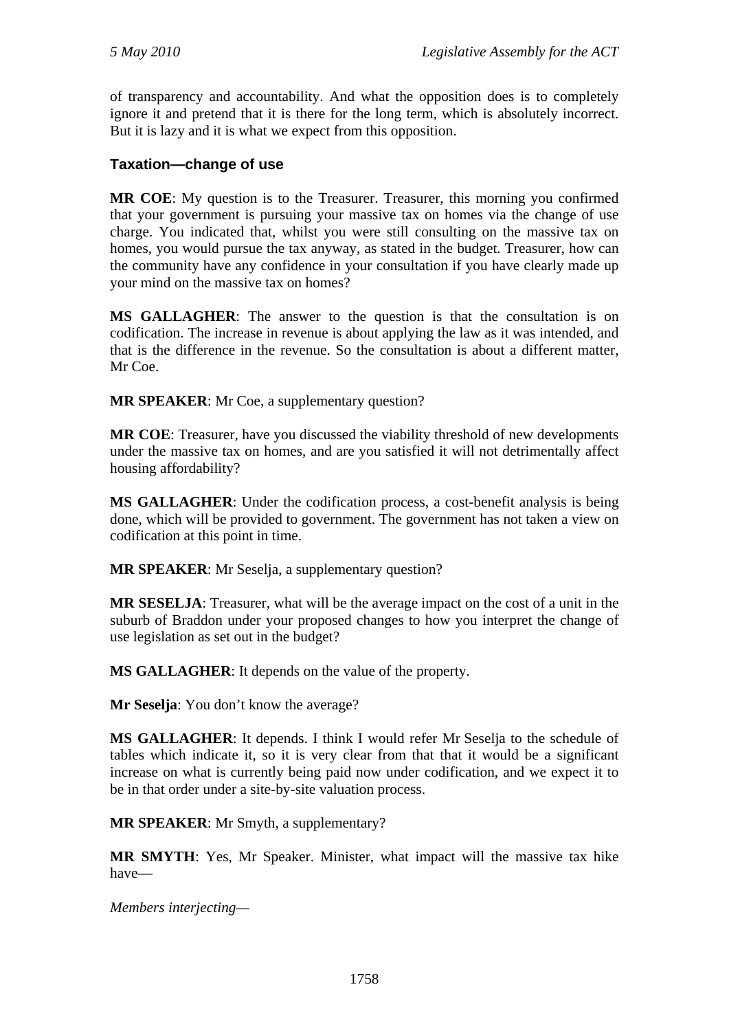of transparency and accountability. And what the opposition does is to completely ignore it and pretend that it is there for the long term, which is absolutely incorrect. But it is lazy and it is what we expect from this opposition.

### Taxation—change of use

**MR COE**: My question is to the Treasurer. Treasurer, this morning you confirmed that your government is pursuing your massive tax on homes via the change of use charge. You indicated that, whilst you were still consulting on the massive tax on homes, you would pursue the tax anyway, as stated in the budget. Treasurer, how can the community have any confidence in your consultation if you have clearly made up your mind on the massive tax on homes?

**MS GALLAGHER**: The answer to the question is that the consultation is on codification. The increase in revenue is about applying the law as it was intended, and that is the difference in the revenue. So the consultation is about a different matter, Mr Coe.

**MR SPEAKER**: Mr Coe, a supplementary question?

**MR COE**: Treasurer, have you discussed the viability threshold of new developments under the massive tax on homes, and are you satisfied it will not detrimentally affect housing affordability?

**MS GALLAGHER**: Under the codification process, a cost-benefit analysis is being done, which will be provided to government. The government has not taken a view on codification at this point in time.

**MR SPEAKER**: Mr Seselja, a supplementary question?

**MR SESELJA**: Treasurer, what will be the average impact on the cost of a unit in the suburb of Braddon under your proposed changes to how you interpret the change of use legislation as set out in the budget?

**MS GALLAGHER**: It depends on the value of the property.

**Mr Seselja**: You don't know the average?

**MS GALLAGHER**: It depends. I think I would refer Mr Seselja to the schedule of tables which indicate it, so it is very clear from that that it would be a significant increase on what is currently being paid now under codification, and we expect it to be in that order under a site-by-site valuation process.

**MR SPEAKER**: Mr Smyth, a supplementary?

**MR SMYTH**: Yes, Mr Speaker. Minister, what impact will the massive tax hike have—

*Members interjecting—*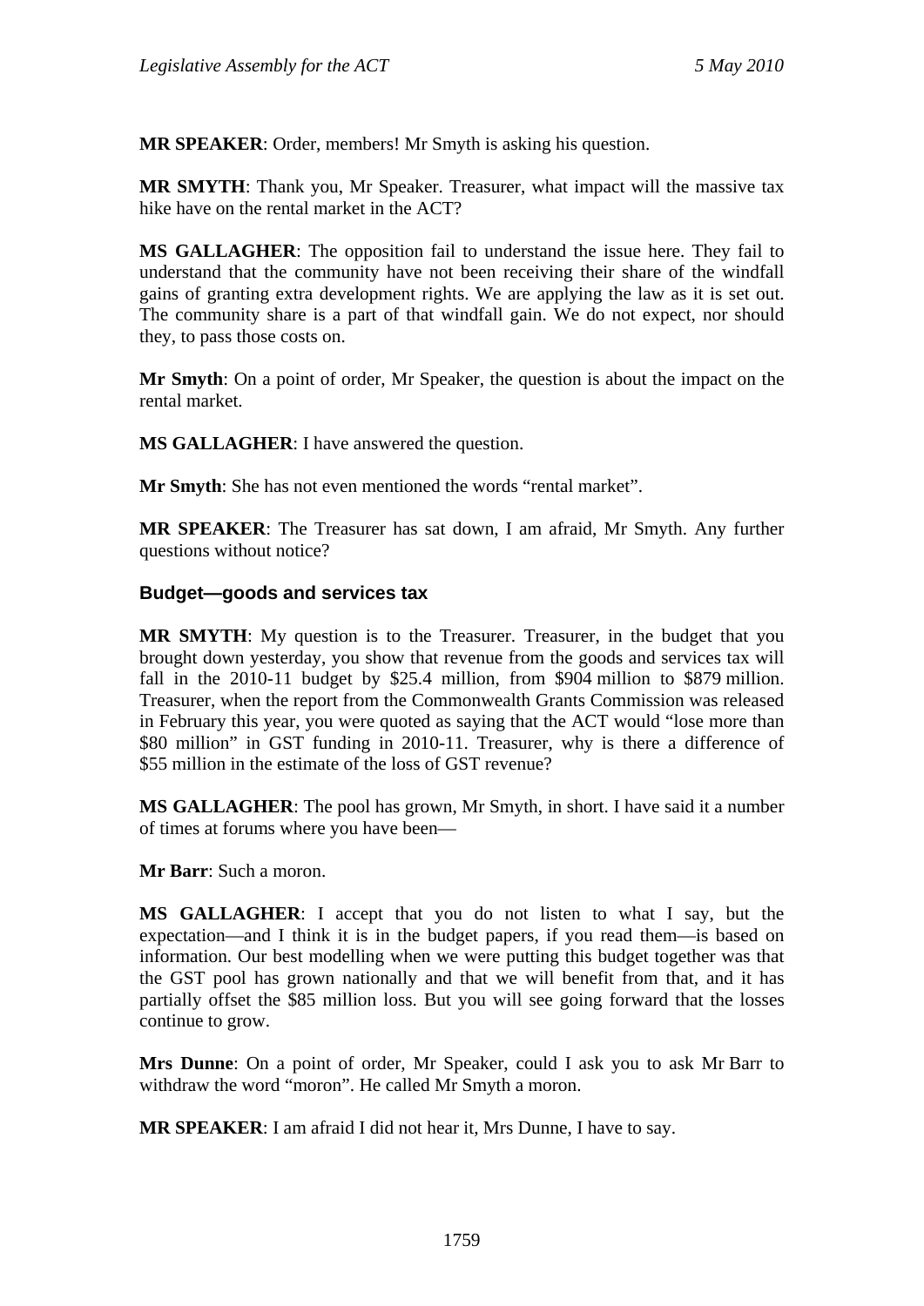**MR SPEAKER**: Order, members! Mr Smyth is asking his question.

**MR SMYTH**: Thank you, Mr Speaker. Treasurer, what impact will the massive tax hike have on the rental market in the ACT?

**MS GALLAGHER**: The opposition fail to understand the issue here. They fail to understand that the community have not been receiving their share of the windfall gains of granting extra development rights. We are applying the law as it is set out. The community share is a part of that windfall gain. We do not expect, nor should they, to pass those costs on.

**Mr Smyth**: On a point of order, Mr Speaker, the question is about the impact on the rental market.

**MS GALLAGHER**: I have answered the question.

**Mr Smyth**: She has not even mentioned the words "rental market".

**MR SPEAKER**: The Treasurer has sat down, I am afraid, Mr Smyth. Any further questions without notice?

### Budget—goods and services tax

**MR SMYTH**: My question is to the Treasurer. Treasurer, in the budget that you brought down yesterday, you show that revenue from the goods and services tax will fall in the 2010-11 budget by $25.4 million, from $904 million to $879 million. Treasurer, when the report from the Commonwealth Grants Commission was released in February this year, you were quoted as saying that the ACT would "lose more than $80 million" in GST funding in 2010-11. Treasurer, why is there a difference of $55 million in the estimate of the loss of GST revenue?

**MS GALLAGHER**: The pool has grown, Mr Smyth, in short. I have said it a number of times at forums where you have been—

**Mr Barr**: Such a moron.

**MS GALLAGHER**: I accept that you do not listen to what I say, but the expectation—and I think it is in the budget papers, if you read them—is based on information. Our best modelling when we were putting this budget together was that the GST pool has grown nationally and that we will benefit from that, and it has partially offset the $85 million loss. But you will see going forward that the losses continue to grow.

**Mrs Dunne**: On a point of order, Mr Speaker, could I ask you to ask Mr Barr to withdraw the word "moron". He called Mr Smyth a moron.

**MR SPEAKER**: I am afraid I did not hear it, Mrs Dunne, I have to say.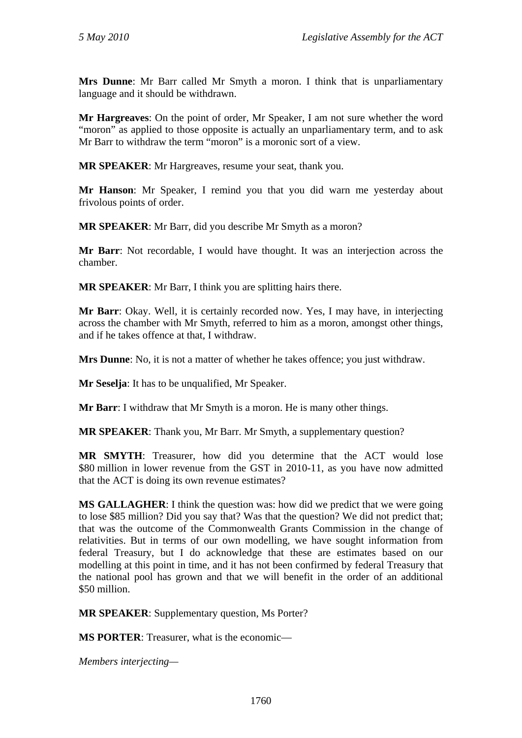**Mrs Dunne**: Mr Barr called Mr Smyth a moron. I think that is unparliamentary language and it should be withdrawn.

**Mr Hargreaves**: On the point of order, Mr Speaker, I am not sure whether the word "moron" as applied to those opposite is actually an unparliamentary term, and to ask Mr Barr to withdraw the term "moron" is a moronic sort of a view.

**MR SPEAKER**: Mr Hargreaves, resume your seat, thank you.

**Mr Hanson**: Mr Speaker, I remind you that you did warn me yesterday about frivolous points of order.

**MR SPEAKER**: Mr Barr, did you describe Mr Smyth as a moron?

**Mr Barr**: Not recordable, I would have thought. It was an interjection across the chamber.

**MR SPEAKER**: Mr Barr, I think you are splitting hairs there.

**Mr Barr**: Okay. Well, it is certainly recorded now. Yes, I may have, in interjecting across the chamber with Mr Smyth, referred to him as a moron, amongst other things, and if he takes offence at that, I withdraw.

**Mrs Dunne**: No, it is not a matter of whether he takes offence; you just withdraw.

**Mr Seselja**: It has to be unqualified, Mr Speaker.

**Mr Barr**: I withdraw that Mr Smyth is a moron. He is many other things.

**MR SPEAKER**: Thank you, Mr Barr. Mr Smyth, a supplementary question?

**MR SMYTH**: Treasurer, how did you determine that the ACT would lose \$80 million in lower revenue from the GST in 2010-11, as you have now admitted that the ACT is doing its own revenue estimates?

**MS GALLAGHER**: I think the question was: how did we predict that we were going to lose \$85 million? Did you say that? Was that the question? We did not predict that; that was the outcome of the Commonwealth Grants Commission in the change of relativities. But in terms of our own modelling, we have sought information from federal Treasury, but I do acknowledge that these are estimates based on our modelling at this point in time, and it has not been confirmed by federal Treasury that the national pool has grown and that we will benefit in the order of an additional \$50 million.

**MR SPEAKER**: Supplementary question, Ms Porter?

**MS PORTER**: Treasurer, what is the economic—

*Members interjecting*—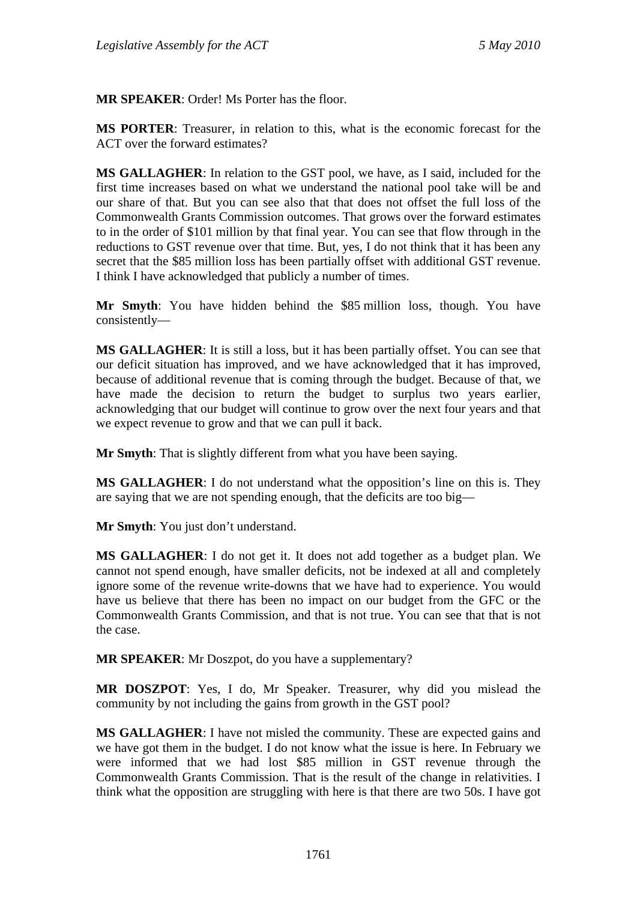**MR SPEAKER**: Order! Ms Porter has the floor.

**MS PORTER**: Treasurer, in relation to this, what is the economic forecast for the ACT over the forward estimates?

**MS GALLAGHER**: In relation to the GST pool, we have, as I said, included for the first time increases based on what we understand the national pool take will be and our share of that. But you can see also that that does not offset the full loss of the Commonwealth Grants Commission outcomes. That grows over the forward estimates to in the order of $101 million by that final year. You can see that flow through in the reductions to GST revenue over that time. But, yes, I do not think that it has been any secret that the $85 million loss has been partially offset with additional GST revenue. I think I have acknowledged that publicly a number of times.

**Mr Smyth**: You have hidden behind the $85 million loss, though. You have consistently—

**MS GALLAGHER**: It is still a loss, but it has been partially offset. You can see that our deficit situation has improved, and we have acknowledged that it has improved, because of additional revenue that is coming through the budget. Because of that, we have made the decision to return the budget to surplus two years earlier, acknowledging that our budget will continue to grow over the next four years and that we expect revenue to grow and that we can pull it back.

**Mr Smyth**: That is slightly different from what you have been saying.

**MS GALLAGHER**: I do not understand what the opposition's line on this is. They are saying that we are not spending enough, that the deficits are too big—

**Mr Smyth**: You just don't understand.

**MS GALLAGHER**: I do not get it. It does not add together as a budget plan. We cannot not spend enough, have smaller deficits, not be indexed at all and completely ignore some of the revenue write-downs that we have had to experience. You would have us believe that there has been no impact on our budget from the GFC or the Commonwealth Grants Commission, and that is not true. You can see that that is not the case.

**MR SPEAKER**: Mr Doszpot, do you have a supplementary?

**MR DOSZPOT**: Yes, I do, Mr Speaker. Treasurer, why did you mislead the community by not including the gains from growth in the GST pool?

**MS GALLAGHER**: I have not misled the community. These are expected gains and we have got them in the budget. I do not know what the issue is here. In February we were informed that we had lost $85 million in GST revenue through the Commonwealth Grants Commission. That is the result of the change in relativities. I think what the opposition are struggling with here is that there are two 50s. I have got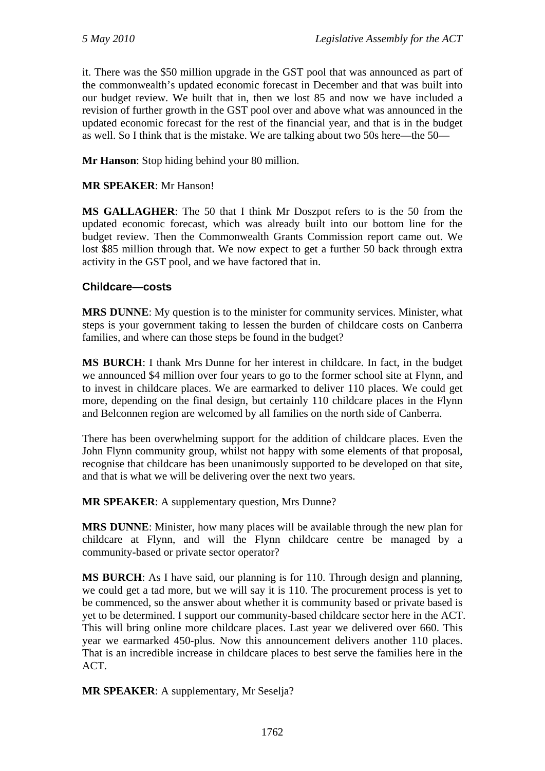it. There was the $50 million upgrade in the GST pool that was announced as part of the commonwealth's updated economic forecast in December and that was built into our budget review. We built that in, then we lost 85 and now we have included a revision of further growth in the GST pool over and above what was announced in the updated economic forecast for the rest of the financial year, and that is in the budget as well. So I think that is the mistake. We are talking about two 50s here—the 50—

**Mr Hanson**: Stop hiding behind your 80 million.

**MR SPEAKER**: Mr Hanson!

**MS GALLAGHER**: The 50 that I think Mr Doszpot refers to is the 50 from the updated economic forecast, which was already built into our bottom line for the budget review. Then the Commonwealth Grants Commission report came out. We lost $85 million through that. We now expect to get a further 50 back through extra activity in the GST pool, and we have factored that in.

### Childcare—costs

**MRS DUNNE**: My question is to the minister for community services. Minister, what steps is your government taking to lessen the burden of childcare costs on Canberra families, and where can those steps be found in the budget?

**MS BURCH**: I thank Mrs Dunne for her interest in childcare. In fact, in the budget we announced $4 million over four years to go to the former school site at Flynn, and to invest in childcare places. We are earmarked to deliver 110 places. We could get more, depending on the final design, but certainly 110 childcare places in the Flynn and Belconnen region are welcomed by all families on the north side of Canberra.

There has been overwhelming support for the addition of childcare places. Even the John Flynn community group, whilst not happy with some elements of that proposal, recognise that childcare has been unanimously supported to be developed on that site, and that is what we will be delivering over the next two years.

**MR SPEAKER**: A supplementary question, Mrs Dunne?

**MRS DUNNE**: Minister, how many places will be available through the new plan for childcare at Flynn, and will the Flynn childcare centre be managed by a community-based or private sector operator?

**MS BURCH**: As I have said, our planning is for 110. Through design and planning, we could get a tad more, but we will say it is 110. The procurement process is yet to be commenced, so the answer about whether it is community based or private based is yet to be determined. I support our community-based childcare sector here in the ACT. This will bring online more childcare places. Last year we delivered over 660. This year we earmarked 450-plus. Now this announcement delivers another 110 places. That is an incredible increase in childcare places to best serve the families here in the ACT.

**MR SPEAKER**: A supplementary, Mr Seselja?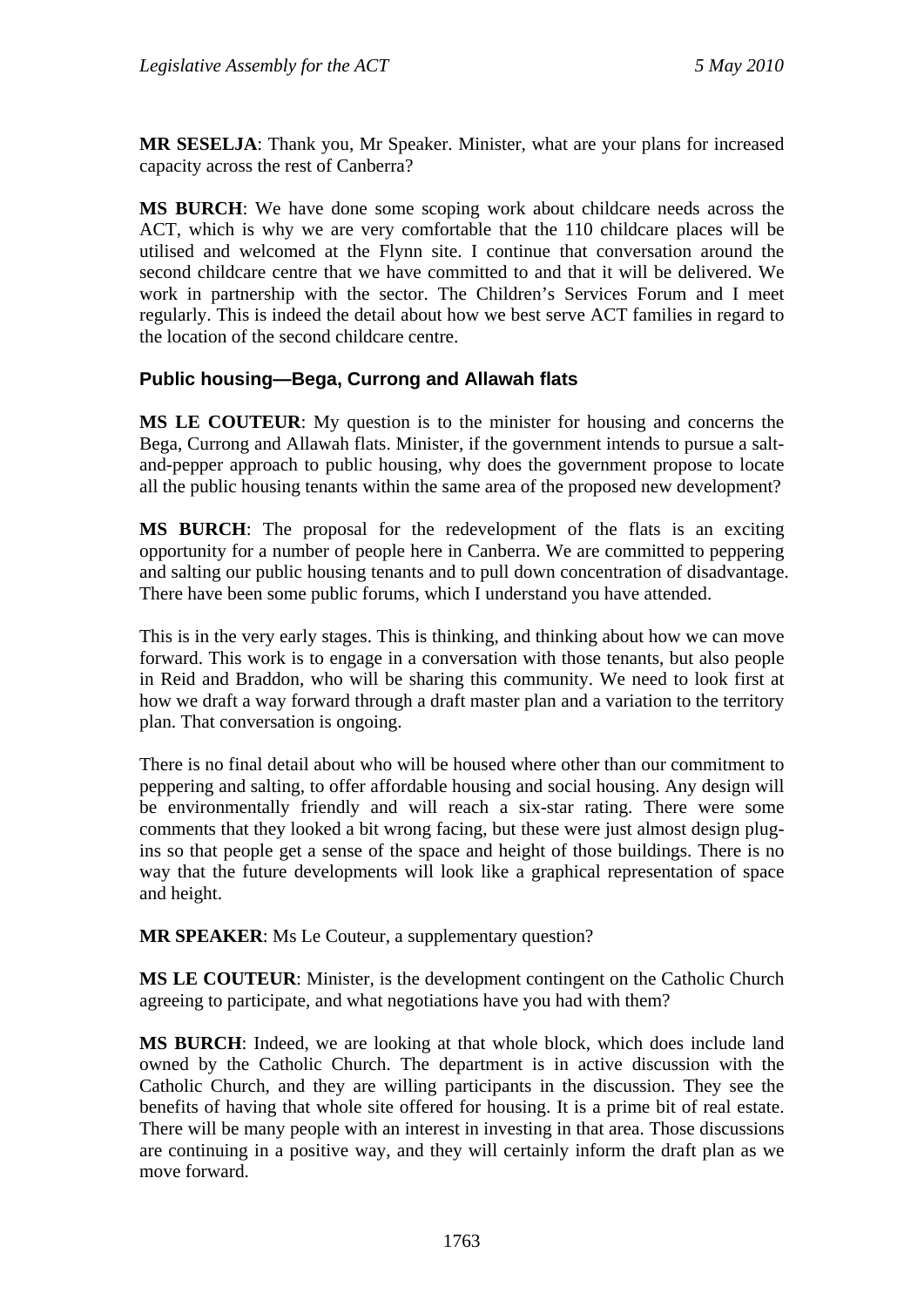**MR SESELJA**: Thank you, Mr Speaker. Minister, what are your plans for increased capacity across the rest of Canberra?

**MS BURCH**: We have done some scoping work about childcare needs across the ACT, which is why we are very comfortable that the 110 childcare places will be utilised and welcomed at the Flynn site. I continue that conversation around the second childcare centre that we have committed to and that it will be delivered. We work in partnership with the sector. The Children's Services Forum and I meet regularly. This is indeed the detail about how we best serve ACT families in regard to the location of the second childcare centre.

### Public housing—Bega, Currong and Allawah flats

**MS LE COUTEUR**: My question is to the minister for housing and concerns the Bega, Currong and Allawah flats. Minister, if the government intends to pursue a salt-and-pepper approach to public housing, why does the government propose to locate all the public housing tenants within the same area of the proposed new development?

**MS BURCH**: The proposal for the redevelopment of the flats is an exciting opportunity for a number of people here in Canberra. We are committed to peppering and salting our public housing tenants and to pull down concentration of disadvantage. There have been some public forums, which I understand you have attended.

This is in the very early stages. This is thinking, and thinking about how we can move forward. This work is to engage in a conversation with those tenants, but also people in Reid and Braddon, who will be sharing this community. We need to look first at how we draft a way forward through a draft master plan and a variation to the territory plan. That conversation is ongoing.

There is no final detail about who will be housed where other than our commitment to peppering and salting, to offer affordable housing and social housing. Any design will be environmentally friendly and will reach a six-star rating. There were some comments that they looked a bit wrong facing, but these were just almost design plug-ins so that people get a sense of the space and height of those buildings. There is no way that the future developments will look like a graphical representation of space and height.

**MR SPEAKER**: Ms Le Couteur, a supplementary question?

**MS LE COUTEUR**: Minister, is the development contingent on the Catholic Church agreeing to participate, and what negotiations have you had with them?

**MS BURCH**: Indeed, we are looking at that whole block, which does include land owned by the Catholic Church. The department is in active discussion with the Catholic Church, and they are willing participants in the discussion. They see the benefits of having that whole site offered for housing. It is a prime bit of real estate. There will be many people with an interest in investing in that area. Those discussions are continuing in a positive way, and they will certainly inform the draft plan as we move forward.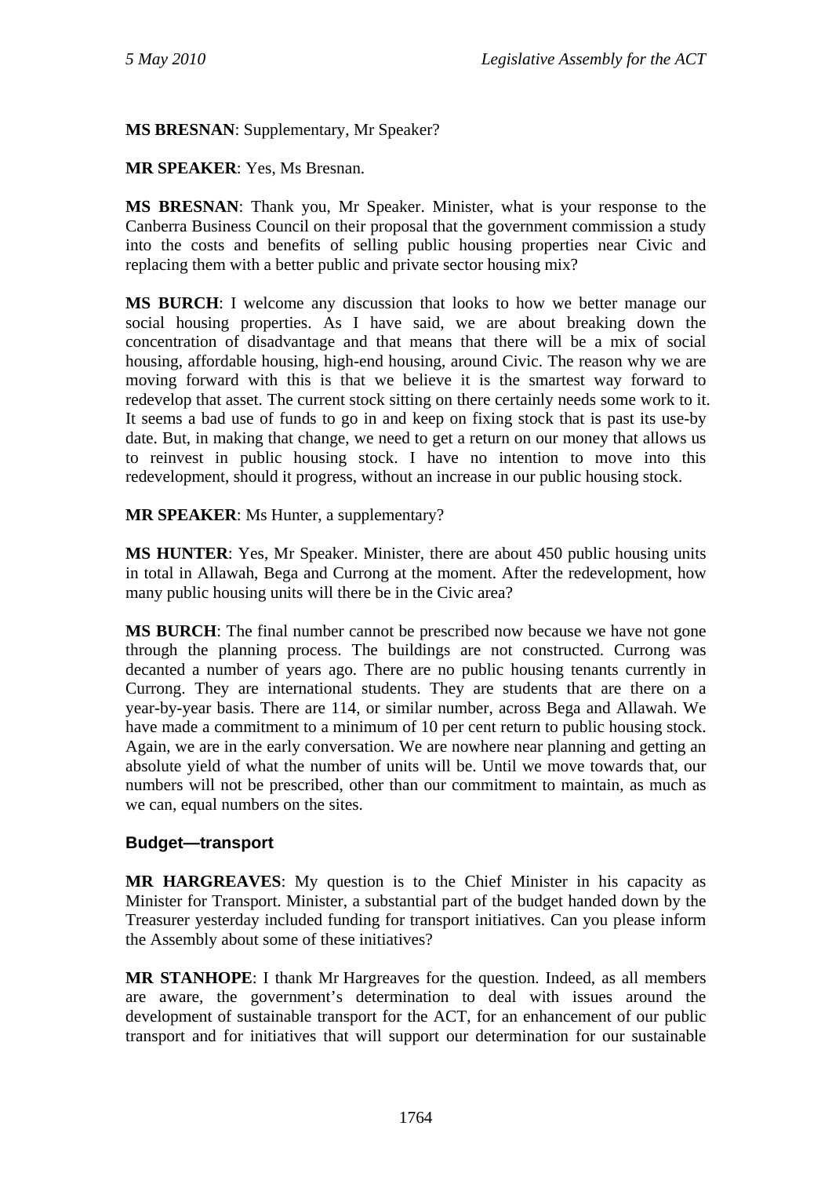**MS BRESNAN**: Supplementary, Mr Speaker?

**MR SPEAKER**: Yes, Ms Bresnan.

**MS BRESNAN**: Thank you, Mr Speaker. Minister, what is your response to the Canberra Business Council on their proposal that the government commission a study into the costs and benefits of selling public housing properties near Civic and replacing them with a better public and private sector housing mix?

**MS BURCH**: I welcome any discussion that looks to how we better manage our social housing properties. As I have said, we are about breaking down the concentration of disadvantage and that means that there will be a mix of social housing, affordable housing, high-end housing, around Civic. The reason why we are moving forward with this is that we believe it is the smartest way forward to redevelop that asset. The current stock sitting on there certainly needs some work to it. It seems a bad use of funds to go in and keep on fixing stock that is past its use-by date. But, in making that change, we need to get a return on our money that allows us to reinvest in public housing stock. I have no intention to move into this redevelopment, should it progress, without an increase in our public housing stock.

**MR SPEAKER**: Ms Hunter, a supplementary?

**MS HUNTER**: Yes, Mr Speaker. Minister, there are about 450 public housing units in total in Allawah, Bega and Currong at the moment. After the redevelopment, how many public housing units will there be in the Civic area?

**MS BURCH**: The final number cannot be prescribed now because we have not gone through the planning process. The buildings are not constructed. Currong was decanted a number of years ago. There are no public housing tenants currently in Currong. They are international students. They are students that are there on a year-by-year basis. There are 114, or similar number, across Bega and Allawah. We have made a commitment to a minimum of 10 per cent return to public housing stock. Again, we are in the early conversation. We are nowhere near planning and getting an absolute yield of what the number of units will be. Until we move towards that, our numbers will not be prescribed, other than our commitment to maintain, as much as we can, equal numbers on the sites.

## Budget—transport

**MR HARGREAVES**: My question is to the Chief Minister in his capacity as Minister for Transport. Minister, a substantial part of the budget handed down by the Treasurer yesterday included funding for transport initiatives. Can you please inform the Assembly about some of these initiatives?

**MR STANHOPE**: I thank Mr Hargreaves for the question. Indeed, as all members are aware, the government's determination to deal with issues around the development of sustainable transport for the ACT, for an enhancement of our public transport and for initiatives that will support our determination for our sustainable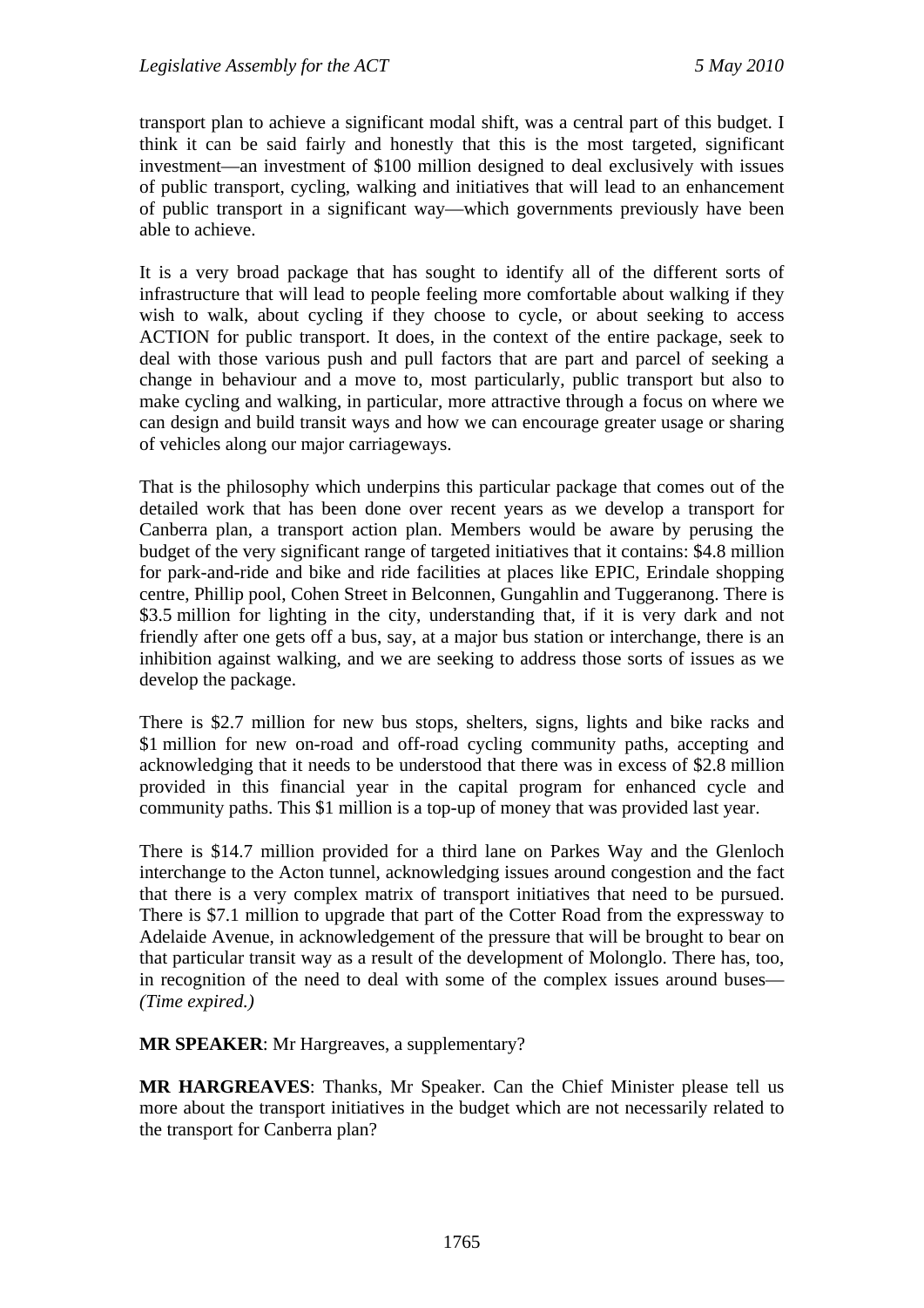transport plan to achieve a significant modal shift, was a central part of this budget. I think it can be said fairly and honestly that this is the most targeted, significant investment—an investment of $100 million designed to deal exclusively with issues of public transport, cycling, walking and initiatives that will lead to an enhancement of public transport in a significant way—which governments previously have been able to achieve.

It is a very broad package that has sought to identify all of the different sorts of infrastructure that will lead to people feeling more comfortable about walking if they wish to walk, about cycling if they choose to cycle, or about seeking to access ACTION for public transport. It does, in the context of the entire package, seek to deal with those various push and pull factors that are part and parcel of seeking a change in behaviour and a move to, most particularly, public transport but also to make cycling and walking, in particular, more attractive through a focus on where we can design and build transit ways and how we can encourage greater usage or sharing of vehicles along our major carriageways.

That is the philosophy which underpins this particular package that comes out of the detailed work that has been done over recent years as we develop a transport for Canberra plan, a transport action plan. Members would be aware by perusing the budget of the very significant range of targeted initiatives that it contains: $4.8 million for park-and-ride and bike and ride facilities at places like EPIC, Erindale shopping centre, Phillip pool, Cohen Street in Belconnen, Gungahlin and Tuggeranong. There is $3.5 million for lighting in the city, understanding that, if it is very dark and not friendly after one gets off a bus, say, at a major bus station or interchange, there is an inhibition against walking, and we are seeking to address those sorts of issues as we develop the package.

There is $2.7 million for new bus stops, shelters, signs, lights and bike racks and $1 million for new on-road and off-road cycling community paths, accepting and acknowledging that it needs to be understood that there was in excess of $2.8 million provided in this financial year in the capital program for enhanced cycle and community paths. This $1 million is a top-up of money that was provided last year.

There is $14.7 million provided for a third lane on Parkes Way and the Glenloch interchange to the Acton tunnel, acknowledging issues around congestion and the fact that there is a very complex matrix of transport initiatives that need to be pursued. There is $7.1 million to upgrade that part of the Cotter Road from the expressway to Adelaide Avenue, in acknowledgement of the pressure that will be brought to bear on that particular transit way as a result of the development of Molonglo. There has, too, in recognition of the need to deal with some of the complex issues around buses—*(Time expired.)*

**MR SPEAKER**: Mr Hargreaves, a supplementary?

**MR HARGREAVES**: Thanks, Mr Speaker. Can the Chief Minister please tell us more about the transport initiatives in the budget which are not necessarily related to the transport for Canberra plan?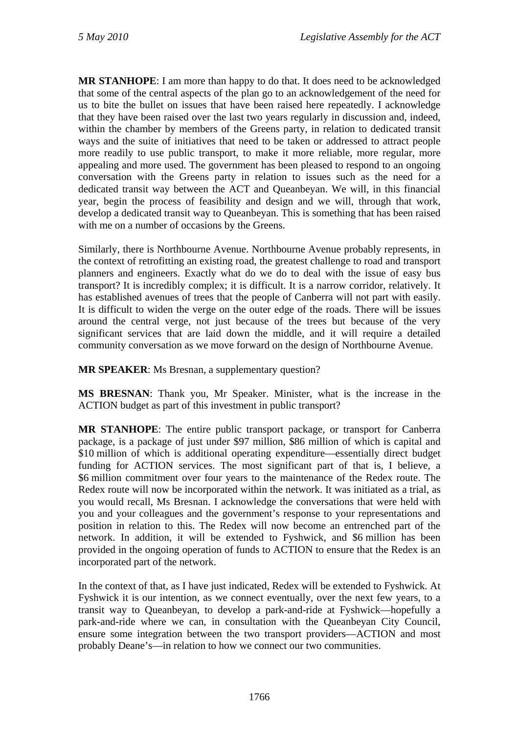**MR STANHOPE**: I am more than happy to do that. It does need to be acknowledged that some of the central aspects of the plan go to an acknowledgement of the need for us to bite the bullet on issues that have been raised here repeatedly. I acknowledge that they have been raised over the last two years regularly in discussion and, indeed, within the chamber by members of the Greens party, in relation to dedicated transit ways and the suite of initiatives that need to be taken or addressed to attract people more readily to use public transport, to make it more reliable, more regular, more appealing and more used. The government has been pleased to respond to an ongoing conversation with the Greens party in relation to issues such as the need for a dedicated transit way between the ACT and Queanbeyan. We will, in this financial year, begin the process of feasibility and design and we will, through that work, develop a dedicated transit way to Queanbeyan. This is something that has been raised with me on a number of occasions by the Greens.

Similarly, there is Northbourne Avenue. Northbourne Avenue probably represents, in the context of retrofitting an existing road, the greatest challenge to road and transport planners and engineers. Exactly what do we do to deal with the issue of easy bus transport? It is incredibly complex; it is difficult. It is a narrow corridor, relatively. It has established avenues of trees that the people of Canberra will not part with easily. It is difficult to widen the verge on the outer edge of the roads. There will be issues around the central verge, not just because of the trees but because of the very significant services that are laid down the middle, and it will require a detailed community conversation as we move forward on the design of Northbourne Avenue.

**MR SPEAKER**: Ms Bresnan, a supplementary question?

**MS BRESNAN**: Thank you, Mr Speaker. Minister, what is the increase in the ACTION budget as part of this investment in public transport?

**MR STANHOPE**: The entire public transport package, or transport for Canberra package, is a package of just under $97 million, $86 million of which is capital and $10 million of which is additional operating expenditure—essentially direct budget funding for ACTION services. The most significant part of that is, I believe, a $6 million commitment over four years to the maintenance of the Redex route. The Redex route will now be incorporated within the network. It was initiated as a trial, as you would recall, Ms Bresnan. I acknowledge the conversations that were held with you and your colleagues and the government's response to your representations and position in relation to this. The Redex will now become an entrenched part of the network. In addition, it will be extended to Fyshwick, and $6 million has been provided in the ongoing operation of funds to ACTION to ensure that the Redex is an incorporated part of the network.

In the context of that, as I have just indicated, Redex will be extended to Fyshwick. At Fyshwick it is our intention, as we connect eventually, over the next few years, to a transit way to Queanbeyan, to develop a park-and-ride at Fyshwick—hopefully a park-and-ride where we can, in consultation with the Queanbeyan City Council, ensure some integration between the two transport providers—ACTION and most probably Deane's—in relation to how we connect our two communities.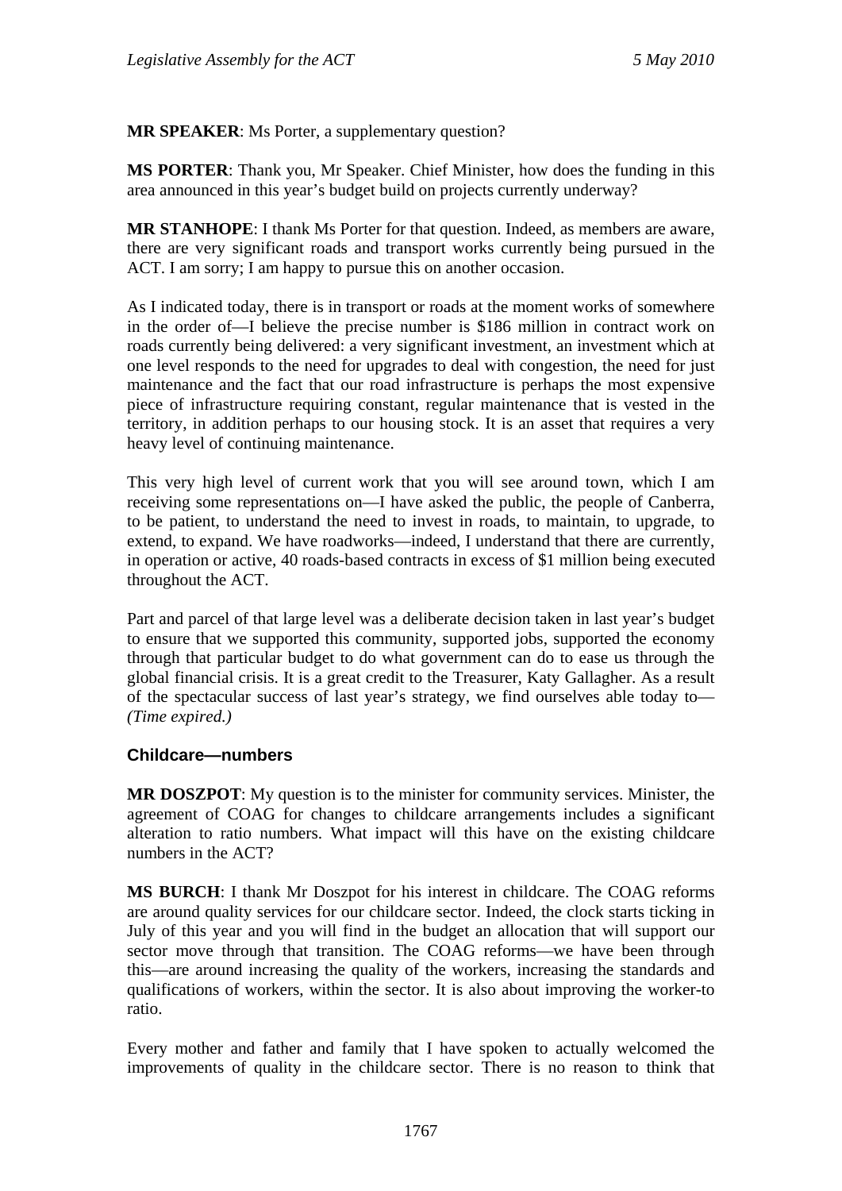**MR SPEAKER**: Ms Porter, a supplementary question?

**MS PORTER**: Thank you, Mr Speaker. Chief Minister, how does the funding in this area announced in this year's budget build on projects currently underway?

**MR STANHOPE**: I thank Ms Porter for that question. Indeed, as members are aware, there are very significant roads and transport works currently being pursued in the ACT. I am sorry; I am happy to pursue this on another occasion.

As I indicated today, there is in transport or roads at the moment works of somewhere in the order of—I believe the precise number is $186 million in contract work on roads currently being delivered: a very significant investment, an investment which at one level responds to the need for upgrades to deal with congestion, the need for just maintenance and the fact that our road infrastructure is perhaps the most expensive piece of infrastructure requiring constant, regular maintenance that is vested in the territory, in addition perhaps to our housing stock. It is an asset that requires a very heavy level of continuing maintenance.

This very high level of current work that you will see around town, which I am receiving some representations on—I have asked the public, the people of Canberra, to be patient, to understand the need to invest in roads, to maintain, to upgrade, to extend, to expand. We have roadworks—indeed, I understand that there are currently, in operation or active, 40 roads-based contracts in excess of $1 million being executed throughout the ACT.

Part and parcel of that large level was a deliberate decision taken in last year's budget to ensure that we supported this community, supported jobs, supported the economy through that particular budget to do what government can do to ease us through the global financial crisis. It is a great credit to the Treasurer, Katy Gallagher. As a result of the spectacular success of last year's strategy, we find ourselves able today to—*(Time expired.)*

### Childcare—numbers

**MR DOSZPOT**: My question is to the minister for community services. Minister, the agreement of COAG for changes to childcare arrangements includes a significant alteration to ratio numbers. What impact will this have on the existing childcare numbers in the ACT?

**MS BURCH**: I thank Mr Doszpot for his interest in childcare. The COAG reforms are around quality services for our childcare sector. Indeed, the clock starts ticking in July of this year and you will find in the budget an allocation that will support our sector move through that transition. The COAG reforms—we have been through this—are around increasing the quality of the workers, increasing the standards and qualifications of workers, within the sector. It is also about improving the worker-to ratio.

Every mother and father and family that I have spoken to actually welcomed the improvements of quality in the childcare sector. There is no reason to think that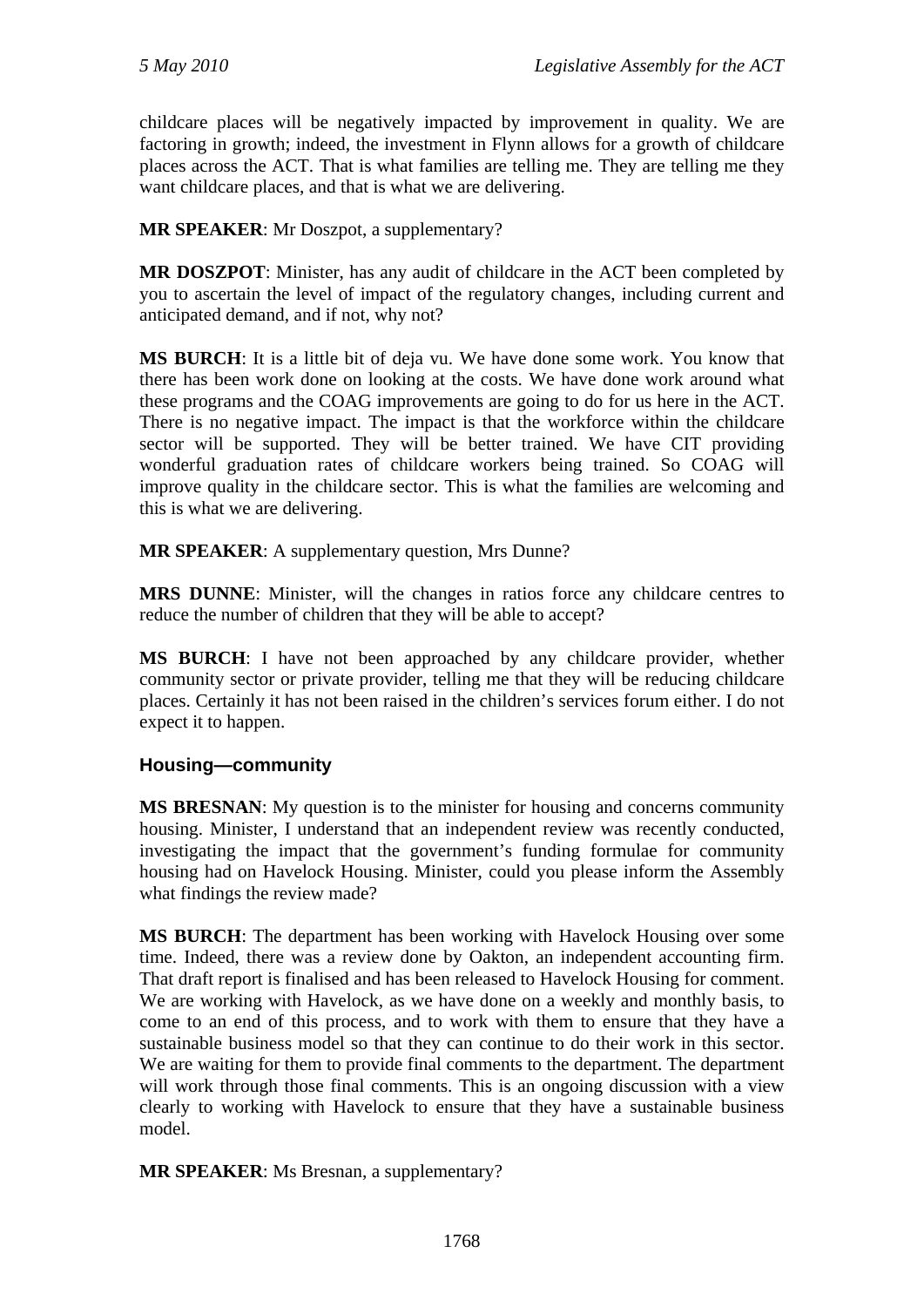childcare places will be negatively impacted by improvement in quality. We are factoring in growth; indeed, the investment in Flynn allows for a growth of childcare places across the ACT. That is what families are telling me. They are telling me they want childcare places, and that is what we are delivering.

**MR SPEAKER**: Mr Doszpot, a supplementary?

**MR DOSZPOT**: Minister, has any audit of childcare in the ACT been completed by you to ascertain the level of impact of the regulatory changes, including current and anticipated demand, and if not, why not?

**MS BURCH**: It is a little bit of deja vu. We have done some work. You know that there has been work done on looking at the costs. We have done work around what these programs and the COAG improvements are going to do for us here in the ACT. There is no negative impact. The impact is that the workforce within the childcare sector will be supported. They will be better trained. We have CIT providing wonderful graduation rates of childcare workers being trained. So COAG will improve quality in the childcare sector. This is what the families are welcoming and this is what we are delivering.

**MR SPEAKER**: A supplementary question, Mrs Dunne?

**MRS DUNNE**: Minister, will the changes in ratios force any childcare centres to reduce the number of children that they will be able to accept?

**MS BURCH**: I have not been approached by any childcare provider, whether community sector or private provider, telling me that they will be reducing childcare places. Certainly it has not been raised in the children's services forum either. I do not expect it to happen.

### Housing—community

**MS BRESNAN**: My question is to the minister for housing and concerns community housing. Minister, I understand that an independent review was recently conducted, investigating the impact that the government's funding formulae for community housing had on Havelock Housing. Minister, could you please inform the Assembly what findings the review made?

**MS BURCH**: The department has been working with Havelock Housing over some time. Indeed, there was a review done by Oakton, an independent accounting firm. That draft report is finalised and has been released to Havelock Housing for comment. We are working with Havelock, as we have done on a weekly and monthly basis, to come to an end of this process, and to work with them to ensure that they have a sustainable business model so that they can continue to do their work in this sector. We are waiting for them to provide final comments to the department. The department will work through those final comments. This is an ongoing discussion with a view clearly to working with Havelock to ensure that they have a sustainable business model.

**MR SPEAKER**: Ms Bresnan, a supplementary?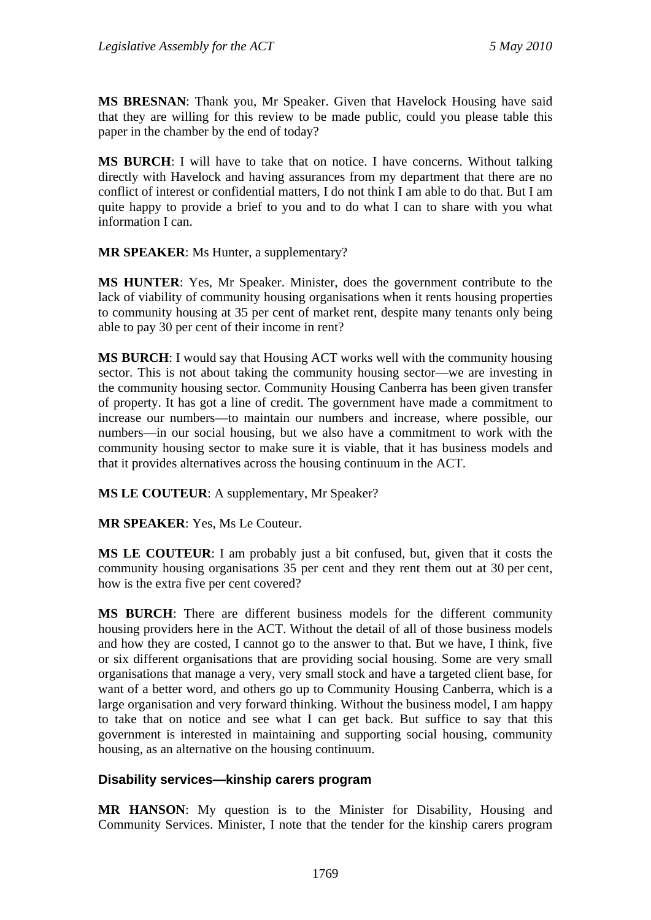**MS BRESNAN**: Thank you, Mr Speaker. Given that Havelock Housing have said that they are willing for this review to be made public, could you please table this paper in the chamber by the end of today?

**MS BURCH**: I will have to take that on notice. I have concerns. Without talking directly with Havelock and having assurances from my department that there are no conflict of interest or confidential matters, I do not think I am able to do that. But I am quite happy to provide a brief to you and to do what I can to share with you what information I can.

**MR SPEAKER**: Ms Hunter, a supplementary?

**MS HUNTER**: Yes, Mr Speaker. Minister, does the government contribute to the lack of viability of community housing organisations when it rents housing properties to community housing at 35 per cent of market rent, despite many tenants only being able to pay 30 per cent of their income in rent?

**MS BURCH**: I would say that Housing ACT works well with the community housing sector. This is not about taking the community housing sector—we are investing in the community housing sector. Community Housing Canberra has been given transfer of property. It has got a line of credit. The government have made a commitment to increase our numbers—to maintain our numbers and increase, where possible, our numbers—in our social housing, but we also have a commitment to work with the community housing sector to make sure it is viable, that it has business models and that it provides alternatives across the housing continuum in the ACT.

**MS LE COUTEUR**: A supplementary, Mr Speaker?

**MR SPEAKER**: Yes, Ms Le Couteur.

**MS LE COUTEUR**: I am probably just a bit confused, but, given that it costs the community housing organisations 35 per cent and they rent them out at 30 per cent, how is the extra five per cent covered?

**MS BURCH**: There are different business models for the different community housing providers here in the ACT. Without the detail of all of those business models and how they are costed, I cannot go to the answer to that. But we have, I think, five or six different organisations that are providing social housing. Some are very small organisations that manage a very, very small stock and have a targeted client base, for want of a better word, and others go up to Community Housing Canberra, which is a large organisation and very forward thinking. Without the business model, I am happy to take that on notice and see what I can get back. But suffice to say that this government is interested in maintaining and supporting social housing, community housing, as an alternative on the housing continuum.

### Disability services—kinship carers program

**MR HANSON**: My question is to the Minister for Disability, Housing and Community Services. Minister, I note that the tender for the kinship carers program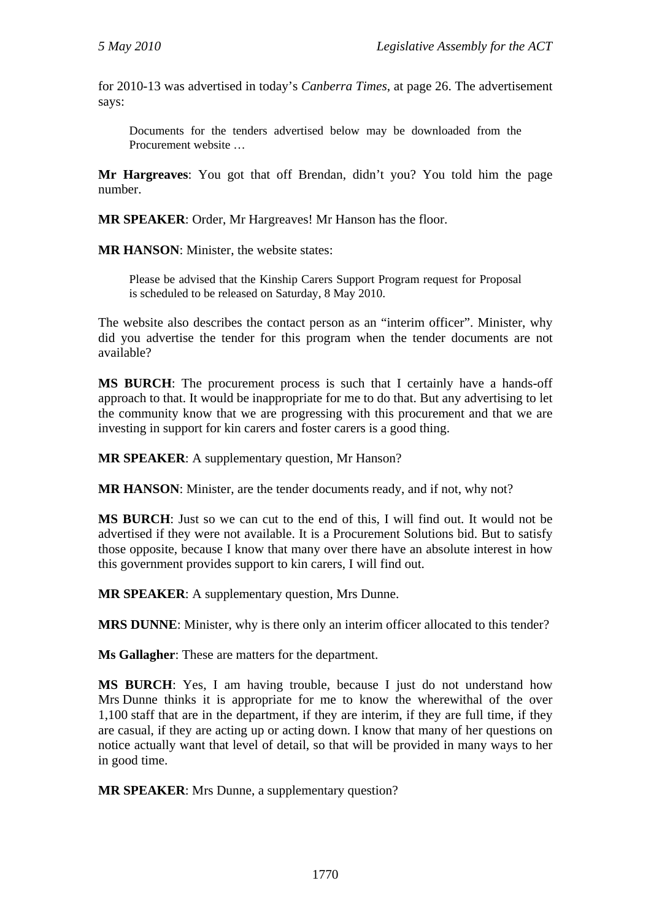for 2010-13 was advertised in today's *Canberra Times*, at page 26. The advertisement says:

> Documents for the tenders advertised below may be downloaded from the Procurement website …

**Mr Hargreaves**: You got that off Brendan, didn't you? You told him the page number.

**MR SPEAKER**: Order, Mr Hargreaves! Mr Hanson has the floor.

**MR HANSON**: Minister, the website states:

> Please be advised that the Kinship Carers Support Program request for Proposal is scheduled to be released on Saturday, 8 May 2010.

The website also describes the contact person as an "interim officer". Minister, why did you advertise the tender for this program when the tender documents are not available?

**MS BURCH**: The procurement process is such that I certainly have a hands-off approach to that. It would be inappropriate for me to do that. But any advertising to let the community know that we are progressing with this procurement and that we are investing in support for kin carers and foster carers is a good thing.

**MR SPEAKER**: A supplementary question, Mr Hanson?

**MR HANSON**: Minister, are the tender documents ready, and if not, why not?

**MS BURCH**: Just so we can cut to the end of this, I will find out. It would not be advertised if they were not available. It is a Procurement Solutions bid. But to satisfy those opposite, because I know that many over there have an absolute interest in how this government provides support to kin carers, I will find out.

**MR SPEAKER**: A supplementary question, Mrs Dunne.

**MRS DUNNE**: Minister, why is there only an interim officer allocated to this tender?

**Ms Gallagher**: These are matters for the department.

**MS BURCH**: Yes, I am having trouble, because I just do not understand how Mrs Dunne thinks it is appropriate for me to know the wherewithal of the over 1,100 staff that are in the department, if they are interim, if they are full time, if they are casual, if they are acting up or acting down. I know that many of her questions on notice actually want that level of detail, so that will be provided in many ways to her in good time.

**MR SPEAKER**: Mrs Dunne, a supplementary question?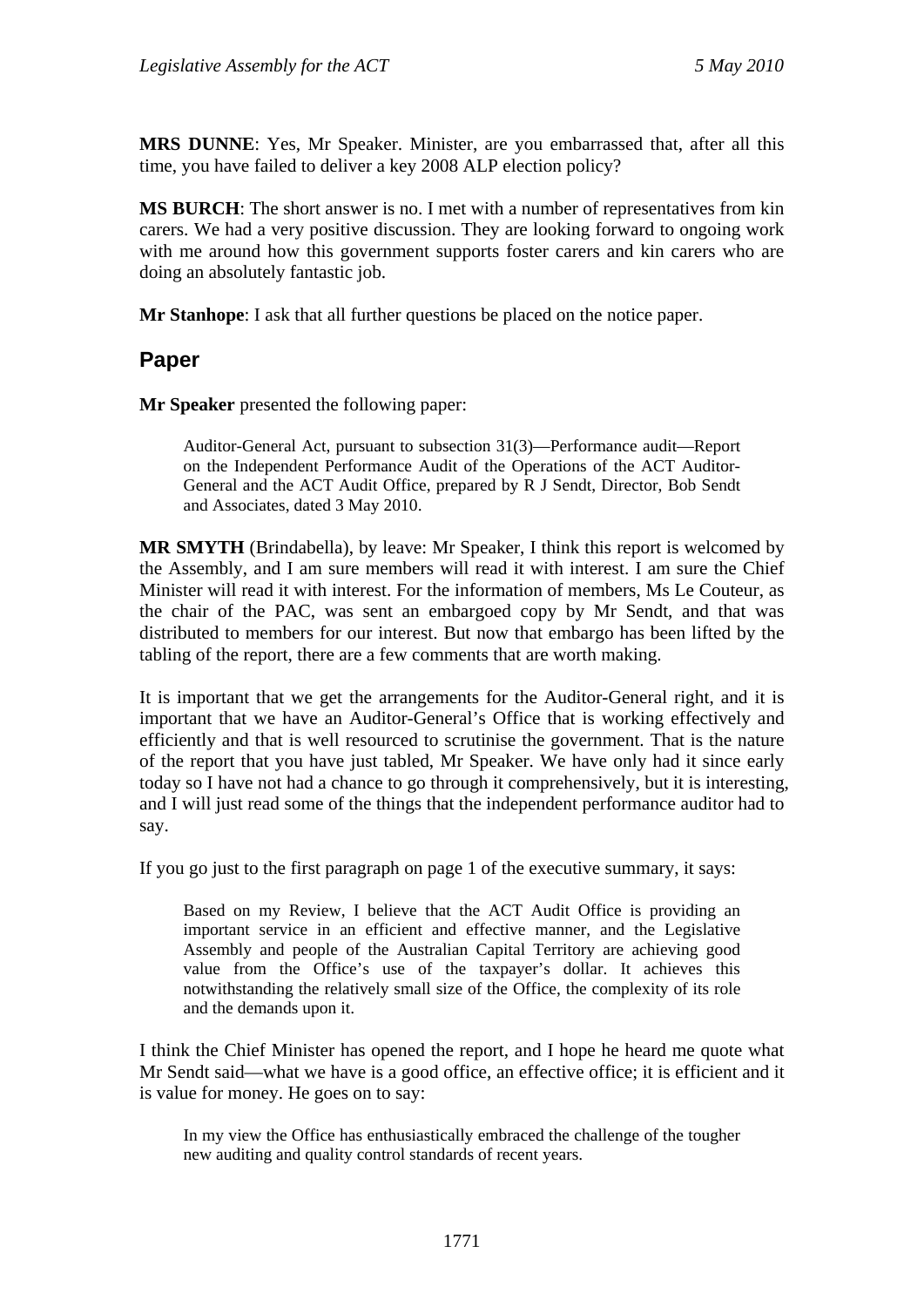**MRS DUNNE**: Yes, Mr Speaker. Minister, are you embarrassed that, after all this time, you have failed to deliver a key 2008 ALP election policy?

**MS BURCH**: The short answer is no. I met with a number of representatives from kin carers. We had a very positive discussion. They are looking forward to ongoing work with me around how this government supports foster carers and kin carers who are doing an absolutely fantastic job.

**Mr Stanhope**: I ask that all further questions be placed on the notice paper.

## Paper

**Mr Speaker** presented the following paper:

> Auditor-General Act, pursuant to subsection 31(3)—Performance audit—Report on the Independent Performance Audit of the Operations of the ACT Auditor-General and the ACT Audit Office, prepared by R J Sendt, Director, Bob Sendt and Associates, dated 3 May 2010.

**MR SMYTH** (Brindabella), by leave: Mr Speaker, I think this report is welcomed by the Assembly, and I am sure members will read it with interest. I am sure the Chief Minister will read it with interest. For the information of members, Ms Le Couteur, as the chair of the PAC, was sent an embargoed copy by Mr Sendt, and that was distributed to members for our interest. But now that embargo has been lifted by the tabling of the report, there are a few comments that are worth making.

It is important that we get the arrangements for the Auditor-General right, and it is important that we have an Auditor-General's Office that is working effectively and efficiently and that is well resourced to scrutinise the government. That is the nature of the report that you have just tabled, Mr Speaker. We have only had it since early today so I have not had a chance to go through it comprehensively, but it is interesting, and I will just read some of the things that the independent performance auditor had to say.

If you go just to the first paragraph on page 1 of the executive summary, it says:

> Based on my Review, I believe that the ACT Audit Office is providing an important service in an efficient and effective manner, and the Legislative Assembly and people of the Australian Capital Territory are achieving good value from the Office's use of the taxpayer's dollar. It achieves this notwithstanding the relatively small size of the Office, the complexity of its role and the demands upon it.

I think the Chief Minister has opened the report, and I hope he heard me quote what Mr Sendt said—what we have is a good office, an effective office; it is efficient and it is value for money. He goes on to say:

> In my view the Office has enthusiastically embraced the challenge of the tougher new auditing and quality control standards of recent years.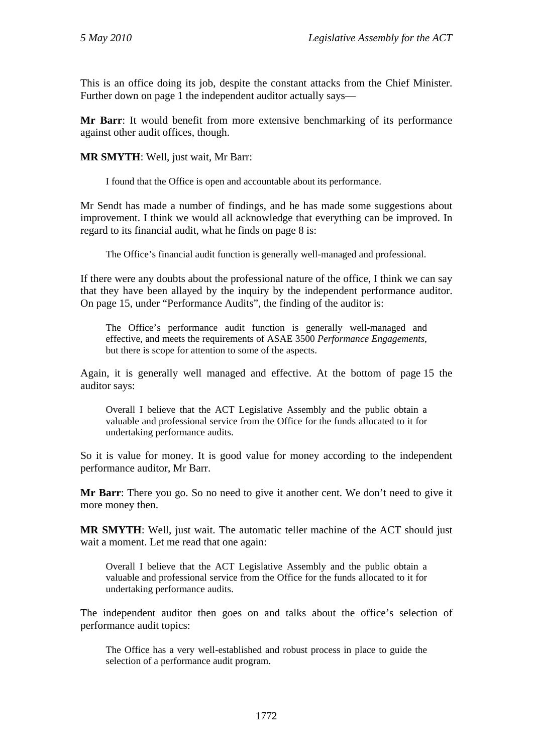This is an office doing its job, despite the constant attacks from the Chief Minister. Further down on page 1 the independent auditor actually says—

**Mr Barr**: It would benefit from more extensive benchmarking of its performance against other audit offices, though.

**MR SMYTH**: Well, just wait, Mr Barr:

> I found that the Office is open and accountable about its performance.

Mr Sendt has made a number of findings, and he has made some suggestions about improvement. I think we would all acknowledge that everything can be improved. In regard to its financial audit, what he finds on page 8 is:

> The Office's financial audit function is generally well-managed and professional.

If there were any doubts about the professional nature of the office, I think we can say that they have been allayed by the inquiry by the independent performance auditor. On page 15, under "Performance Audits", the finding of the auditor is:

> The Office's performance audit function is generally well-managed and effective, and meets the requirements of ASAE 3500 *Performance Engagements*, but there is scope for attention to some of the aspects.

Again, it is generally well managed and effective. At the bottom of page 15 the auditor says:

> Overall I believe that the ACT Legislative Assembly and the public obtain a valuable and professional service from the Office for the funds allocated to it for undertaking performance audits.

So it is value for money. It is good value for money according to the independent performance auditor, Mr Barr.

**Mr Barr**: There you go. So no need to give it another cent. We don't need to give it more money then.

**MR SMYTH**: Well, just wait. The automatic teller machine of the ACT should just wait a moment. Let me read that one again:

> Overall I believe that the ACT Legislative Assembly and the public obtain a valuable and professional service from the Office for the funds allocated to it for undertaking performance audits.

The independent auditor then goes on and talks about the office's selection of performance audit topics:

> The Office has a very well-established and robust process in place to guide the selection of a performance audit program.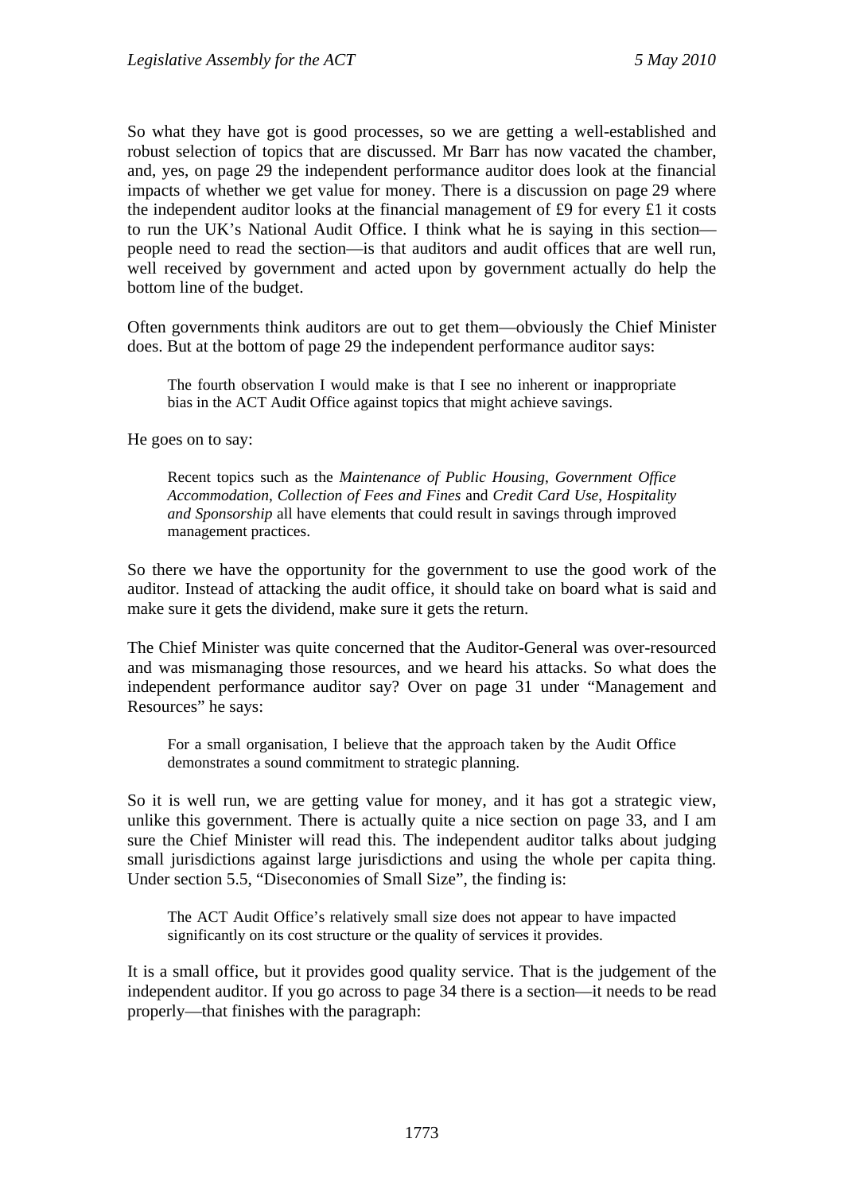So what they have got is good processes, so we are getting a well-established and robust selection of topics that are discussed. Mr Barr has now vacated the chamber, and, yes, on page 29 the independent performance auditor does look at the financial impacts of whether we get value for money. There is a discussion on page 29 where the independent auditor looks at the financial management of £9 for every £1 it costs to run the UK's National Audit Office. I think what he is saying in this section—people need to read the section—is that auditors and audit offices that are well run, well received by government and acted upon by government actually do help the bottom line of the budget.

Often governments think auditors are out to get them—obviously the Chief Minister does. But at the bottom of page 29 the independent performance auditor says:

> The fourth observation I would make is that I see no inherent or inappropriate bias in the ACT Audit Office against topics that might achieve savings.

He goes on to say:

> Recent topics such as the *Maintenance of Public Housing*, *Government Office Accommodation*, *Collection of Fees and Fines* and *Credit Card Use, Hospitality and Sponsorship* all have elements that could result in savings through improved management practices.

So there we have the opportunity for the government to use the good work of the auditor. Instead of attacking the audit office, it should take on board what is said and make sure it gets the dividend, make sure it gets the return.

The Chief Minister was quite concerned that the Auditor-General was over-resourced and was mismanaging those resources, and we heard his attacks. So what does the independent performance auditor say? Over on page 31 under "Management and Resources" he says:

> For a small organisation, I believe that the approach taken by the Audit Office demonstrates a sound commitment to strategic planning.

So it is well run, we are getting value for money, and it has got a strategic view, unlike this government. There is actually quite a nice section on page 33, and I am sure the Chief Minister will read this. The independent auditor talks about judging small jurisdictions against large jurisdictions and using the whole per capita thing. Under section 5.5, "Diseconomies of Small Size", the finding is:

> The ACT Audit Office's relatively small size does not appear to have impacted significantly on its cost structure or the quality of services it provides.

It is a small office, but it provides good quality service. That is the judgement of the independent auditor. If you go across to page 34 there is a section—it needs to be read properly—that finishes with the paragraph: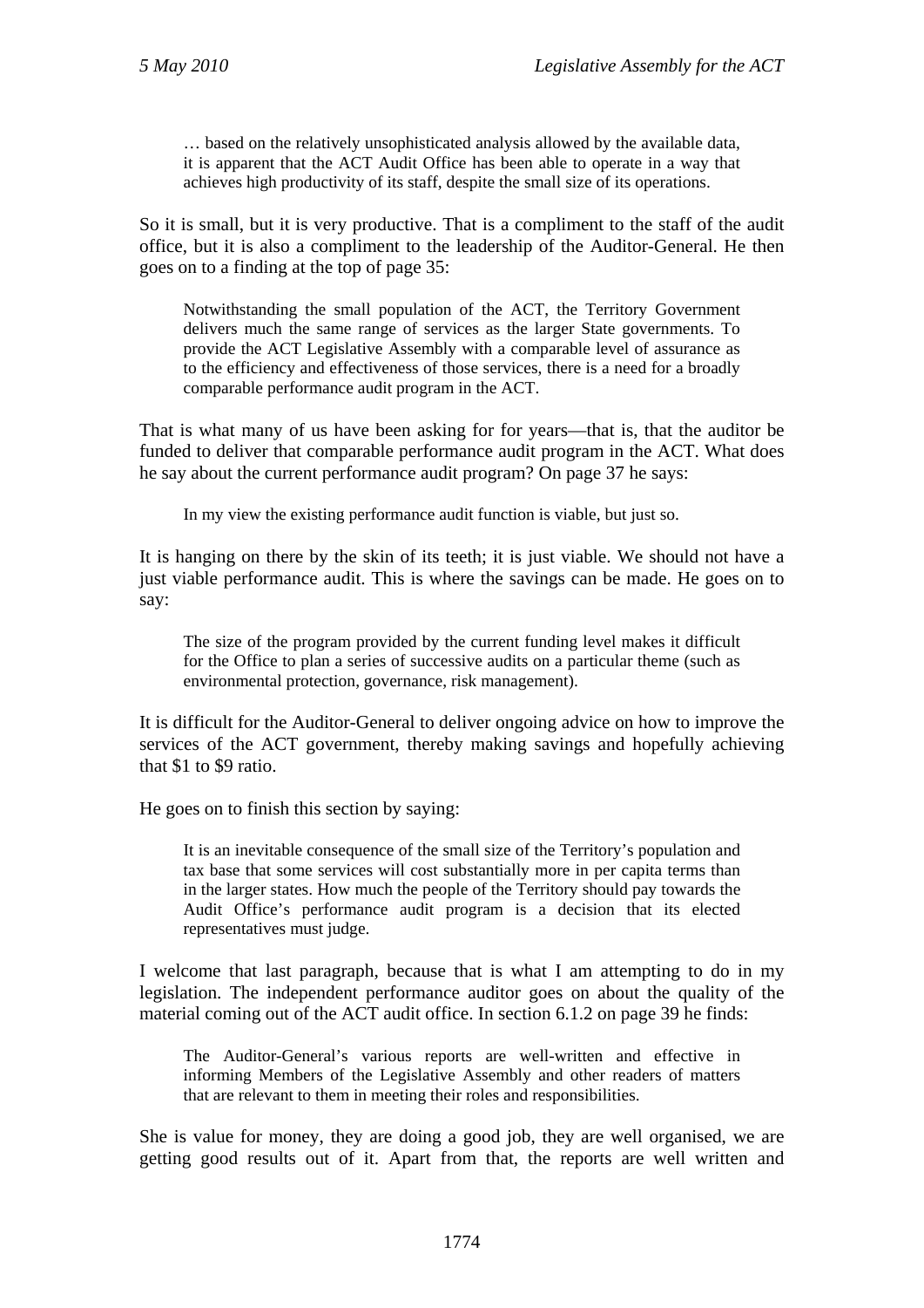> … based on the relatively unsophisticated analysis allowed by the available data, it is apparent that the ACT Audit Office has been able to operate in a way that achieves high productivity of its staff, despite the small size of its operations.

So it is small, but it is very productive. That is a compliment to the staff of the audit office, but it is also a compliment to the leadership of the Auditor-General. He then goes on to a finding at the top of page 35:

> Notwithstanding the small population of the ACT, the Territory Government delivers much the same range of services as the larger State governments. To provide the ACT Legislative Assembly with a comparable level of assurance as to the efficiency and effectiveness of those services, there is a need for a broadly comparable performance audit program in the ACT.

That is what many of us have been asking for for years—that is, that the auditor be funded to deliver that comparable performance audit program in the ACT. What does he say about the current performance audit program? On page 37 he says:

> In my view the existing performance audit function is viable, but just so.

It is hanging on there by the skin of its teeth; it is just viable. We should not have a just viable performance audit. This is where the savings can be made. He goes on to say:

> The size of the program provided by the current funding level makes it difficult for the Office to plan a series of successive audits on a particular theme (such as environmental protection, governance, risk management).

It is difficult for the Auditor-General to deliver ongoing advice on how to improve the services of the ACT government, thereby making savings and hopefully achieving that $1 to $9 ratio.

He goes on to finish this section by saying:

> It is an inevitable consequence of the small size of the Territory's population and tax base that some services will cost substantially more in per capita terms than in the larger states. How much the people of the Territory should pay towards the Audit Office's performance audit program is a decision that its elected representatives must judge.

I welcome that last paragraph, because that is what I am attempting to do in my legislation. The independent performance auditor goes on about the quality of the material coming out of the ACT audit office. In section 6.1.2 on page 39 he finds:

> The Auditor-General's various reports are well-written and effective in informing Members of the Legislative Assembly and other readers of matters that are relevant to them in meeting their roles and responsibilities.

She is value for money, they are doing a good job, they are well organised, we are getting good results out of it. Apart from that, the reports are well written and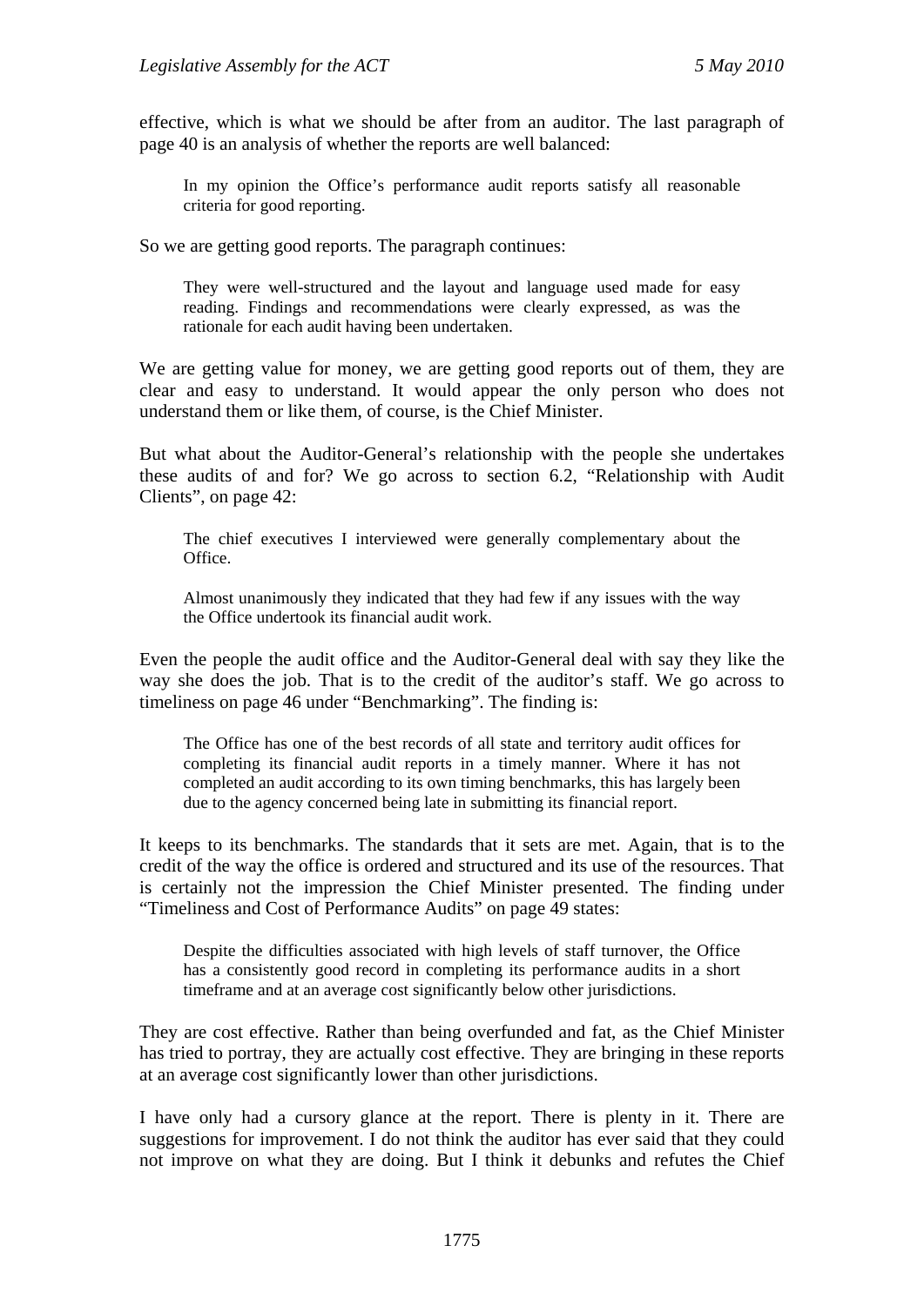effective, which is what we should be after from an auditor. The last paragraph of page 40 is an analysis of whether the reports are well balanced:

> In my opinion the Office's performance audit reports satisfy all reasonable criteria for good reporting.

So we are getting good reports. The paragraph continues:

> They were well-structured and the layout and language used made for easy reading. Findings and recommendations were clearly expressed, as was the rationale for each audit having been undertaken.

We are getting value for money, we are getting good reports out of them, they are clear and easy to understand. It would appear the only person who does not understand them or like them, of course, is the Chief Minister.

But what about the Auditor-General's relationship with the people she undertakes these audits of and for? We go across to section 6.2, "Relationship with Audit Clients", on page 42:

> The chief executives I interviewed were generally complementary about the Office.
>
> Almost unanimously they indicated that they had few if any issues with the way the Office undertook its financial audit work.

Even the people the audit office and the Auditor-General deal with say they like the way she does the job. That is to the credit of the auditor's staff. We go across to timeliness on page 46 under "Benchmarking". The finding is:

> The Office has one of the best records of all state and territory audit offices for completing its financial audit reports in a timely manner. Where it has not completed an audit according to its own timing benchmarks, this has largely been due to the agency concerned being late in submitting its financial report.

It keeps to its benchmarks. The standards that it sets are met. Again, that is to the credit of the way the office is ordered and structured and its use of the resources. That is certainly not the impression the Chief Minister presented. The finding under "Timeliness and Cost of Performance Audits" on page 49 states:

> Despite the difficulties associated with high levels of staff turnover, the Office has a consistently good record in completing its performance audits in a short timeframe and at an average cost significantly below other jurisdictions.

They are cost effective. Rather than being overfunded and fat, as the Chief Minister has tried to portray, they are actually cost effective. They are bringing in these reports at an average cost significantly lower than other jurisdictions.

I have only had a cursory glance at the report. There is plenty in it. There are suggestions for improvement. I do not think the auditor has ever said that they could not improve on what they are doing. But I think it debunks and refutes the Chief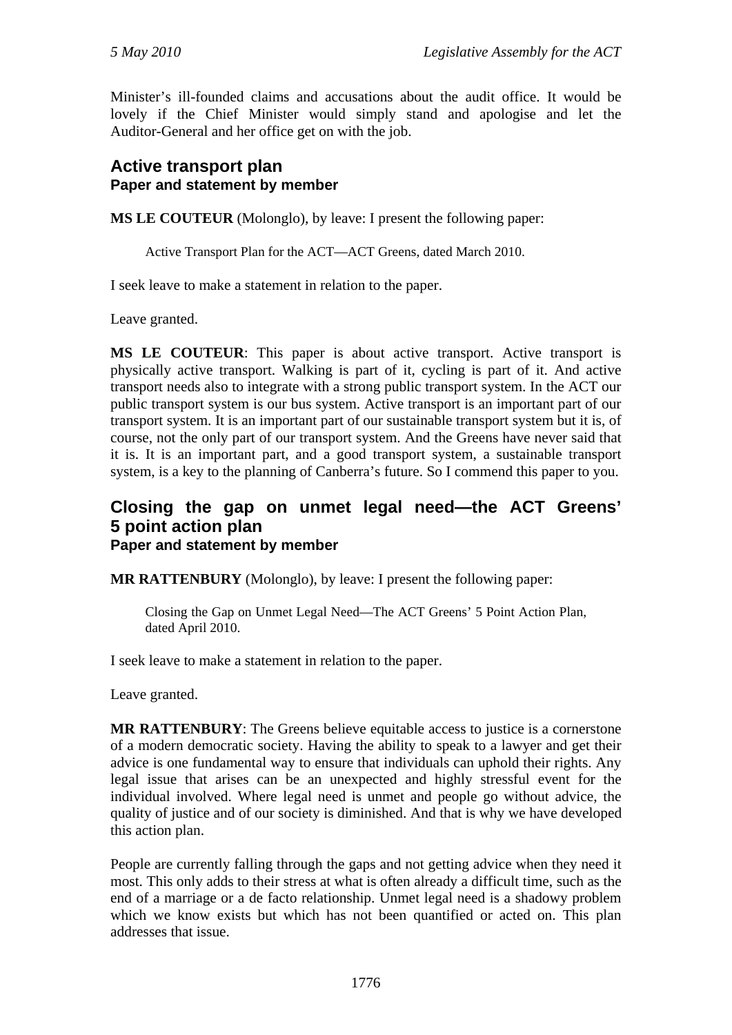Minister's ill-founded claims and accusations about the audit office. It would be lovely if the Chief Minister would simply stand and apologise and let the Auditor-General and her office get on with the job.

## Active transport plan
### Paper and statement by member

**MS LE COUTEUR** (Molonglo), by leave: I present the following paper:

> Active Transport Plan for the ACT—ACT Greens, dated March 2010.

I seek leave to make a statement in relation to the paper.

Leave granted.

**MS LE COUTEUR**: This paper is about active transport. Active transport is physically active transport. Walking is part of it, cycling is part of it. And active transport needs also to integrate with a strong public transport system. In the ACT our public transport system is our bus system. Active transport is an important part of our transport system. It is an important part of our sustainable transport system but it is, of course, not the only part of our transport system. And the Greens have never said that it is. It is an important part, and a good transport system, a sustainable transport system, is a key to the planning of Canberra's future. So I commend this paper to you.

## Closing the gap on unmet legal need—the ACT Greens' 5 point action plan
### Paper and statement by member

**MR RATTENBURY** (Molonglo), by leave: I present the following paper:

> Closing the Gap on Unmet Legal Need—The ACT Greens' 5 Point Action Plan, dated April 2010.

I seek leave to make a statement in relation to the paper.

Leave granted.

**MR RATTENBURY**: The Greens believe equitable access to justice is a cornerstone of a modern democratic society. Having the ability to speak to a lawyer and get their advice is one fundamental way to ensure that individuals can uphold their rights. Any legal issue that arises can be an unexpected and highly stressful event for the individual involved. Where legal need is unmet and people go without advice, the quality of justice and of our society is diminished. And that is why we have developed this action plan.

People are currently falling through the gaps and not getting advice when they need it most. This only adds to their stress at what is often already a difficult time, such as the end of a marriage or a de facto relationship. Unmet legal need is a shadowy problem which we know exists but which has not been quantified or acted on. This plan addresses that issue.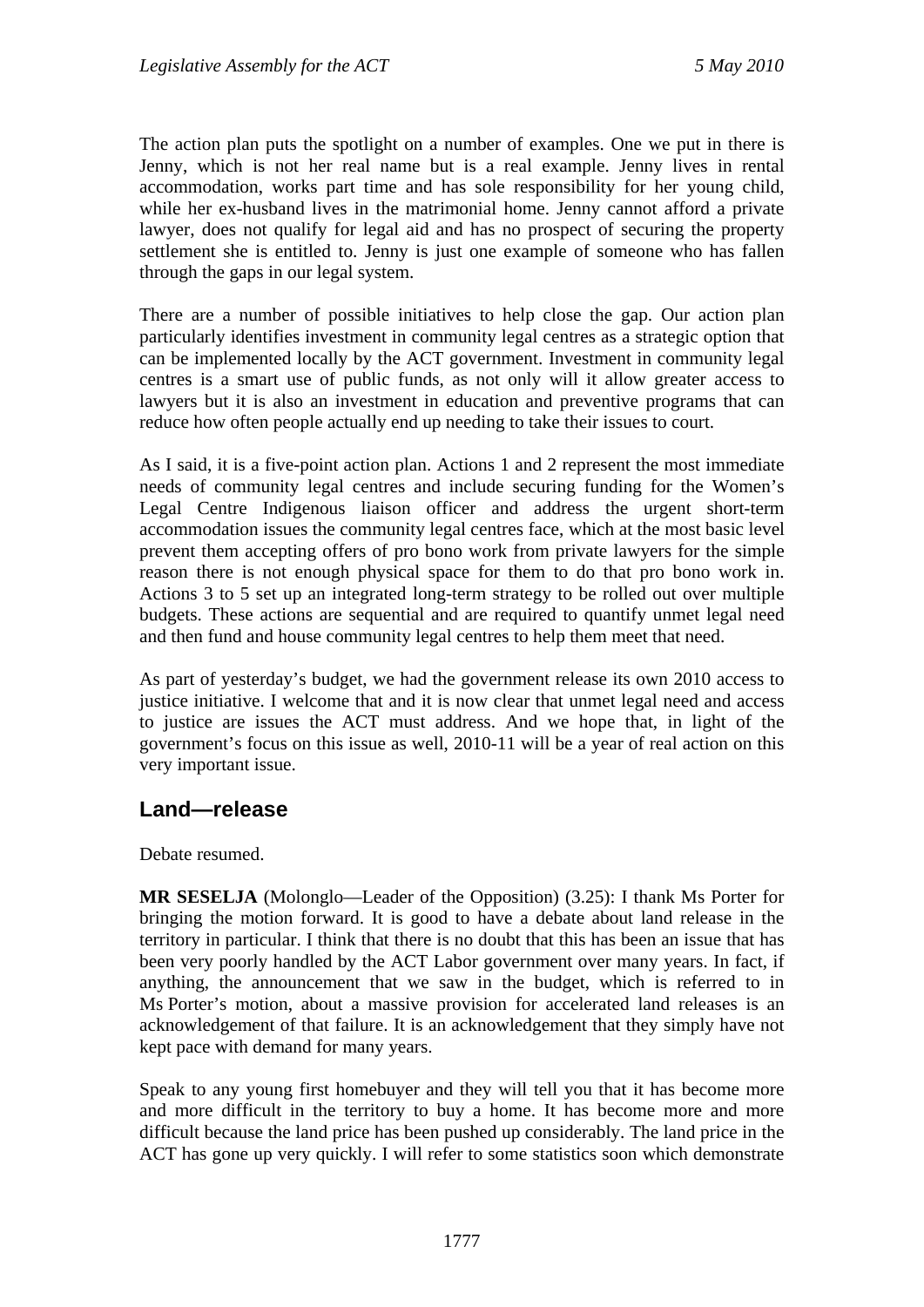The action plan puts the spotlight on a number of examples. One we put in there is Jenny, which is not her real name but is a real example. Jenny lives in rental accommodation, works part time and has sole responsibility for her young child, while her ex-husband lives in the matrimonial home. Jenny cannot afford a private lawyer, does not qualify for legal aid and has no prospect of securing the property settlement she is entitled to. Jenny is just one example of someone who has fallen through the gaps in our legal system.

There are a number of possible initiatives to help close the gap. Our action plan particularly identifies investment in community legal centres as a strategic option that can be implemented locally by the ACT government. Investment in community legal centres is a smart use of public funds, as not only will it allow greater access to lawyers but it is also an investment in education and preventive programs that can reduce how often people actually end up needing to take their issues to court.

As I said, it is a five-point action plan. Actions 1 and 2 represent the most immediate needs of community legal centres and include securing funding for the Women's Legal Centre Indigenous liaison officer and address the urgent short-term accommodation issues the community legal centres face, which at the most basic level prevent them accepting offers of pro bono work from private lawyers for the simple reason there is not enough physical space for them to do that pro bono work in. Actions 3 to 5 set up an integrated long-term strategy to be rolled out over multiple budgets. These actions are sequential and are required to quantify unmet legal need and then fund and house community legal centres to help them meet that need.

As part of yesterday's budget, we had the government release its own 2010 access to justice initiative. I welcome that and it is now clear that unmet legal need and access to justice are issues the ACT must address. And we hope that, in light of the government's focus on this issue as well, 2010-11 will be a year of real action on this very important issue.

## Land—release

Debate resumed.

**MR SESELJA** (Molonglo—Leader of the Opposition) (3.25): I thank Ms Porter for bringing the motion forward. It is good to have a debate about land release in the territory in particular. I think that there is no doubt that this has been an issue that has been very poorly handled by the ACT Labor government over many years. In fact, if anything, the announcement that we saw in the budget, which is referred to in Ms Porter's motion, about a massive provision for accelerated land releases is an acknowledgement of that failure. It is an acknowledgement that they simply have not kept pace with demand for many years.

Speak to any young first homebuyer and they will tell you that it has become more and more difficult in the territory to buy a home. It has become more and more difficult because the land price has been pushed up considerably. The land price in the ACT has gone up very quickly. I will refer to some statistics soon which demonstrate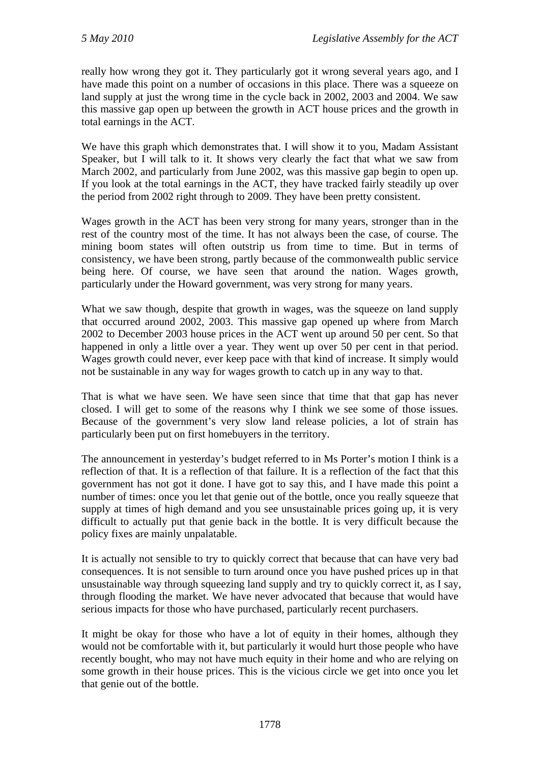really how wrong they got it. They particularly got it wrong several years ago, and I have made this point on a number of occasions in this place. There was a squeeze on land supply at just the wrong time in the cycle back in 2002, 2003 and 2004. We saw this massive gap open up between the growth in ACT house prices and the growth in total earnings in the ACT.

We have this graph which demonstrates that. I will show it to you, Madam Assistant Speaker, but I will talk to it. It shows very clearly the fact that what we saw from March 2002, and particularly from June 2002, was this massive gap begin to open up. If you look at the total earnings in the ACT, they have tracked fairly steadily up over the period from 2002 right through to 2009. They have been pretty consistent.

Wages growth in the ACT has been very strong for many years, stronger than in the rest of the country most of the time. It has not always been the case, of course. The mining boom states will often outstrip us from time to time. But in terms of consistency, we have been strong, partly because of the commonwealth public service being here. Of course, we have seen that around the nation. Wages growth, particularly under the Howard government, was very strong for many years.

What we saw though, despite that growth in wages, was the squeeze on land supply that occurred around 2002, 2003. This massive gap opened up where from March 2002 to December 2003 house prices in the ACT went up around 50 per cent. So that happened in only a little over a year. They went up over 50 per cent in that period. Wages growth could never, ever keep pace with that kind of increase. It simply would not be sustainable in any way for wages growth to catch up in any way to that.

That is what we have seen. We have seen since that time that that gap has never closed. I will get to some of the reasons why I think we see some of those issues. Because of the government's very slow land release policies, a lot of strain has particularly been put on first homebuyers in the territory.

The announcement in yesterday's budget referred to in Ms Porter's motion I think is a reflection of that. It is a reflection of that failure. It is a reflection of the fact that this government has not got it done. I have got to say this, and I have made this point a number of times: once you let that genie out of the bottle, once you really squeeze that supply at times of high demand and you see unsustainable prices going up, it is very difficult to actually put that genie back in the bottle. It is very difficult because the policy fixes are mainly unpalatable.

It is actually not sensible to try to quickly correct that because that can have very bad consequences. It is not sensible to turn around once you have pushed prices up in that unsustainable way through squeezing land supply and try to quickly correct it, as I say, through flooding the market. We have never advocated that because that would have serious impacts for those who have purchased, particularly recent purchasers.

It might be okay for those who have a lot of equity in their homes, although they would not be comfortable with it, but particularly it would hurt those people who have recently bought, who may not have much equity in their home and who are relying on some growth in their house prices. This is the vicious circle we get into once you let that genie out of the bottle.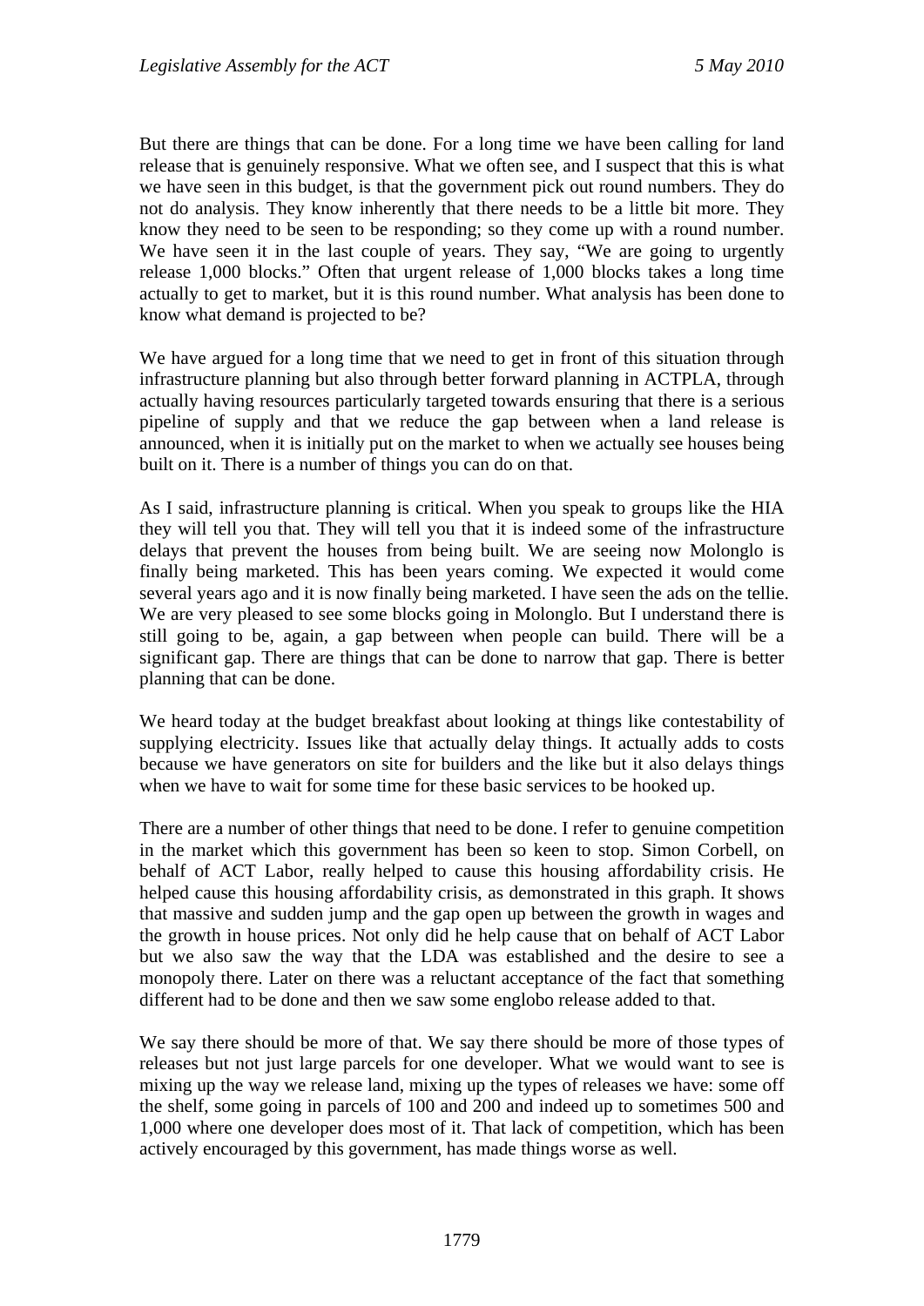But there are things that can be done. For a long time we have been calling for land release that is genuinely responsive. What we often see, and I suspect that this is what we have seen in this budget, is that the government pick out round numbers. They do not do analysis. They know inherently that there needs to be a little bit more. They know they need to be seen to be responding; so they come up with a round number. We have seen it in the last couple of years. They say, "We are going to urgently release 1,000 blocks." Often that urgent release of 1,000 blocks takes a long time actually to get to market, but it is this round number. What analysis has been done to know what demand is projected to be?

We have argued for a long time that we need to get in front of this situation through infrastructure planning but also through better forward planning in ACTPLA, through actually having resources particularly targeted towards ensuring that there is a serious pipeline of supply and that we reduce the gap between when a land release is announced, when it is initially put on the market to when we actually see houses being built on it. There is a number of things you can do on that.

As I said, infrastructure planning is critical. When you speak to groups like the HIA they will tell you that. They will tell you that it is indeed some of the infrastructure delays that prevent the houses from being built. We are seeing now Molonglo is finally being marketed. This has been years coming. We expected it would come several years ago and it is now finally being marketed. I have seen the ads on the tellie. We are very pleased to see some blocks going in Molonglo. But I understand there is still going to be, again, a gap between when people can build. There will be a significant gap. There are things that can be done to narrow that gap. There is better planning that can be done.

We heard today at the budget breakfast about looking at things like contestability of supplying electricity. Issues like that actually delay things. It actually adds to costs because we have generators on site for builders and the like but it also delays things when we have to wait for some time for these basic services to be hooked up.

There are a number of other things that need to be done. I refer to genuine competition in the market which this government has been so keen to stop. Simon Corbell, on behalf of ACT Labor, really helped to cause this housing affordability crisis. He helped cause this housing affordability crisis, as demonstrated in this graph. It shows that massive and sudden jump and the gap open up between the growth in wages and the growth in house prices. Not only did he help cause that on behalf of ACT Labor but we also saw the way that the LDA was established and the desire to see a monopoly there. Later on there was a reluctant acceptance of the fact that something different had to be done and then we saw some englobo release added to that.

We say there should be more of that. We say there should be more of those types of releases but not just large parcels for one developer. What we would want to see is mixing up the way we release land, mixing up the types of releases we have: some off the shelf, some going in parcels of 100 and 200 and indeed up to sometimes 500 and 1,000 where one developer does most of it. That lack of competition, which has been actively encouraged by this government, has made things worse as well.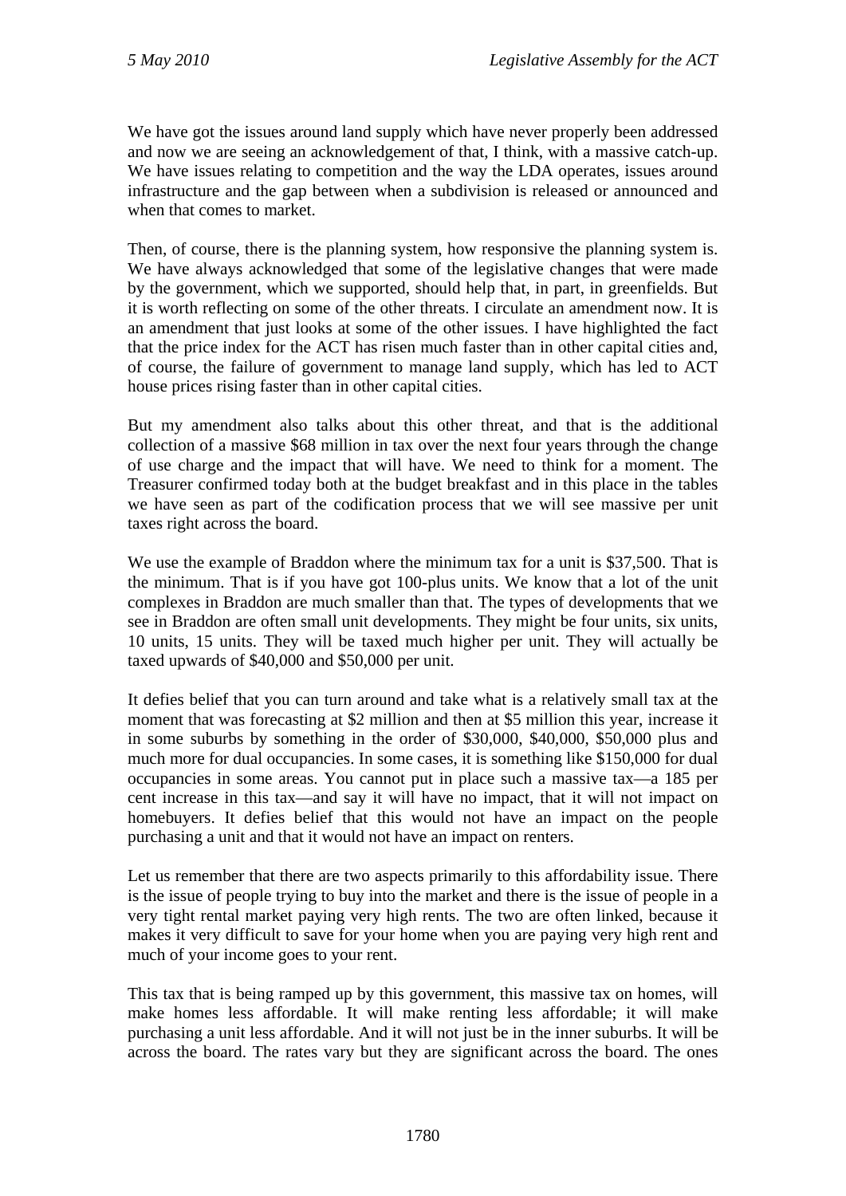We have got the issues around land supply which have never properly been addressed and now we are seeing an acknowledgement of that, I think, with a massive catch-up. We have issues relating to competition and the way the LDA operates, issues around infrastructure and the gap between when a subdivision is released or announced and when that comes to market.

Then, of course, there is the planning system, how responsive the planning system is. We have always acknowledged that some of the legislative changes that were made by the government, which we supported, should help that, in part, in greenfields. But it is worth reflecting on some of the other threats. I circulate an amendment now. It is an amendment that just looks at some of the other issues. I have highlighted the fact that the price index for the ACT has risen much faster than in other capital cities and, of course, the failure of government to manage land supply, which has led to ACT house prices rising faster than in other capital cities.

But my amendment also talks about this other threat, and that is the additional collection of a massive $68 million in tax over the next four years through the change of use charge and the impact that will have. We need to think for a moment. The Treasurer confirmed today both at the budget breakfast and in this place in the tables we have seen as part of the codification process that we will see massive per unit taxes right across the board.

We use the example of Braddon where the minimum tax for a unit is $37,500. That is the minimum. That is if you have got 100-plus units. We know that a lot of the unit complexes in Braddon are much smaller than that. The types of developments that we see in Braddon are often small unit developments. They might be four units, six units, 10 units, 15 units. They will be taxed much higher per unit. They will actually be taxed upwards of $40,000 and $50,000 per unit.

It defies belief that you can turn around and take what is a relatively small tax at the moment that was forecasting at $2 million and then at $5 million this year, increase it in some suburbs by something in the order of $30,000, $40,000, $50,000 plus and much more for dual occupancies. In some cases, it is something like $150,000 for dual occupancies in some areas. You cannot put in place such a massive tax—a 185 per cent increase in this tax—and say it will have no impact, that it will not impact on homebuyers. It defies belief that this would not have an impact on the people purchasing a unit and that it would not have an impact on renters.

Let us remember that there are two aspects primarily to this affordability issue. There is the issue of people trying to buy into the market and there is the issue of people in a very tight rental market paying very high rents. The two are often linked, because it makes it very difficult to save for your home when you are paying very high rent and much of your income goes to your rent.

This tax that is being ramped up by this government, this massive tax on homes, will make homes less affordable. It will make renting less affordable; it will make purchasing a unit less affordable. And it will not just be in the inner suburbs. It will be across the board. The rates vary but they are significant across the board. The ones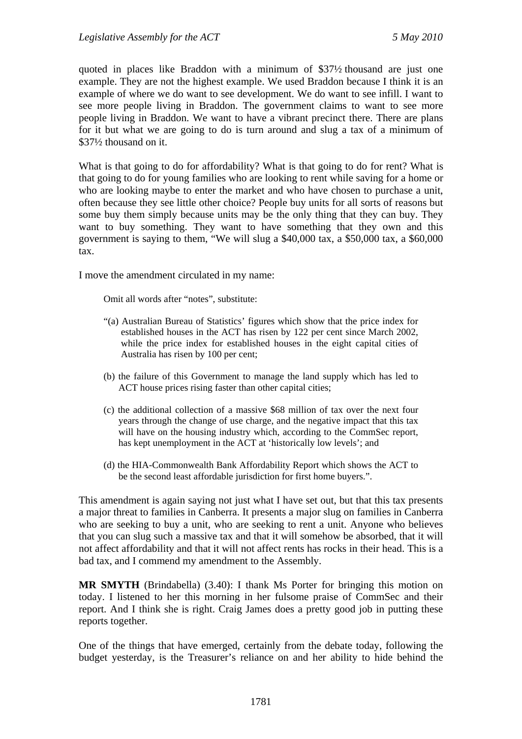quoted in places like Braddon with a minimum of $37½ thousand are just one example. They are not the highest example. We used Braddon because I think it is an example of where we do want to see development. We do want to see infill. I want to see more people living in Braddon. The government claims to want to see more people living in Braddon. We want to have a vibrant precinct there. There are plans for it but what we are going to do is turn around and slug a tax of a minimum of $37½ thousand on it.

What is that going to do for affordability? What is that going to do for rent? What is that going to do for young families who are looking to rent while saving for a home or who are looking maybe to enter the market and who have chosen to purchase a unit, often because they see little other choice? People buy units for all sorts of reasons but some buy them simply because units may be the only thing that they can buy. They want to buy something. They want to have something that they own and this government is saying to them, "We will slug a $40,000 tax, a $50,000 tax, a $60,000 tax.

I move the amendment circulated in my name:

> Omit all words after "notes", substitute:
>
> "(a) Australian Bureau of Statistics' figures which show that the price index for established houses in the ACT has risen by 122 per cent since March 2002, while the price index for established houses in the eight capital cities of Australia has risen by 100 per cent;
>
> (b) the failure of this Government to manage the land supply which has led to ACT house prices rising faster than other capital cities;
>
> (c) the additional collection of a massive $68 million of tax over the next four years through the change of use charge, and the negative impact that this tax will have on the housing industry which, according to the CommSec report, has kept unemployment in the ACT at 'historically low levels'; and
>
> (d) the HIA-Commonwealth Bank Affordability Report which shows the ACT to be the second least affordable jurisdiction for first home buyers.".

This amendment is again saying not just what I have set out, but that this tax presents a major threat to families in Canberra. It presents a major slug on families in Canberra who are seeking to buy a unit, who are seeking to rent a unit. Anyone who believes that you can slug such a massive tax and that it will somehow be absorbed, that it will not affect affordability and that it will not affect rents has rocks in their head. This is a bad tax, and I commend my amendment to the Assembly.

**MR SMYTH** (Brindabella) (3.40): I thank Ms Porter for bringing this motion on today. I listened to her this morning in her fulsome praise of CommSec and their report. And I think she is right. Craig James does a pretty good job in putting these reports together.

One of the things that have emerged, certainly from the debate today, following the budget yesterday, is the Treasurer's reliance on and her ability to hide behind the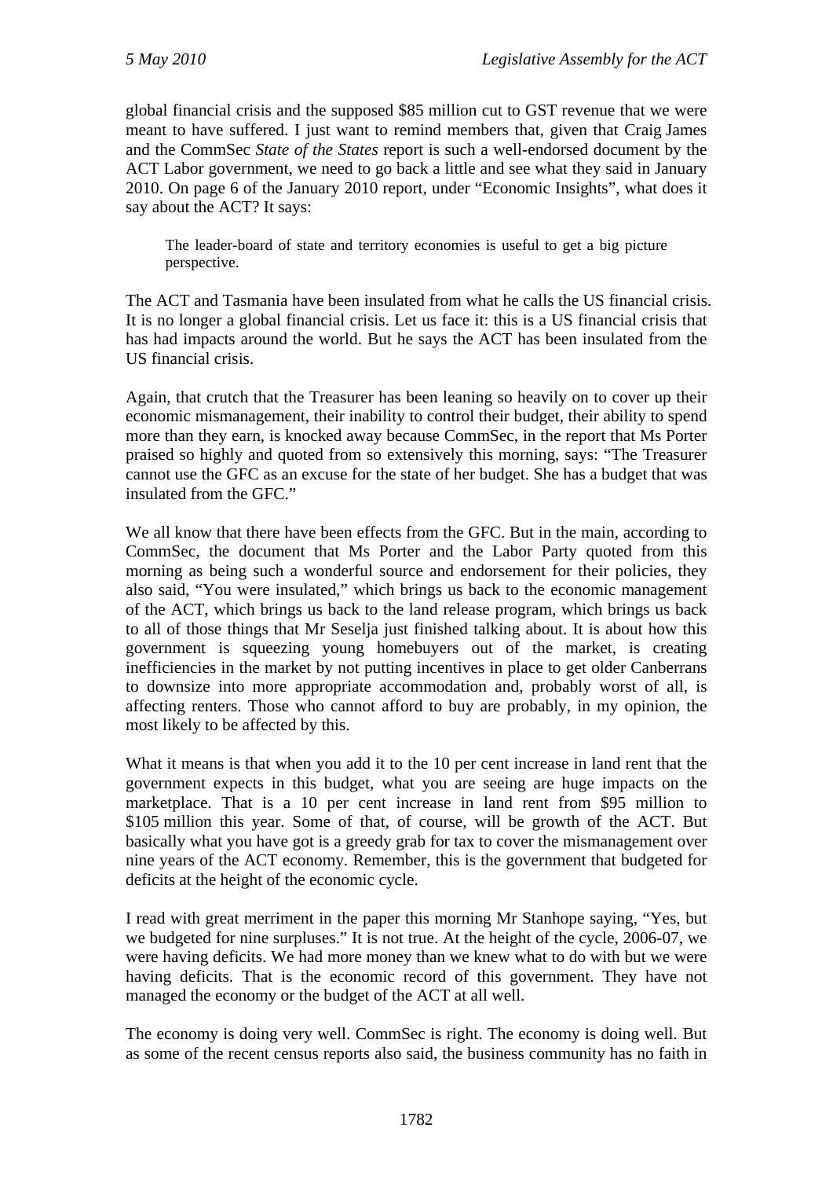global financial crisis and the supposed $85 million cut to GST revenue that we were meant to have suffered. I just want to remind members that, given that Craig James and the CommSec *State of the States* report is such a well-endorsed document by the ACT Labor government, we need to go back a little and see what they said in January 2010. On page 6 of the January 2010 report, under "Economic Insights", what does it say about the ACT? It says:

> The leader-board of state and territory economies is useful to get a big picture perspective.

The ACT and Tasmania have been insulated from what he calls the US financial crisis. It is no longer a global financial crisis. Let us face it: this is a US financial crisis that has had impacts around the world. But he says the ACT has been insulated from the US financial crisis.

Again, that crutch that the Treasurer has been leaning so heavily on to cover up their economic mismanagement, their inability to control their budget, their ability to spend more than they earn, is knocked away because CommSec, in the report that Ms Porter praised so highly and quoted from so extensively this morning, says: "The Treasurer cannot use the GFC as an excuse for the state of her budget. She has a budget that was insulated from the GFC."

We all know that there have been effects from the GFC. But in the main, according to CommSec, the document that Ms Porter and the Labor Party quoted from this morning as being such a wonderful source and endorsement for their policies, they also said, "You were insulated," which brings us back to the economic management of the ACT, which brings us back to the land release program, which brings us back to all of those things that Mr Seselja just finished talking about. It is about how this government is squeezing young homebuyers out of the market, is creating inefficiencies in the market by not putting incentives in place to get older Canberrans to downsize into more appropriate accommodation and, probably worst of all, is affecting renters. Those who cannot afford to buy are probably, in my opinion, the most likely to be affected by this.

What it means is that when you add it to the 10 per cent increase in land rent that the government expects in this budget, what you are seeing are huge impacts on the marketplace. That is a 10 per cent increase in land rent from $95 million to $105 million this year. Some of that, of course, will be growth of the ACT. But basically what you have got is a greedy grab for tax to cover the mismanagement over nine years of the ACT economy. Remember, this is the government that budgeted for deficits at the height of the economic cycle.

I read with great merriment in the paper this morning Mr Stanhope saying, "Yes, but we budgeted for nine surpluses." It is not true. At the height of the cycle, 2006-07, we were having deficits. We had more money than we knew what to do with but we were having deficits. That is the economic record of this government. They have not managed the economy or the budget of the ACT at all well.

The economy is doing very well. CommSec is right. The economy is doing well. But as some of the recent census reports also said, the business community has no faith in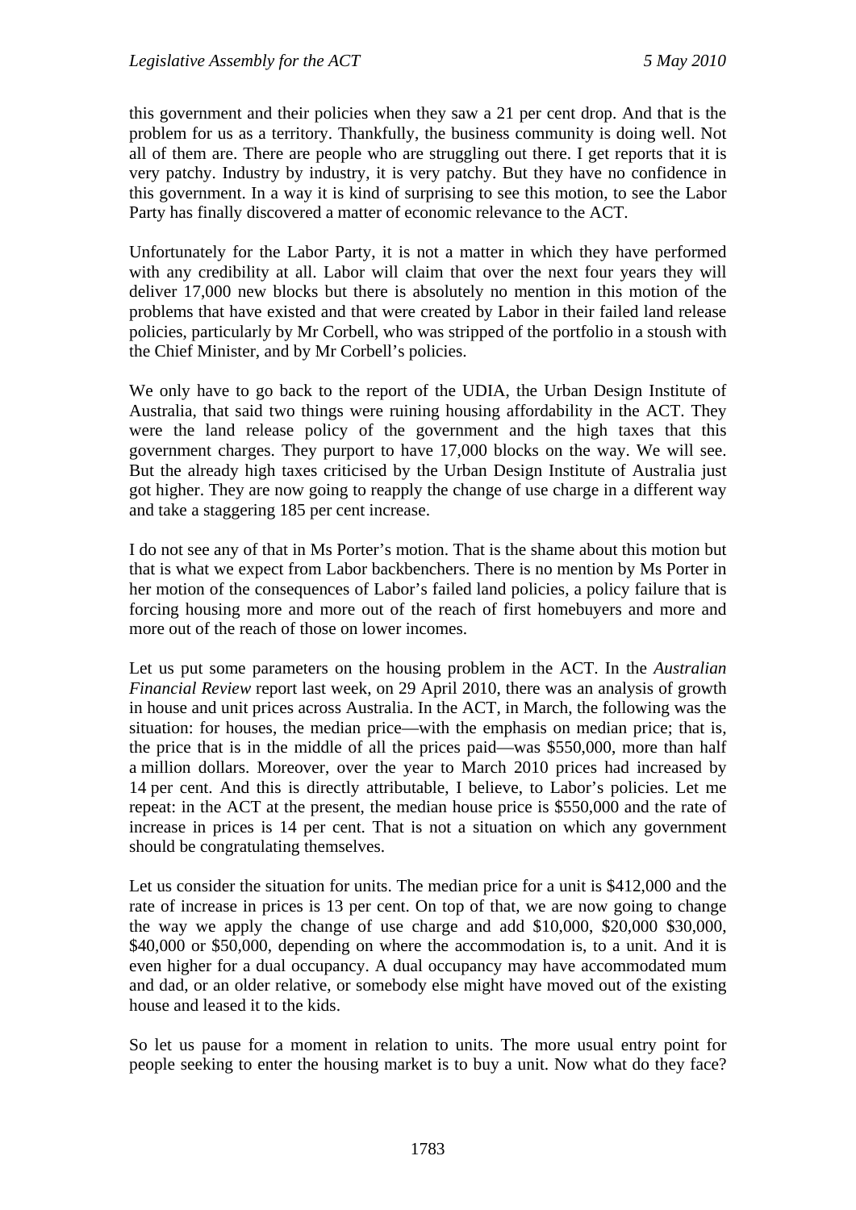this government and their policies when they saw a 21 per cent drop. And that is the problem for us as a territory. Thankfully, the business community is doing well. Not all of them are. There are people who are struggling out there. I get reports that it is very patchy. Industry by industry, it is very patchy. But they have no confidence in this government. In a way it is kind of surprising to see this motion, to see the Labor Party has finally discovered a matter of economic relevance to the ACT.

Unfortunately for the Labor Party, it is not a matter in which they have performed with any credibility at all. Labor will claim that over the next four years they will deliver 17,000 new blocks but there is absolutely no mention in this motion of the problems that have existed and that were created by Labor in their failed land release policies, particularly by Mr Corbell, who was stripped of the portfolio in a stoush with the Chief Minister, and by Mr Corbell's policies.

We only have to go back to the report of the UDIA, the Urban Design Institute of Australia, that said two things were ruining housing affordability in the ACT. They were the land release policy of the government and the high taxes that this government charges. They purport to have 17,000 blocks on the way. We will see. But the already high taxes criticised by the Urban Design Institute of Australia just got higher. They are now going to reapply the change of use charge in a different way and take a staggering 185 per cent increase.

I do not see any of that in Ms Porter's motion. That is the shame about this motion but that is what we expect from Labor backbenchers. There is no mention by Ms Porter in her motion of the consequences of Labor's failed land policies, a policy failure that is forcing housing more and more out of the reach of first homebuyers and more and more out of the reach of those on lower incomes.

Let us put some parameters on the housing problem in the ACT. In the *Australian Financial Review* report last week, on 29 April 2010, there was an analysis of growth in house and unit prices across Australia. In the ACT, in March, the following was the situation: for houses, the median price—with the emphasis on median price; that is, the price that is in the middle of all the prices paid—was $550,000, more than half a million dollars. Moreover, over the year to March 2010 prices had increased by 14 per cent. And this is directly attributable, I believe, to Labor's policies. Let me repeat: in the ACT at the present, the median house price is $550,000 and the rate of increase in prices is 14 per cent. That is not a situation on which any government should be congratulating themselves.

Let us consider the situation for units. The median price for a unit is $412,000 and the rate of increase in prices is 13 per cent. On top of that, we are now going to change the way we apply the change of use charge and add $10,000, $20,000 $30,000, $40,000 or $50,000, depending on where the accommodation is, to a unit. And it is even higher for a dual occupancy. A dual occupancy may have accommodated mum and dad, or an older relative, or somebody else might have moved out of the existing house and leased it to the kids.

So let us pause for a moment in relation to units. The more usual entry point for people seeking to enter the housing market is to buy a unit. Now what do they face?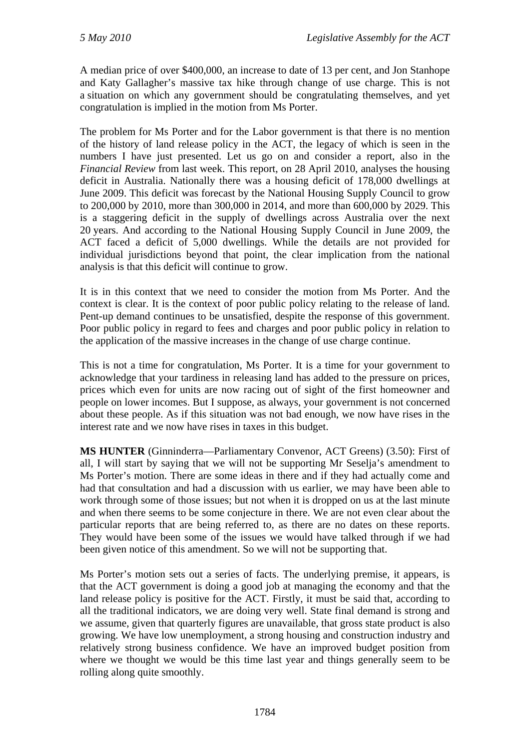A median price of over \$400,000, an increase to date of 13 per cent, and Jon Stanhope and Katy Gallagher's massive tax hike through change of use charge. This is not a situation on which any government should be congratulating themselves, and yet congratulation is implied in the motion from Ms Porter.

The problem for Ms Porter and for the Labor government is that there is no mention of the history of land release policy in the ACT, the legacy of which is seen in the numbers I have just presented. Let us go on and consider a report, also in the *Financial Review* from last week. This report, on 28 April 2010, analyses the housing deficit in Australia. Nationally there was a housing deficit of 178,000 dwellings at June 2009. This deficit was forecast by the National Housing Supply Council to grow to 200,000 by 2010, more than 300,000 in 2014, and more than 600,000 by 2029. This is a staggering deficit in the supply of dwellings across Australia over the next 20 years. And according to the National Housing Supply Council in June 2009, the ACT faced a deficit of 5,000 dwellings. While the details are not provided for individual jurisdictions beyond that point, the clear implication from the national analysis is that this deficit will continue to grow.

It is in this context that we need to consider the motion from Ms Porter. And the context is clear. It is the context of poor public policy relating to the release of land. Pent-up demand continues to be unsatisfied, despite the response of this government. Poor public policy in regard to fees and charges and poor public policy in relation to the application of the massive increases in the change of use charge continue.

This is not a time for congratulation, Ms Porter. It is a time for your government to acknowledge that your tardiness in releasing land has added to the pressure on prices, prices which even for units are now racing out of sight of the first homeowner and people on lower incomes. But I suppose, as always, your government is not concerned about these people. As if this situation was not bad enough, we now have rises in the interest rate and we now have rises in taxes in this budget.

**MS HUNTER** (Ginninderra—Parliamentary Convenor, ACT Greens) (3.50): First of all, I will start by saying that we will not be supporting Mr Seselja's amendment to Ms Porter's motion. There are some ideas in there and if they had actually come and had that consultation and had a discussion with us earlier, we may have been able to work through some of those issues; but not when it is dropped on us at the last minute and when there seems to be some conjecture in there. We are not even clear about the particular reports that are being referred to, as there are no dates on these reports. They would have been some of the issues we would have talked through if we had been given notice of this amendment. So we will not be supporting that.

Ms Porter's motion sets out a series of facts. The underlying premise, it appears, is that the ACT government is doing a good job at managing the economy and that the land release policy is positive for the ACT. Firstly, it must be said that, according to all the traditional indicators, we are doing very well. State final demand is strong and we assume, given that quarterly figures are unavailable, that gross state product is also growing. We have low unemployment, a strong housing and construction industry and relatively strong business confidence. We have an improved budget position from where we thought we would be this time last year and things generally seem to be rolling along quite smoothly.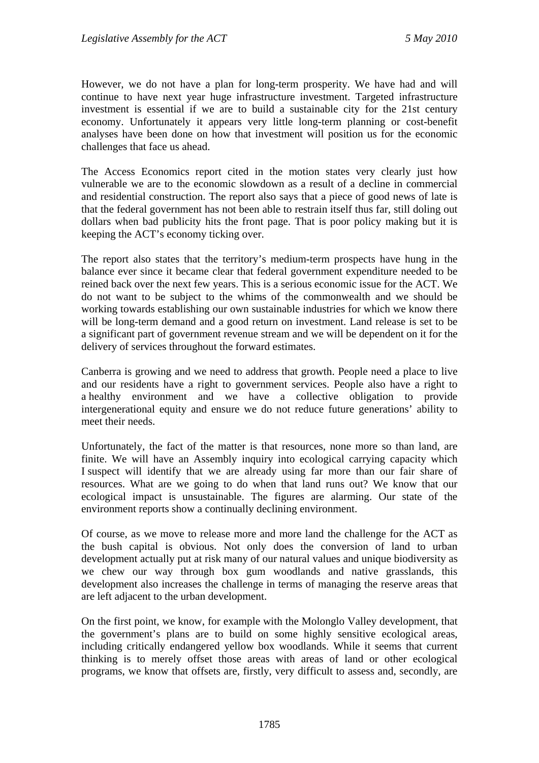However, we do not have a plan for long-term prosperity. We have had and will continue to have next year huge infrastructure investment. Targeted infrastructure investment is essential if we are to build a sustainable city for the 21st century economy. Unfortunately it appears very little long-term planning or cost-benefit analyses have been done on how that investment will position us for the economic challenges that face us ahead.

The Access Economics report cited in the motion states very clearly just how vulnerable we are to the economic slowdown as a result of a decline in commercial and residential construction. The report also says that a piece of good news of late is that the federal government has not been able to restrain itself thus far, still doling out dollars when bad publicity hits the front page. That is poor policy making but it is keeping the ACT's economy ticking over.

The report also states that the territory's medium-term prospects have hung in the balance ever since it became clear that federal government expenditure needed to be reined back over the next few years. This is a serious economic issue for the ACT. We do not want to be subject to the whims of the commonwealth and we should be working towards establishing our own sustainable industries for which we know there will be long-term demand and a good return on investment. Land release is set to be a significant part of government revenue stream and we will be dependent on it for the delivery of services throughout the forward estimates.

Canberra is growing and we need to address that growth. People need a place to live and our residents have a right to government services. People also have a right to a healthy environment and we have a collective obligation to provide intergenerational equity and ensure we do not reduce future generations' ability to meet their needs.

Unfortunately, the fact of the matter is that resources, none more so than land, are finite. We will have an Assembly inquiry into ecological carrying capacity which I suspect will identify that we are already using far more than our fair share of resources. What are we going to do when that land runs out? We know that our ecological impact is unsustainable. The figures are alarming. Our state of the environment reports show a continually declining environment.

Of course, as we move to release more and more land the challenge for the ACT as the bush capital is obvious. Not only does the conversion of land to urban development actually put at risk many of our natural values and unique biodiversity as we chew our way through box gum woodlands and native grasslands, this development also increases the challenge in terms of managing the reserve areas that are left adjacent to the urban development.

On the first point, we know, for example with the Molonglo Valley development, that the government's plans are to build on some highly sensitive ecological areas, including critically endangered yellow box woodlands. While it seems that current thinking is to merely offset those areas with areas of land or other ecological programs, we know that offsets are, firstly, very difficult to assess and, secondly, are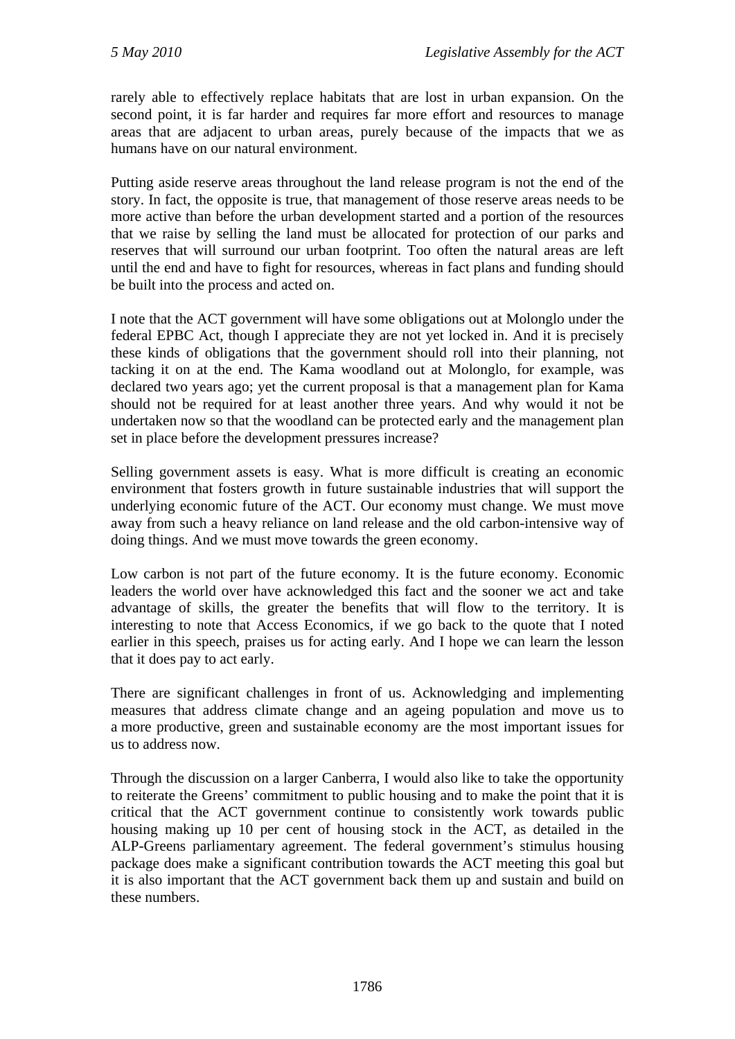rarely able to effectively replace habitats that are lost in urban expansion. On the second point, it is far harder and requires far more effort and resources to manage areas that are adjacent to urban areas, purely because of the impacts that we as humans have on our natural environment.

Putting aside reserve areas throughout the land release program is not the end of the story. In fact, the opposite is true, that management of those reserve areas needs to be more active than before the urban development started and a portion of the resources that we raise by selling the land must be allocated for protection of our parks and reserves that will surround our urban footprint. Too often the natural areas are left until the end and have to fight for resources, whereas in fact plans and funding should be built into the process and acted on.

I note that the ACT government will have some obligations out at Molonglo under the federal EPBC Act, though I appreciate they are not yet locked in. And it is precisely these kinds of obligations that the government should roll into their planning, not tacking it on at the end. The Kama woodland out at Molonglo, for example, was declared two years ago; yet the current proposal is that a management plan for Kama should not be required for at least another three years. And why would it not be undertaken now so that the woodland can be protected early and the management plan set in place before the development pressures increase?

Selling government assets is easy. What is more difficult is creating an economic environment that fosters growth in future sustainable industries that will support the underlying economic future of the ACT. Our economy must change. We must move away from such a heavy reliance on land release and the old carbon-intensive way of doing things. And we must move towards the green economy.

Low carbon is not part of the future economy. It is the future economy. Economic leaders the world over have acknowledged this fact and the sooner we act and take advantage of skills, the greater the benefits that will flow to the territory. It is interesting to note that Access Economics, if we go back to the quote that I noted earlier in this speech, praises us for acting early. And I hope we can learn the lesson that it does pay to act early.

There are significant challenges in front of us. Acknowledging and implementing measures that address climate change and an ageing population and move us to a more productive, green and sustainable economy are the most important issues for us to address now.

Through the discussion on a larger Canberra, I would also like to take the opportunity to reiterate the Greens' commitment to public housing and to make the point that it is critical that the ACT government continue to consistently work towards public housing making up 10 per cent of housing stock in the ACT, as detailed in the ALP-Greens parliamentary agreement. The federal government's stimulus housing package does make a significant contribution towards the ACT meeting this goal but it is also important that the ACT government back them up and sustain and build on these numbers.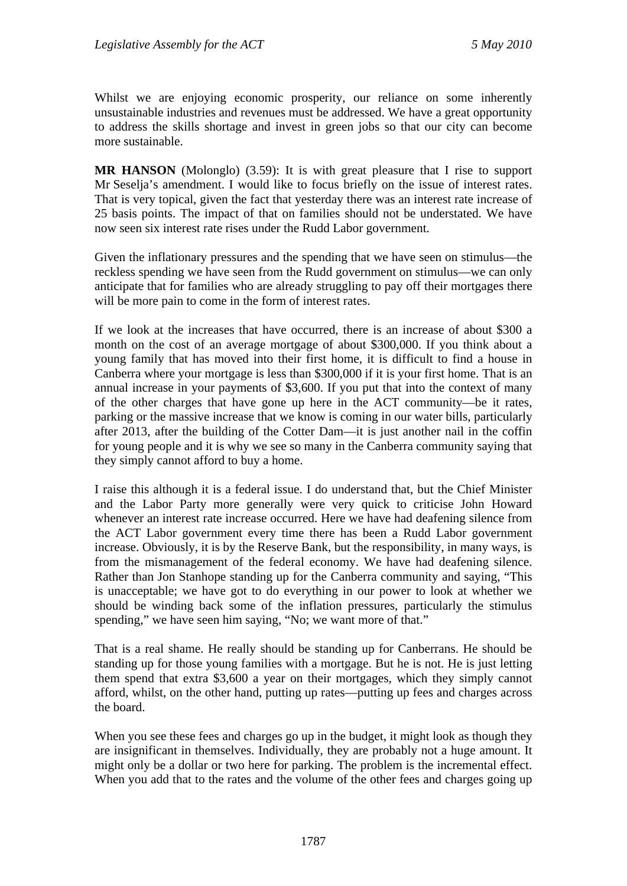Whilst we are enjoying economic prosperity, our reliance on some inherently unsustainable industries and revenues must be addressed. We have a great opportunity to address the skills shortage and invest in green jobs so that our city can become more sustainable.

**MR HANSON** (Molonglo) (3.59): It is with great pleasure that I rise to support Mr Seselja's amendment. I would like to focus briefly on the issue of interest rates. That is very topical, given the fact that yesterday there was an interest rate increase of 25 basis points. The impact of that on families should not be understated. We have now seen six interest rate rises under the Rudd Labor government.

Given the inflationary pressures and the spending that we have seen on stimulus—the reckless spending we have seen from the Rudd government on stimulus—we can only anticipate that for families who are already struggling to pay off their mortgages there will be more pain to come in the form of interest rates.

If we look at the increases that have occurred, there is an increase of about $300 a month on the cost of an average mortgage of about $300,000. If you think about a young family that has moved into their first home, it is difficult to find a house in Canberra where your mortgage is less than $300,000 if it is your first home. That is an annual increase in your payments of $3,600. If you put that into the context of many of the other charges that have gone up here in the ACT community—be it rates, parking or the massive increase that we know is coming in our water bills, particularly after 2013, after the building of the Cotter Dam—it is just another nail in the coffin for young people and it is why we see so many in the Canberra community saying that they simply cannot afford to buy a home.

I raise this although it is a federal issue. I do understand that, but the Chief Minister and the Labor Party more generally were very quick to criticise John Howard whenever an interest rate increase occurred. Here we have had deafening silence from the ACT Labor government every time there has been a Rudd Labor government increase. Obviously, it is by the Reserve Bank, but the responsibility, in many ways, is from the mismanagement of the federal economy. We have had deafening silence. Rather than Jon Stanhope standing up for the Canberra community and saying, "This is unacceptable; we have got to do everything in our power to look at whether we should be winding back some of the inflation pressures, particularly the stimulus spending," we have seen him saying, "No; we want more of that."

That is a real shame. He really should be standing up for Canberrans. He should be standing up for those young families with a mortgage. But he is not. He is just letting them spend that extra $3,600 a year on their mortgages, which they simply cannot afford, whilst, on the other hand, putting up rates—putting up fees and charges across the board.

When you see these fees and charges go up in the budget, it might look as though they are insignificant in themselves. Individually, they are probably not a huge amount. It might only be a dollar or two here for parking. The problem is the incremental effect. When you add that to the rates and the volume of the other fees and charges going up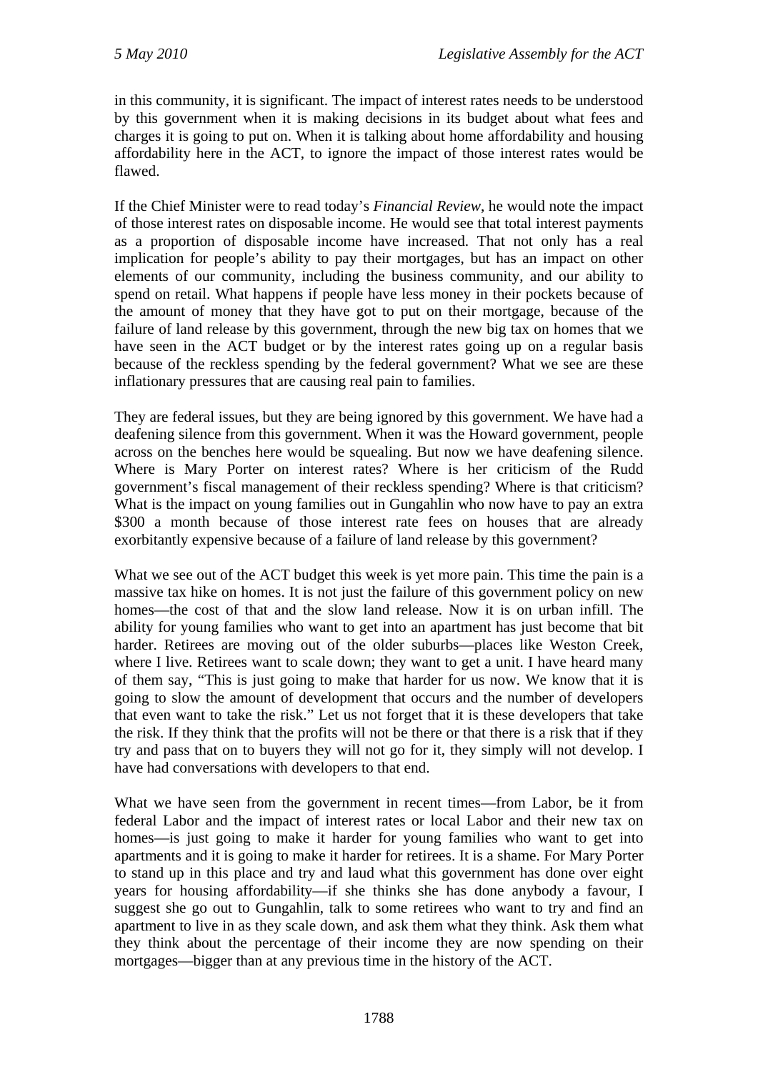in this community, it is significant. The impact of interest rates needs to be understood by this government when it is making decisions in its budget about what fees and charges it is going to put on. When it is talking about home affordability and housing affordability here in the ACT, to ignore the impact of those interest rates would be flawed.

If the Chief Minister were to read today's *Financial Review*, he would note the impact of those interest rates on disposable income. He would see that total interest payments as a proportion of disposable income have increased. That not only has a real implication for people's ability to pay their mortgages, but has an impact on other elements of our community, including the business community, and our ability to spend on retail. What happens if people have less money in their pockets because of the amount of money that they have got to put on their mortgage, because of the failure of land release by this government, through the new big tax on homes that we have seen in the ACT budget or by the interest rates going up on a regular basis because of the reckless spending by the federal government? What we see are these inflationary pressures that are causing real pain to families.

They are federal issues, but they are being ignored by this government. We have had a deafening silence from this government. When it was the Howard government, people across on the benches here would be squealing. But now we have deafening silence. Where is Mary Porter on interest rates? Where is her criticism of the Rudd government's fiscal management of their reckless spending? Where is that criticism? What is the impact on young families out in Gungahlin who now have to pay an extra $300 a month because of those interest rate fees on houses that are already exorbitantly expensive because of a failure of land release by this government?

What we see out of the ACT budget this week is yet more pain. This time the pain is a massive tax hike on homes. It is not just the failure of this government policy on new homes—the cost of that and the slow land release. Now it is on urban infill. The ability for young families who want to get into an apartment has just become that bit harder. Retirees are moving out of the older suburbs—places like Weston Creek, where I live. Retirees want to scale down; they want to get a unit. I have heard many of them say, "This is just going to make that harder for us now. We know that it is going to slow the amount of development that occurs and the number of developers that even want to take the risk." Let us not forget that it is these developers that take the risk. If they think that the profits will not be there or that there is a risk that if they try and pass that on to buyers they will not go for it, they simply will not develop. I have had conversations with developers to that end.

What we have seen from the government in recent times—from Labor, be it from federal Labor and the impact of interest rates or local Labor and their new tax on homes—is just going to make it harder for young families who want to get into apartments and it is going to make it harder for retirees. It is a shame. For Mary Porter to stand up in this place and try and laud what this government has done over eight years for housing affordability—if she thinks she has done anybody a favour, I suggest she go out to Gungahlin, talk to some retirees who want to try and find an apartment to live in as they scale down, and ask them what they think. Ask them what they think about the percentage of their income they are now spending on their mortgages—bigger than at any previous time in the history of the ACT.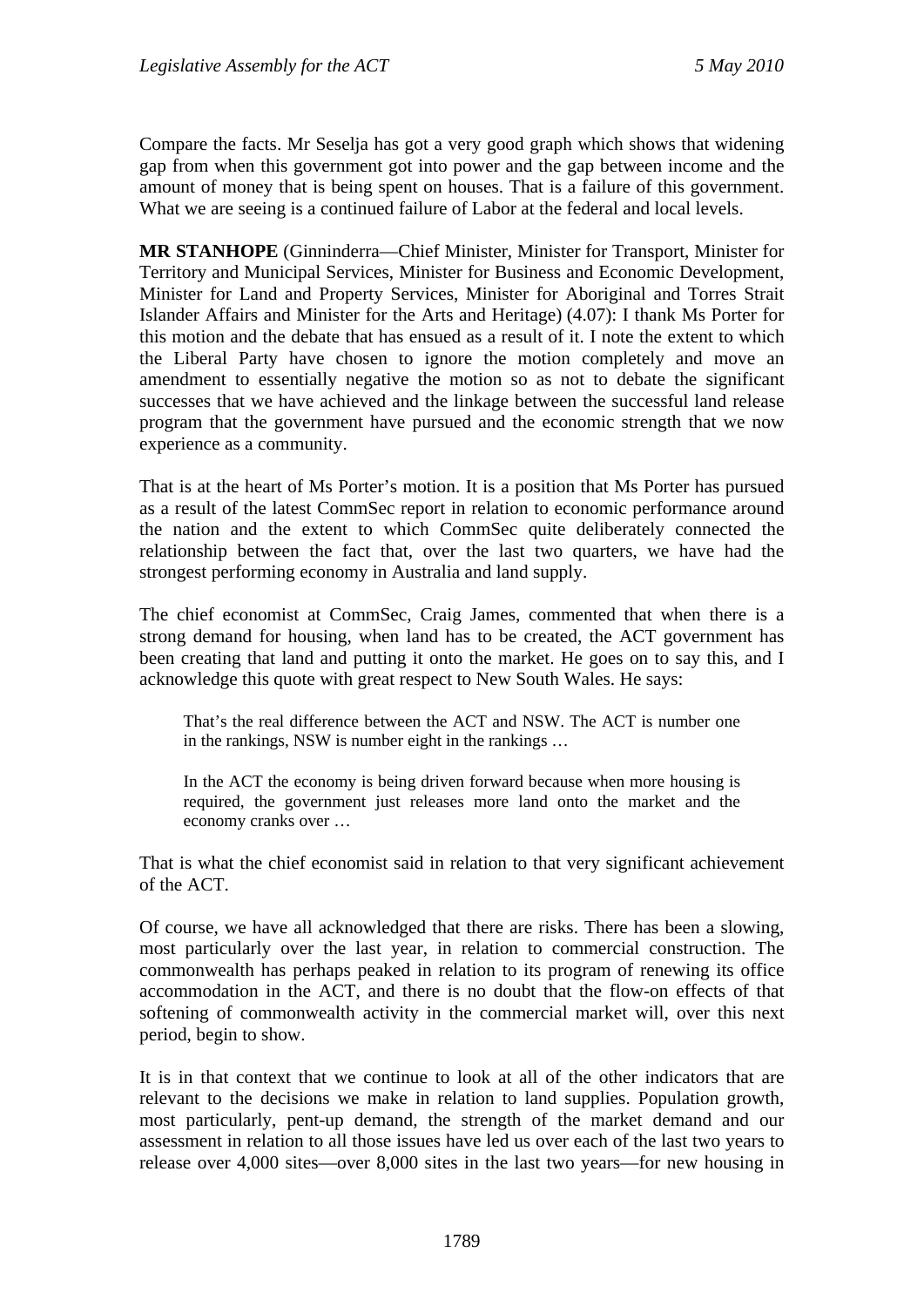Compare the facts. Mr Seselja has got a very good graph which shows that widening gap from when this government got into power and the gap between income and the amount of money that is being spent on houses. That is a failure of this government. What we are seeing is a continued failure of Labor at the federal and local levels.

**MR STANHOPE** (Ginninderra—Chief Minister, Minister for Transport, Minister for Territory and Municipal Services, Minister for Business and Economic Development, Minister for Land and Property Services, Minister for Aboriginal and Torres Strait Islander Affairs and Minister for the Arts and Heritage) (4.07): I thank Ms Porter for this motion and the debate that has ensued as a result of it. I note the extent to which the Liberal Party have chosen to ignore the motion completely and move an amendment to essentially negative the motion so as not to debate the significant successes that we have achieved and the linkage between the successful land release program that the government have pursued and the economic strength that we now experience as a community.

That is at the heart of Ms Porter's motion. It is a position that Ms Porter has pursued as a result of the latest CommSec report in relation to economic performance around the nation and the extent to which CommSec quite deliberately connected the relationship between the fact that, over the last two quarters, we have had the strongest performing economy in Australia and land supply.

The chief economist at CommSec, Craig James, commented that when there is a strong demand for housing, when land has to be created, the ACT government has been creating that land and putting it onto the market. He goes on to say this, and I acknowledge this quote with great respect to New South Wales. He says:

> That's the real difference between the ACT and NSW. The ACT is number one in the rankings, NSW is number eight in the rankings …
>
> In the ACT the economy is being driven forward because when more housing is required, the government just releases more land onto the market and the economy cranks over …

That is what the chief economist said in relation to that very significant achievement of the ACT.

Of course, we have all acknowledged that there are risks. There has been a slowing, most particularly over the last year, in relation to commercial construction. The commonwealth has perhaps peaked in relation to its program of renewing its office accommodation in the ACT, and there is no doubt that the flow-on effects of that softening of commonwealth activity in the commercial market will, over this next period, begin to show.

It is in that context that we continue to look at all of the other indicators that are relevant to the decisions we make in relation to land supplies. Population growth, most particularly, pent-up demand, the strength of the market demand and our assessment in relation to all those issues have led us over each of the last two years to release over 4,000 sites—over 8,000 sites in the last two years—for new housing in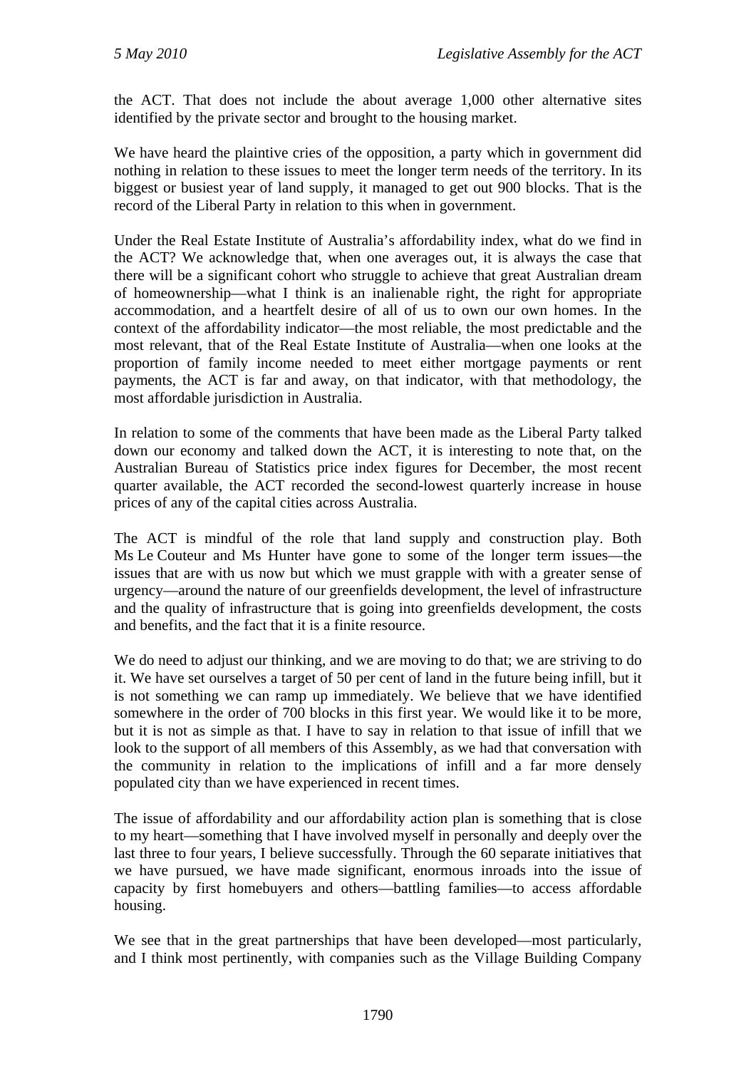the ACT. That does not include the about average 1,000 other alternative sites identified by the private sector and brought to the housing market.

We have heard the plaintive cries of the opposition, a party which in government did nothing in relation to these issues to meet the longer term needs of the territory. In its biggest or busiest year of land supply, it managed to get out 900 blocks. That is the record of the Liberal Party in relation to this when in government.

Under the Real Estate Institute of Australia's affordability index, what do we find in the ACT? We acknowledge that, when one averages out, it is always the case that there will be a significant cohort who struggle to achieve that great Australian dream of homeownership—what I think is an inalienable right, the right for appropriate accommodation, and a heartfelt desire of all of us to own our own homes. In the context of the affordability indicator—the most reliable, the most predictable and the most relevant, that of the Real Estate Institute of Australia—when one looks at the proportion of family income needed to meet either mortgage payments or rent payments, the ACT is far and away, on that indicator, with that methodology, the most affordable jurisdiction in Australia.

In relation to some of the comments that have been made as the Liberal Party talked down our economy and talked down the ACT, it is interesting to note that, on the Australian Bureau of Statistics price index figures for December, the most recent quarter available, the ACT recorded the second-lowest quarterly increase in house prices of any of the capital cities across Australia.

The ACT is mindful of the role that land supply and construction play. Both Ms Le Couteur and Ms Hunter have gone to some of the longer term issues—the issues that are with us now but which we must grapple with with a greater sense of urgency—around the nature of our greenfields development, the level of infrastructure and the quality of infrastructure that is going into greenfields development, the costs and benefits, and the fact that it is a finite resource.

We do need to adjust our thinking, and we are moving to do that; we are striving to do it. We have set ourselves a target of 50 per cent of land in the future being infill, but it is not something we can ramp up immediately. We believe that we have identified somewhere in the order of 700 blocks in this first year. We would like it to be more, but it is not as simple as that. I have to say in relation to that issue of infill that we look to the support of all members of this Assembly, as we had that conversation with the community in relation to the implications of infill and a far more densely populated city than we have experienced in recent times.

The issue of affordability and our affordability action plan is something that is close to my heart—something that I have involved myself in personally and deeply over the last three to four years, I believe successfully. Through the 60 separate initiatives that we have pursued, we have made significant, enormous inroads into the issue of capacity by first homebuyers and others—battling families—to access affordable housing.

We see that in the great partnerships that have been developed—most particularly, and I think most pertinently, with companies such as the Village Building Company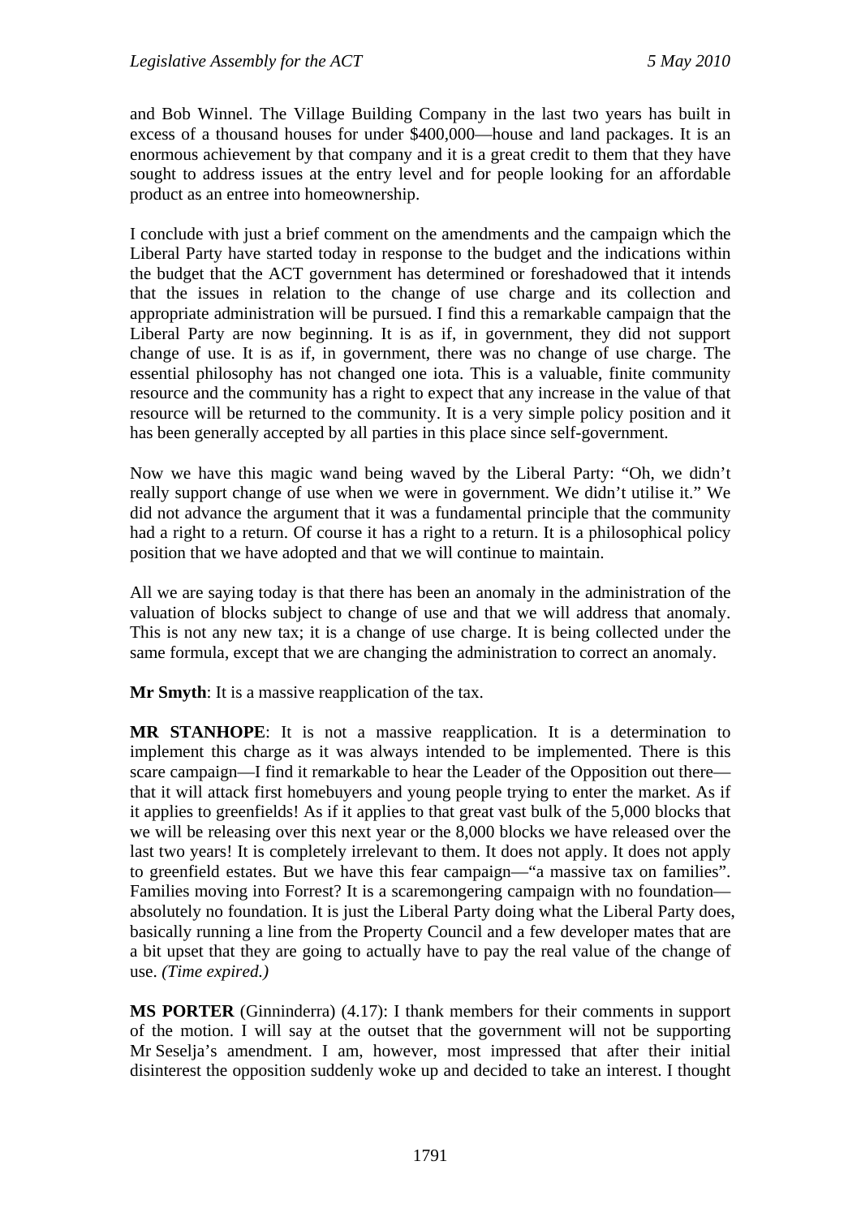and Bob Winnel. The Village Building Company in the last two years has built in excess of a thousand houses for under $400,000—house and land packages. It is an enormous achievement by that company and it is a great credit to them that they have sought to address issues at the entry level and for people looking for an affordable product as an entree into homeownership.

I conclude with just a brief comment on the amendments and the campaign which the Liberal Party have started today in response to the budget and the indications within the budget that the ACT government has determined or foreshadowed that it intends that the issues in relation to the change of use charge and its collection and appropriate administration will be pursued. I find this a remarkable campaign that the Liberal Party are now beginning. It is as if, in government, they did not support change of use. It is as if, in government, there was no change of use charge. The essential philosophy has not changed one iota. This is a valuable, finite community resource and the community has a right to expect that any increase in the value of that resource will be returned to the community. It is a very simple policy position and it has been generally accepted by all parties in this place since self-government.

Now we have this magic wand being waved by the Liberal Party: "Oh, we didn't really support change of use when we were in government. We didn't utilise it." We did not advance the argument that it was a fundamental principle that the community had a right to a return. Of course it has a right to a return. It is a philosophical policy position that we have adopted and that we will continue to maintain.

All we are saying today is that there has been an anomaly in the administration of the valuation of blocks subject to change of use and that we will address that anomaly. This is not any new tax; it is a change of use charge. It is being collected under the same formula, except that we are changing the administration to correct an anomaly.

**Mr Smyth**: It is a massive reapplication of the tax.

**MR STANHOPE**: It is not a massive reapplication. It is a determination to implement this charge as it was always intended to be implemented. There is this scare campaign—I find it remarkable to hear the Leader of the Opposition out there—that it will attack first homebuyers and young people trying to enter the market. As if it applies to greenfields! As if it applies to that great vast bulk of the 5,000 blocks that we will be releasing over this next year or the 8,000 blocks we have released over the last two years! It is completely irrelevant to them. It does not apply. It does not apply to greenfield estates. But we have this fear campaign—"a massive tax on families". Families moving into Forrest? It is a scaremongering campaign with no foundation—absolutely no foundation. It is just the Liberal Party doing what the Liberal Party does, basically running a line from the Property Council and a few developer mates that are a bit upset that they are going to actually have to pay the real value of the change of use. *(Time expired.)*

**MS PORTER** (Ginninderra) (4.17): I thank members for their comments in support of the motion. I will say at the outset that the government will not be supporting Mr Seselja's amendment. I am, however, most impressed that after their initial disinterest the opposition suddenly woke up and decided to take an interest. I thought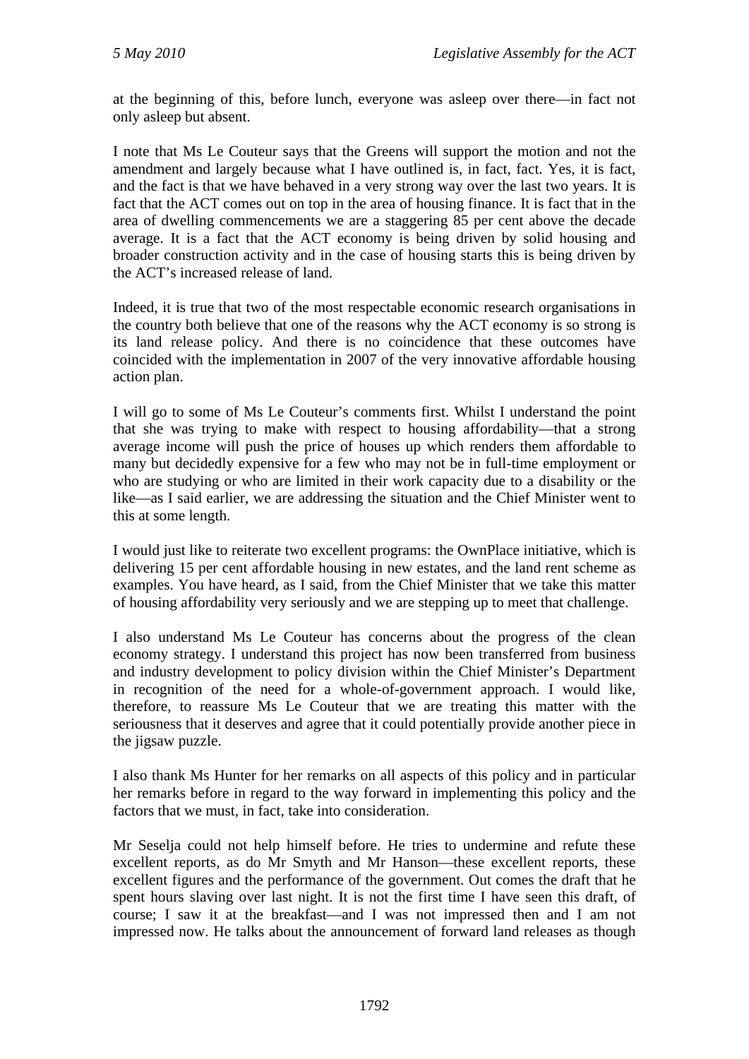at the beginning of this, before lunch, everyone was asleep over there—in fact not only asleep but absent.

I note that Ms Le Couteur says that the Greens will support the motion and not the amendment and largely because what I have outlined is, in fact, fact. Yes, it is fact, and the fact is that we have behaved in a very strong way over the last two years. It is fact that the ACT comes out on top in the area of housing finance. It is fact that in the area of dwelling commencements we are a staggering 85 per cent above the decade average. It is a fact that the ACT economy is being driven by solid housing and broader construction activity and in the case of housing starts this is being driven by the ACT's increased release of land.

Indeed, it is true that two of the most respectable economic research organisations in the country both believe that one of the reasons why the ACT economy is so strong is its land release policy. And there is no coincidence that these outcomes have coincided with the implementation in 2007 of the very innovative affordable housing action plan.

I will go to some of Ms Le Couteur's comments first. Whilst I understand the point that she was trying to make with respect to housing affordability—that a strong average income will push the price of houses up which renders them affordable to many but decidedly expensive for a few who may not be in full-time employment or who are studying or who are limited in their work capacity due to a disability or the like—as I said earlier, we are addressing the situation and the Chief Minister went to this at some length.

I would just like to reiterate two excellent programs: the OwnPlace initiative, which is delivering 15 per cent affordable housing in new estates, and the land rent scheme as examples. You have heard, as I said, from the Chief Minister that we take this matter of housing affordability very seriously and we are stepping up to meet that challenge.

I also understand Ms Le Couteur has concerns about the progress of the clean economy strategy. I understand this project has now been transferred from business and industry development to policy division within the Chief Minister's Department in recognition of the need for a whole-of-government approach. I would like, therefore, to reassure Ms Le Couteur that we are treating this matter with the seriousness that it deserves and agree that it could potentially provide another piece in the jigsaw puzzle.

I also thank Ms Hunter for her remarks on all aspects of this policy and in particular her remarks before in regard to the way forward in implementing this policy and the factors that we must, in fact, take into consideration.

Mr Seselja could not help himself before. He tries to undermine and refute these excellent reports, as do Mr Smyth and Mr Hanson—these excellent reports, these excellent figures and the performance of the government. Out comes the draft that he spent hours slaving over last night. It is not the first time I have seen this draft, of course; I saw it at the breakfast—and I was not impressed then and I am not impressed now. He talks about the announcement of forward land releases as though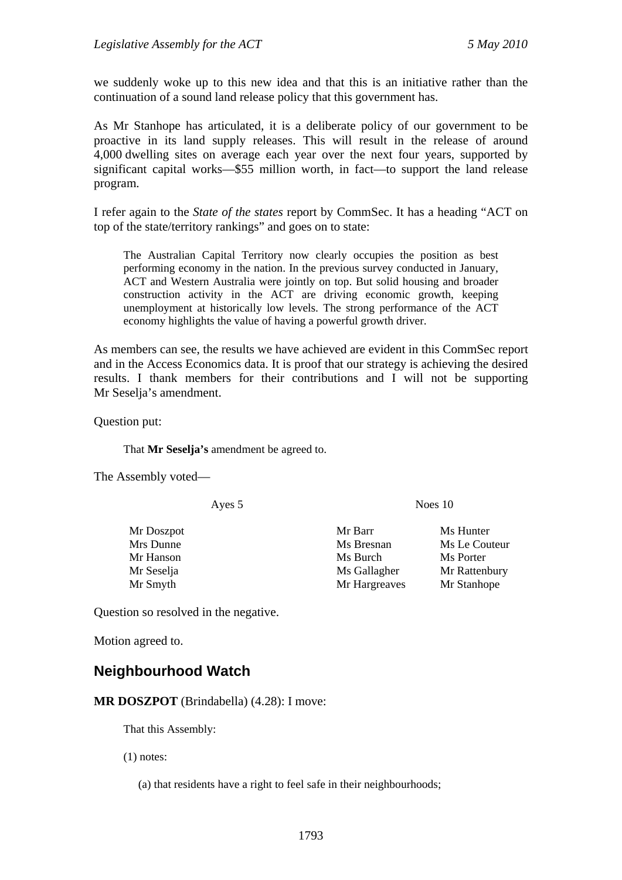we suddenly woke up to this new idea and that this is an initiative rather than the continuation of a sound land release policy that this government has.

As Mr Stanhope has articulated, it is a deliberate policy of our government to be proactive in its land supply releases. This will result in the release of around 4,000 dwelling sites on average each year over the next four years, supported by significant capital works—$55 million worth, in fact—to support the land release program.

I refer again to the *State of the states* report by CommSec. It has a heading "ACT on top of the state/territory rankings" and goes on to state:

> The Australian Capital Territory now clearly occupies the position as best performing economy in the nation. In the previous survey conducted in January, ACT and Western Australia were jointly on top. But solid housing and broader construction activity in the ACT are driving economic growth, keeping unemployment at historically low levels. The strong performance of the ACT economy highlights the value of having a powerful growth driver.

As members can see, the results we have achieved are evident in this CommSec report and in the Access Economics data. It is proof that our strategy is achieving the desired results. I thank members for their contributions and I will not be supporting Mr Seselja's amendment.

Question put:

> That **Mr Seselja's** amendment be agreed to.

The Assembly voted—

| Ayes 5 | Noes 10 | |
|---|---|---|
| Mr Doszpot | Mr Barr | Ms Hunter |
| Mrs Dunne | Ms Bresnan | Ms Le Couteur |
| Mr Hanson | Ms Burch | Ms Porter |
| Mr Seselja | Ms Gallagher | Mr Rattenbury |
| Mr Smyth | Mr Hargreaves | Mr Stanhope |

Question so resolved in the negative.

Motion agreed to.

## Neighbourhood Watch

**MR DOSZPOT** (Brindabella) (4.28): I move:

> That this Assembly:
>
> (1) notes:
>
> (a) that residents have a right to feel safe in their neighbourhoods;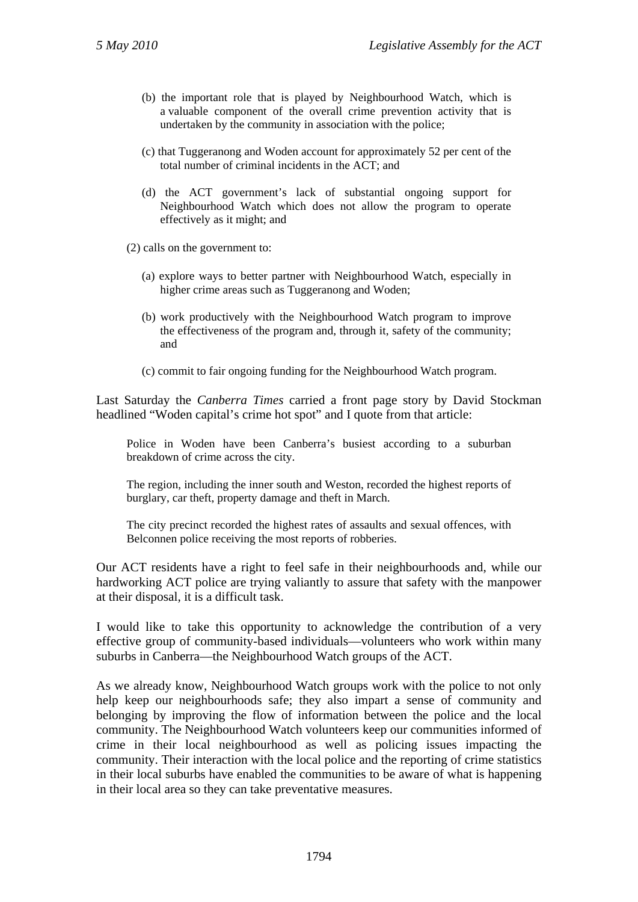(b) the important role that is played by Neighbourhood Watch, which is a valuable component of the overall crime prevention activity that is undertaken by the community in association with the police;

(c) that Tuggeranong and Woden account for approximately 52 per cent of the total number of criminal incidents in the ACT; and

(d) the ACT government's lack of substantial ongoing support for Neighbourhood Watch which does not allow the program to operate effectively as it might; and

(2) calls on the government to:

(a) explore ways to better partner with Neighbourhood Watch, especially in higher crime areas such as Tuggeranong and Woden;

(b) work productively with the Neighbourhood Watch program to improve the effectiveness of the program and, through it, safety of the community; and

(c) commit to fair ongoing funding for the Neighbourhood Watch program.

Last Saturday the *Canberra Times* carried a front page story by David Stockman headlined "Woden capital's crime hot spot" and I quote from that article:

> Police in Woden have been Canberra's busiest according to a suburban breakdown of crime across the city.
>
> The region, including the inner south and Weston, recorded the highest reports of burglary, car theft, property damage and theft in March.
>
> The city precinct recorded the highest rates of assaults and sexual offences, with Belconnen police receiving the most reports of robberies.

Our ACT residents have a right to feel safe in their neighbourhoods and, while our hardworking ACT police are trying valiantly to assure that safety with the manpower at their disposal, it is a difficult task.

I would like to take this opportunity to acknowledge the contribution of a very effective group of community-based individuals—volunteers who work within many suburbs in Canberra—the Neighbourhood Watch groups of the ACT.

As we already know, Neighbourhood Watch groups work with the police to not only help keep our neighbourhoods safe; they also impart a sense of community and belonging by improving the flow of information between the police and the local community. The Neighbourhood Watch volunteers keep our communities informed of crime in their local neighbourhood as well as policing issues impacting the community. Their interaction with the local police and the reporting of crime statistics in their local suburbs have enabled the communities to be aware of what is happening in their local area so they can take preventative measures.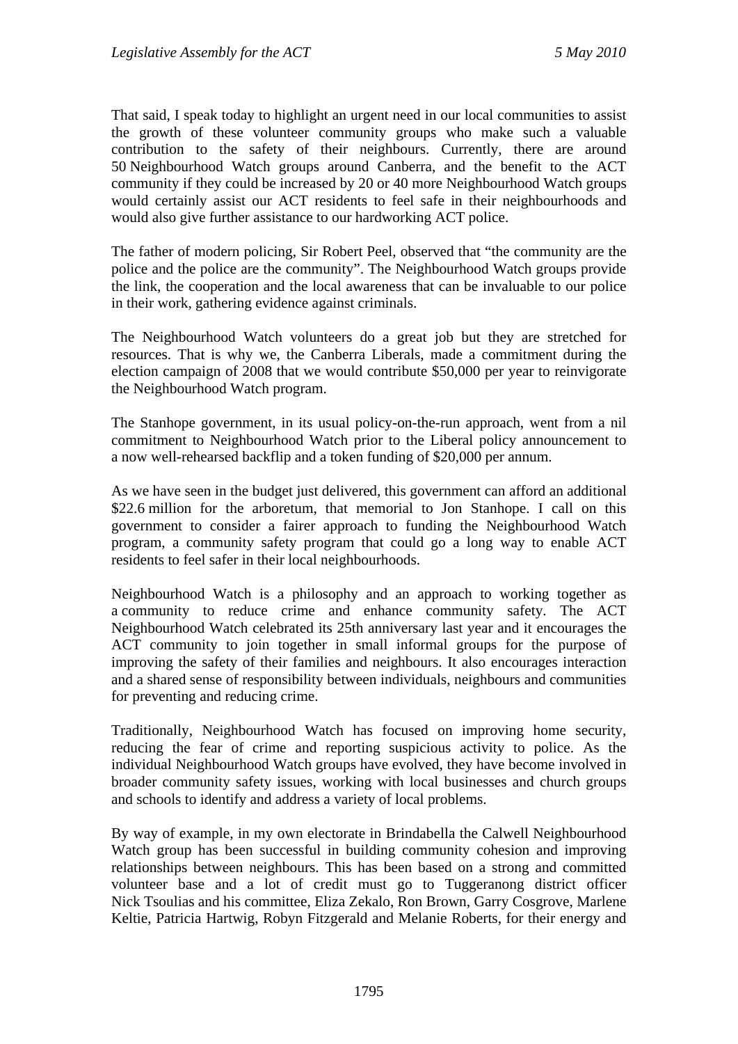That said, I speak today to highlight an urgent need in our local communities to assist the growth of these volunteer community groups who make such a valuable contribution to the safety of their neighbours. Currently, there are around 50 Neighbourhood Watch groups around Canberra, and the benefit to the ACT community if they could be increased by 20 or 40 more Neighbourhood Watch groups would certainly assist our ACT residents to feel safe in their neighbourhoods and would also give further assistance to our hardworking ACT police.

The father of modern policing, Sir Robert Peel, observed that "the community are the police and the police are the community". The Neighbourhood Watch groups provide the link, the cooperation and the local awareness that can be invaluable to our police in their work, gathering evidence against criminals.

The Neighbourhood Watch volunteers do a great job but they are stretched for resources. That is why we, the Canberra Liberals, made a commitment during the election campaign of 2008 that we would contribute $50,000 per year to reinvigorate the Neighbourhood Watch program.

The Stanhope government, in its usual policy-on-the-run approach, went from a nil commitment to Neighbourhood Watch prior to the Liberal policy announcement to a now well-rehearsed backflip and a token funding of $20,000 per annum.

As we have seen in the budget just delivered, this government can afford an additional $22.6 million for the arboretum, that memorial to Jon Stanhope. I call on this government to consider a fairer approach to funding the Neighbourhood Watch program, a community safety program that could go a long way to enable ACT residents to feel safer in their local neighbourhoods.

Neighbourhood Watch is a philosophy and an approach to working together as a community to reduce crime and enhance community safety. The ACT Neighbourhood Watch celebrated its 25th anniversary last year and it encourages the ACT community to join together in small informal groups for the purpose of improving the safety of their families and neighbours. It also encourages interaction and a shared sense of responsibility between individuals, neighbours and communities for preventing and reducing crime.

Traditionally, Neighbourhood Watch has focused on improving home security, reducing the fear of crime and reporting suspicious activity to police. As the individual Neighbourhood Watch groups have evolved, they have become involved in broader community safety issues, working with local businesses and church groups and schools to identify and address a variety of local problems.

By way of example, in my own electorate in Brindabella the Calwell Neighbourhood Watch group has been successful in building community cohesion and improving relationships between neighbours. This has been based on a strong and committed volunteer base and a lot of credit must go to Tuggeranong district officer Nick Tsoulias and his committee, Eliza Zekalo, Ron Brown, Garry Cosgrove, Marlene Keltie, Patricia Hartwig, Robyn Fitzgerald and Melanie Roberts, for their energy and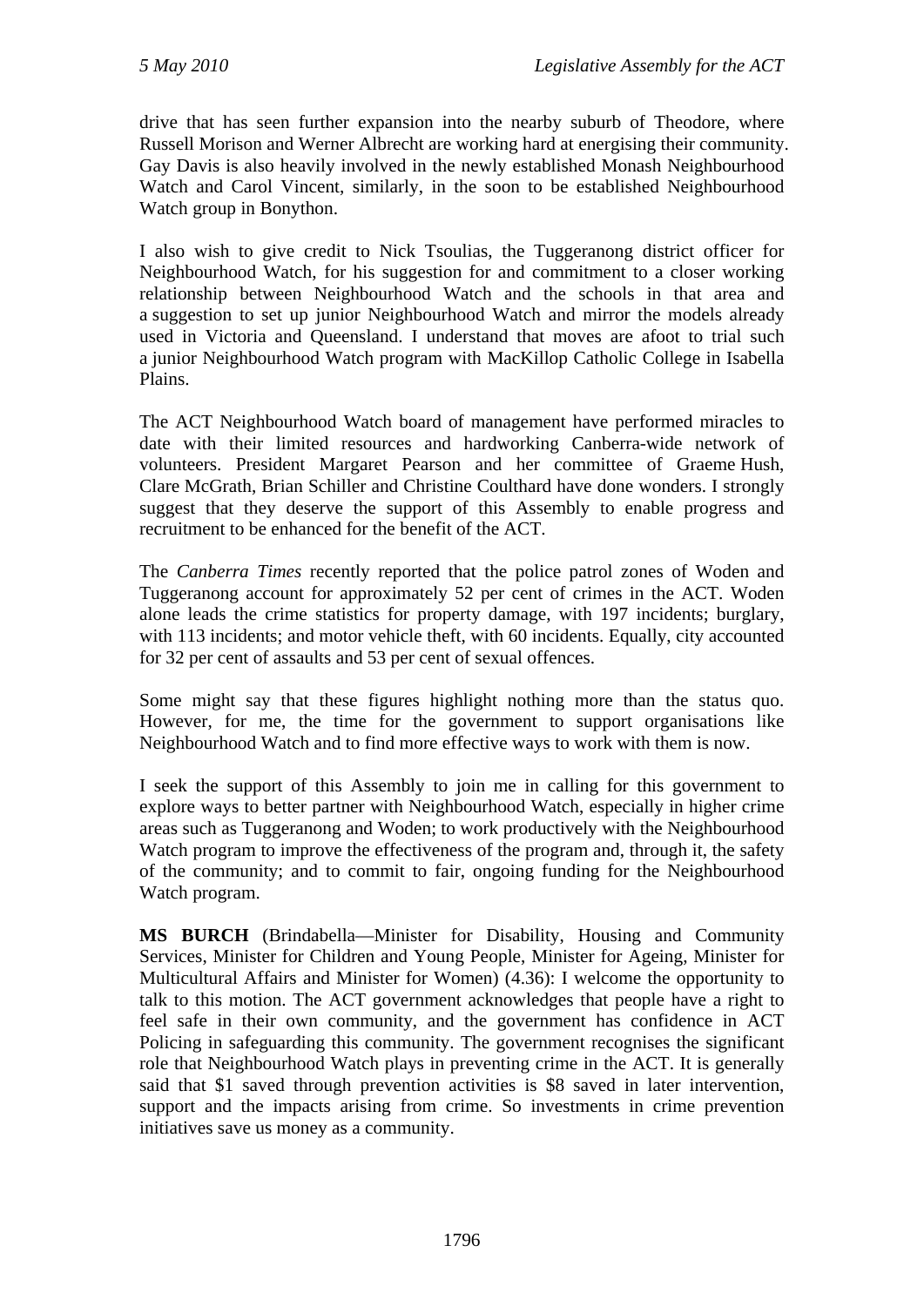drive that has seen further expansion into the nearby suburb of Theodore, where Russell Morison and Werner Albrecht are working hard at energising their community. Gay Davis is also heavily involved in the newly established Monash Neighbourhood Watch and Carol Vincent, similarly, in the soon to be established Neighbourhood Watch group in Bonython.

I also wish to give credit to Nick Tsoulias, the Tuggeranong district officer for Neighbourhood Watch, for his suggestion for and commitment to a closer working relationship between Neighbourhood Watch and the schools in that area and a suggestion to set up junior Neighbourhood Watch and mirror the models already used in Victoria and Queensland. I understand that moves are afoot to trial such a junior Neighbourhood Watch program with MacKillop Catholic College in Isabella Plains.

The ACT Neighbourhood Watch board of management have performed miracles to date with their limited resources and hardworking Canberra-wide network of volunteers. President Margaret Pearson and her committee of Graeme Hush, Clare McGrath, Brian Schiller and Christine Coulthard have done wonders. I strongly suggest that they deserve the support of this Assembly to enable progress and recruitment to be enhanced for the benefit of the ACT.

The *Canberra Times* recently reported that the police patrol zones of Woden and Tuggeranong account for approximately 52 per cent of crimes in the ACT. Woden alone leads the crime statistics for property damage, with 197 incidents; burglary, with 113 incidents; and motor vehicle theft, with 60 incidents. Equally, city accounted for 32 per cent of assaults and 53 per cent of sexual offences.

Some might say that these figures highlight nothing more than the status quo. However, for me, the time for the government to support organisations like Neighbourhood Watch and to find more effective ways to work with them is now.

I seek the support of this Assembly to join me in calling for this government to explore ways to better partner with Neighbourhood Watch, especially in higher crime areas such as Tuggeranong and Woden; to work productively with the Neighbourhood Watch program to improve the effectiveness of the program and, through it, the safety of the community; and to commit to fair, ongoing funding for the Neighbourhood Watch program.

**MS BURCH** (Brindabella—Minister for Disability, Housing and Community Services, Minister for Children and Young People, Minister for Ageing, Minister for Multicultural Affairs and Minister for Women) (4.36): I welcome the opportunity to talk to this motion. The ACT government acknowledges that people have a right to feel safe in their own community, and the government has confidence in ACT Policing in safeguarding this community. The government recognises the significant role that Neighbourhood Watch plays in preventing crime in the ACT. It is generally said that $1 saved through prevention activities is $8 saved in later intervention, support and the impacts arising from crime. So investments in crime prevention initiatives save us money as a community.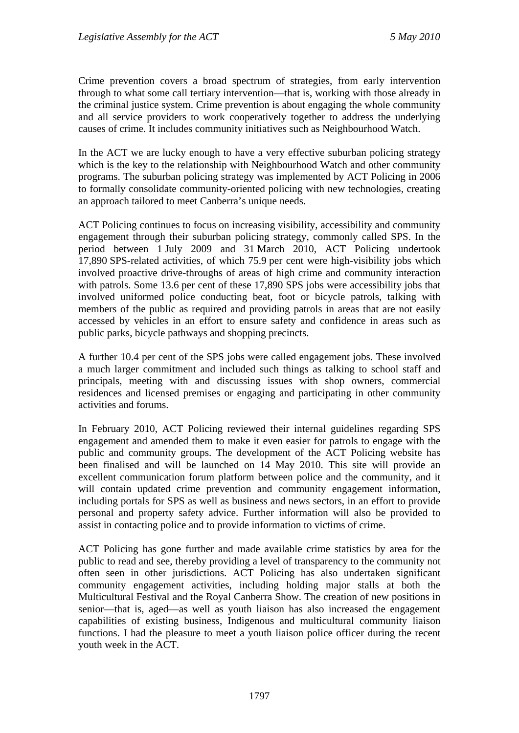Crime prevention covers a broad spectrum of strategies, from early intervention through to what some call tertiary intervention—that is, working with those already in the criminal justice system. Crime prevention is about engaging the whole community and all service providers to work cooperatively together to address the underlying causes of crime. It includes community initiatives such as Neighbourhood Watch.

In the ACT we are lucky enough to have a very effective suburban policing strategy which is the key to the relationship with Neighbourhood Watch and other community programs. The suburban policing strategy was implemented by ACT Policing in 2006 to formally consolidate community-oriented policing with new technologies, creating an approach tailored to meet Canberra's unique needs.

ACT Policing continues to focus on increasing visibility, accessibility and community engagement through their suburban policing strategy, commonly called SPS. In the period between 1 July 2009 and 31 March 2010, ACT Policing undertook 17,890 SPS-related activities, of which 75.9 per cent were high-visibility jobs which involved proactive drive-throughs of areas of high crime and community interaction with patrols. Some 13.6 per cent of these 17,890 SPS jobs were accessibility jobs that involved uniformed police conducting beat, foot or bicycle patrols, talking with members of the public as required and providing patrols in areas that are not easily accessed by vehicles in an effort to ensure safety and confidence in areas such as public parks, bicycle pathways and shopping precincts.

A further 10.4 per cent of the SPS jobs were called engagement jobs. These involved a much larger commitment and included such things as talking to school staff and principals, meeting with and discussing issues with shop owners, commercial residences and licensed premises or engaging and participating in other community activities and forums.

In February 2010, ACT Policing reviewed their internal guidelines regarding SPS engagement and amended them to make it even easier for patrols to engage with the public and community groups. The development of the ACT Policing website has been finalised and will be launched on 14 May 2010. This site will provide an excellent communication forum platform between police and the community, and it will contain updated crime prevention and community engagement information, including portals for SPS as well as business and news sectors, in an effort to provide personal and property safety advice. Further information will also be provided to assist in contacting police and to provide information to victims of crime.

ACT Policing has gone further and made available crime statistics by area for the public to read and see, thereby providing a level of transparency to the community not often seen in other jurisdictions. ACT Policing has also undertaken significant community engagement activities, including holding major stalls at both the Multicultural Festival and the Royal Canberra Show. The creation of new positions in senior—that is, aged—as well as youth liaison has also increased the engagement capabilities of existing business, Indigenous and multicultural community liaison functions. I had the pleasure to meet a youth liaison police officer during the recent youth week in the ACT.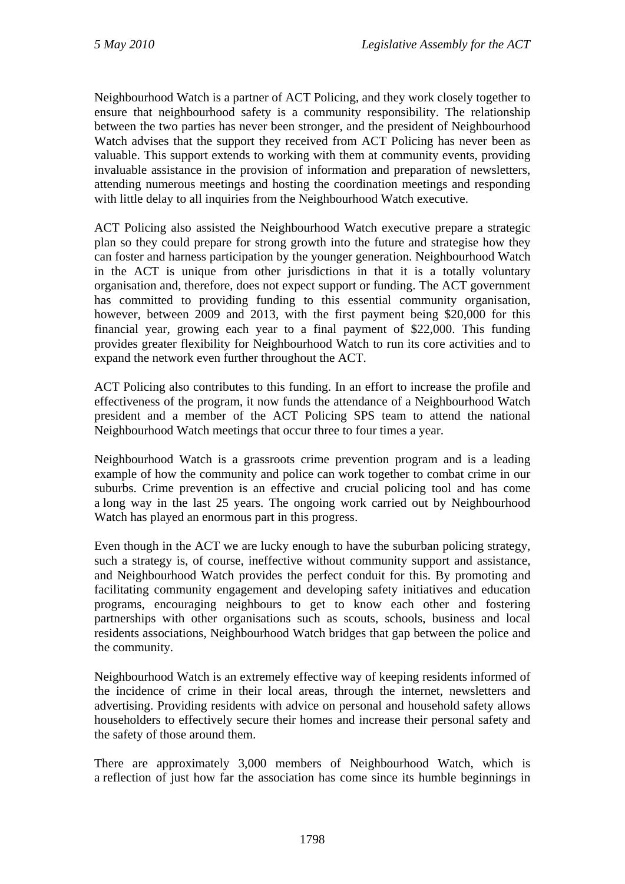Neighbourhood Watch is a partner of ACT Policing, and they work closely together to ensure that neighbourhood safety is a community responsibility. The relationship between the two parties has never been stronger, and the president of Neighbourhood Watch advises that the support they received from ACT Policing has never been as valuable. This support extends to working with them at community events, providing invaluable assistance in the provision of information and preparation of newsletters, attending numerous meetings and hosting the coordination meetings and responding with little delay to all inquiries from the Neighbourhood Watch executive.

ACT Policing also assisted the Neighbourhood Watch executive prepare a strategic plan so they could prepare for strong growth into the future and strategise how they can foster and harness participation by the younger generation. Neighbourhood Watch in the ACT is unique from other jurisdictions in that it is a totally voluntary organisation and, therefore, does not expect support or funding. The ACT government has committed to providing funding to this essential community organisation, however, between 2009 and 2013, with the first payment being $20,000 for this financial year, growing each year to a final payment of $22,000. This funding provides greater flexibility for Neighbourhood Watch to run its core activities and to expand the network even further throughout the ACT.

ACT Policing also contributes to this funding. In an effort to increase the profile and effectiveness of the program, it now funds the attendance of a Neighbourhood Watch president and a member of the ACT Policing SPS team to attend the national Neighbourhood Watch meetings that occur three to four times a year.

Neighbourhood Watch is a grassroots crime prevention program and is a leading example of how the community and police can work together to combat crime in our suburbs. Crime prevention is an effective and crucial policing tool and has come a long way in the last 25 years. The ongoing work carried out by Neighbourhood Watch has played an enormous part in this progress.

Even though in the ACT we are lucky enough to have the suburban policing strategy, such a strategy is, of course, ineffective without community support and assistance, and Neighbourhood Watch provides the perfect conduit for this. By promoting and facilitating community engagement and developing safety initiatives and education programs, encouraging neighbours to get to know each other and fostering partnerships with other organisations such as scouts, schools, business and local residents associations, Neighbourhood Watch bridges that gap between the police and the community.

Neighbourhood Watch is an extremely effective way of keeping residents informed of the incidence of crime in their local areas, through the internet, newsletters and advertising. Providing residents with advice on personal and household safety allows householders to effectively secure their homes and increase their personal safety and the safety of those around them.

There are approximately 3,000 members of Neighbourhood Watch, which is a reflection of just how far the association has come since its humble beginnings in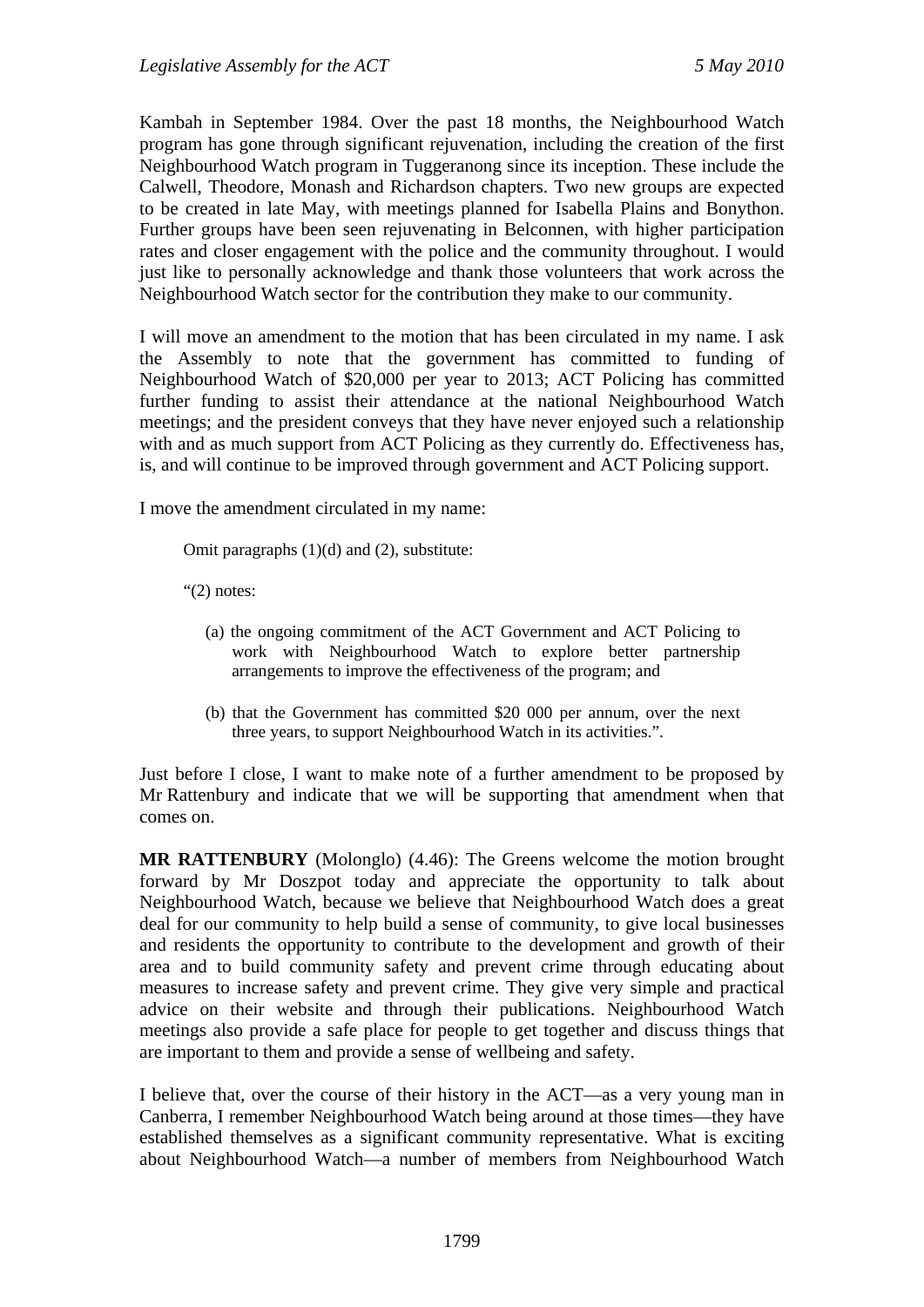Kambah in September 1984. Over the past 18 months, the Neighbourhood Watch program has gone through significant rejuvenation, including the creation of the first Neighbourhood Watch program in Tuggeranong since its inception. These include the Calwell, Theodore, Monash and Richardson chapters. Two new groups are expected to be created in late May, with meetings planned for Isabella Plains and Bonython. Further groups have been seen rejuvenating in Belconnen, with higher participation rates and closer engagement with the police and the community throughout. I would just like to personally acknowledge and thank those volunteers that work across the Neighbourhood Watch sector for the contribution they make to our community.

I will move an amendment to the motion that has been circulated in my name. I ask the Assembly to note that the government has committed to funding of Neighbourhood Watch of $20,000 per year to 2013; ACT Policing has committed further funding to assist their attendance at the national Neighbourhood Watch meetings; and the president conveys that they have never enjoyed such a relationship with and as much support from ACT Policing as they currently do. Effectiveness has, is, and will continue to be improved through government and ACT Policing support.

I move the amendment circulated in my name:

> Omit paragraphs (1)(d) and (2), substitute:
>
> "(2) notes:
>
> (a) the ongoing commitment of the ACT Government and ACT Policing to work with Neighbourhood Watch to explore better partnership arrangements to improve the effectiveness of the program; and
>
> (b) that the Government has committed $20 000 per annum, over the next three years, to support Neighbourhood Watch in its activities.".

Just before I close, I want to make note of a further amendment to be proposed by Mr Rattenbury and indicate that we will be supporting that amendment when that comes on.

**MR RATTENBURY** (Molonglo) (4.46): The Greens welcome the motion brought forward by Mr Doszpot today and appreciate the opportunity to talk about Neighbourhood Watch, because we believe that Neighbourhood Watch does a great deal for our community to help build a sense of community, to give local businesses and residents the opportunity to contribute to the development and growth of their area and to build community safety and prevent crime through educating about measures to increase safety and prevent crime. They give very simple and practical advice on their website and through their publications. Neighbourhood Watch meetings also provide a safe place for people to get together and discuss things that are important to them and provide a sense of wellbeing and safety.

I believe that, over the course of their history in the ACT—as a very young man in Canberra, I remember Neighbourhood Watch being around at those times—they have established themselves as a significant community representative. What is exciting about Neighbourhood Watch—a number of members from Neighbourhood Watch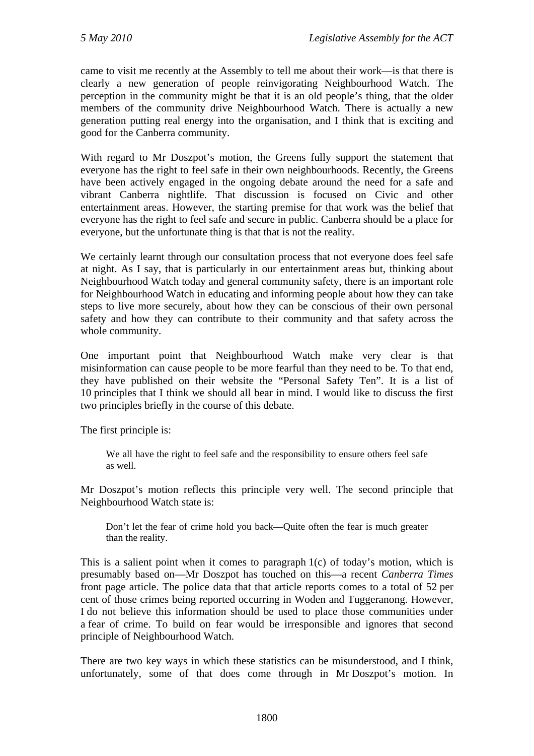came to visit me recently at the Assembly to tell me about their work—is that there is clearly a new generation of people reinvigorating Neighbourhood Watch. The perception in the community might be that it is an old people's thing, that the older members of the community drive Neighbourhood Watch. There is actually a new generation putting real energy into the organisation, and I think that is exciting and good for the Canberra community.

With regard to Mr Doszpot's motion, the Greens fully support the statement that everyone has the right to feel safe in their own neighbourhoods. Recently, the Greens have been actively engaged in the ongoing debate around the need for a safe and vibrant Canberra nightlife. That discussion is focused on Civic and other entertainment areas. However, the starting premise for that work was the belief that everyone has the right to feel safe and secure in public. Canberra should be a place for everyone, but the unfortunate thing is that that is not the reality.

We certainly learnt through our consultation process that not everyone does feel safe at night. As I say, that is particularly in our entertainment areas but, thinking about Neighbourhood Watch today and general community safety, there is an important role for Neighbourhood Watch in educating and informing people about how they can take steps to live more securely, about how they can be conscious of their own personal safety and how they can contribute to their community and that safety across the whole community.

One important point that Neighbourhood Watch make very clear is that misinformation can cause people to be more fearful than they need to be. To that end, they have published on their website the "Personal Safety Ten". It is a list of 10 principles that I think we should all bear in mind. I would like to discuss the first two principles briefly in the course of this debate.

The first principle is:

> We all have the right to feel safe and the responsibility to ensure others feel safe as well.

Mr Doszpot's motion reflects this principle very well. The second principle that Neighbourhood Watch state is:

> Don't let the fear of crime hold you back—Quite often the fear is much greater than the reality.

This is a salient point when it comes to paragraph 1(c) of today's motion, which is presumably based on—Mr Doszpot has touched on this—a recent *Canberra Times* front page article. The police data that that article reports comes to a total of 52 per cent of those crimes being reported occurring in Woden and Tuggeranong. However, I do not believe this information should be used to place those communities under a fear of crime. To build on fear would be irresponsible and ignores that second principle of Neighbourhood Watch.

There are two key ways in which these statistics can be misunderstood, and I think, unfortunately, some of that does come through in Mr Doszpot's motion. In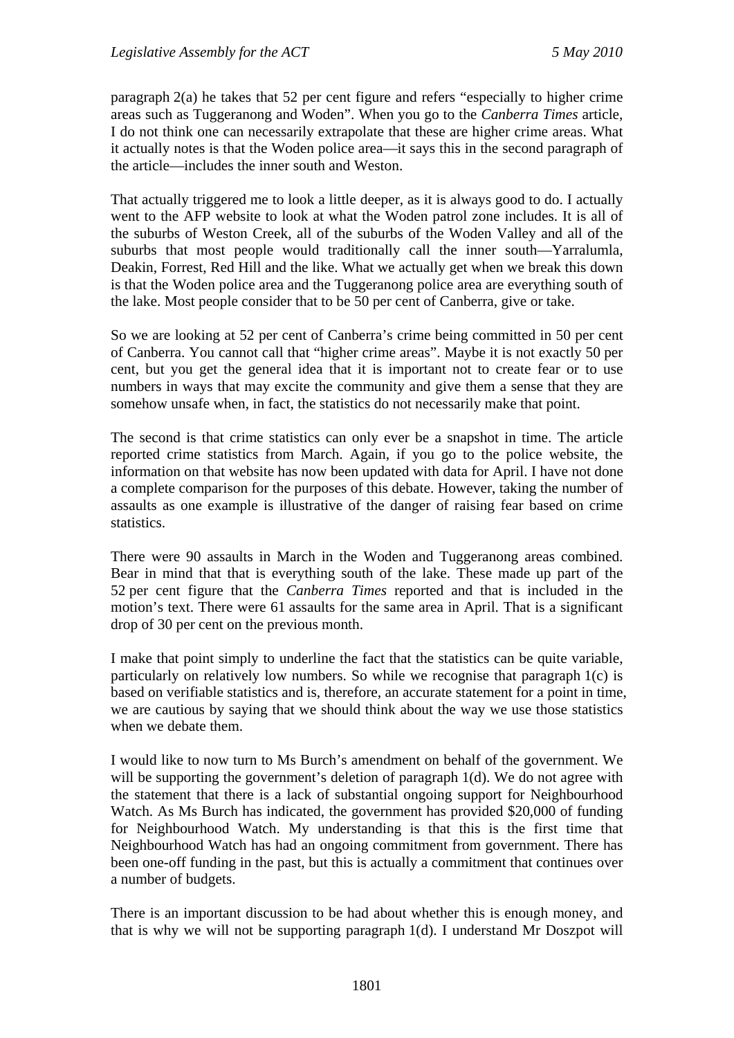paragraph 2(a) he takes that 52 per cent figure and refers "especially to higher crime areas such as Tuggeranong and Woden". When you go to the *Canberra Times* article, I do not think one can necessarily extrapolate that these are higher crime areas. What it actually notes is that the Woden police area—it says this in the second paragraph of the article—includes the inner south and Weston.

That actually triggered me to look a little deeper, as it is always good to do. I actually went to the AFP website to look at what the Woden patrol zone includes. It is all of the suburbs of Weston Creek, all of the suburbs of the Woden Valley and all of the suburbs that most people would traditionally call the inner south—Yarralumla, Deakin, Forrest, Red Hill and the like. What we actually get when we break this down is that the Woden police area and the Tuggeranong police area are everything south of the lake. Most people consider that to be 50 per cent of Canberra, give or take.

So we are looking at 52 per cent of Canberra's crime being committed in 50 per cent of Canberra. You cannot call that "higher crime areas". Maybe it is not exactly 50 per cent, but you get the general idea that it is important not to create fear or to use numbers in ways that may excite the community and give them a sense that they are somehow unsafe when, in fact, the statistics do not necessarily make that point.

The second is that crime statistics can only ever be a snapshot in time. The article reported crime statistics from March. Again, if you go to the police website, the information on that website has now been updated with data for April. I have not done a complete comparison for the purposes of this debate. However, taking the number of assaults as one example is illustrative of the danger of raising fear based on crime statistics.

There were 90 assaults in March in the Woden and Tuggeranong areas combined. Bear in mind that that is everything south of the lake. These made up part of the 52 per cent figure that the *Canberra Times* reported and that is included in the motion's text. There were 61 assaults for the same area in April. That is a significant drop of 30 per cent on the previous month.

I make that point simply to underline the fact that the statistics can be quite variable, particularly on relatively low numbers. So while we recognise that paragraph 1(c) is based on verifiable statistics and is, therefore, an accurate statement for a point in time, we are cautious by saying that we should think about the way we use those statistics when we debate them.

I would like to now turn to Ms Burch's amendment on behalf of the government. We will be supporting the government's deletion of paragraph 1(d). We do not agree with the statement that there is a lack of substantial ongoing support for Neighbourhood Watch. As Ms Burch has indicated, the government has provided $20,000 of funding for Neighbourhood Watch. My understanding is that this is the first time that Neighbourhood Watch has had an ongoing commitment from government. There has been one-off funding in the past, but this is actually a commitment that continues over a number of budgets.

There is an important discussion to be had about whether this is enough money, and that is why we will not be supporting paragraph 1(d). I understand Mr Doszpot will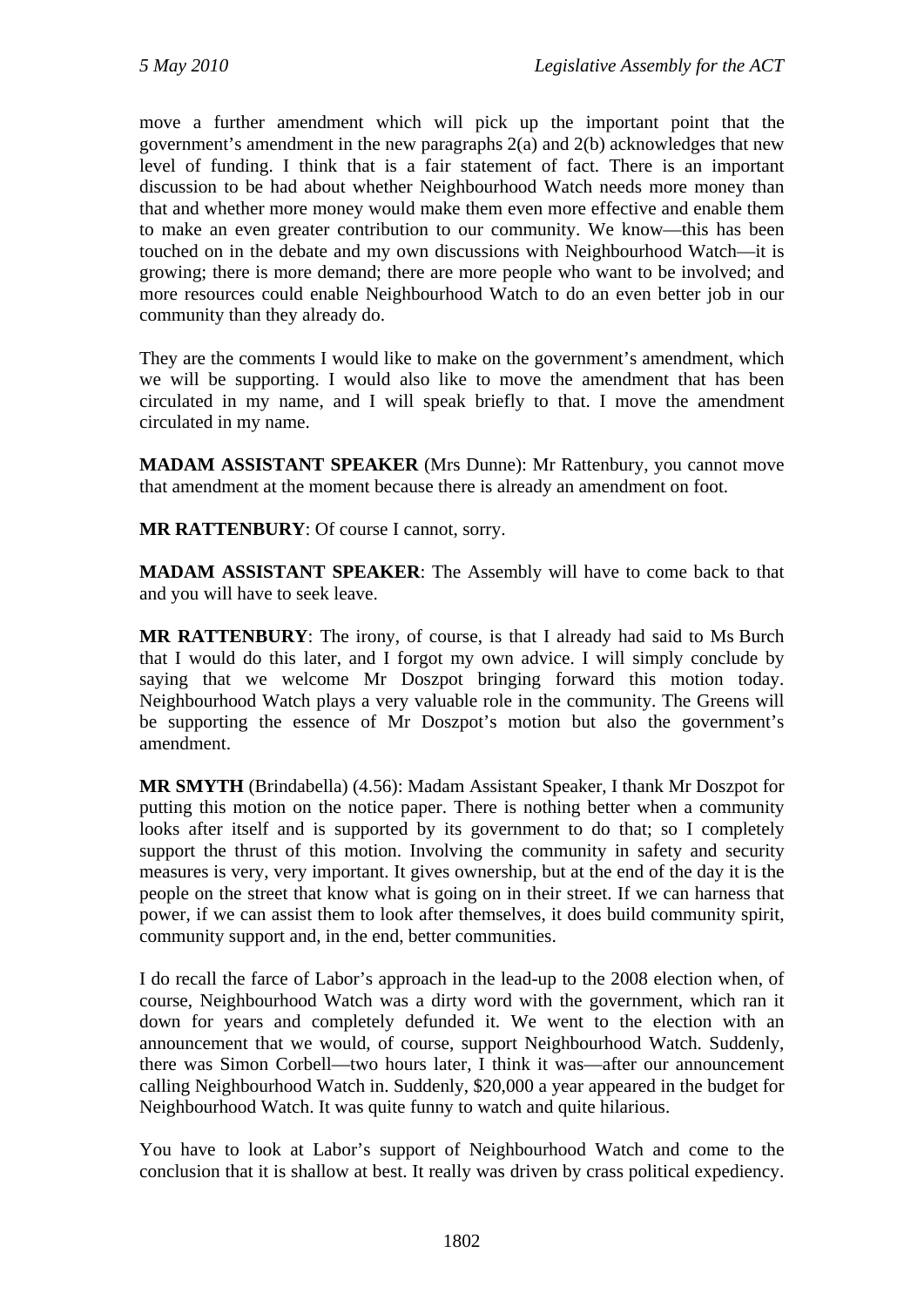move a further amendment which will pick up the important point that the government's amendment in the new paragraphs 2(a) and 2(b) acknowledges that new level of funding. I think that is a fair statement of fact. There is an important discussion to be had about whether Neighbourhood Watch needs more money than that and whether more money would make them even more effective and enable them to make an even greater contribution to our community. We know—this has been touched on in the debate and my own discussions with Neighbourhood Watch—it is growing; there is more demand; there are more people who want to be involved; and more resources could enable Neighbourhood Watch to do an even better job in our community than they already do.

They are the comments I would like to make on the government's amendment, which we will be supporting. I would also like to move the amendment that has been circulated in my name, and I will speak briefly to that. I move the amendment circulated in my name.

**MADAM ASSISTANT SPEAKER** (Mrs Dunne): Mr Rattenbury, you cannot move that amendment at the moment because there is already an amendment on foot.

**MR RATTENBURY**: Of course I cannot, sorry.

**MADAM ASSISTANT SPEAKER**: The Assembly will have to come back to that and you will have to seek leave.

**MR RATTENBURY**: The irony, of course, is that I already had said to Ms Burch that I would do this later, and I forgot my own advice. I will simply conclude by saying that we welcome Mr Doszpot bringing forward this motion today. Neighbourhood Watch plays a very valuable role in the community. The Greens will be supporting the essence of Mr Doszpot's motion but also the government's amendment.

**MR SMYTH** (Brindabella) (4.56): Madam Assistant Speaker, I thank Mr Doszpot for putting this motion on the notice paper. There is nothing better when a community looks after itself and is supported by its government to do that; so I completely support the thrust of this motion. Involving the community in safety and security measures is very, very important. It gives ownership, but at the end of the day it is the people on the street that know what is going on in their street. If we can harness that power, if we can assist them to look after themselves, it does build community spirit, community support and, in the end, better communities.

I do recall the farce of Labor's approach in the lead-up to the 2008 election when, of course, Neighbourhood Watch was a dirty word with the government, which ran it down for years and completely defunded it. We went to the election with an announcement that we would, of course, support Neighbourhood Watch. Suddenly, there was Simon Corbell—two hours later, I think it was—after our announcement calling Neighbourhood Watch in. Suddenly, $20,000 a year appeared in the budget for Neighbourhood Watch. It was quite funny to watch and quite hilarious.

You have to look at Labor's support of Neighbourhood Watch and come to the conclusion that it is shallow at best. It really was driven by crass political expediency.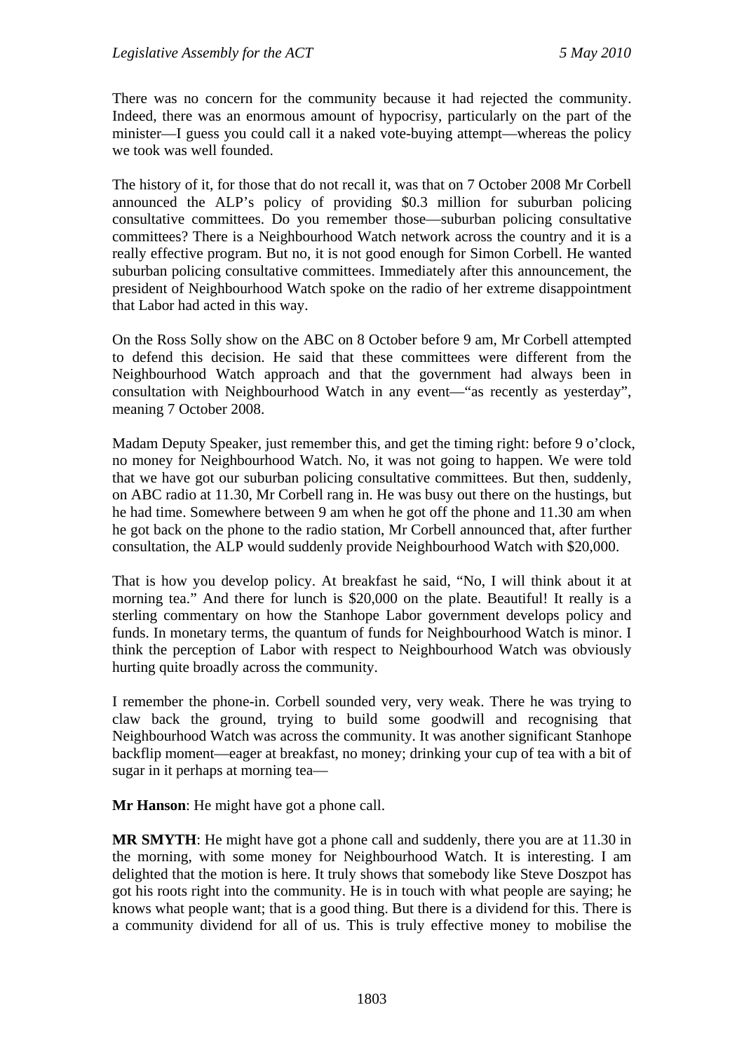There was no concern for the community because it had rejected the community. Indeed, there was an enormous amount of hypocrisy, particularly on the part of the minister—I guess you could call it a naked vote-buying attempt—whereas the policy we took was well founded.

The history of it, for those that do not recall it, was that on 7 October 2008 Mr Corbell announced the ALP's policy of providing $0.3 million for suburban policing consultative committees. Do you remember those—suburban policing consultative committees? There is a Neighbourhood Watch network across the country and it is a really effective program. But no, it is not good enough for Simon Corbell. He wanted suburban policing consultative committees. Immediately after this announcement, the president of Neighbourhood Watch spoke on the radio of her extreme disappointment that Labor had acted in this way.

On the Ross Solly show on the ABC on 8 October before 9 am, Mr Corbell attempted to defend this decision. He said that these committees were different from the Neighbourhood Watch approach and that the government had always been in consultation with Neighbourhood Watch in any event—"as recently as yesterday", meaning 7 October 2008.

Madam Deputy Speaker, just remember this, and get the timing right: before 9 o'clock, no money for Neighbourhood Watch. No, it was not going to happen. We were told that we have got our suburban policing consultative committees. But then, suddenly, on ABC radio at 11.30, Mr Corbell rang in. He was busy out there on the hustings, but he had time. Somewhere between 9 am when he got off the phone and 11.30 am when he got back on the phone to the radio station, Mr Corbell announced that, after further consultation, the ALP would suddenly provide Neighbourhood Watch with $20,000.

That is how you develop policy. At breakfast he said, "No, I will think about it at morning tea." And there for lunch is $20,000 on the plate. Beautiful! It really is a sterling commentary on how the Stanhope Labor government develops policy and funds. In monetary terms, the quantum of funds for Neighbourhood Watch is minor. I think the perception of Labor with respect to Neighbourhood Watch was obviously hurting quite broadly across the community.

I remember the phone-in. Corbell sounded very, very weak. There he was trying to claw back the ground, trying to build some goodwill and recognising that Neighbourhood Watch was across the community. It was another significant Stanhope backflip moment—eager at breakfast, no money; drinking your cup of tea with a bit of sugar in it perhaps at morning tea—

**Mr Hanson**: He might have got a phone call.

**MR SMYTH**: He might have got a phone call and suddenly, there you are at 11.30 in the morning, with some money for Neighbourhood Watch. It is interesting. I am delighted that the motion is here. It truly shows that somebody like Steve Doszpot has got his roots right into the community. He is in touch with what people are saying; he knows what people want; that is a good thing. But there is a dividend for this. There is a community dividend for all of us. This is truly effective money to mobilise the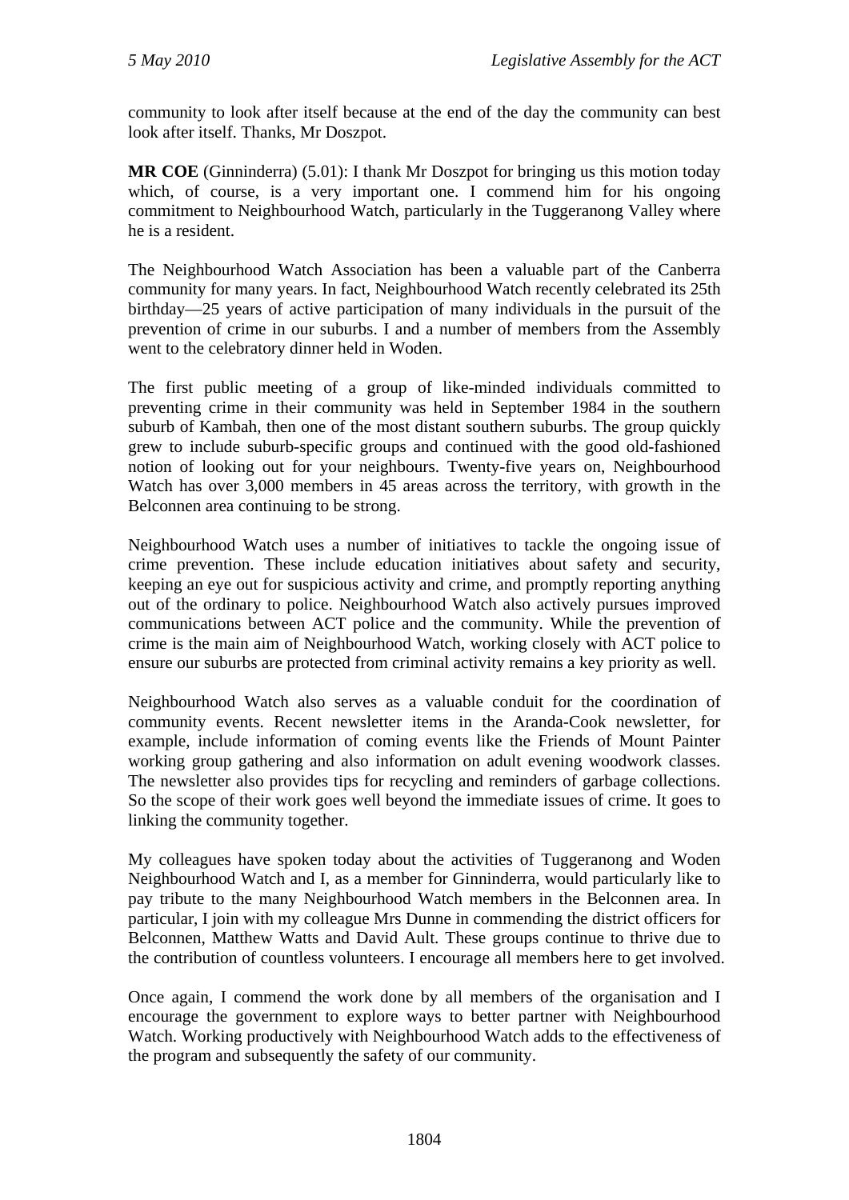community to look after itself because at the end of the day the community can best look after itself. Thanks, Mr Doszpot.

**MR COE** (Ginninderra) (5.01): I thank Mr Doszpot for bringing us this motion today which, of course, is a very important one. I commend him for his ongoing commitment to Neighbourhood Watch, particularly in the Tuggeranong Valley where he is a resident.

The Neighbourhood Watch Association has been a valuable part of the Canberra community for many years. In fact, Neighbourhood Watch recently celebrated its 25th birthday—25 years of active participation of many individuals in the pursuit of the prevention of crime in our suburbs. I and a number of members from the Assembly went to the celebratory dinner held in Woden.

The first public meeting of a group of like-minded individuals committed to preventing crime in their community was held in September 1984 in the southern suburb of Kambah, then one of the most distant southern suburbs. The group quickly grew to include suburb-specific groups and continued with the good old-fashioned notion of looking out for your neighbours. Twenty-five years on, Neighbourhood Watch has over 3,000 members in 45 areas across the territory, with growth in the Belconnen area continuing to be strong.

Neighbourhood Watch uses a number of initiatives to tackle the ongoing issue of crime prevention. These include education initiatives about safety and security, keeping an eye out for suspicious activity and crime, and promptly reporting anything out of the ordinary to police. Neighbourhood Watch also actively pursues improved communications between ACT police and the community. While the prevention of crime is the main aim of Neighbourhood Watch, working closely with ACT police to ensure our suburbs are protected from criminal activity remains a key priority as well.

Neighbourhood Watch also serves as a valuable conduit for the coordination of community events. Recent newsletter items in the Aranda-Cook newsletter, for example, include information of coming events like the Friends of Mount Painter working group gathering and also information on adult evening woodwork classes. The newsletter also provides tips for recycling and reminders of garbage collections. So the scope of their work goes well beyond the immediate issues of crime. It goes to linking the community together.

My colleagues have spoken today about the activities of Tuggeranong and Woden Neighbourhood Watch and I, as a member for Ginninderra, would particularly like to pay tribute to the many Neighbourhood Watch members in the Belconnen area. In particular, I join with my colleague Mrs Dunne in commending the district officers for Belconnen, Matthew Watts and David Ault. These groups continue to thrive due to the contribution of countless volunteers. I encourage all members here to get involved.

Once again, I commend the work done by all members of the organisation and I encourage the government to explore ways to better partner with Neighbourhood Watch. Working productively with Neighbourhood Watch adds to the effectiveness of the program and subsequently the safety of our community.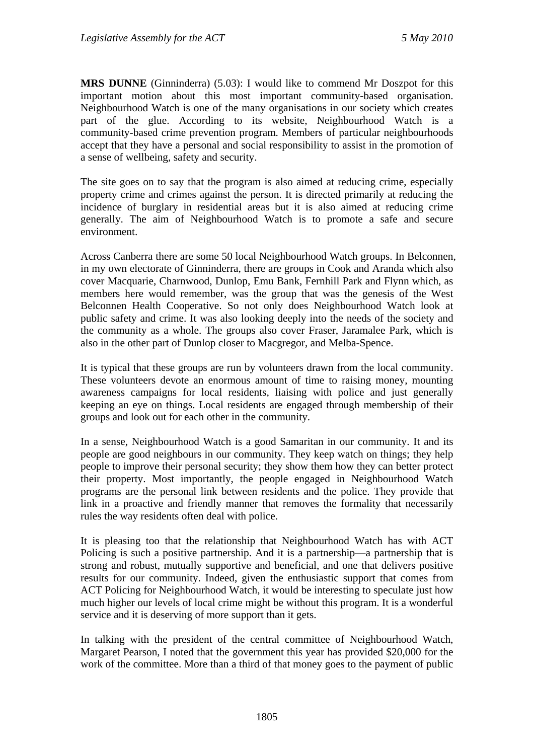**MRS DUNNE** (Ginninderra) (5.03): I would like to commend Mr Doszpot for this important motion about this most important community-based organisation. Neighbourhood Watch is one of the many organisations in our society which creates part of the glue. According to its website, Neighbourhood Watch is a community-based crime prevention program. Members of particular neighbourhoods accept that they have a personal and social responsibility to assist in the promotion of a sense of wellbeing, safety and security.

The site goes on to say that the program is also aimed at reducing crime, especially property crime and crimes against the person. It is directed primarily at reducing the incidence of burglary in residential areas but it is also aimed at reducing crime generally. The aim of Neighbourhood Watch is to promote a safe and secure environment.

Across Canberra there are some 50 local Neighbourhood Watch groups. In Belconnen, in my own electorate of Ginninderra, there are groups in Cook and Aranda which also cover Macquarie, Charnwood, Dunlop, Emu Bank, Fernhill Park and Flynn which, as members here would remember, was the group that was the genesis of the West Belconnen Health Cooperative. So not only does Neighbourhood Watch look at public safety and crime. It was also looking deeply into the needs of the society and the community as a whole. The groups also cover Fraser, Jaramalee Park, which is also in the other part of Dunlop closer to Macgregor, and Melba-Spence.

It is typical that these groups are run by volunteers drawn from the local community. These volunteers devote an enormous amount of time to raising money, mounting awareness campaigns for local residents, liaising with police and just generally keeping an eye on things. Local residents are engaged through membership of their groups and look out for each other in the community.

In a sense, Neighbourhood Watch is a good Samaritan in our community. It and its people are good neighbours in our community. They keep watch on things; they help people to improve their personal security; they show them how they can better protect their property. Most importantly, the people engaged in Neighbourhood Watch programs are the personal link between residents and the police. They provide that link in a proactive and friendly manner that removes the formality that necessarily rules the way residents often deal with police.

It is pleasing too that the relationship that Neighbourhood Watch has with ACT Policing is such a positive partnership. And it is a partnership—a partnership that is strong and robust, mutually supportive and beneficial, and one that delivers positive results for our community. Indeed, given the enthusiastic support that comes from ACT Policing for Neighbourhood Watch, it would be interesting to speculate just how much higher our levels of local crime might be without this program. It is a wonderful service and it is deserving of more support than it gets.

In talking with the president of the central committee of Neighbourhood Watch, Margaret Pearson, I noted that the government this year has provided $20,000 for the work of the committee. More than a third of that money goes to the payment of public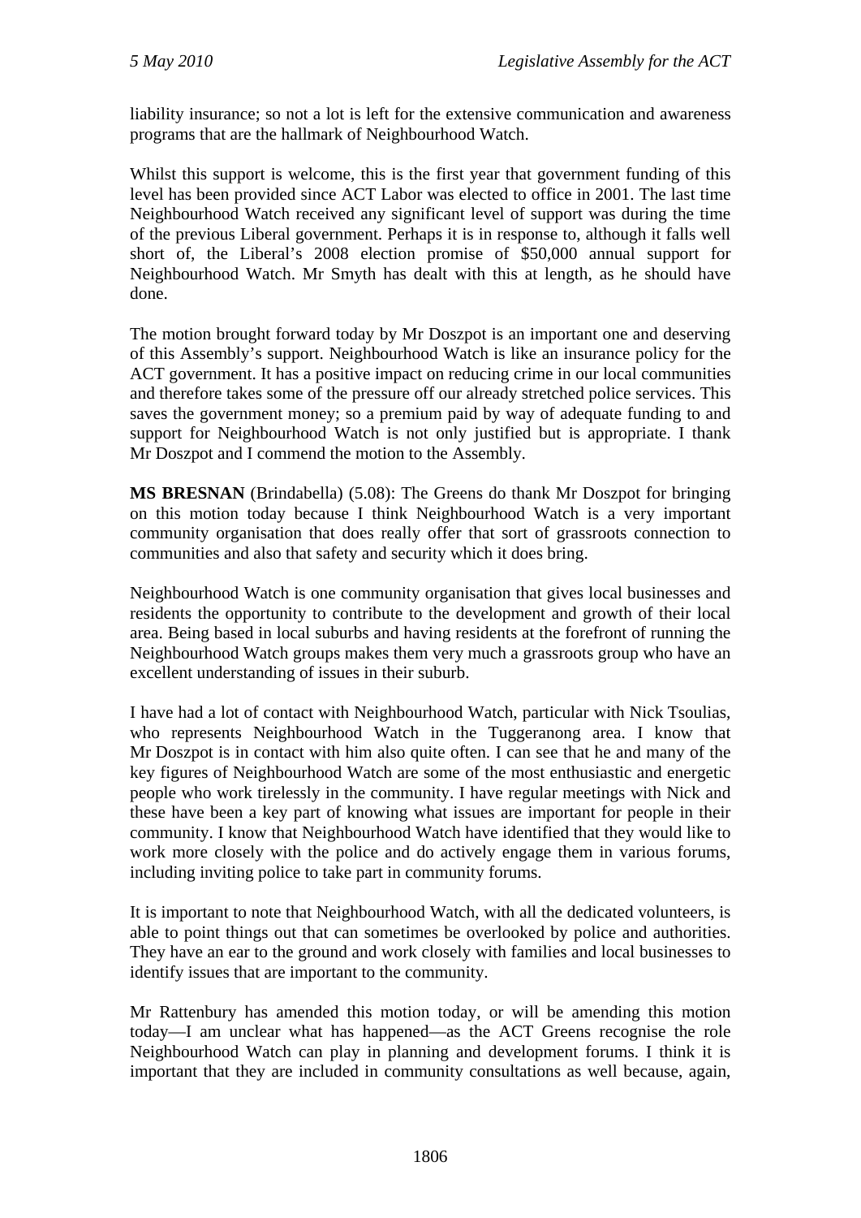liability insurance; so not a lot is left for the extensive communication and awareness programs that are the hallmark of Neighbourhood Watch.

Whilst this support is welcome, this is the first year that government funding of this level has been provided since ACT Labor was elected to office in 2001. The last time Neighbourhood Watch received any significant level of support was during the time of the previous Liberal government. Perhaps it is in response to, although it falls well short of, the Liberal's 2008 election promise of $50,000 annual support for Neighbourhood Watch. Mr Smyth has dealt with this at length, as he should have done.

The motion brought forward today by Mr Doszpot is an important one and deserving of this Assembly's support. Neighbourhood Watch is like an insurance policy for the ACT government. It has a positive impact on reducing crime in our local communities and therefore takes some of the pressure off our already stretched police services. This saves the government money; so a premium paid by way of adequate funding to and support for Neighbourhood Watch is not only justified but is appropriate. I thank Mr Doszpot and I commend the motion to the Assembly.

**MS BRESNAN** (Brindabella) (5.08): The Greens do thank Mr Doszpot for bringing on this motion today because I think Neighbourhood Watch is a very important community organisation that does really offer that sort of grassroots connection to communities and also that safety and security which it does bring.

Neighbourhood Watch is one community organisation that gives local businesses and residents the opportunity to contribute to the development and growth of their local area. Being based in local suburbs and having residents at the forefront of running the Neighbourhood Watch groups makes them very much a grassroots group who have an excellent understanding of issues in their suburb.

I have had a lot of contact with Neighbourhood Watch, particular with Nick Tsoulias, who represents Neighbourhood Watch in the Tuggeranong area. I know that Mr Doszpot is in contact with him also quite often. I can see that he and many of the key figures of Neighbourhood Watch are some of the most enthusiastic and energetic people who work tirelessly in the community. I have regular meetings with Nick and these have been a key part of knowing what issues are important for people in their community. I know that Neighbourhood Watch have identified that they would like to work more closely with the police and do actively engage them in various forums, including inviting police to take part in community forums.

It is important to note that Neighbourhood Watch, with all the dedicated volunteers, is able to point things out that can sometimes be overlooked by police and authorities. They have an ear to the ground and work closely with families and local businesses to identify issues that are important to the community.

Mr Rattenbury has amended this motion today, or will be amending this motion today—I am unclear what has happened—as the ACT Greens recognise the role Neighbourhood Watch can play in planning and development forums. I think it is important that they are included in community consultations as well because, again,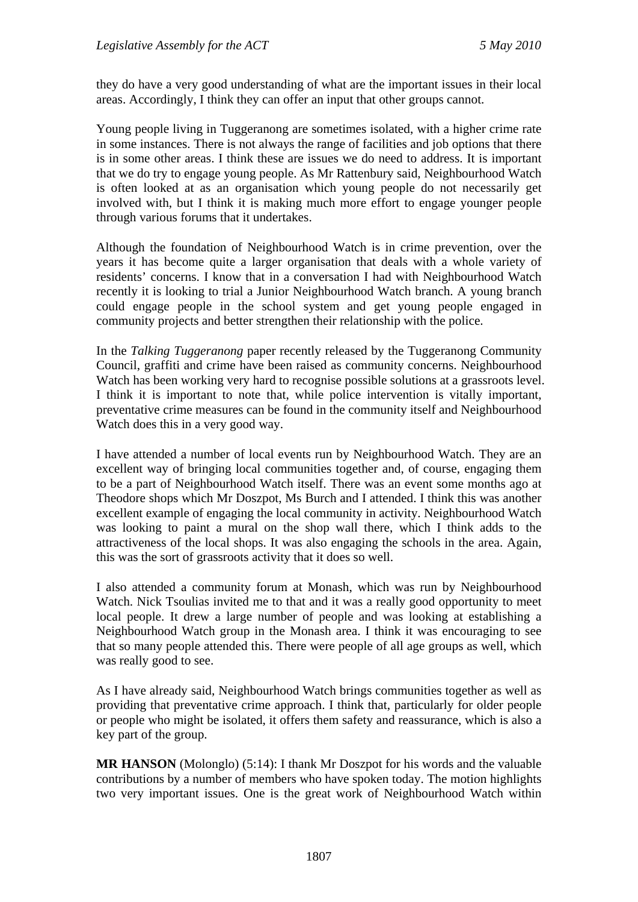they do have a very good understanding of what are the important issues in their local areas. Accordingly, I think they can offer an input that other groups cannot.

Young people living in Tuggeranong are sometimes isolated, with a higher crime rate in some instances. There is not always the range of facilities and job options that there is in some other areas. I think these are issues we do need to address. It is important that we do try to engage young people. As Mr Rattenbury said, Neighbourhood Watch is often looked at as an organisation which young people do not necessarily get involved with, but I think it is making much more effort to engage younger people through various forums that it undertakes.

Although the foundation of Neighbourhood Watch is in crime prevention, over the years it has become quite a larger organisation that deals with a whole variety of residents' concerns. I know that in a conversation I had with Neighbourhood Watch recently it is looking to trial a Junior Neighbourhood Watch branch. A young branch could engage people in the school system and get young people engaged in community projects and better strengthen their relationship with the police.

In the *Talking Tuggeranong* paper recently released by the Tuggeranong Community Council, graffiti and crime have been raised as community concerns. Neighbourhood Watch has been working very hard to recognise possible solutions at a grassroots level. I think it is important to note that, while police intervention is vitally important, preventative crime measures can be found in the community itself and Neighbourhood Watch does this in a very good way.

I have attended a number of local events run by Neighbourhood Watch. They are an excellent way of bringing local communities together and, of course, engaging them to be a part of Neighbourhood Watch itself. There was an event some months ago at Theodore shops which Mr Doszpot, Ms Burch and I attended. I think this was another excellent example of engaging the local community in activity. Neighbourhood Watch was looking to paint a mural on the shop wall there, which I think adds to the attractiveness of the local shops. It was also engaging the schools in the area. Again, this was the sort of grassroots activity that it does so well.

I also attended a community forum at Monash, which was run by Neighbourhood Watch. Nick Tsoulias invited me to that and it was a really good opportunity to meet local people. It drew a large number of people and was looking at establishing a Neighbourhood Watch group in the Monash area. I think it was encouraging to see that so many people attended this. There were people of all age groups as well, which was really good to see.

As I have already said, Neighbourhood Watch brings communities together as well as providing that preventative crime approach. I think that, particularly for older people or people who might be isolated, it offers them safety and reassurance, which is also a key part of the group.

**MR HANSON** (Molonglo) (5:14): I thank Mr Doszpot for his words and the valuable contributions by a number of members who have spoken today. The motion highlights two very important issues. One is the great work of Neighbourhood Watch within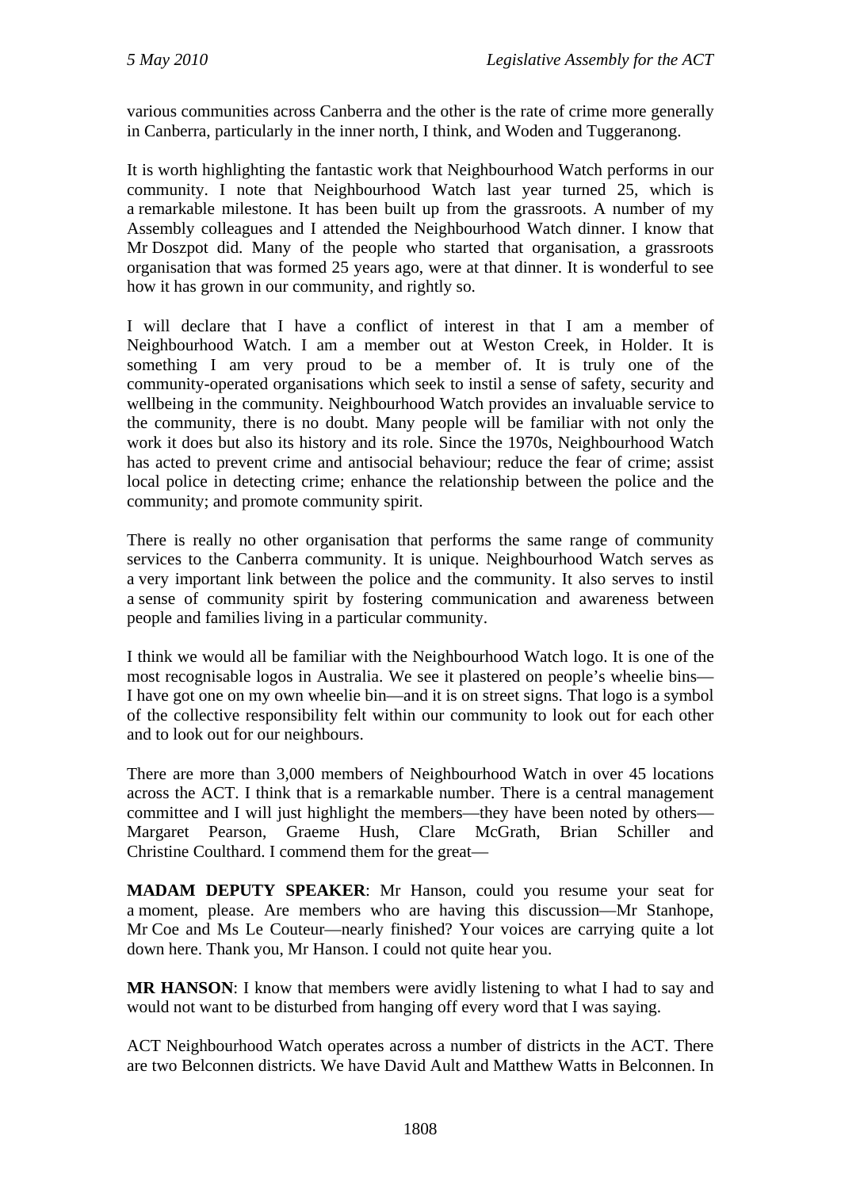various communities across Canberra and the other is the rate of crime more generally in Canberra, particularly in the inner north, I think, and Woden and Tuggeranong.

It is worth highlighting the fantastic work that Neighbourhood Watch performs in our community. I note that Neighbourhood Watch last year turned 25, which is a remarkable milestone. It has been built up from the grassroots. A number of my Assembly colleagues and I attended the Neighbourhood Watch dinner. I know that Mr Doszpot did. Many of the people who started that organisation, a grassroots organisation that was formed 25 years ago, were at that dinner. It is wonderful to see how it has grown in our community, and rightly so.

I will declare that I have a conflict of interest in that I am a member of Neighbourhood Watch. I am a member out at Weston Creek, in Holder. It is something I am very proud to be a member of. It is truly one of the community-operated organisations which seek to instil a sense of safety, security and wellbeing in the community. Neighbourhood Watch provides an invaluable service to the community, there is no doubt. Many people will be familiar with not only the work it does but also its history and its role. Since the 1970s, Neighbourhood Watch has acted to prevent crime and antisocial behaviour; reduce the fear of crime; assist local police in detecting crime; enhance the relationship between the police and the community; and promote community spirit.

There is really no other organisation that performs the same range of community services to the Canberra community. It is unique. Neighbourhood Watch serves as a very important link between the police and the community. It also serves to instil a sense of community spirit by fostering communication and awareness between people and families living in a particular community.

I think we would all be familiar with the Neighbourhood Watch logo. It is one of the most recognisable logos in Australia. We see it plastered on people's wheelie bins—I have got one on my own wheelie bin—and it is on street signs. That logo is a symbol of the collective responsibility felt within our community to look out for each other and to look out for our neighbours.

There are more than 3,000 members of Neighbourhood Watch in over 45 locations across the ACT. I think that is a remarkable number. There is a central management committee and I will just highlight the members—they have been noted by others—Margaret Pearson, Graeme Hush, Clare McGrath, Brian Schiller and Christine Coulthard. I commend them for the great—

**MADAM DEPUTY SPEAKER**: Mr Hanson, could you resume your seat for a moment, please. Are members who are having this discussion—Mr Stanhope, Mr Coe and Ms Le Couteur—nearly finished? Your voices are carrying quite a lot down here. Thank you, Mr Hanson. I could not quite hear you.

**MR HANSON**: I know that members were avidly listening to what I had to say and would not want to be disturbed from hanging off every word that I was saying.

ACT Neighbourhood Watch operates across a number of districts in the ACT. There are two Belconnen districts. We have David Ault and Matthew Watts in Belconnen. In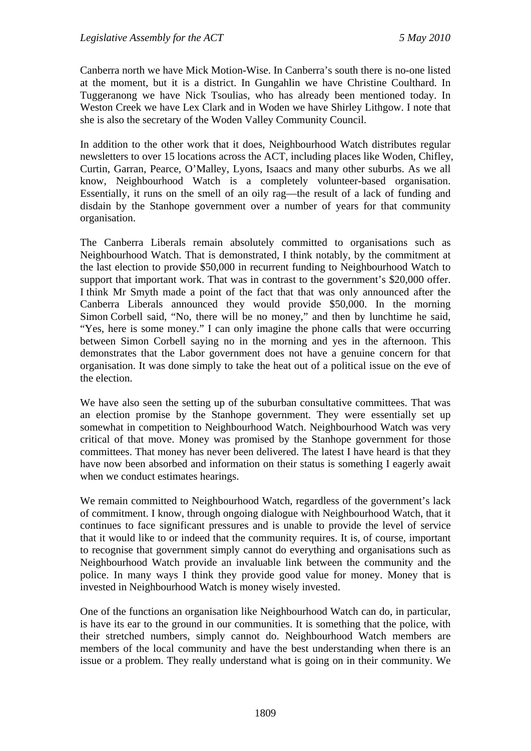Canberra north we have Mick Motion-Wise. In Canberra's south there is no-one listed at the moment, but it is a district. In Gungahlin we have Christine Coulthard. In Tuggeranong we have Nick Tsoulias, who has already been mentioned today. In Weston Creek we have Lex Clark and in Woden we have Shirley Lithgow. I note that she is also the secretary of the Woden Valley Community Council.

In addition to the other work that it does, Neighbourhood Watch distributes regular newsletters to over 15 locations across the ACT, including places like Woden, Chifley, Curtin, Garran, Pearce, O'Malley, Lyons, Isaacs and many other suburbs. As we all know, Neighbourhood Watch is a completely volunteer-based organisation. Essentially, it runs on the smell of an oily rag—the result of a lack of funding and disdain by the Stanhope government over a number of years for that community organisation.

The Canberra Liberals remain absolutely committed to organisations such as Neighbourhood Watch. That is demonstrated, I think notably, by the commitment at the last election to provide $50,000 in recurrent funding to Neighbourhood Watch to support that important work. That was in contrast to the government's $20,000 offer. I think Mr Smyth made a point of the fact that that was only announced after the Canberra Liberals announced they would provide $50,000. In the morning Simon Corbell said, "No, there will be no money," and then by lunchtime he said, "Yes, here is some money." I can only imagine the phone calls that were occurring between Simon Corbell saying no in the morning and yes in the afternoon. This demonstrates that the Labor government does not have a genuine concern for that organisation. It was done simply to take the heat out of a political issue on the eve of the election.

We have also seen the setting up of the suburban consultative committees. That was an election promise by the Stanhope government. They were essentially set up somewhat in competition to Neighbourhood Watch. Neighbourhood Watch was very critical of that move. Money was promised by the Stanhope government for those committees. That money has never been delivered. The latest I have heard is that they have now been absorbed and information on their status is something I eagerly await when we conduct estimates hearings.

We remain committed to Neighbourhood Watch, regardless of the government's lack of commitment. I know, through ongoing dialogue with Neighbourhood Watch, that it continues to face significant pressures and is unable to provide the level of service that it would like to or indeed that the community requires. It is, of course, important to recognise that government simply cannot do everything and organisations such as Neighbourhood Watch provide an invaluable link between the community and the police. In many ways I think they provide good value for money. Money that is invested in Neighbourhood Watch is money wisely invested.

One of the functions an organisation like Neighbourhood Watch can do, in particular, is have its ear to the ground in our communities. It is something that the police, with their stretched numbers, simply cannot do. Neighbourhood Watch members are members of the local community and have the best understanding when there is an issue or a problem. They really understand what is going on in their community. We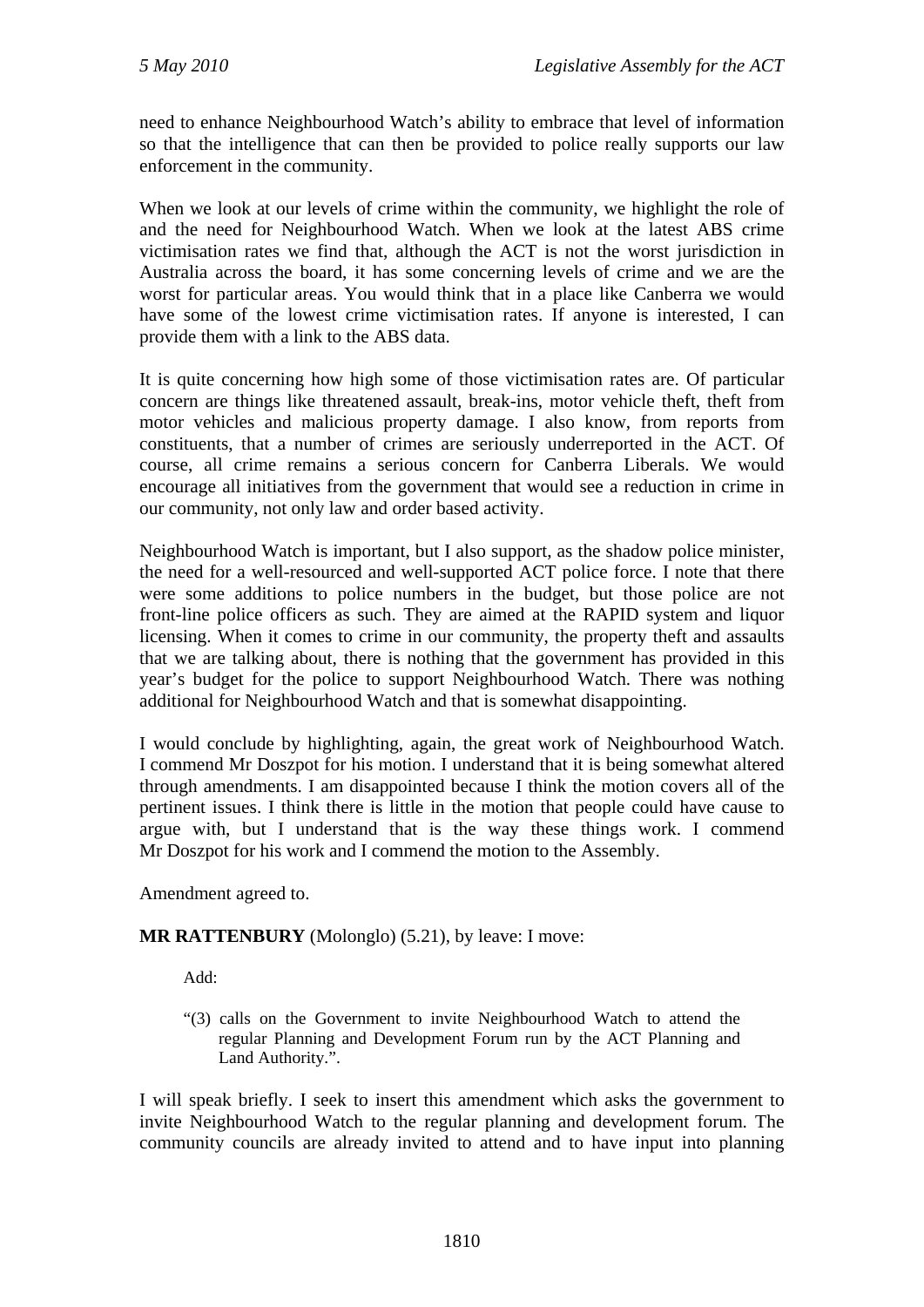need to enhance Neighbourhood Watch's ability to embrace that level of information so that the intelligence that can then be provided to police really supports our law enforcement in the community.

When we look at our levels of crime within the community, we highlight the role of and the need for Neighbourhood Watch. When we look at the latest ABS crime victimisation rates we find that, although the ACT is not the worst jurisdiction in Australia across the board, it has some concerning levels of crime and we are the worst for particular areas. You would think that in a place like Canberra we would have some of the lowest crime victimisation rates. If anyone is interested, I can provide them with a link to the ABS data.

It is quite concerning how high some of those victimisation rates are. Of particular concern are things like threatened assault, break-ins, motor vehicle theft, theft from motor vehicles and malicious property damage. I also know, from reports from constituents, that a number of crimes are seriously underreported in the ACT. Of course, all crime remains a serious concern for Canberra Liberals. We would encourage all initiatives from the government that would see a reduction in crime in our community, not only law and order based activity.

Neighbourhood Watch is important, but I also support, as the shadow police minister, the need for a well-resourced and well-supported ACT police force. I note that there were some additions to police numbers in the budget, but those police are not front-line police officers as such. They are aimed at the RAPID system and liquor licensing. When it comes to crime in our community, the property theft and assaults that we are talking about, there is nothing that the government has provided in this year's budget for the police to support Neighbourhood Watch. There was nothing additional for Neighbourhood Watch and that is somewhat disappointing.

I would conclude by highlighting, again, the great work of Neighbourhood Watch. I commend Mr Doszpot for his motion. I understand that it is being somewhat altered through amendments. I am disappointed because I think the motion covers all of the pertinent issues. I think there is little in the motion that people could have cause to argue with, but I understand that is the way these things work. I commend Mr Doszpot for his work and I commend the motion to the Assembly.

Amendment agreed to.

**MR RATTENBURY** (Molonglo) (5.21), by leave: I move:

> Add:
>
> "(3) calls on the Government to invite Neighbourhood Watch to attend the regular Planning and Development Forum run by the ACT Planning and Land Authority.".

I will speak briefly. I seek to insert this amendment which asks the government to invite Neighbourhood Watch to the regular planning and development forum. The community councils are already invited to attend and to have input into planning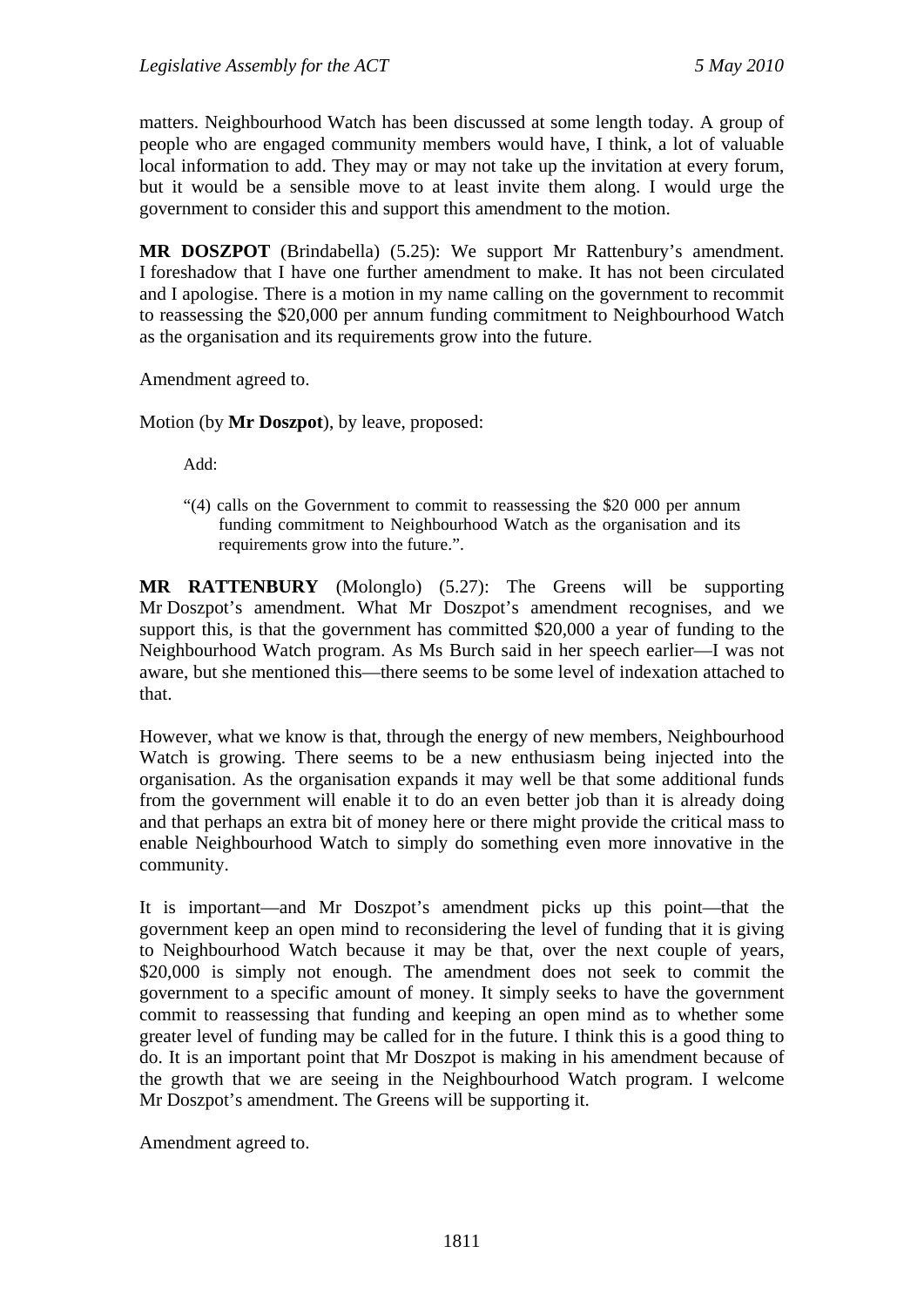matters. Neighbourhood Watch has been discussed at some length today. A group of people who are engaged community members would have, I think, a lot of valuable local information to add. They may or may not take up the invitation at every forum, but it would be a sensible move to at least invite them along. I would urge the government to consider this and support this amendment to the motion.

**MR DOSZPOT** (Brindabella) (5.25): We support Mr Rattenbury's amendment. I foreshadow that I have one further amendment to make. It has not been circulated and I apologise. There is a motion in my name calling on the government to recommit to reassessing the $20,000 per annum funding commitment to Neighbourhood Watch as the organisation and its requirements grow into the future.

Amendment agreed to.

Motion (by **Mr Doszpot**), by leave, proposed:

> Add:
>
> "(4) calls on the Government to commit to reassessing the $20 000 per annum funding commitment to Neighbourhood Watch as the organisation and its requirements grow into the future.".

**MR RATTENBURY** (Molonglo) (5.27): The Greens will be supporting Mr Doszpot's amendment. What Mr Doszpot's amendment recognises, and we support this, is that the government has committed $20,000 a year of funding to the Neighbourhood Watch program. As Ms Burch said in her speech earlier—I was not aware, but she mentioned this—there seems to be some level of indexation attached to that.

However, what we know is that, through the energy of new members, Neighbourhood Watch is growing. There seems to be a new enthusiasm being injected into the organisation. As the organisation expands it may well be that some additional funds from the government will enable it to do an even better job than it is already doing and that perhaps an extra bit of money here or there might provide the critical mass to enable Neighbourhood Watch to simply do something even more innovative in the community.

It is important—and Mr Doszpot's amendment picks up this point—that the government keep an open mind to reconsidering the level of funding that it is giving to Neighbourhood Watch because it may be that, over the next couple of years, $20,000 is simply not enough. The amendment does not seek to commit the government to a specific amount of money. It simply seeks to have the government commit to reassessing that funding and keeping an open mind as to whether some greater level of funding may be called for in the future. I think this is a good thing to do. It is an important point that Mr Doszpot is making in his amendment because of the growth that we are seeing in the Neighbourhood Watch program. I welcome Mr Doszpot's amendment. The Greens will be supporting it.

Amendment agreed to.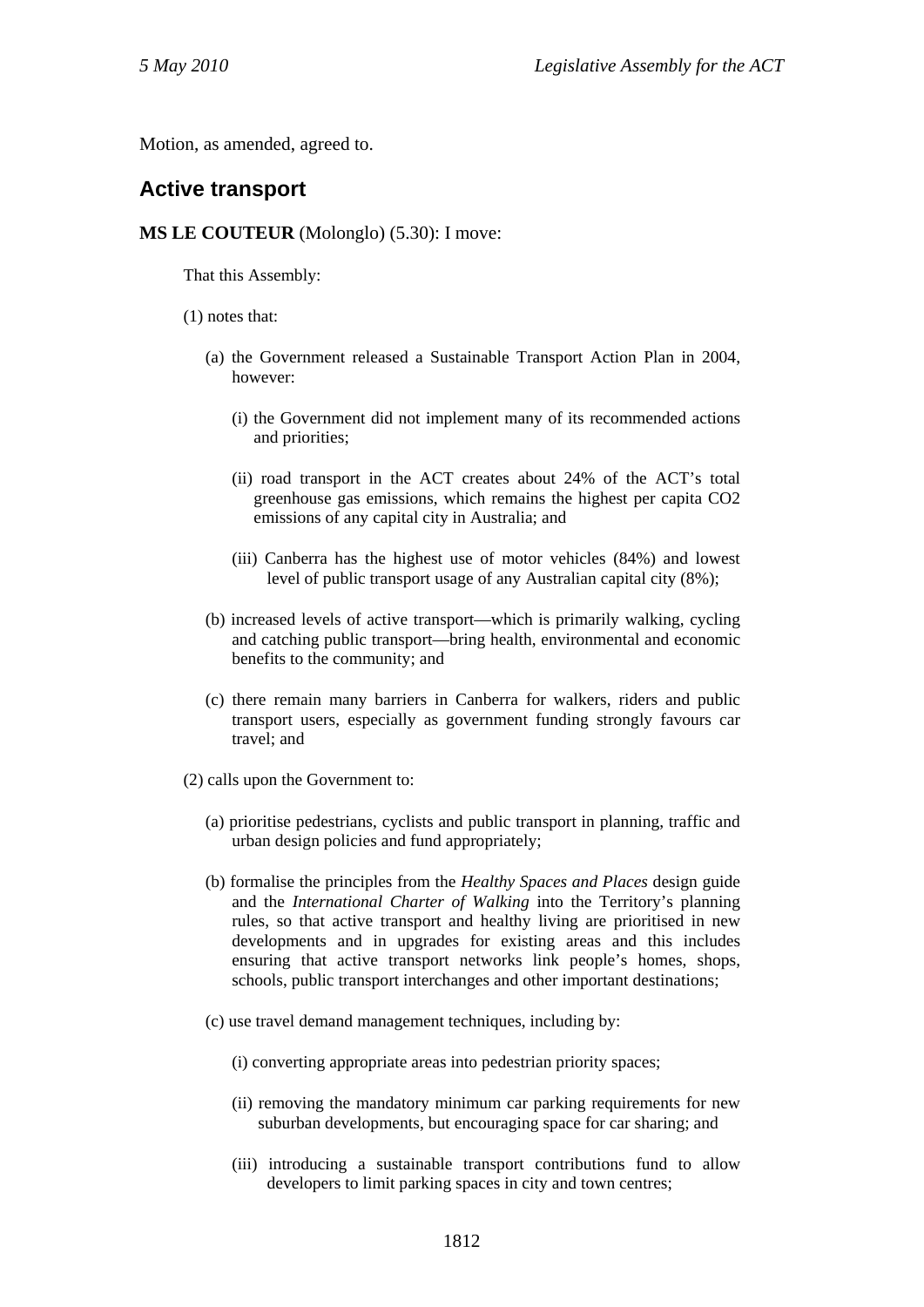Motion, as amended, agreed to.

## Active transport

**MS LE COUTEUR** (Molonglo) (5.30): I move:

That this Assembly:

(1) notes that:

(a) the Government released a Sustainable Transport Action Plan in 2004, however:

(i) the Government did not implement many of its recommended actions and priorities;

(ii) road transport in the ACT creates about 24% of the ACT's total greenhouse gas emissions, which remains the highest per capita $CO_2$ emissions of any capital city in Australia; and

(iii) Canberra has the highest use of motor vehicles (84%) and lowest level of public transport usage of any Australian capital city (8%);

(b) increased levels of active transport—which is primarily walking, cycling and catching public transport—bring health, environmental and economic benefits to the community; and

(c) there remain many barriers in Canberra for walkers, riders and public transport users, especially as government funding strongly favours car travel; and

(2) calls upon the Government to:

(a) prioritise pedestrians, cyclists and public transport in planning, traffic and urban design policies and fund appropriately;

(b) formalise the principles from the *Healthy Spaces and Places* design guide and the *International Charter of Walking* into the Territory's planning rules, so that active transport and healthy living are prioritised in new developments and in upgrades for existing areas and this includes ensuring that active transport networks link people's homes, shops, schools, public transport interchanges and other important destinations;

(c) use travel demand management techniques, including by:

(i) converting appropriate areas into pedestrian priority spaces;

(ii) removing the mandatory minimum car parking requirements for new suburban developments, but encouraging space for car sharing; and

(iii) introducing a sustainable transport contributions fund to allow developers to limit parking spaces in city and town centres;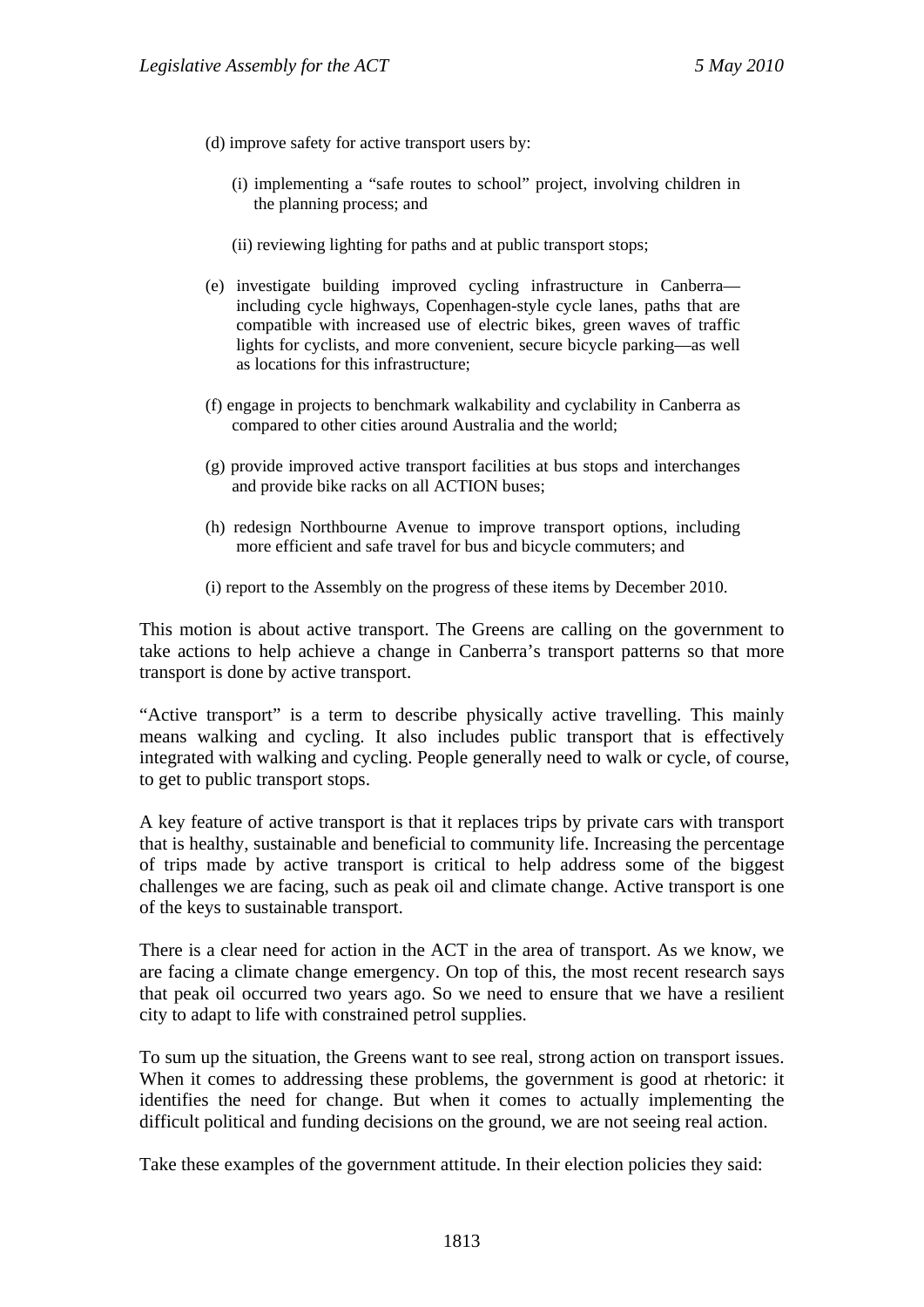(d) improve safety for active transport users by:

(i) implementing a "safe routes to school" project, involving children in the planning process; and

(ii) reviewing lighting for paths and at public transport stops;

(e) investigate building improved cycling infrastructure in Canberra—including cycle highways, Copenhagen-style cycle lanes, paths that are compatible with increased use of electric bikes, green waves of traffic lights for cyclists, and more convenient, secure bicycle parking—as well as locations for this infrastructure;

(f) engage in projects to benchmark walkability and cyclability in Canberra as compared to other cities around Australia and the world;

(g) provide improved active transport facilities at bus stops and interchanges and provide bike racks on all ACTION buses;

(h) redesign Northbourne Avenue to improve transport options, including more efficient and safe travel for bus and bicycle commuters; and

(i) report to the Assembly on the progress of these items by December 2010.

This motion is about active transport. The Greens are calling on the government to take actions to help achieve a change in Canberra's transport patterns so that more transport is done by active transport.

"Active transport" is a term to describe physically active travelling. This mainly means walking and cycling. It also includes public transport that is effectively integrated with walking and cycling. People generally need to walk or cycle, of course, to get to public transport stops.

A key feature of active transport is that it replaces trips by private cars with transport that is healthy, sustainable and beneficial to community life. Increasing the percentage of trips made by active transport is critical to help address some of the biggest challenges we are facing, such as peak oil and climate change. Active transport is one of the keys to sustainable transport.

There is a clear need for action in the ACT in the area of transport. As we know, we are facing a climate change emergency. On top of this, the most recent research says that peak oil occurred two years ago. So we need to ensure that we have a resilient city to adapt to life with constrained petrol supplies.

To sum up the situation, the Greens want to see real, strong action on transport issues. When it comes to addressing these problems, the government is good at rhetoric: it identifies the need for change. But when it comes to actually implementing the difficult political and funding decisions on the ground, we are not seeing real action.

Take these examples of the government attitude. In their election policies they said: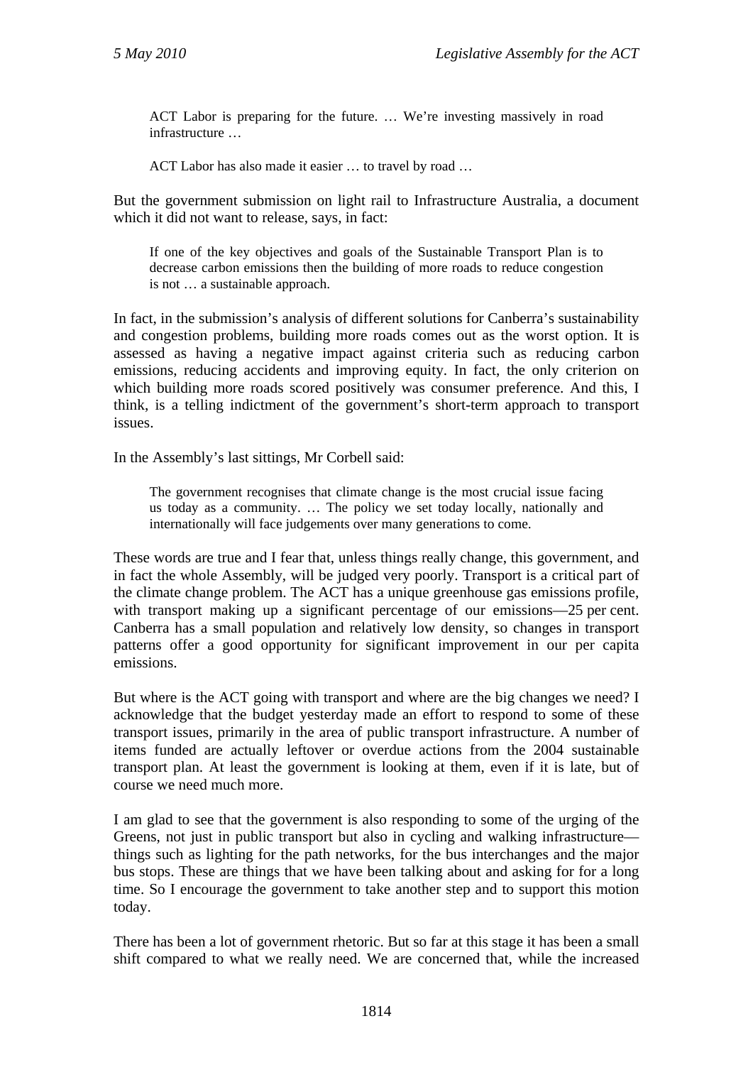> ACT Labor is preparing for the future. … We're investing massively in road infrastructure …

> ACT Labor has also made it easier … to travel by road …

But the government submission on light rail to Infrastructure Australia, a document which it did not want to release, says, in fact:

> If one of the key objectives and goals of the Sustainable Transport Plan is to decrease carbon emissions then the building of more roads to reduce congestion is not … a sustainable approach.

In fact, in the submission's analysis of different solutions for Canberra's sustainability and congestion problems, building more roads comes out as the worst option. It is assessed as having a negative impact against criteria such as reducing carbon emissions, reducing accidents and improving equity. In fact, the only criterion on which building more roads scored positively was consumer preference. And this, I think, is a telling indictment of the government's short-term approach to transport issues.

In the Assembly's last sittings, Mr Corbell said:

> The government recognises that climate change is the most crucial issue facing us today as a community. … The policy we set today locally, nationally and internationally will face judgements over many generations to come.

These words are true and I fear that, unless things really change, this government, and in fact the whole Assembly, will be judged very poorly. Transport is a critical part of the climate change problem. The ACT has a unique greenhouse gas emissions profile, with transport making up a significant percentage of our emissions—25 per cent. Canberra has a small population and relatively low density, so changes in transport patterns offer a good opportunity for significant improvement in our per capita emissions.

But where is the ACT going with transport and where are the big changes we need? I acknowledge that the budget yesterday made an effort to respond to some of these transport issues, primarily in the area of public transport infrastructure. A number of items funded are actually leftover or overdue actions from the 2004 sustainable transport plan. At least the government is looking at them, even if it is late, but of course we need much more.

I am glad to see that the government is also responding to some of the urging of the Greens, not just in public transport but also in cycling and walking infrastructure—things such as lighting for the path networks, for the bus interchanges and the major bus stops. These are things that we have been talking about and asking for for a long time. So I encourage the government to take another step and to support this motion today.

There has been a lot of government rhetoric. But so far at this stage it has been a small shift compared to what we really need. We are concerned that, while the increased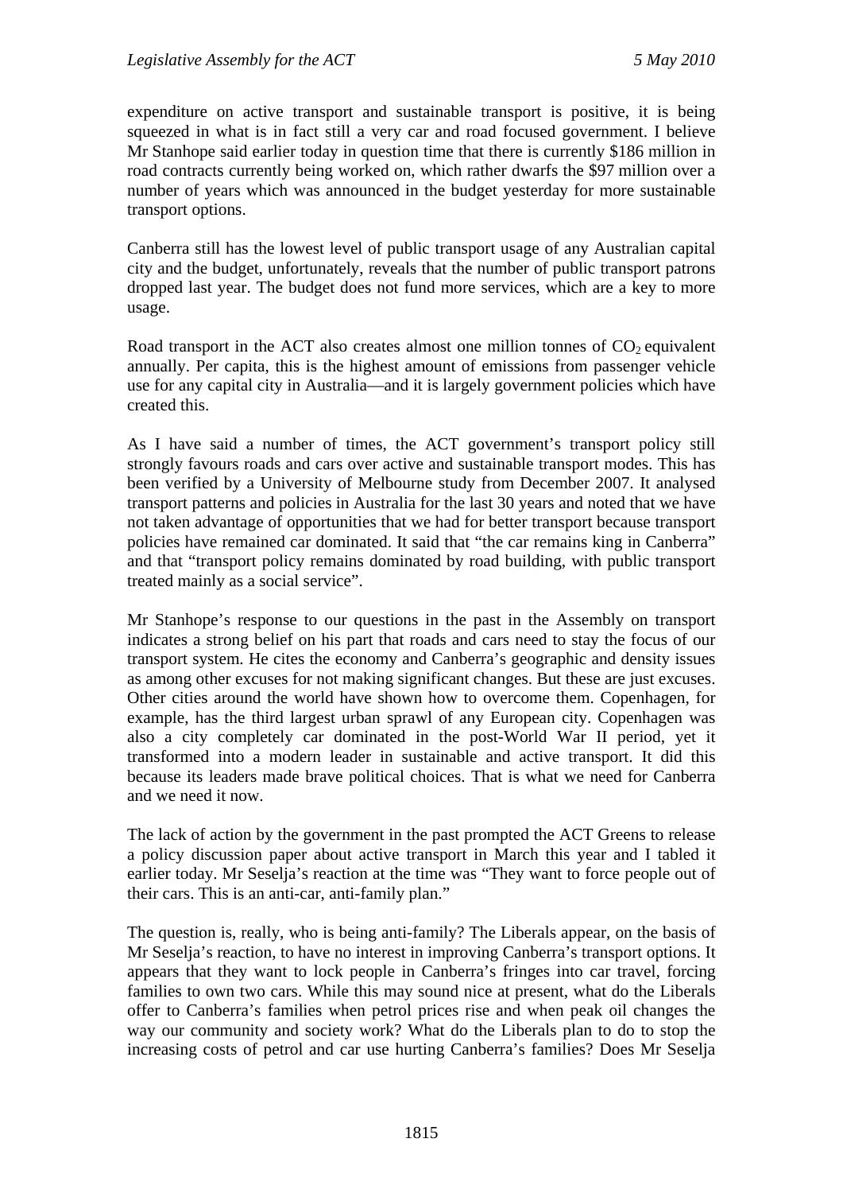expenditure on active transport and sustainable transport is positive, it is being squeezed in what is in fact still a very car and road focused government. I believe Mr Stanhope said earlier today in question time that there is currently $186 million in road contracts currently being worked on, which rather dwarfs the $97 million over a number of years which was announced in the budget yesterday for more sustainable transport options.

Canberra still has the lowest level of public transport usage of any Australian capital city and the budget, unfortunately, reveals that the number of public transport patrons dropped last year. The budget does not fund more services, which are a key to more usage.

Road transport in the ACT also creates almost one million tonnes of $CO_2$ equivalent annually. Per capita, this is the highest amount of emissions from passenger vehicle use for any capital city in Australia—and it is largely government policies which have created this.

As I have said a number of times, the ACT government's transport policy still strongly favours roads and cars over active and sustainable transport modes. This has been verified by a University of Melbourne study from December 2007. It analysed transport patterns and policies in Australia for the last 30 years and noted that we have not taken advantage of opportunities that we had for better transport because transport policies have remained car dominated. It said that "the car remains king in Canberra" and that "transport policy remains dominated by road building, with public transport treated mainly as a social service".

Mr Stanhope's response to our questions in the past in the Assembly on transport indicates a strong belief on his part that roads and cars need to stay the focus of our transport system. He cites the economy and Canberra's geographic and density issues as among other excuses for not making significant changes. But these are just excuses. Other cities around the world have shown how to overcome them. Copenhagen, for example, has the third largest urban sprawl of any European city. Copenhagen was also a city completely car dominated in the post-World War II period, yet it transformed into a modern leader in sustainable and active transport. It did this because its leaders made brave political choices. That is what we need for Canberra and we need it now.

The lack of action by the government in the past prompted the ACT Greens to release a policy discussion paper about active transport in March this year and I tabled it earlier today. Mr Seselja's reaction at the time was "They want to force people out of their cars. This is an anti-car, anti-family plan."

The question is, really, who is being anti-family? The Liberals appear, on the basis of Mr Seselja's reaction, to have no interest in improving Canberra's transport options. It appears that they want to lock people in Canberra's fringes into car travel, forcing families to own two cars. While this may sound nice at present, what do the Liberals offer to Canberra's families when petrol prices rise and when peak oil changes the way our community and society work? What do the Liberals plan to do to stop the increasing costs of petrol and car use hurting Canberra's families? Does Mr Seselja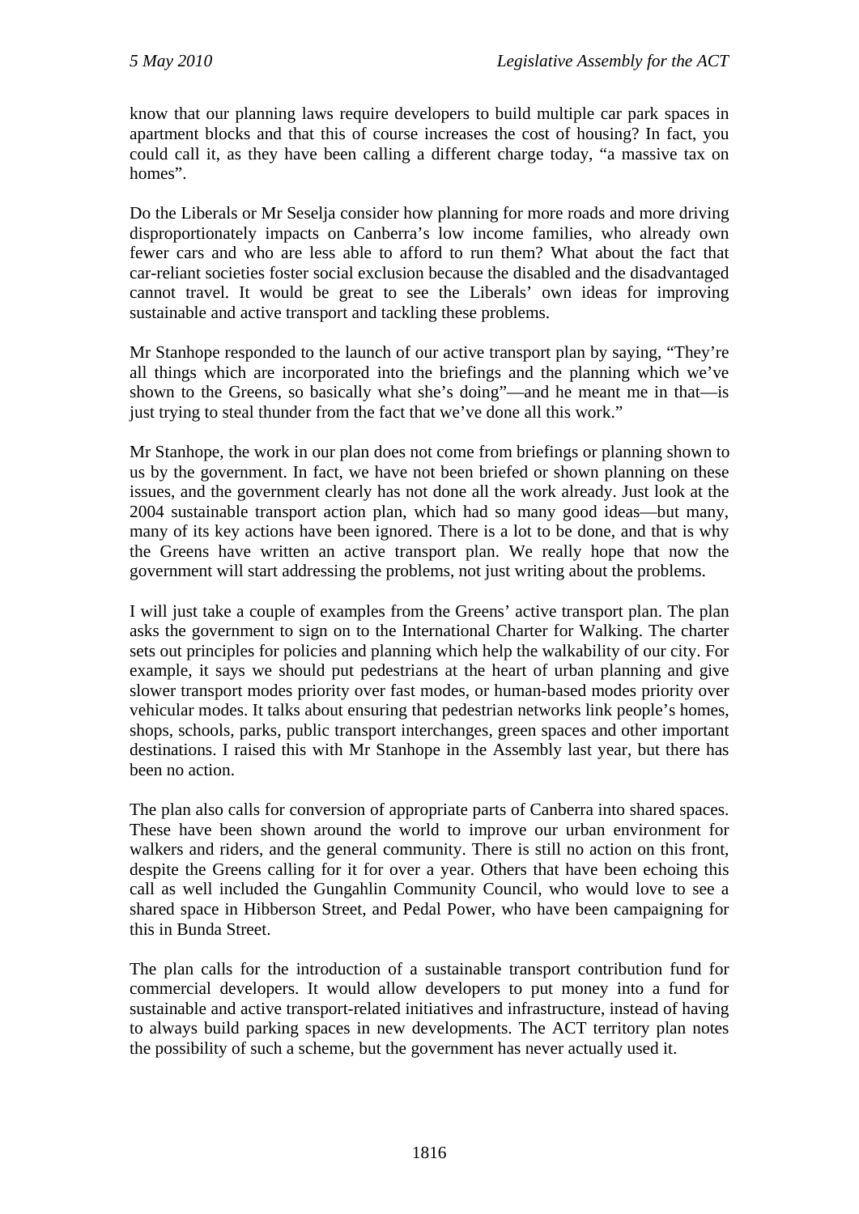know that our planning laws require developers to build multiple car park spaces in apartment blocks and that this of course increases the cost of housing? In fact, you could call it, as they have been calling a different charge today, "a massive tax on homes".

Do the Liberals or Mr Seselja consider how planning for more roads and more driving disproportionately impacts on Canberra's low income families, who already own fewer cars and who are less able to afford to run them? What about the fact that car-reliant societies foster social exclusion because the disabled and the disadvantaged cannot travel. It would be great to see the Liberals' own ideas for improving sustainable and active transport and tackling these problems.

Mr Stanhope responded to the launch of our active transport plan by saying, "They're all things which are incorporated into the briefings and the planning which we've shown to the Greens, so basically what she's doing"—and he meant me in that—is just trying to steal thunder from the fact that we've done all this work."

Mr Stanhope, the work in our plan does not come from briefings or planning shown to us by the government. In fact, we have not been briefed or shown planning on these issues, and the government clearly has not done all the work already. Just look at the 2004 sustainable transport action plan, which had so many good ideas—but many, many of its key actions have been ignored. There is a lot to be done, and that is why the Greens have written an active transport plan. We really hope that now the government will start addressing the problems, not just writing about the problems.

I will just take a couple of examples from the Greens' active transport plan. The plan asks the government to sign on to the International Charter for Walking. The charter sets out principles for policies and planning which help the walkability of our city. For example, it says we should put pedestrians at the heart of urban planning and give slower transport modes priority over fast modes, or human-based modes priority over vehicular modes. It talks about ensuring that pedestrian networks link people's homes, shops, schools, parks, public transport interchanges, green spaces and other important destinations. I raised this with Mr Stanhope in the Assembly last year, but there has been no action.

The plan also calls for conversion of appropriate parts of Canberra into shared spaces. These have been shown around the world to improve our urban environment for walkers and riders, and the general community. There is still no action on this front, despite the Greens calling for it for over a year. Others that have been echoing this call as well included the Gungahlin Community Council, who would love to see a shared space in Hibberson Street, and Pedal Power, who have been campaigning for this in Bunda Street.

The plan calls for the introduction of a sustainable transport contribution fund for commercial developers. It would allow developers to put money into a fund for sustainable and active transport-related initiatives and infrastructure, instead of having to always build parking spaces in new developments. The ACT territory plan notes the possibility of such a scheme, but the government has never actually used it.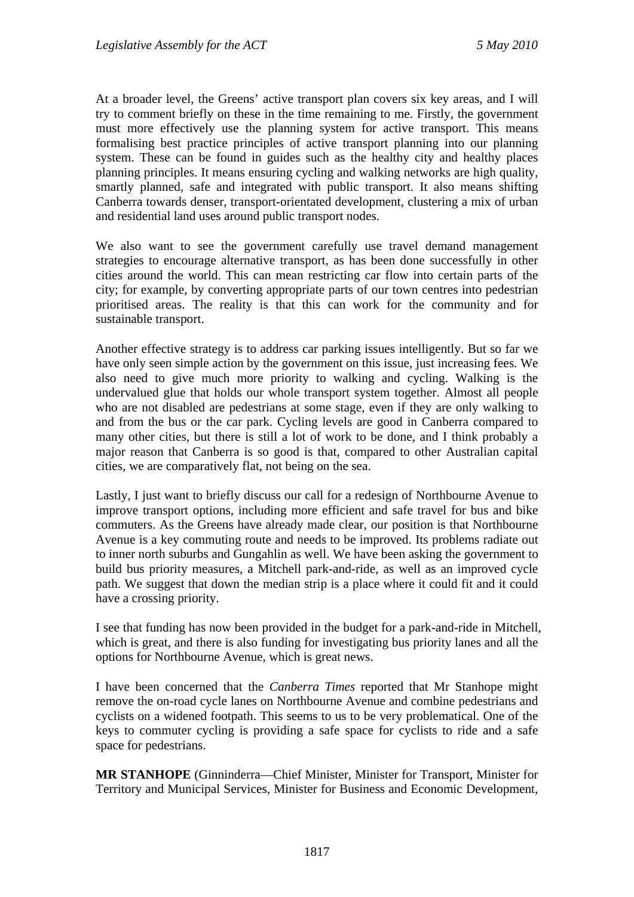At a broader level, the Greens' active transport plan covers six key areas, and I will try to comment briefly on these in the time remaining to me. Firstly, the government must more effectively use the planning system for active transport. This means formalising best practice principles of active transport planning into our planning system. These can be found in guides such as the healthy city and healthy places planning principles. It means ensuring cycling and walking networks are high quality, smartly planned, safe and integrated with public transport. It also means shifting Canberra towards denser, transport-orientated development, clustering a mix of urban and residential land uses around public transport nodes.

We also want to see the government carefully use travel demand management strategies to encourage alternative transport, as has been done successfully in other cities around the world. This can mean restricting car flow into certain parts of the city; for example, by converting appropriate parts of our town centres into pedestrian prioritised areas. The reality is that this can work for the community and for sustainable transport.

Another effective strategy is to address car parking issues intelligently. But so far we have only seen simple action by the government on this issue, just increasing fees. We also need to give much more priority to walking and cycling. Walking is the undervalued glue that holds our whole transport system together. Almost all people who are not disabled are pedestrians at some stage, even if they are only walking to and from the bus or the car park. Cycling levels are good in Canberra compared to many other cities, but there is still a lot of work to be done, and I think probably a major reason that Canberra is so good is that, compared to other Australian capital cities, we are comparatively flat, not being on the sea.

Lastly, I just want to briefly discuss our call for a redesign of Northbourne Avenue to improve transport options, including more efficient and safe travel for bus and bike commuters. As the Greens have already made clear, our position is that Northbourne Avenue is a key commuting route and needs to be improved. Its problems radiate out to inner north suburbs and Gungahlin as well. We have been asking the government to build bus priority measures, a Mitchell park-and-ride, as well as an improved cycle path. We suggest that down the median strip is a place where it could fit and it could have a crossing priority.

I see that funding has now been provided in the budget for a park-and-ride in Mitchell, which is great, and there is also funding for investigating bus priority lanes and all the options for Northbourne Avenue, which is great news.

I have been concerned that the *Canberra Times* reported that Mr Stanhope might remove the on-road cycle lanes on Northbourne Avenue and combine pedestrians and cyclists on a widened footpath. This seems to us to be very problematical. One of the keys to commuter cycling is providing a safe space for cyclists to ride and a safe space for pedestrians.

**MR STANHOPE** (Ginninderra—Chief Minister, Minister for Transport, Minister for Territory and Municipal Services, Minister for Business and Economic Development,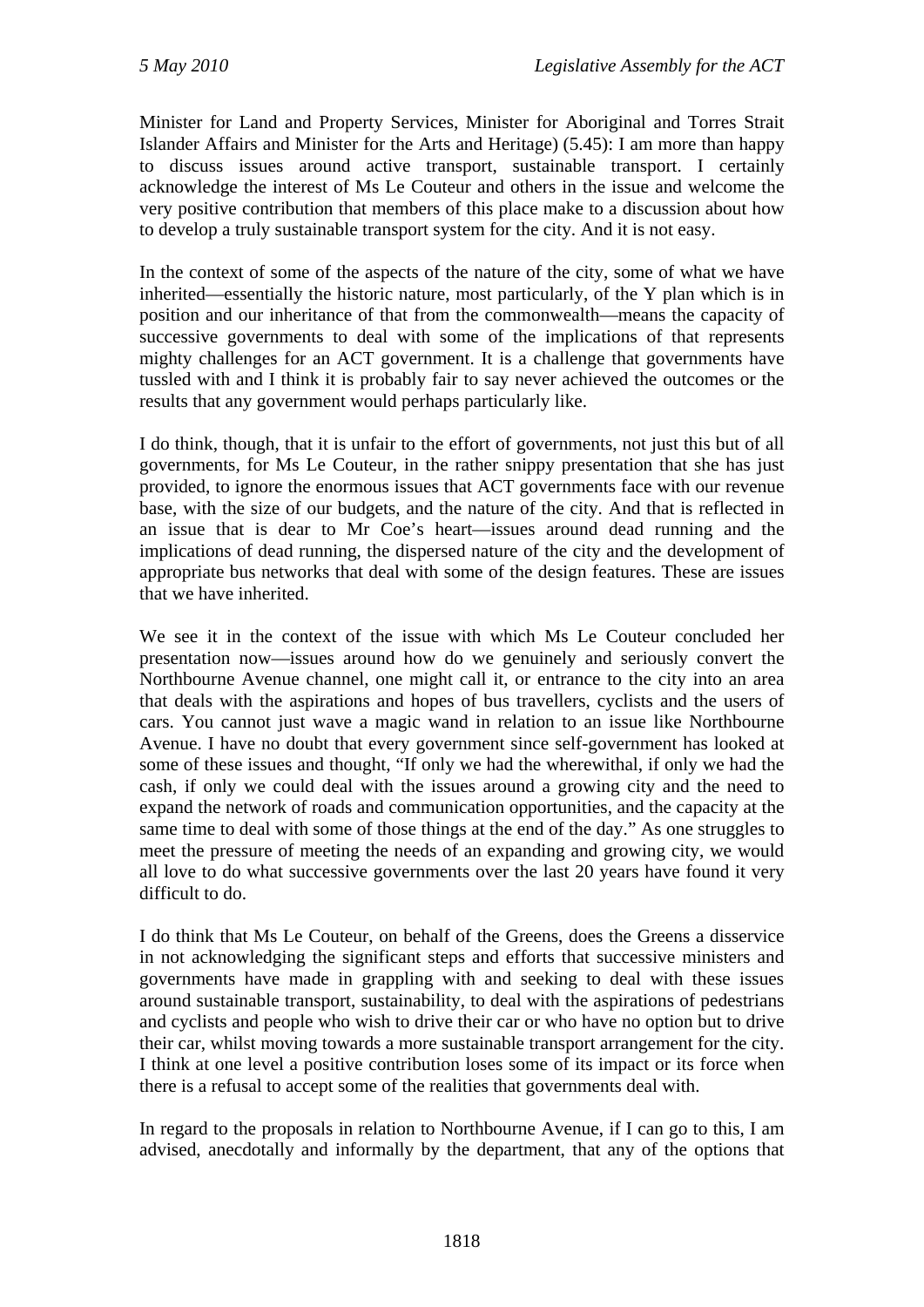Minister for Land and Property Services, Minister for Aboriginal and Torres Strait Islander Affairs and Minister for the Arts and Heritage) (5.45): I am more than happy to discuss issues around active transport, sustainable transport. I certainly acknowledge the interest of Ms Le Couteur and others in the issue and welcome the very positive contribution that members of this place make to a discussion about how to develop a truly sustainable transport system for the city. And it is not easy.

In the context of some of the aspects of the nature of the city, some of what we have inherited—essentially the historic nature, most particularly, of the Y plan which is in position and our inheritance of that from the commonwealth—means the capacity of successive governments to deal with some of the implications of that represents mighty challenges for an ACT government. It is a challenge that governments have tussled with and I think it is probably fair to say never achieved the outcomes or the results that any government would perhaps particularly like.

I do think, though, that it is unfair to the effort of governments, not just this but of all governments, for Ms Le Couteur, in the rather snippy presentation that she has just provided, to ignore the enormous issues that ACT governments face with our revenue base, with the size of our budgets, and the nature of the city. And that is reflected in an issue that is dear to Mr Coe's heart—issues around dead running and the implications of dead running, the dispersed nature of the city and the development of appropriate bus networks that deal with some of the design features. These are issues that we have inherited.

We see it in the context of the issue with which Ms Le Couteur concluded her presentation now—issues around how do we genuinely and seriously convert the Northbourne Avenue channel, one might call it, or entrance to the city into an area that deals with the aspirations and hopes of bus travellers, cyclists and the users of cars. You cannot just wave a magic wand in relation to an issue like Northbourne Avenue. I have no doubt that every government since self-government has looked at some of these issues and thought, "If only we had the wherewithal, if only we had the cash, if only we could deal with the issues around a growing city and the need to expand the network of roads and communication opportunities, and the capacity at the same time to deal with some of those things at the end of the day." As one struggles to meet the pressure of meeting the needs of an expanding and growing city, we would all love to do what successive governments over the last 20 years have found it very difficult to do.

I do think that Ms Le Couteur, on behalf of the Greens, does the Greens a disservice in not acknowledging the significant steps and efforts that successive ministers and governments have made in grappling with and seeking to deal with these issues around sustainable transport, sustainability, to deal with the aspirations of pedestrians and cyclists and people who wish to drive their car or who have no option but to drive their car, whilst moving towards a more sustainable transport arrangement for the city. I think at one level a positive contribution loses some of its impact or its force when there is a refusal to accept some of the realities that governments deal with.

In regard to the proposals in relation to Northbourne Avenue, if I can go to this, I am advised, anecdotally and informally by the department, that any of the options that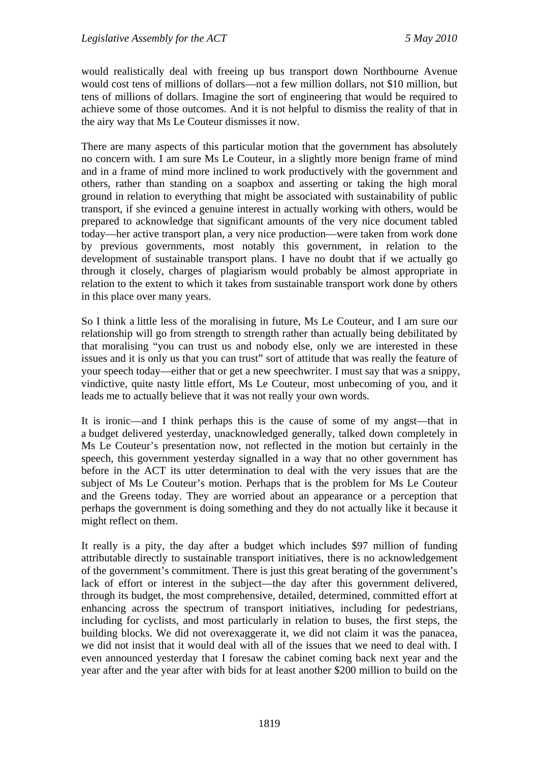would realistically deal with freeing up bus transport down Northbourne Avenue would cost tens of millions of dollars—not a few million dollars, not $10 million, but tens of millions of dollars. Imagine the sort of engineering that would be required to achieve some of those outcomes. And it is not helpful to dismiss the reality of that in the airy way that Ms Le Couteur dismisses it now.

There are many aspects of this particular motion that the government has absolutely no concern with. I am sure Ms Le Couteur, in a slightly more benign frame of mind and in a frame of mind more inclined to work productively with the government and others, rather than standing on a soapbox and asserting or taking the high moral ground in relation to everything that might be associated with sustainability of public transport, if she evinced a genuine interest in actually working with others, would be prepared to acknowledge that significant amounts of the very nice document tabled today—her active transport plan, a very nice production—were taken from work done by previous governments, most notably this government, in relation to the development of sustainable transport plans. I have no doubt that if we actually go through it closely, charges of plagiarism would probably be almost appropriate in relation to the extent to which it takes from sustainable transport work done by others in this place over many years.

So I think a little less of the moralising in future, Ms Le Couteur, and I am sure our relationship will go from strength to strength rather than actually being debilitated by that moralising "you can trust us and nobody else, only we are interested in these issues and it is only us that you can trust" sort of attitude that was really the feature of your speech today—either that or get a new speechwriter. I must say that was a snippy, vindictive, quite nasty little effort, Ms Le Couteur, most unbecoming of you, and it leads me to actually believe that it was not really your own words.

It is ironic—and I think perhaps this is the cause of some of my angst—that in a budget delivered yesterday, unacknowledged generally, talked down completely in Ms Le Couteur's presentation now, not reflected in the motion but certainly in the speech, this government yesterday signalled in a way that no other government has before in the ACT its utter determination to deal with the very issues that are the subject of Ms Le Couteur's motion. Perhaps that is the problem for Ms Le Couteur and the Greens today. They are worried about an appearance or a perception that perhaps the government is doing something and they do not actually like it because it might reflect on them.

It really is a pity, the day after a budget which includes $97 million of funding attributable directly to sustainable transport initiatives, there is no acknowledgement of the government's commitment. There is just this great berating of the government's lack of effort or interest in the subject—the day after this government delivered, through its budget, the most comprehensive, detailed, determined, committed effort at enhancing across the spectrum of transport initiatives, including for pedestrians, including for cyclists, and most particularly in relation to buses, the first steps, the building blocks. We did not overexaggerate it, we did not claim it was the panacea, we did not insist that it would deal with all of the issues that we need to deal with. I even announced yesterday that I foresaw the cabinet coming back next year and the year after and the year after with bids for at least another $200 million to build on the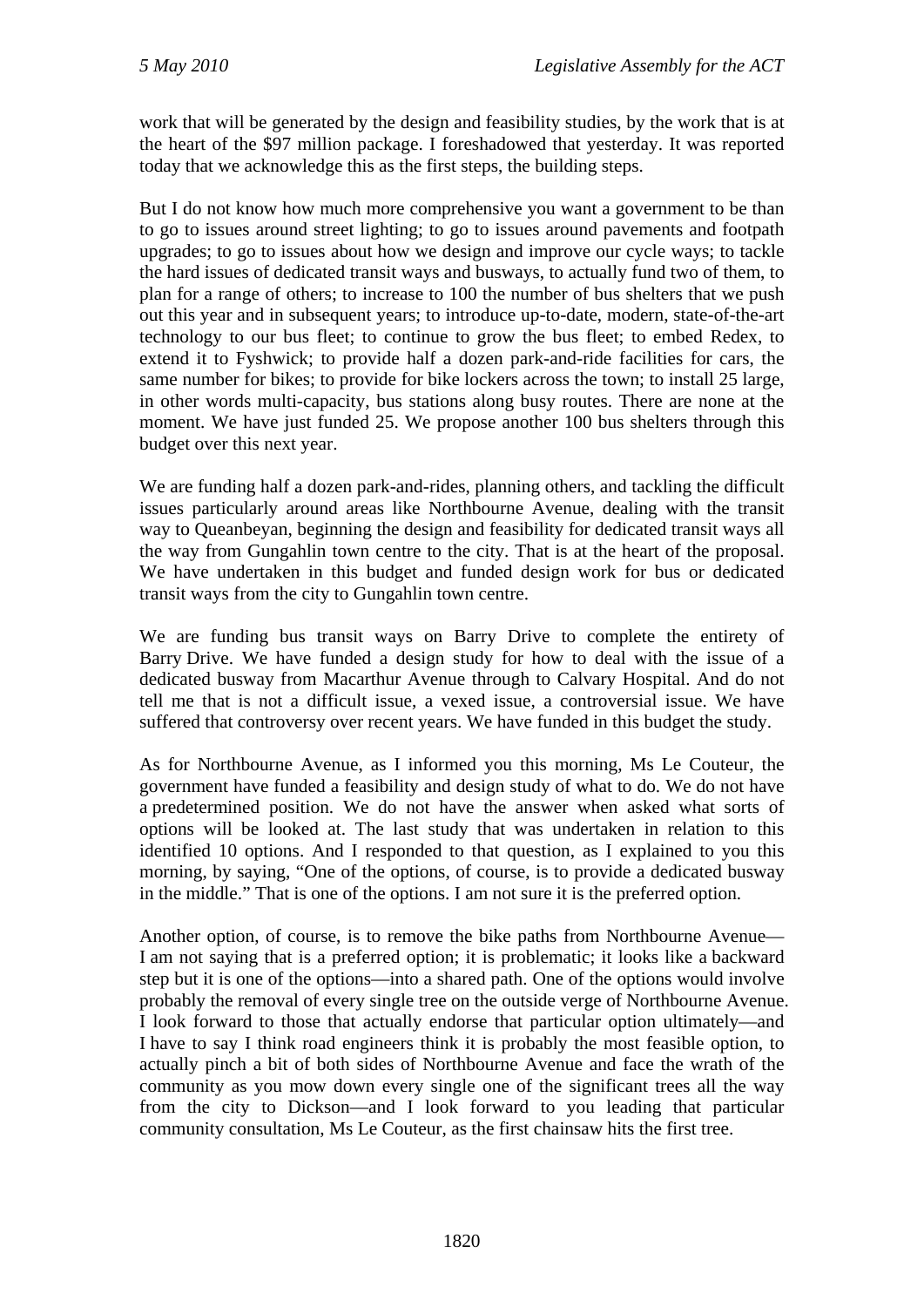work that will be generated by the design and feasibility studies, by the work that is at the heart of the $97 million package. I foreshadowed that yesterday. It was reported today that we acknowledge this as the first steps, the building steps.

But I do not know how much more comprehensive you want a government to be than to go to issues around street lighting; to go to issues around pavements and footpath upgrades; to go to issues about how we design and improve our cycle ways; to tackle the hard issues of dedicated transit ways and busways, to actually fund two of them, to plan for a range of others; to increase to 100 the number of bus shelters that we push out this year and in subsequent years; to introduce up-to-date, modern, state-of-the-art technology to our bus fleet; to continue to grow the bus fleet; to embed Redex, to extend it to Fyshwick; to provide half a dozen park-and-ride facilities for cars, the same number for bikes; to provide for bike lockers across the town; to install 25 large, in other words multi-capacity, bus stations along busy routes. There are none at the moment. We have just funded 25. We propose another 100 bus shelters through this budget over this next year.

We are funding half a dozen park-and-rides, planning others, and tackling the difficult issues particularly around areas like Northbourne Avenue, dealing with the transit way to Queanbeyan, beginning the design and feasibility for dedicated transit ways all the way from Gungahlin town centre to the city. That is at the heart of the proposal. We have undertaken in this budget and funded design work for bus or dedicated transit ways from the city to Gungahlin town centre.

We are funding bus transit ways on Barry Drive to complete the entirety of Barry Drive. We have funded a design study for how to deal with the issue of a dedicated busway from Macarthur Avenue through to Calvary Hospital. And do not tell me that is not a difficult issue, a vexed issue, a controversial issue. We have suffered that controversy over recent years. We have funded in this budget the study.

As for Northbourne Avenue, as I informed you this morning, Ms Le Couteur, the government have funded a feasibility and design study of what to do. We do not have a predetermined position. We do not have the answer when asked what sorts of options will be looked at. The last study that was undertaken in relation to this identified 10 options. And I responded to that question, as I explained to you this morning, by saying, "One of the options, of course, is to provide a dedicated busway in the middle." That is one of the options. I am not sure it is the preferred option.

Another option, of course, is to remove the bike paths from Northbourne Avenue—I am not saying that is a preferred option; it is problematic; it looks like a backward step but it is one of the options—into a shared path. One of the options would involve probably the removal of every single tree on the outside verge of Northbourne Avenue. I look forward to those that actually endorse that particular option ultimately—and I have to say I think road engineers think it is probably the most feasible option, to actually pinch a bit of both sides of Northbourne Avenue and face the wrath of the community as you mow down every single one of the significant trees all the way from the city to Dickson—and I look forward to you leading that particular community consultation, Ms Le Couteur, as the first chainsaw hits the first tree.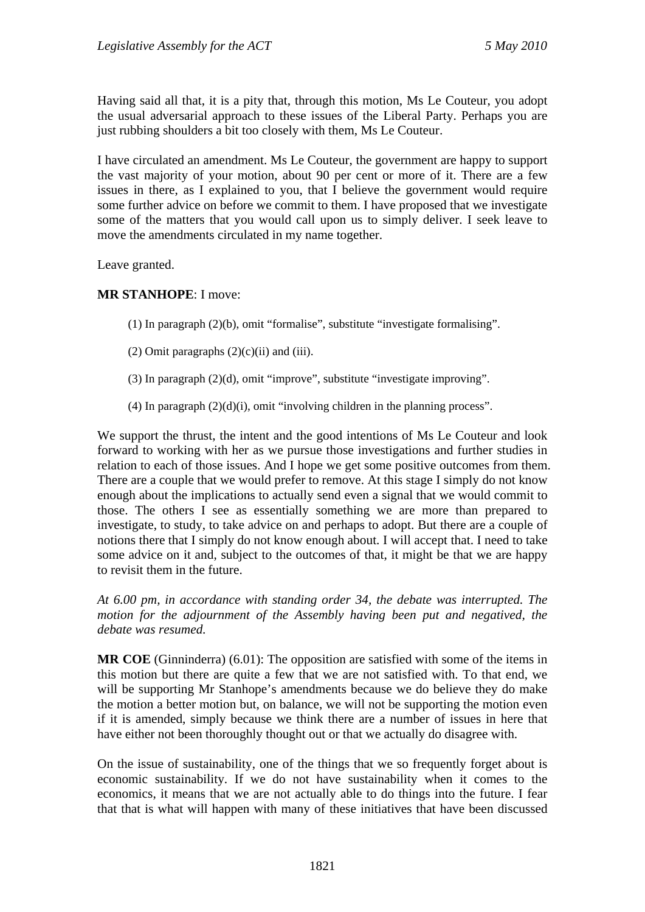Having said all that, it is a pity that, through this motion, Ms Le Couteur, you adopt the usual adversarial approach to these issues of the Liberal Party. Perhaps you are just rubbing shoulders a bit too closely with them, Ms Le Couteur.

I have circulated an amendment. Ms Le Couteur, the government are happy to support the vast majority of your motion, about 90 per cent or more of it. There are a few issues in there, as I explained to you, that I believe the government would require some further advice on before we commit to them. I have proposed that we investigate some of the matters that you would call upon us to simply deliver. I seek leave to move the amendments circulated in my name together.

Leave granted.

**MR STANHOPE**: I move:

> (1) In paragraph (2)(b), omit "formalise", substitute "investigate formalising".
>
> (2) Omit paragraphs (2)(c)(ii) and (iii).
>
> (3) In paragraph (2)(d), omit "improve", substitute "investigate improving".
>
> (4) In paragraph (2)(d)(i), omit "involving children in the planning process".

We support the thrust, the intent and the good intentions of Ms Le Couteur and look forward to working with her as we pursue those investigations and further studies in relation to each of those issues. And I hope we get some positive outcomes from them. There are a couple that we would prefer to remove. At this stage I simply do not know enough about the implications to actually send even a signal that we would commit to those. The others I see as essentially something we are more than prepared to investigate, to study, to take advice on and perhaps to adopt. But there are a couple of notions there that I simply do not know enough about. I will accept that. I need to take some advice on it and, subject to the outcomes of that, it might be that we are happy to revisit them in the future.

*At 6.00 pm, in accordance with standing order 34, the debate was interrupted. The motion for the adjournment of the Assembly having been put and negatived, the debate was resumed.*

**MR COE** (Ginninderra) (6.01): The opposition are satisfied with some of the items in this motion but there are quite a few that we are not satisfied with. To that end, we will be supporting Mr Stanhope's amendments because we do believe they do make the motion a better motion but, on balance, we will not be supporting the motion even if it is amended, simply because we think there are a number of issues in here that have either not been thoroughly thought out or that we actually do disagree with.

On the issue of sustainability, one of the things that we so frequently forget about is economic sustainability. If we do not have sustainability when it comes to the economics, it means that we are not actually able to do things into the future. I fear that that is what will happen with many of these initiatives that have been discussed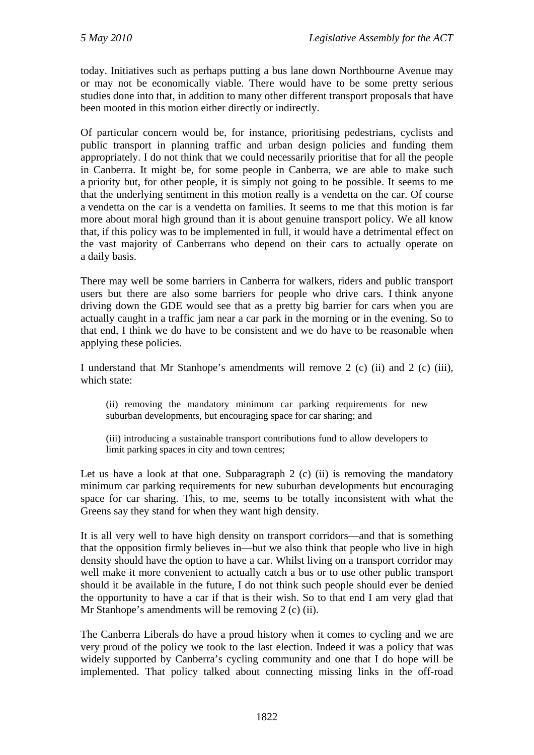today. Initiatives such as perhaps putting a bus lane down Northbourne Avenue may or may not be economically viable. There would have to be some pretty serious studies done into that, in addition to many other different transport proposals that have been mooted in this motion either directly or indirectly.

Of particular concern would be, for instance, prioritising pedestrians, cyclists and public transport in planning traffic and urban design policies and funding them appropriately. I do not think that we could necessarily prioritise that for all the people in Canberra. It might be, for some people in Canberra, we are able to make such a priority but, for other people, it is simply not going to be possible. It seems to me that the underlying sentiment in this motion really is a vendetta on the car. Of course a vendetta on the car is a vendetta on families. It seems to me that this motion is far more about moral high ground than it is about genuine transport policy. We all know that, if this policy was to be implemented in full, it would have a detrimental effect on the vast majority of Canberrans who depend on their cars to actually operate on a daily basis.

There may well be some barriers in Canberra for walkers, riders and public transport users but there are also some barriers for people who drive cars. I think anyone driving down the GDE would see that as a pretty big barrier for cars when you are actually caught in a traffic jam near a car park in the morning or in the evening. So to that end, I think we do have to be consistent and we do have to be reasonable when applying these policies.

I understand that Mr Stanhope's amendments will remove 2 (c) (ii) and 2 (c) (iii), which state:

> (ii) removing the mandatory minimum car parking requirements for new suburban developments, but encouraging space for car sharing; and
>
> (iii) introducing a sustainable transport contributions fund to allow developers to limit parking spaces in city and town centres;

Let us have a look at that one. Subparagraph 2 (c) (ii) is removing the mandatory minimum car parking requirements for new suburban developments but encouraging space for car sharing. This, to me, seems to be totally inconsistent with what the Greens say they stand for when they want high density.

It is all very well to have high density on transport corridors—and that is something that the opposition firmly believes in—but we also think that people who live in high density should have the option to have a car. Whilst living on a transport corridor may well make it more convenient to actually catch a bus or to use other public transport should it be available in the future, I do not think such people should ever be denied the opportunity to have a car if that is their wish. So to that end I am very glad that Mr Stanhope's amendments will be removing 2 (c) (ii).

The Canberra Liberals do have a proud history when it comes to cycling and we are very proud of the policy we took to the last election. Indeed it was a policy that was widely supported by Canberra's cycling community and one that I do hope will be implemented. That policy talked about connecting missing links in the off-road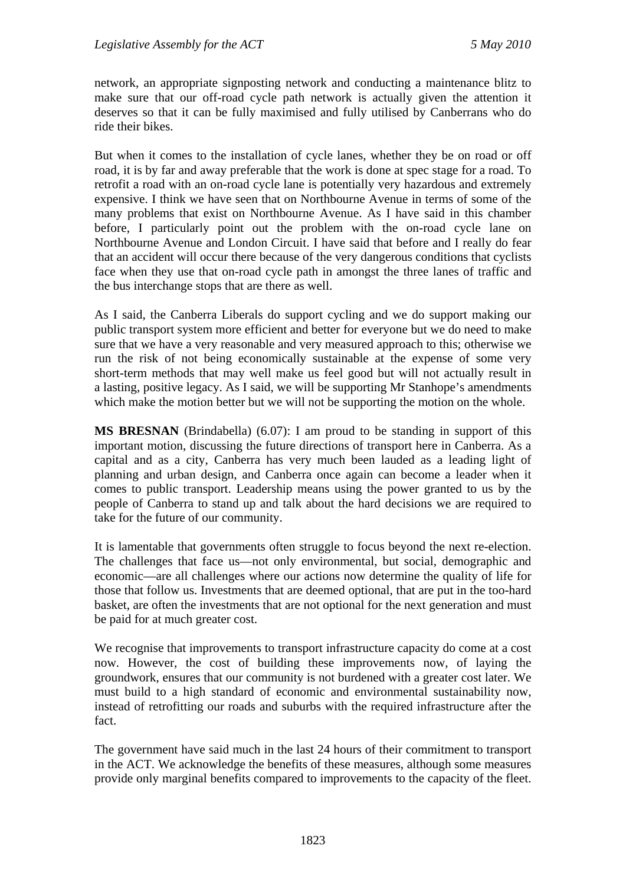network, an appropriate signposting network and conducting a maintenance blitz to make sure that our off-road cycle path network is actually given the attention it deserves so that it can be fully maximised and fully utilised by Canberrans who do ride their bikes.

But when it comes to the installation of cycle lanes, whether they be on road or off road, it is by far and away preferable that the work is done at spec stage for a road. To retrofit a road with an on-road cycle lane is potentially very hazardous and extremely expensive. I think we have seen that on Northbourne Avenue in terms of some of the many problems that exist on Northbourne Avenue. As I have said in this chamber before, I particularly point out the problem with the on-road cycle lane on Northbourne Avenue and London Circuit. I have said that before and I really do fear that an accident will occur there because of the very dangerous conditions that cyclists face when they use that on-road cycle path in amongst the three lanes of traffic and the bus interchange stops that are there as well.

As I said, the Canberra Liberals do support cycling and we do support making our public transport system more efficient and better for everyone but we do need to make sure that we have a very reasonable and very measured approach to this; otherwise we run the risk of not being economically sustainable at the expense of some very short-term methods that may well make us feel good but will not actually result in a lasting, positive legacy. As I said, we will be supporting Mr Stanhope's amendments which make the motion better but we will not be supporting the motion on the whole.

**MS BRESNAN** (Brindabella) (6.07): I am proud to be standing in support of this important motion, discussing the future directions of transport here in Canberra. As a capital and as a city, Canberra has very much been lauded as a leading light of planning and urban design, and Canberra once again can become a leader when it comes to public transport. Leadership means using the power granted to us by the people of Canberra to stand up and talk about the hard decisions we are required to take for the future of our community.

It is lamentable that governments often struggle to focus beyond the next re-election. The challenges that face us—not only environmental, but social, demographic and economic—are all challenges where our actions now determine the quality of life for those that follow us. Investments that are deemed optional, that are put in the too-hard basket, are often the investments that are not optional for the next generation and must be paid for at much greater cost.

We recognise that improvements to transport infrastructure capacity do come at a cost now. However, the cost of building these improvements now, of laying the groundwork, ensures that our community is not burdened with a greater cost later. We must build to a high standard of economic and environmental sustainability now, instead of retrofitting our roads and suburbs with the required infrastructure after the fact.

The government have said much in the last 24 hours of their commitment to transport in the ACT. We acknowledge the benefits of these measures, although some measures provide only marginal benefits compared to improvements to the capacity of the fleet.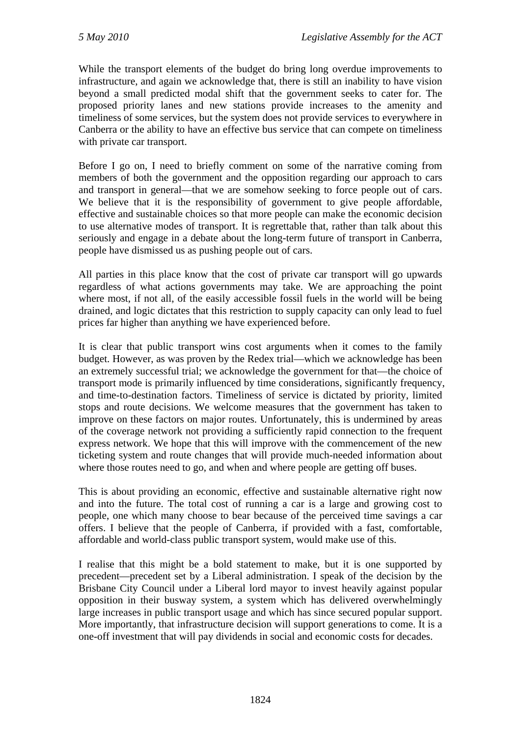While the transport elements of the budget do bring long overdue improvements to infrastructure, and again we acknowledge that, there is still an inability to have vision beyond a small predicted modal shift that the government seeks to cater for. The proposed priority lanes and new stations provide increases to the amenity and timeliness of some services, but the system does not provide services to everywhere in Canberra or the ability to have an effective bus service that can compete on timeliness with private car transport.

Before I go on, I need to briefly comment on some of the narrative coming from members of both the government and the opposition regarding our approach to cars and transport in general—that we are somehow seeking to force people out of cars. We believe that it is the responsibility of government to give people affordable, effective and sustainable choices so that more people can make the economic decision to use alternative modes of transport. It is regrettable that, rather than talk about this seriously and engage in a debate about the long-term future of transport in Canberra, people have dismissed us as pushing people out of cars.

All parties in this place know that the cost of private car transport will go upwards regardless of what actions governments may take. We are approaching the point where most, if not all, of the easily accessible fossil fuels in the world will be being drained, and logic dictates that this restriction to supply capacity can only lead to fuel prices far higher than anything we have experienced before.

It is clear that public transport wins cost arguments when it comes to the family budget. However, as was proven by the Redex trial—which we acknowledge has been an extremely successful trial; we acknowledge the government for that—the choice of transport mode is primarily influenced by time considerations, significantly frequency, and time-to-destination factors. Timeliness of service is dictated by priority, limited stops and route decisions. We welcome measures that the government has taken to improve on these factors on major routes. Unfortunately, this is undermined by areas of the coverage network not providing a sufficiently rapid connection to the frequent express network. We hope that this will improve with the commencement of the new ticketing system and route changes that will provide much-needed information about where those routes need to go, and when and where people are getting off buses.

This is about providing an economic, effective and sustainable alternative right now and into the future. The total cost of running a car is a large and growing cost to people, one which many choose to bear because of the perceived time savings a car offers. I believe that the people of Canberra, if provided with a fast, comfortable, affordable and world-class public transport system, would make use of this.

I realise that this might be a bold statement to make, but it is one supported by precedent—precedent set by a Liberal administration. I speak of the decision by the Brisbane City Council under a Liberal lord mayor to invest heavily against popular opposition in their busway system, a system which has delivered overwhelmingly large increases in public transport usage and which has since secured popular support. More importantly, that infrastructure decision will support generations to come. It is a one-off investment that will pay dividends in social and economic costs for decades.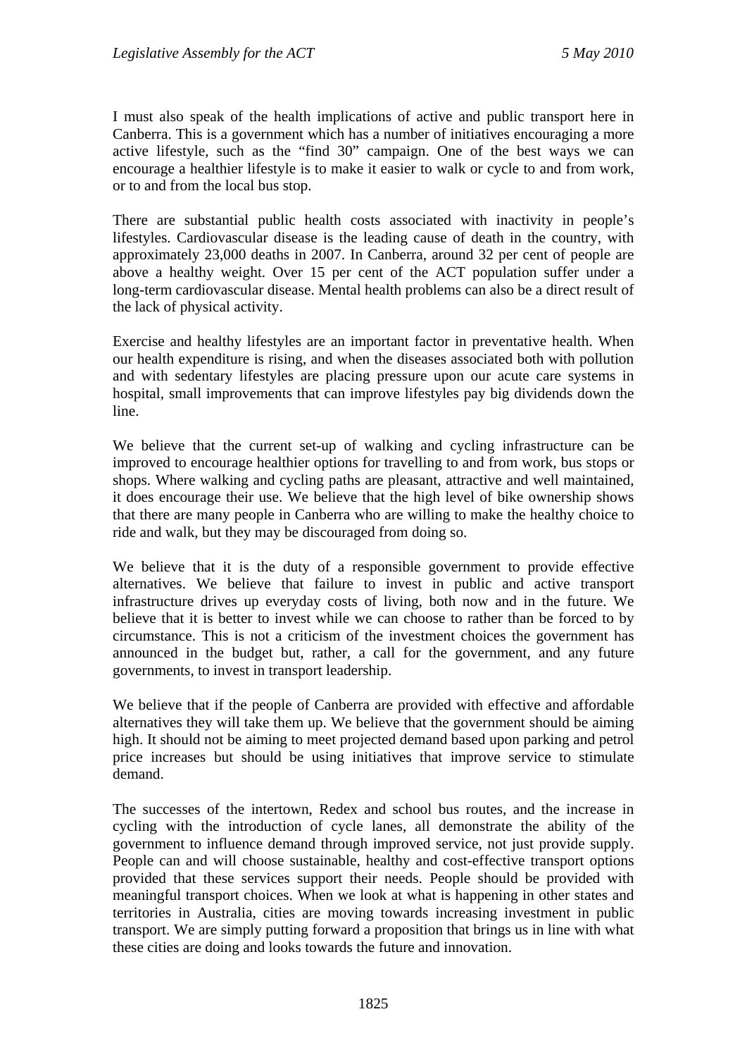I must also speak of the health implications of active and public transport here in Canberra. This is a government which has a number of initiatives encouraging a more active lifestyle, such as the "find 30" campaign. One of the best ways we can encourage a healthier lifestyle is to make it easier to walk or cycle to and from work, or to and from the local bus stop.

There are substantial public health costs associated with inactivity in people's lifestyles. Cardiovascular disease is the leading cause of death in the country, with approximately 23,000 deaths in 2007. In Canberra, around 32 per cent of people are above a healthy weight. Over 15 per cent of the ACT population suffer under a long-term cardiovascular disease. Mental health problems can also be a direct result of the lack of physical activity.

Exercise and healthy lifestyles are an important factor in preventative health. When our health expenditure is rising, and when the diseases associated both with pollution and with sedentary lifestyles are placing pressure upon our acute care systems in hospital, small improvements that can improve lifestyles pay big dividends down the line.

We believe that the current set-up of walking and cycling infrastructure can be improved to encourage healthier options for travelling to and from work, bus stops or shops. Where walking and cycling paths are pleasant, attractive and well maintained, it does encourage their use. We believe that the high level of bike ownership shows that there are many people in Canberra who are willing to make the healthy choice to ride and walk, but they may be discouraged from doing so.

We believe that it is the duty of a responsible government to provide effective alternatives. We believe that failure to invest in public and active transport infrastructure drives up everyday costs of living, both now and in the future. We believe that it is better to invest while we can choose to rather than be forced to by circumstance. This is not a criticism of the investment choices the government has announced in the budget but, rather, a call for the government, and any future governments, to invest in transport leadership.

We believe that if the people of Canberra are provided with effective and affordable alternatives they will take them up. We believe that the government should be aiming high. It should not be aiming to meet projected demand based upon parking and petrol price increases but should be using initiatives that improve service to stimulate demand.

The successes of the intertown, Redex and school bus routes, and the increase in cycling with the introduction of cycle lanes, all demonstrate the ability of the government to influence demand through improved service, not just provide supply. People can and will choose sustainable, healthy and cost-effective transport options provided that these services support their needs. People should be provided with meaningful transport choices. When we look at what is happening in other states and territories in Australia, cities are moving towards increasing investment in public transport. We are simply putting forward a proposition that brings us in line with what these cities are doing and looks towards the future and innovation.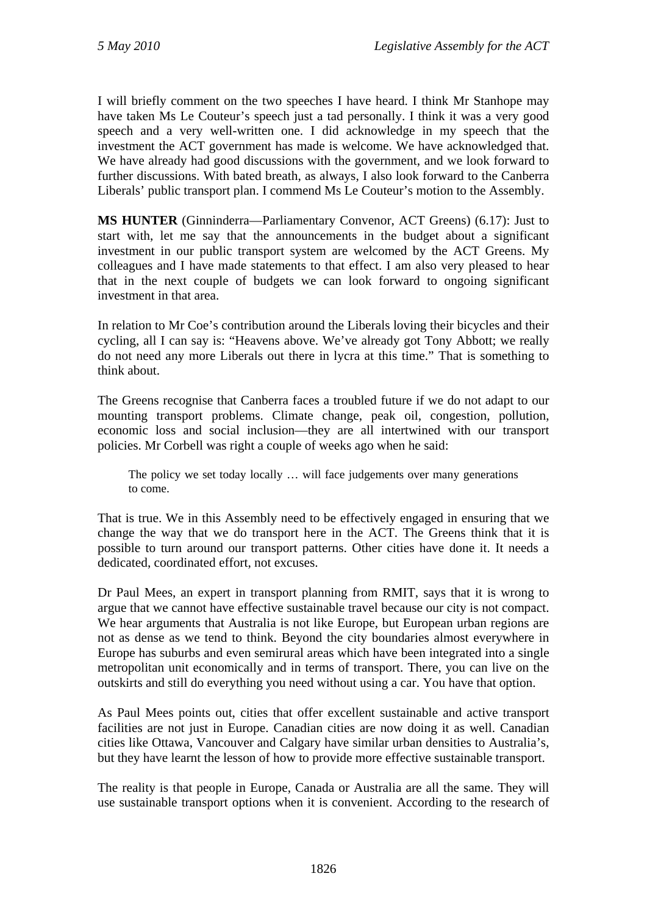I will briefly comment on the two speeches I have heard. I think Mr Stanhope may have taken Ms Le Couteur's speech just a tad personally. I think it was a very good speech and a very well-written one. I did acknowledge in my speech that the investment the ACT government has made is welcome. We have acknowledged that. We have already had good discussions with the government, and we look forward to further discussions. With bated breath, as always, I also look forward to the Canberra Liberals' public transport plan. I commend Ms Le Couteur's motion to the Assembly.

**MS HUNTER** (Ginninderra—Parliamentary Convenor, ACT Greens) (6.17): Just to start with, let me say that the announcements in the budget about a significant investment in our public transport system are welcomed by the ACT Greens. My colleagues and I have made statements to that effect. I am also very pleased to hear that in the next couple of budgets we can look forward to ongoing significant investment in that area.

In relation to Mr Coe's contribution around the Liberals loving their bicycles and their cycling, all I can say is: "Heavens above. We've already got Tony Abbott; we really do not need any more Liberals out there in lycra at this time." That is something to think about.

The Greens recognise that Canberra faces a troubled future if we do not adapt to our mounting transport problems. Climate change, peak oil, congestion, pollution, economic loss and social inclusion—they are all intertwined with our transport policies. Mr Corbell was right a couple of weeks ago when he said:

> The policy we set today locally … will face judgements over many generations to come.

That is true. We in this Assembly need to be effectively engaged in ensuring that we change the way that we do transport here in the ACT. The Greens think that it is possible to turn around our transport patterns. Other cities have done it. It needs a dedicated, coordinated effort, not excuses.

Dr Paul Mees, an expert in transport planning from RMIT, says that it is wrong to argue that we cannot have effective sustainable travel because our city is not compact. We hear arguments that Australia is not like Europe, but European urban regions are not as dense as we tend to think. Beyond the city boundaries almost everywhere in Europe has suburbs and even semirural areas which have been integrated into a single metropolitan unit economically and in terms of transport. There, you can live on the outskirts and still do everything you need without using a car. You have that option.

As Paul Mees points out, cities that offer excellent sustainable and active transport facilities are not just in Europe. Canadian cities are now doing it as well. Canadian cities like Ottawa, Vancouver and Calgary have similar urban densities to Australia's, but they have learnt the lesson of how to provide more effective sustainable transport.

The reality is that people in Europe, Canada or Australia are all the same. They will use sustainable transport options when it is convenient. According to the research of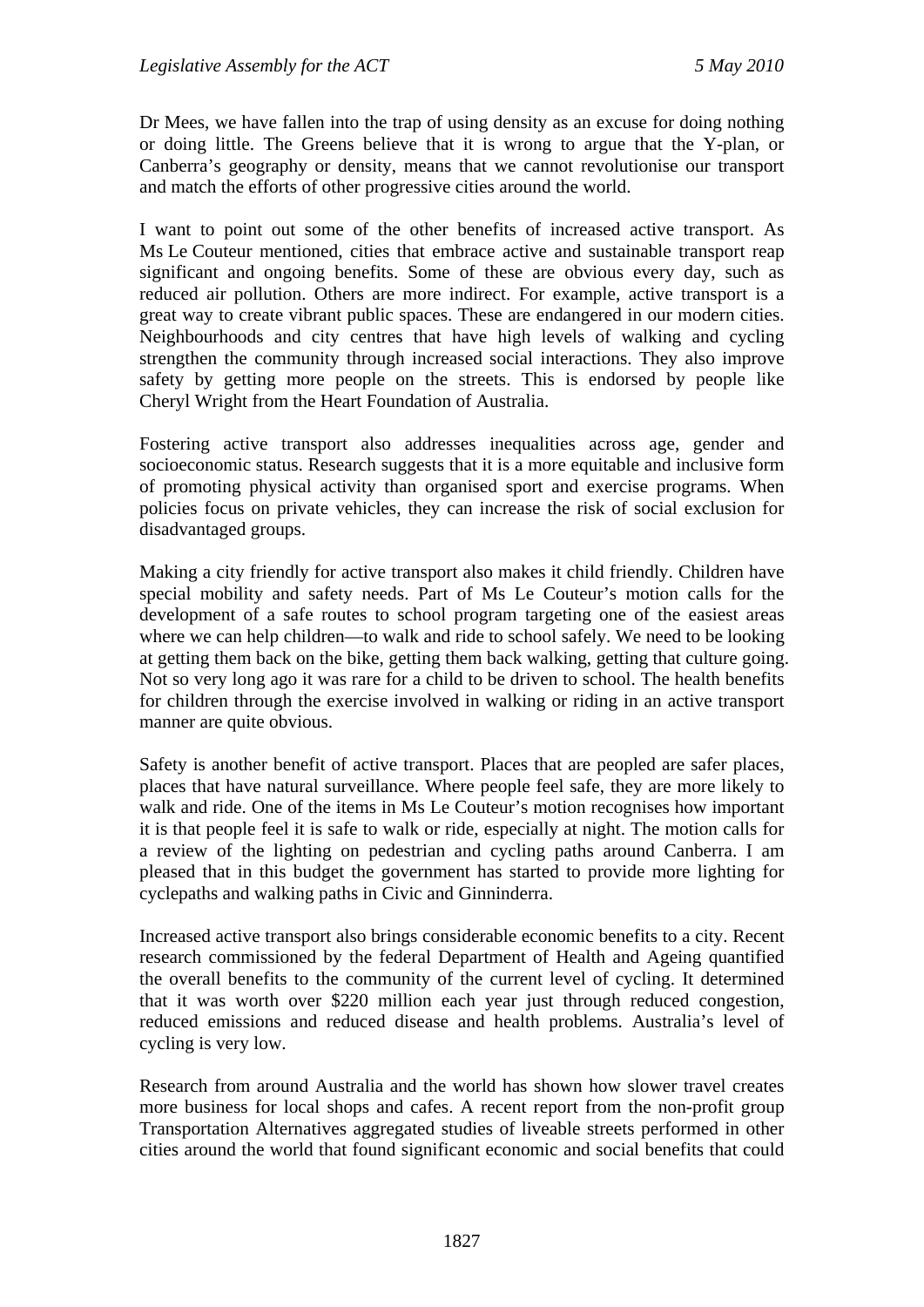Dr Mees, we have fallen into the trap of using density as an excuse for doing nothing or doing little. The Greens believe that it is wrong to argue that the Y-plan, or Canberra's geography or density, means that we cannot revolutionise our transport and match the efforts of other progressive cities around the world.

I want to point out some of the other benefits of increased active transport. As Ms Le Couteur mentioned, cities that embrace active and sustainable transport reap significant and ongoing benefits. Some of these are obvious every day, such as reduced air pollution. Others are more indirect. For example, active transport is a great way to create vibrant public spaces. These are endangered in our modern cities. Neighbourhoods and city centres that have high levels of walking and cycling strengthen the community through increased social interactions. They also improve safety by getting more people on the streets. This is endorsed by people like Cheryl Wright from the Heart Foundation of Australia.

Fostering active transport also addresses inequalities across age, gender and socioeconomic status. Research suggests that it is a more equitable and inclusive form of promoting physical activity than organised sport and exercise programs. When policies focus on private vehicles, they can increase the risk of social exclusion for disadvantaged groups.

Making a city friendly for active transport also makes it child friendly. Children have special mobility and safety needs. Part of Ms Le Couteur's motion calls for the development of a safe routes to school program targeting one of the easiest areas where we can help children—to walk and ride to school safely. We need to be looking at getting them back on the bike, getting them back walking, getting that culture going. Not so very long ago it was rare for a child to be driven to school. The health benefits for children through the exercise involved in walking or riding in an active transport manner are quite obvious.

Safety is another benefit of active transport. Places that are peopled are safer places, places that have natural surveillance. Where people feel safe, they are more likely to walk and ride. One of the items in Ms Le Couteur's motion recognises how important it is that people feel it is safe to walk or ride, especially at night. The motion calls for a review of the lighting on pedestrian and cycling paths around Canberra. I am pleased that in this budget the government has started to provide more lighting for cyclepaths and walking paths in Civic and Ginninderra.

Increased active transport also brings considerable economic benefits to a city. Recent research commissioned by the federal Department of Health and Ageing quantified the overall benefits to the community of the current level of cycling. It determined that it was worth over $220 million each year just through reduced congestion, reduced emissions and reduced disease and health problems. Australia's level of cycling is very low.

Research from around Australia and the world has shown how slower travel creates more business for local shops and cafes. A recent report from the non-profit group Transportation Alternatives aggregated studies of liveable streets performed in other cities around the world that found significant economic and social benefits that could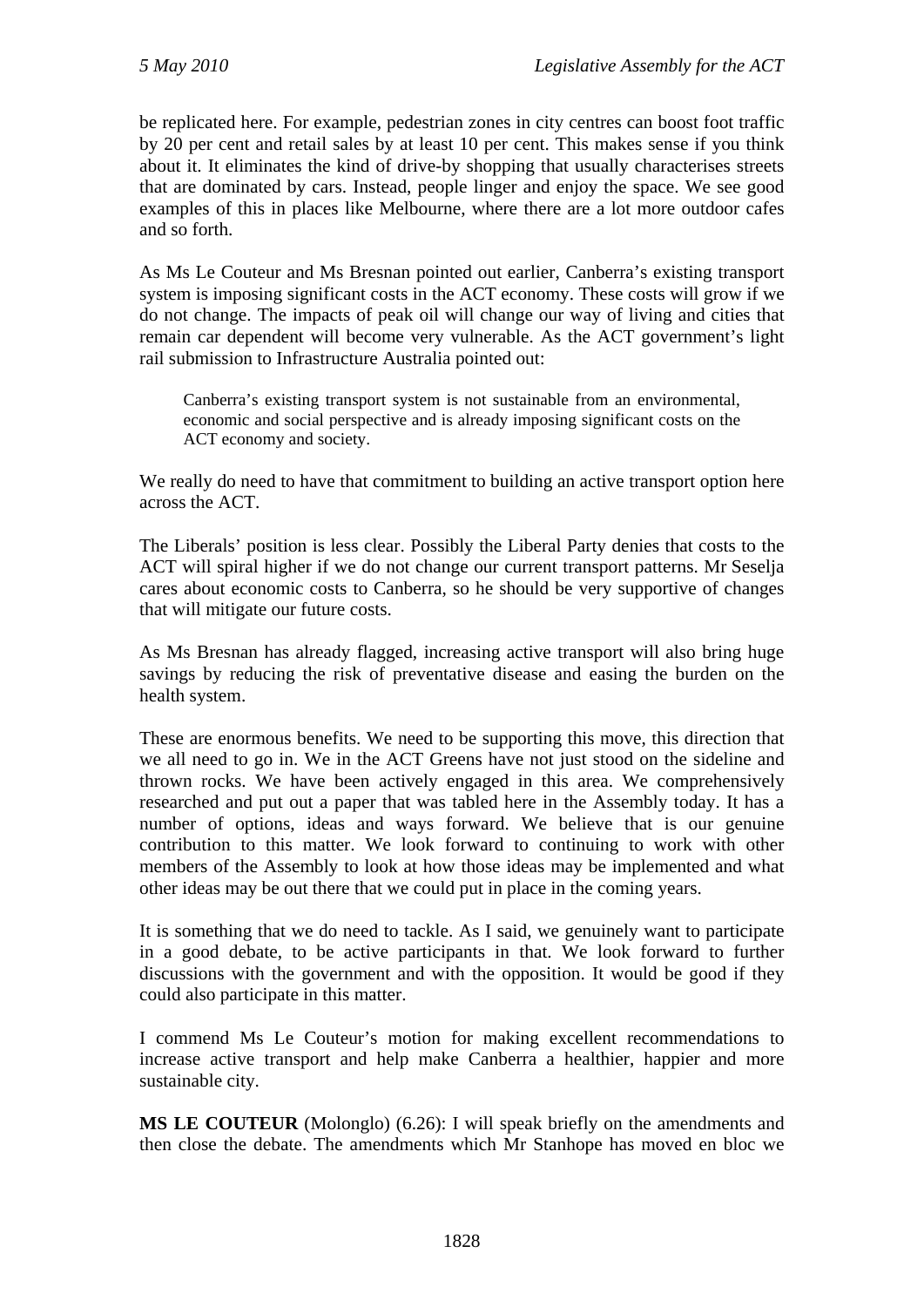be replicated here. For example, pedestrian zones in city centres can boost foot traffic by 20 per cent and retail sales by at least 10 per cent. This makes sense if you think about it. It eliminates the kind of drive-by shopping that usually characterises streets that are dominated by cars. Instead, people linger and enjoy the space. We see good examples of this in places like Melbourne, where there are a lot more outdoor cafes and so forth.

As Ms Le Couteur and Ms Bresnan pointed out earlier, Canberra's existing transport system is imposing significant costs in the ACT economy. These costs will grow if we do not change. The impacts of peak oil will change our way of living and cities that remain car dependent will become very vulnerable. As the ACT government's light rail submission to Infrastructure Australia pointed out:

> Canberra's existing transport system is not sustainable from an environmental, economic and social perspective and is already imposing significant costs on the ACT economy and society.

We really do need to have that commitment to building an active transport option here across the ACT.

The Liberals' position is less clear. Possibly the Liberal Party denies that costs to the ACT will spiral higher if we do not change our current transport patterns. Mr Seselja cares about economic costs to Canberra, so he should be very supportive of changes that will mitigate our future costs.

As Ms Bresnan has already flagged, increasing active transport will also bring huge savings by reducing the risk of preventative disease and easing the burden on the health system.

These are enormous benefits. We need to be supporting this move, this direction that we all need to go in. We in the ACT Greens have not just stood on the sideline and thrown rocks. We have been actively engaged in this area. We comprehensively researched and put out a paper that was tabled here in the Assembly today. It has a number of options, ideas and ways forward. We believe that is our genuine contribution to this matter. We look forward to continuing to work with other members of the Assembly to look at how those ideas may be implemented and what other ideas may be out there that we could put in place in the coming years.

It is something that we do need to tackle. As I said, we genuinely want to participate in a good debate, to be active participants in that. We look forward to further discussions with the government and with the opposition. It would be good if they could also participate in this matter.

I commend Ms Le Couteur's motion for making excellent recommendations to increase active transport and help make Canberra a healthier, happier and more sustainable city.

**MS LE COUTEUR** (Molonglo) (6.26): I will speak briefly on the amendments and then close the debate. The amendments which Mr Stanhope has moved en bloc we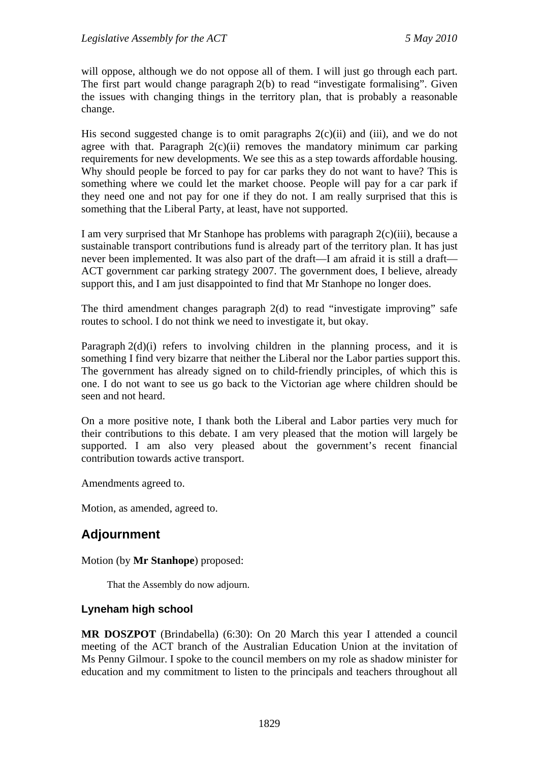will oppose, although we do not oppose all of them. I will just go through each part. The first part would change paragraph 2(b) to read "investigate formalising". Given the issues with changing things in the territory plan, that is probably a reasonable change.

His second suggested change is to omit paragraphs 2(c)(ii) and (iii), and we do not agree with that. Paragraph 2(c)(ii) removes the mandatory minimum car parking requirements for new developments. We see this as a step towards affordable housing. Why should people be forced to pay for car parks they do not want to have? This is something where we could let the market choose. People will pay for a car park if they need one and not pay for one if they do not. I am really surprised that this is something that the Liberal Party, at least, have not supported.

I am very surprised that Mr Stanhope has problems with paragraph 2(c)(iii), because a sustainable transport contributions fund is already part of the territory plan. It has just never been implemented. It was also part of the draft—I am afraid it is still a draft—ACT government car parking strategy 2007. The government does, I believe, already support this, and I am just disappointed to find that Mr Stanhope no longer does.

The third amendment changes paragraph 2(d) to read "investigate improving" safe routes to school. I do not think we need to investigate it, but okay.

Paragraph 2(d)(i) refers to involving children in the planning process, and it is something I find very bizarre that neither the Liberal nor the Labor parties support this. The government has already signed on to child-friendly principles, of which this is one. I do not want to see us go back to the Victorian age where children should be seen and not heard.

On a more positive note, I thank both the Liberal and Labor parties very much for their contributions to this debate. I am very pleased that the motion will largely be supported. I am also very pleased about the government's recent financial contribution towards active transport.

Amendments agreed to.

Motion, as amended, agreed to.

## Adjournment

Motion (by **Mr Stanhope**) proposed:

> That the Assembly do now adjourn.

### Lyneham high school

**MR DOSZPOT** (Brindabella) (6:30): On 20 March this year I attended a council meeting of the ACT branch of the Australian Education Union at the invitation of Ms Penny Gilmour. I spoke to the council members on my role as shadow minister for education and my commitment to listen to the principals and teachers throughout all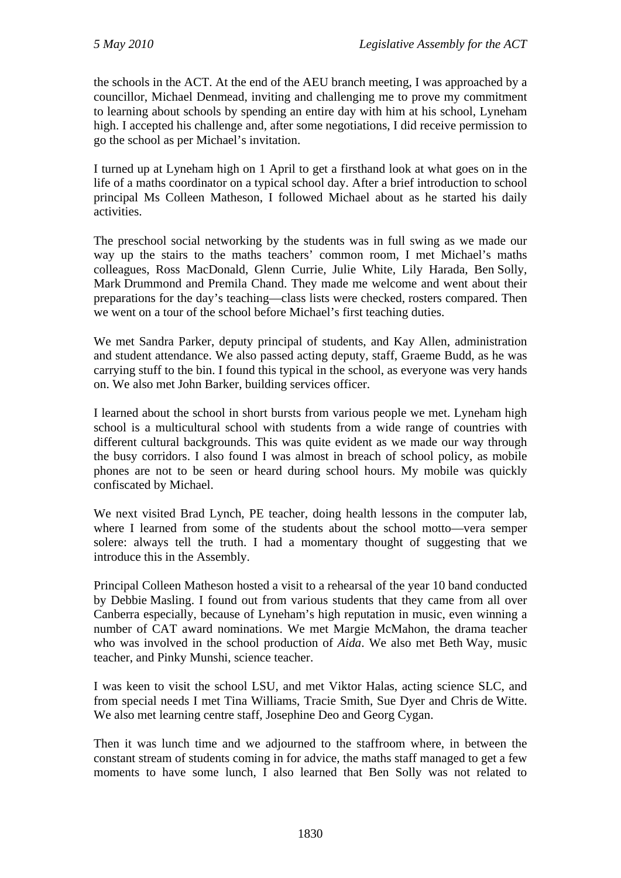the schools in the ACT. At the end of the AEU branch meeting, I was approached by a councillor, Michael Denmead, inviting and challenging me to prove my commitment to learning about schools by spending an entire day with him at his school, Lyneham high. I accepted his challenge and, after some negotiations, I did receive permission to go the school as per Michael's invitation.

I turned up at Lyneham high on 1 April to get a firsthand look at what goes on in the life of a maths coordinator on a typical school day. After a brief introduction to school principal Ms Colleen Matheson, I followed Michael about as he started his daily activities.

The preschool social networking by the students was in full swing as we made our way up the stairs to the maths teachers' common room, I met Michael's maths colleagues, Ross MacDonald, Glenn Currie, Julie White, Lily Harada, Ben Solly, Mark Drummond and Premila Chand. They made me welcome and went about their preparations for the day's teaching—class lists were checked, rosters compared. Then we went on a tour of the school before Michael's first teaching duties.

We met Sandra Parker, deputy principal of students, and Kay Allen, administration and student attendance. We also passed acting deputy, staff, Graeme Budd, as he was carrying stuff to the bin. I found this typical in the school, as everyone was very hands on. We also met John Barker, building services officer.

I learned about the school in short bursts from various people we met. Lyneham high school is a multicultural school with students from a wide range of countries with different cultural backgrounds. This was quite evident as we made our way through the busy corridors. I also found I was almost in breach of school policy, as mobile phones are not to be seen or heard during school hours. My mobile was quickly confiscated by Michael.

We next visited Brad Lynch, PE teacher, doing health lessons in the computer lab, where I learned from some of the students about the school motto—vera semper solere: always tell the truth. I had a momentary thought of suggesting that we introduce this in the Assembly.

Principal Colleen Matheson hosted a visit to a rehearsal of the year 10 band conducted by Debbie Masling. I found out from various students that they came from all over Canberra especially, because of Lyneham's high reputation in music, even winning a number of CAT award nominations. We met Margie McMahon, the drama teacher who was involved in the school production of *Aida*. We also met Beth Way, music teacher, and Pinky Munshi, science teacher.

I was keen to visit the school LSU, and met Viktor Halas, acting science SLC, and from special needs I met Tina Williams, Tracie Smith, Sue Dyer and Chris de Witte. We also met learning centre staff, Josephine Deo and Georg Cygan.

Then it was lunch time and we adjourned to the staffroom where, in between the constant stream of students coming in for advice, the maths staff managed to get a few moments to have some lunch, I also learned that Ben Solly was not related to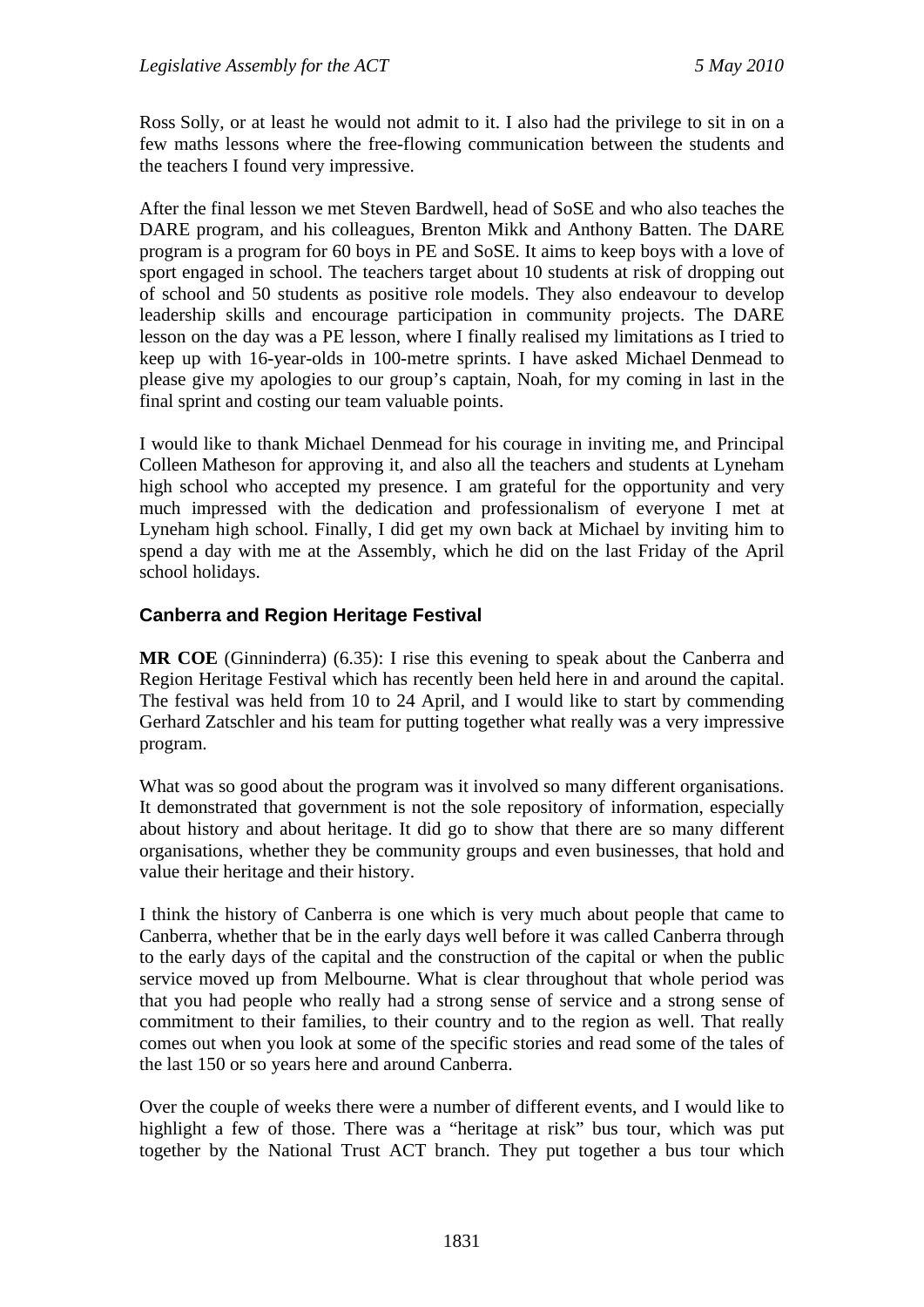Ross Solly, or at least he would not admit to it. I also had the privilege to sit in on a few maths lessons where the free-flowing communication between the students and the teachers I found very impressive.

After the final lesson we met Steven Bardwell, head of SoSE and who also teaches the DARE program, and his colleagues, Brenton Mikk and Anthony Batten. The DARE program is a program for 60 boys in PE and SoSE. It aims to keep boys with a love of sport engaged in school. The teachers target about 10 students at risk of dropping out of school and 50 students as positive role models. They also endeavour to develop leadership skills and encourage participation in community projects. The DARE lesson on the day was a PE lesson, where I finally realised my limitations as I tried to keep up with 16-year-olds in 100-metre sprints. I have asked Michael Denmead to please give my apologies to our group's captain, Noah, for my coming in last in the final sprint and costing our team valuable points.

I would like to thank Michael Denmead for his courage in inviting me, and Principal Colleen Matheson for approving it, and also all the teachers and students at Lyneham high school who accepted my presence. I am grateful for the opportunity and very much impressed with the dedication and professionalism of everyone I met at Lyneham high school. Finally, I did get my own back at Michael by inviting him to spend a day with me at the Assembly, which he did on the last Friday of the April school holidays.

## Canberra and Region Heritage Festival

**MR COE** (Ginninderra) (6.35): I rise this evening to speak about the Canberra and Region Heritage Festival which has recently been held here in and around the capital. The festival was held from 10 to 24 April, and I would like to start by commending Gerhard Zatschler and his team for putting together what really was a very impressive program.

What was so good about the program was it involved so many different organisations. It demonstrated that government is not the sole repository of information, especially about history and about heritage. It did go to show that there are so many different organisations, whether they be community groups and even businesses, that hold and value their heritage and their history.

I think the history of Canberra is one which is very much about people that came to Canberra, whether that be in the early days well before it was called Canberra through to the early days of the capital and the construction of the capital or when the public service moved up from Melbourne. What is clear throughout that whole period was that you had people who really had a strong sense of service and a strong sense of commitment to their families, to their country and to the region as well. That really comes out when you look at some of the specific stories and read some of the tales of the last 150 or so years here and around Canberra.

Over the couple of weeks there were a number of different events, and I would like to highlight a few of those. There was a "heritage at risk" bus tour, which was put together by the National Trust ACT branch. They put together a bus tour which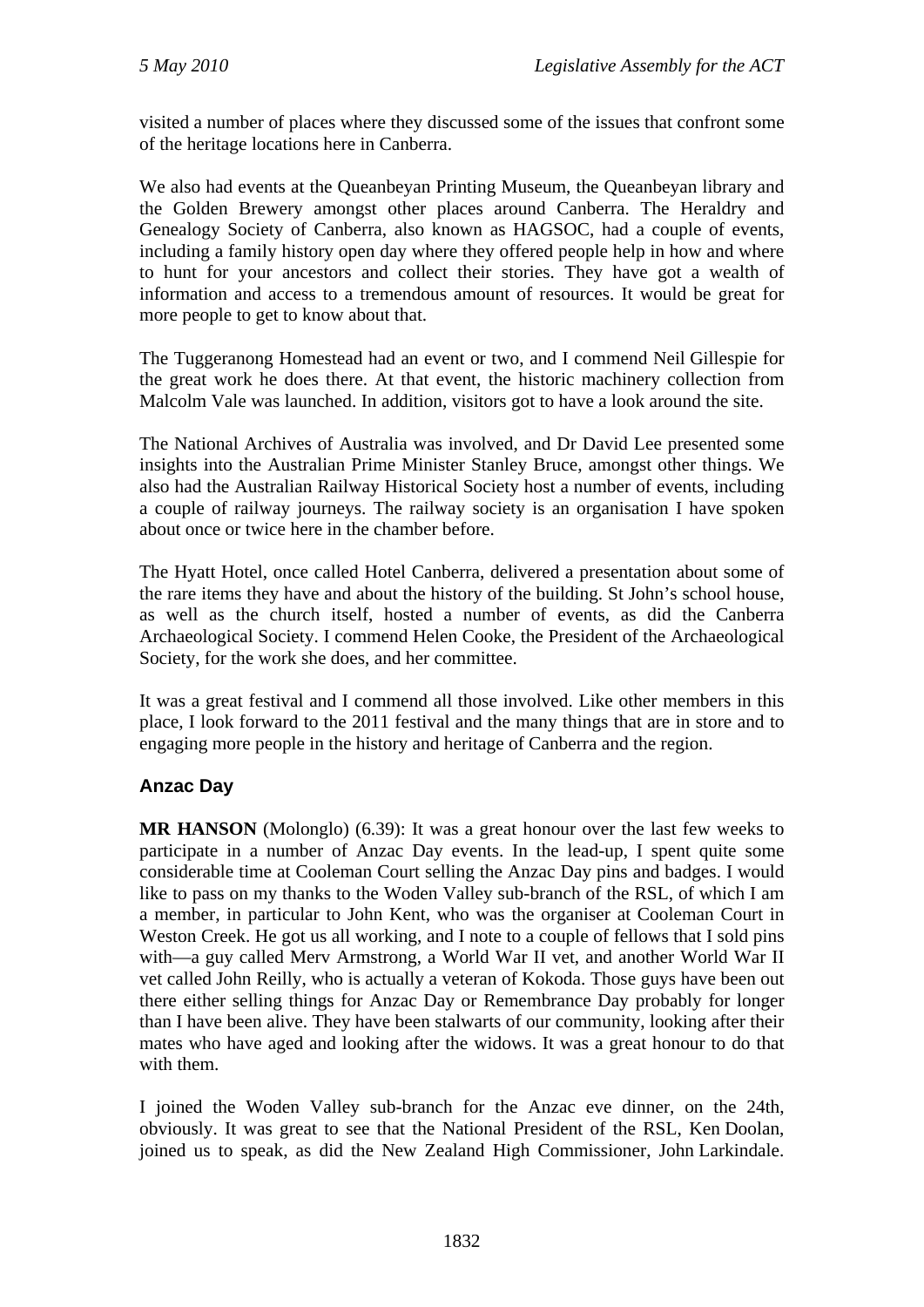visited a number of places where they discussed some of the issues that confront some of the heritage locations here in Canberra.

We also had events at the Queanbeyan Printing Museum, the Queanbeyan library and the Golden Brewery amongst other places around Canberra. The Heraldry and Genealogy Society of Canberra, also known as HAGSOC, had a couple of events, including a family history open day where they offered people help in how and where to hunt for your ancestors and collect their stories. They have got a wealth of information and access to a tremendous amount of resources. It would be great for more people to get to know about that.

The Tuggeranong Homestead had an event or two, and I commend Neil Gillespie for the great work he does there. At that event, the historic machinery collection from Malcolm Vale was launched. In addition, visitors got to have a look around the site.

The National Archives of Australia was involved, and Dr David Lee presented some insights into the Australian Prime Minister Stanley Bruce, amongst other things. We also had the Australian Railway Historical Society host a number of events, including a couple of railway journeys. The railway society is an organisation I have spoken about once or twice here in the chamber before.

The Hyatt Hotel, once called Hotel Canberra, delivered a presentation about some of the rare items they have and about the history of the building. St John's school house, as well as the church itself, hosted a number of events, as did the Canberra Archaeological Society. I commend Helen Cooke, the President of the Archaeological Society, for the work she does, and her committee.

It was a great festival and I commend all those involved. Like other members in this place, I look forward to the 2011 festival and the many things that are in store and to engaging more people in the history and heritage of Canberra and the region.

### Anzac Day

**MR HANSON** (Molonglo) (6.39): It was a great honour over the last few weeks to participate in a number of Anzac Day events. In the lead-up, I spent quite some considerable time at Cooleman Court selling the Anzac Day pins and badges. I would like to pass on my thanks to the Woden Valley sub-branch of the RSL, of which I am a member, in particular to John Kent, who was the organiser at Cooleman Court in Weston Creek. He got us all working, and I note to a couple of fellows that I sold pins with—a guy called Merv Armstrong, a World War II vet, and another World War II vet called John Reilly, who is actually a veteran of Kokoda. Those guys have been out there either selling things for Anzac Day or Remembrance Day probably for longer than I have been alive. They have been stalwarts of our community, looking after their mates who have aged and looking after the widows. It was a great honour to do that with them.

I joined the Woden Valley sub-branch for the Anzac eve dinner, on the 24th, obviously. It was great to see that the National President of the RSL, Ken Doolan, joined us to speak, as did the New Zealand High Commissioner, John Larkindale.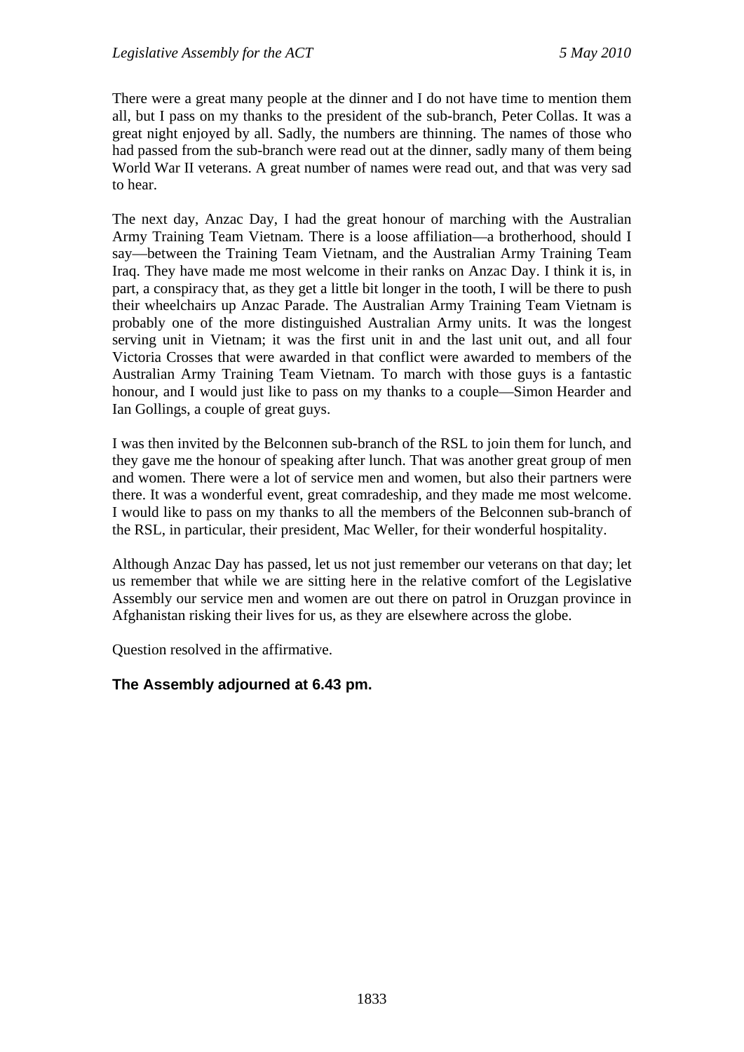There were a great many people at the dinner and I do not have time to mention them all, but I pass on my thanks to the president of the sub-branch, Peter Collas. It was a great night enjoyed by all. Sadly, the numbers are thinning. The names of those who had passed from the sub-branch were read out at the dinner, sadly many of them being World War II veterans. A great number of names were read out, and that was very sad to hear.

The next day, Anzac Day, I had the great honour of marching with the Australian Army Training Team Vietnam. There is a loose affiliation—a brotherhood, should I say—between the Training Team Vietnam, and the Australian Army Training Team Iraq. They have made me most welcome in their ranks on Anzac Day. I think it is, in part, a conspiracy that, as they get a little bit longer in the tooth, I will be there to push their wheelchairs up Anzac Parade. The Australian Army Training Team Vietnam is probably one of the more distinguished Australian Army units. It was the longest serving unit in Vietnam; it was the first unit in and the last unit out, and all four Victoria Crosses that were awarded in that conflict were awarded to members of the Australian Army Training Team Vietnam. To march with those guys is a fantastic honour, and I would just like to pass on my thanks to a couple—Simon Hearder and Ian Gollings, a couple of great guys.

I was then invited by the Belconnen sub-branch of the RSL to join them for lunch, and they gave me the honour of speaking after lunch. That was another great group of men and women. There were a lot of service men and women, but also their partners were there. It was a wonderful event, great comradeship, and they made me most welcome. I would like to pass on my thanks to all the members of the Belconnen sub-branch of the RSL, in particular, their president, Mac Weller, for their wonderful hospitality.

Although Anzac Day has passed, let us not just remember our veterans on that day; let us remember that while we are sitting here in the relative comfort of the Legislative Assembly our service men and women are out there on patrol in Oruzgan province in Afghanistan risking their lives for us, as they are elsewhere across the globe.

Question resolved in the affirmative.

**The Assembly adjourned at 6.43 pm.**